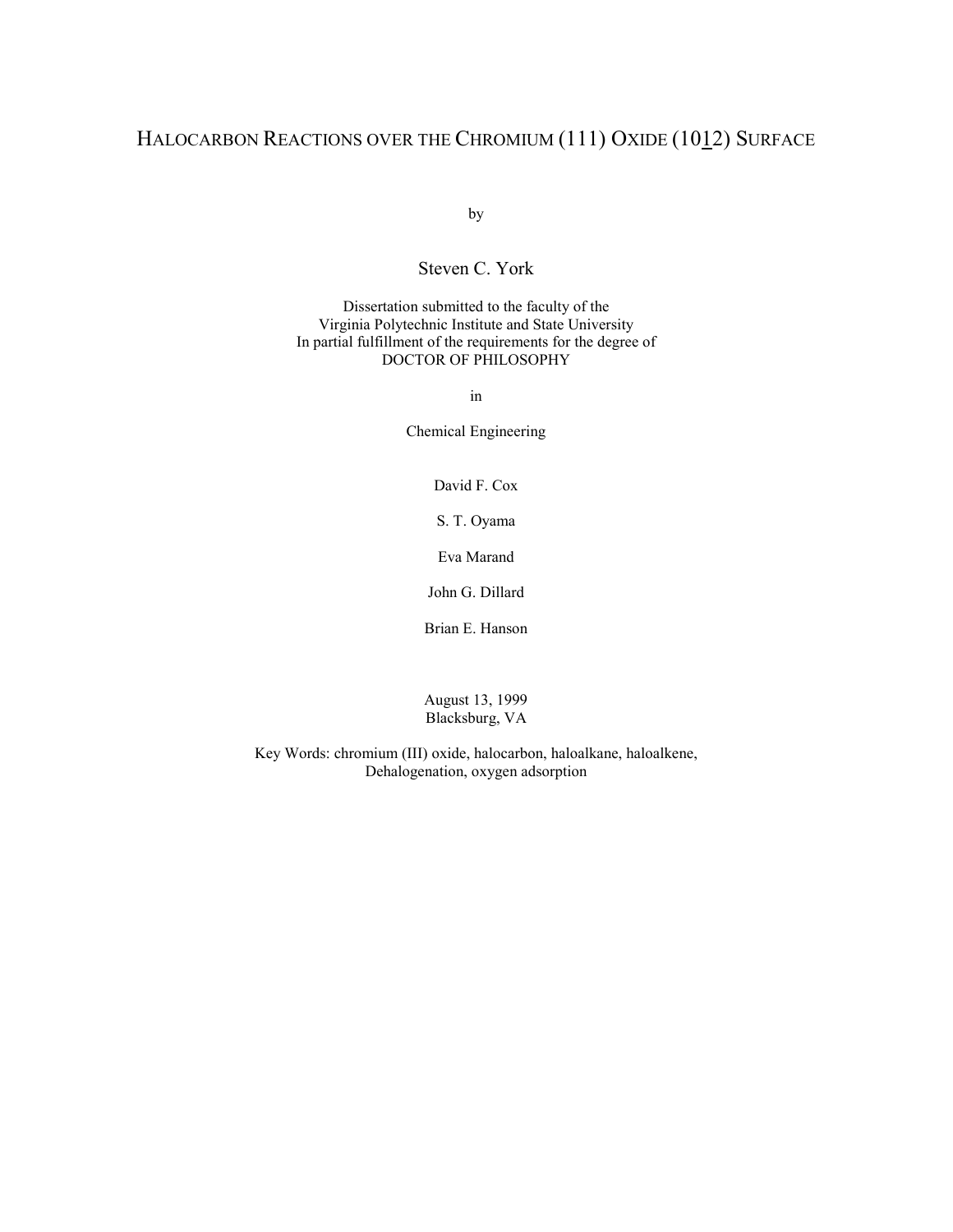# HALOCARBON REACTIONS OVER THE CHROMIUM (111) OXIDE (10$\bar{1}$2) SURFACE

by

Steven C. York

Dissertation submitted to the faculty of the
Virginia Polytechnic Institute and State University
In partial fulfillment of the requirements for the degree of
DOCTOR OF PHILOSOPHY

in

Chemical Engineering

David F. Cox

S. T. Oyama

Eva Marand

John G. Dillard

Brian E. Hanson

August 13, 1999
Blacksburg, VA

Key Words: chromium (III) oxide, halocarbon, haloalkane, haloalkene,
Dehalogenation, oxygen adsorption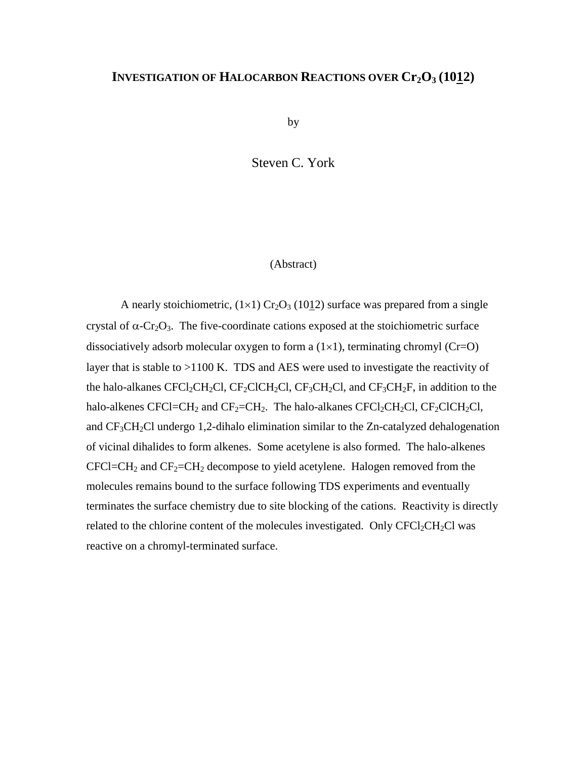# INVESTIGATION OF HALOCARBON REACTIONS OVER $Cr_2O_3$ (10$\underline{1}$2)

by

Steven C. York

(Abstract)

A nearly stoichiometric, (1×1) $Cr_2O_3$ (10$\underline{1}$2) surface was prepared from a single crystal of α-$Cr_2O_3$. The five-coordinate cations exposed at the stoichiometric surface dissociatively adsorb molecular oxygen to form a (1×1), terminating chromyl (Cr=O) layer that is stable to >1100 K. TDS and AES were used to investigate the reactivity of the halo-alkanes $CFCl_2CH_2Cl$, $CF_2ClCH_2Cl$, $CF_3CH_2Cl$, and $CF_3CH_2F$, in addition to the halo-alkenes $CFCl{=}CH_2$ and $CF_2{=}CH_2$. The halo-alkanes $CFCl_2CH_2Cl$, $CF_2ClCH_2Cl$, and $CF_3CH_2Cl$ undergo 1,2-dihalo elimination similar to the Zn-catalyzed dehalogenation of vicinal dihalides to form alkenes. Some acetylene is also formed. The halo-alkenes $CFCl{=}CH_2$ and $CF_2{=}CH_2$ decompose to yield acetylene. Halogen removed from the molecules remains bound to the surface following TDS experiments and eventually terminates the surface chemistry due to site blocking of the cations. Reactivity is directly related to the chlorine content of the molecules investigated. Only $CFCl_2CH_2Cl$ was reactive on a chromyl-terminated surface.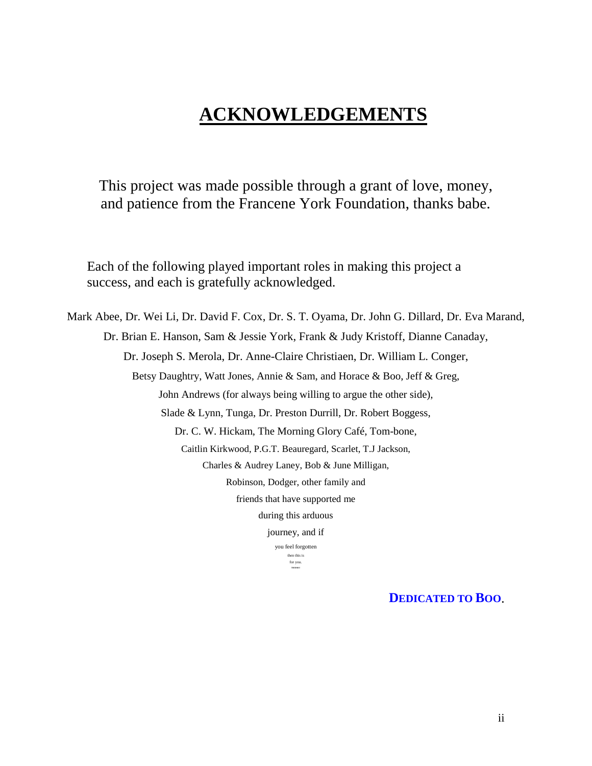# ACKNOWLEDGEMENTS

This project was made possible through a grant of love, money, and patience from the Francene York Foundation, thanks babe.

Each of the following played important roles in making this project a success, and each is gratefully acknowledged.

Mark Abee, Dr. Wei Li, Dr. David F. Cox, Dr. S. T. Oyama, Dr. John G. Dillard, Dr. Eva Marand,
Dr. Brian E. Hanson, Sam & Jessie York, Frank & Judy Kristoff, Dianne Canaday,
Dr. Joseph S. Merola, Dr. Anne-Claire Christiaen, Dr. William L. Conger,
Betsy Daughtry, Watt Jones, Annie & Sam, and Horace & Boo, Jeff & Greg,
John Andrews (for always being willing to argue the other side),
Slade & Lynn, Tunga, Dr. Preston Durrill, Dr. Robert Boggess,
Dr. C. W. Hickam, The Morning Glory Café, Tom-bone,
Caitlin Kirkwood, P.G.T. Beauregard, Scarlet, T.J Jackson,
Charles & Audrey Laney, Bob & June Milligan,
Robinson, Dodger, other family and
friends that have supported me
during this arduous
journey, and if
you feel forgotten
then this is
for you.
THANKS

**DEDICATED TO BOO**.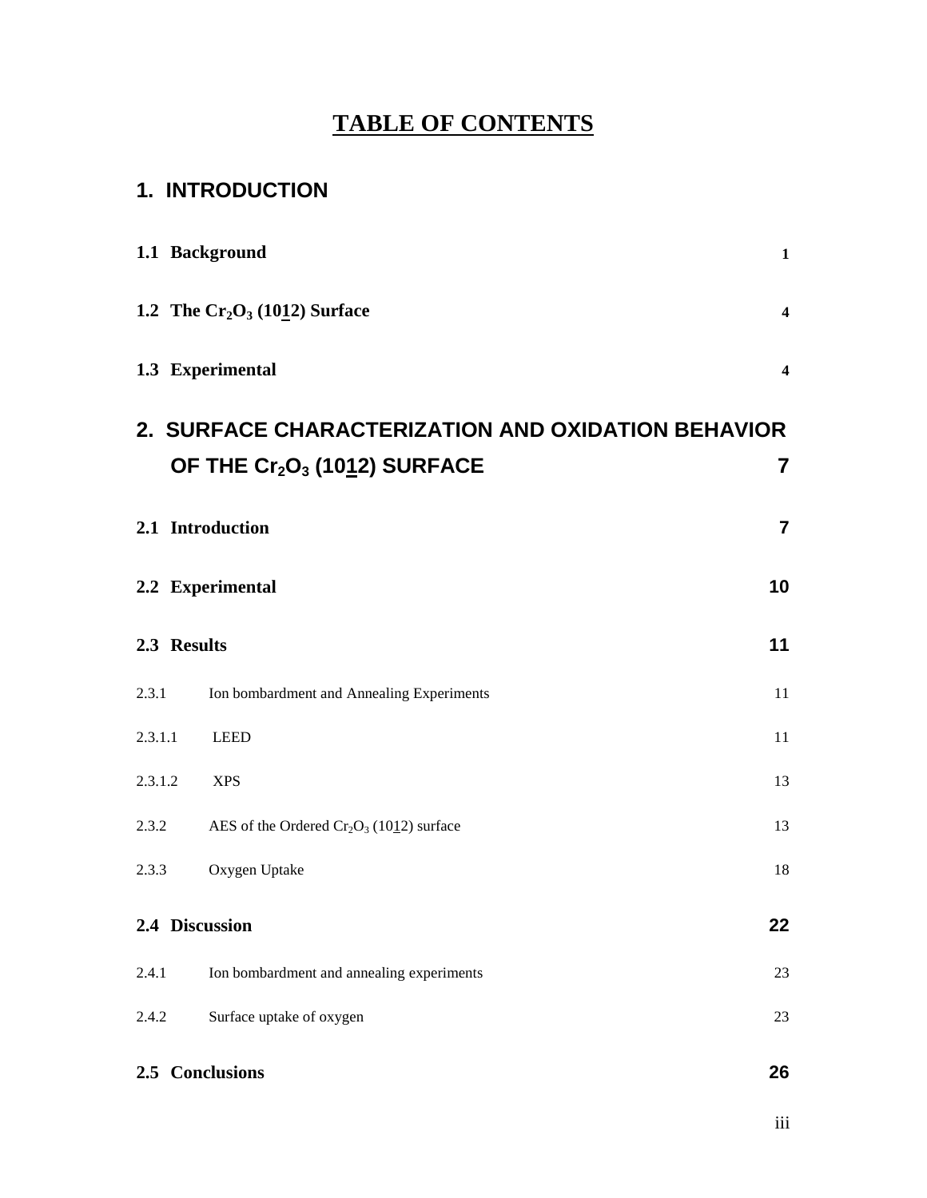# TABLE OF CONTENTS

## 1. INTRODUCTION

**1.1 Background** **1**

**1.2 The $Cr_2O_3$ (10$\underline{1}$2) Surface** **4**

**1.3 Experimental** **4**

## 2. SURFACE CHARACTERIZATION AND OXIDATION BEHAVIOR OF THE $Cr_2O_3$ (10$\underline{1}$2) SURFACE 7

**2.1 Introduction** **7**

**2.2 Experimental** **10**

**2.3 Results** **11**

2.3.1 Ion bombardment and Annealing Experiments 11

2.3.1.1 LEED 11

2.3.1.2 XPS 13

2.3.2 AES of the Ordered $Cr_2O_3$ (10$\underline{1}$2) surface 13

2.3.3 Oxygen Uptake 18

**2.4 Discussion** **22**

2.4.1 Ion bombardment and annealing experiments 23

2.4.2 Surface uptake of oxygen 23

**2.5 Conclusions** **26**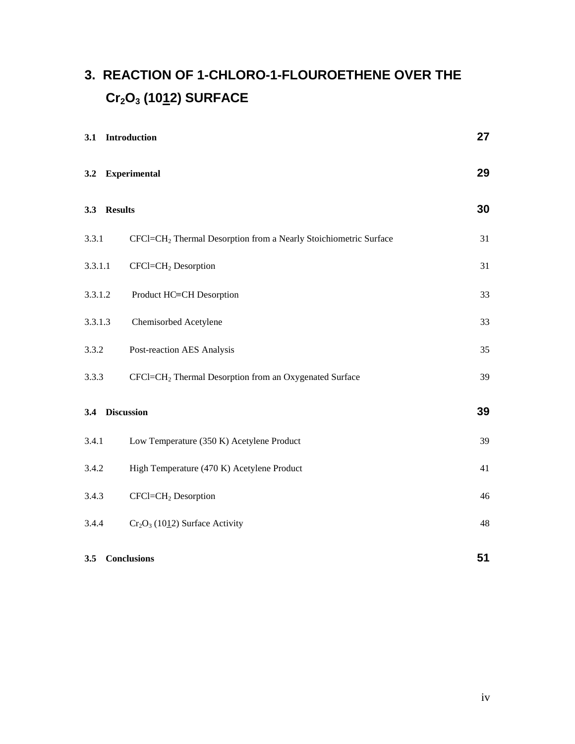# 3. REACTION OF 1-CHLORO-1-FLOUROETHENE OVER THE $Cr_2O_3$ (10$\underline{1}$2) SURFACE

| | | |
|---|---|---|
| **3.1** | **Introduction** | **27** |
| **3.2** | **Experimental** | **29** |
| **3.3** | **Results** | **30** |
| 3.3.1 | $CFCl{=}CH_2$ Thermal Desorption from a Nearly Stoichiometric Surface | 31 |
| 3.3.1.1 | $CFCl{=}CH_2$ Desorption | 31 |
| 3.3.1.2 | Product HC≡CH Desorption | 33 |
| 3.3.1.3 | Chemisorbed Acetylene | 33 |
| 3.3.2 | Post-reaction AES Analysis | 35 |
| 3.3.3 | $CFCl{=}CH_2$ Thermal Desorption from an Oxygenated Surface | 39 |
| **3.4** | **Discussion** | **39** |
| 3.4.1 | Low Temperature (350 K) Acetylene Product | 39 |
| 3.4.2 | High Temperature (470 K) Acetylene Product | 41 |
| 3.4.3 | $CFCl{=}CH_2$ Desorption | 46 |
| 3.4.4 | $Cr_2O_3$ (10$\underline{1}$2) Surface Activity | 48 |
| **3.5** | **Conclusions** | **51** |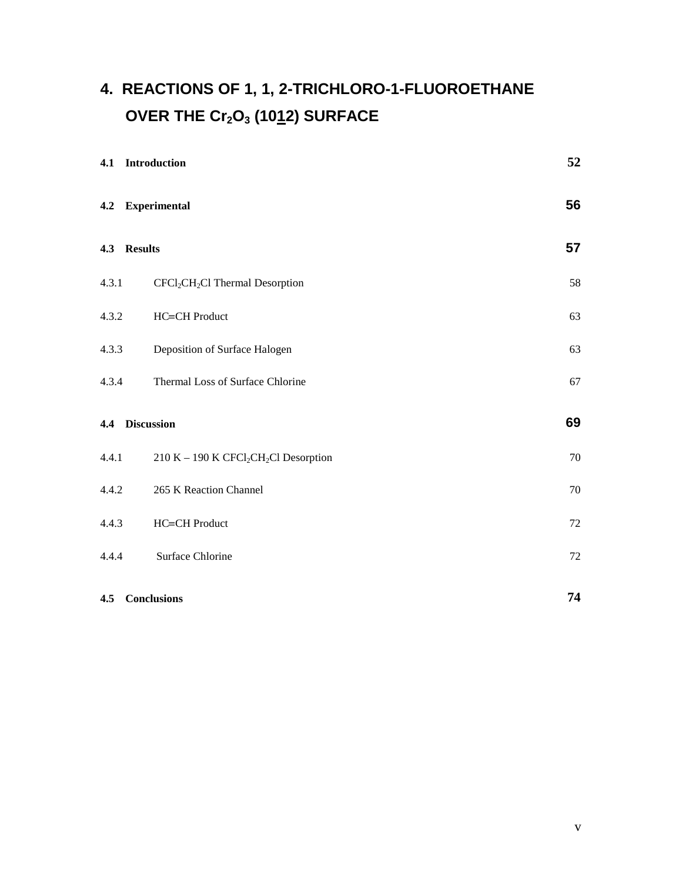# 4. REACTIONS OF 1, 1, 2-TRICHLORO-1-FLUOROETHANE OVER THE $Cr_2O_3$ (10$\bar{1}$2) SURFACE

| | | |
|---|---|---|
| **4.1** | **Introduction** | **52** |
| **4.2** | **Experimental** | **56** |
| **4.3** | **Results** | **57** |
| 4.3.1 | $CFCl_2CH_2Cl$ Thermal Desorption | 58 |
| 4.3.2 | HC≡CH Product | 63 |
| 4.3.3 | Deposition of Surface Halogen | 63 |
| 4.3.4 | Thermal Loss of Surface Chlorine | 67 |
| **4.4** | **Discussion** | **69** |
| 4.4.1 | 210 K – 190 K $CFCl_2CH_2Cl$ Desorption | 70 |
| 4.4.2 | 265 K Reaction Channel | 70 |
| 4.4.3 | HC≡CH Product | 72 |
| 4.4.4 | Surface Chlorine | 72 |
| **4.5** | **Conclusions** | **74** |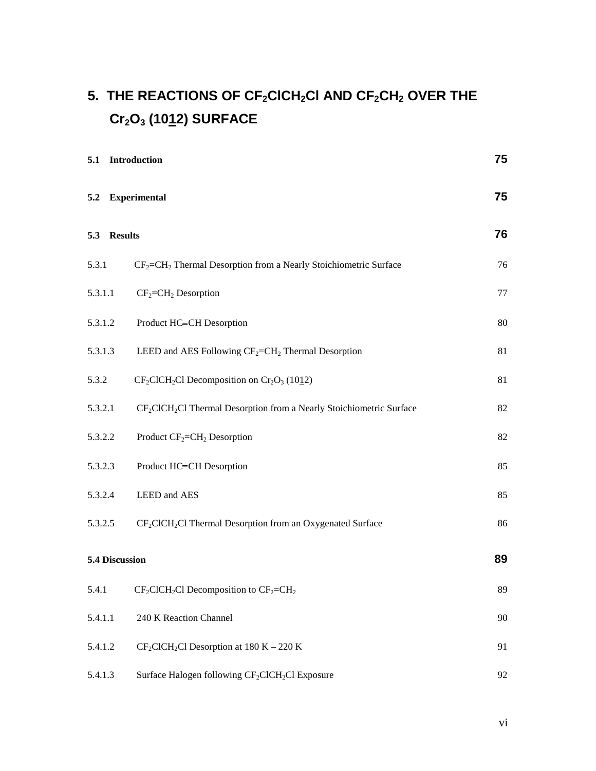## 5. THE REACTIONS OF $CF_2ClCH_2Cl$ AND $CF_2CH_2$ OVER THE $Cr_2O_3$ (10$\underline{1}$2) SURFACE

| | | |
|---|---|---|
| **5.1 Introduction** | | **75** |
| **5.2 Experimental** | | **75** |
| **5.3 Results** | | **76** |
| 5.3.1 | $CF_2$=$CH_2$ Thermal Desorption from a Nearly Stoichiometric Surface | 76 |
| 5.3.1.1 | $CF_2$=$CH_2$ Desorption | 77 |
| 5.3.1.2 | Product HC≡CH Desorption | 80 |
| 5.3.1.3 | LEED and AES Following $CF_2$=$CH_2$ Thermal Desorption | 81 |
| 5.3.2 | $CF_2ClCH_2Cl$ Decomposition on $Cr_2O_3$ (10$\underline{1}$2) | 81 |
| 5.3.2.1 | $CF_2ClCH_2Cl$ Thermal Desorption from a Nearly Stoichiometric Surface | 82 |
| 5.3.2.2 | Product $CF_2$=$CH_2$ Desorption | 82 |
| 5.3.2.3 | Product HC≡CH Desorption | 85 |
| 5.3.2.4 | LEED and AES | 85 |
| 5.3.2.5 | $CF_2ClCH_2Cl$ Thermal Desorption from an Oxygenated Surface | 86 |
| **5.4 Discussion** | | **89** |
| 5.4.1 | $CF_2ClCH_2Cl$ Decomposition to $CF_2$=$CH_2$ | 89 |
| 5.4.1.1 | 240 K Reaction Channel | 90 |
| 5.4.1.2 | $CF_2ClCH_2Cl$ Desorption at 180 K – 220 K | 91 |
| 5.4.1.3 | Surface Halogen following $CF_2ClCH_2Cl$ Exposure | 92 |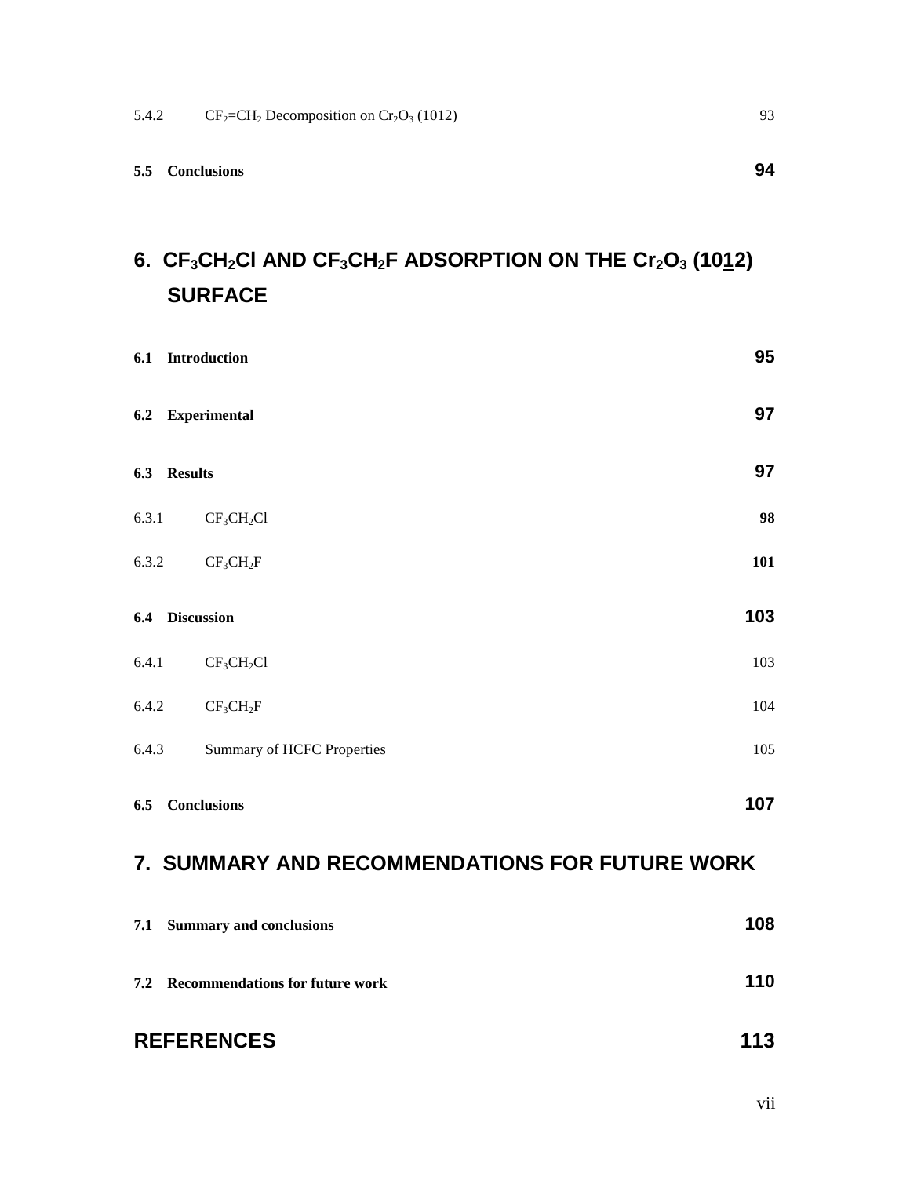5.4.2 $CF_2$=$CH_2$ Decomposition on $Cr_2O_3$ (10$\underline{1}$2) 93

**5.5 Conclusions** **94**

## 6. $CF_3CH_2Cl$ AND $CF_3CH_2F$ ADSORPTION ON THE $Cr_2O_3$ (10$\underline{1}$2) SURFACE

**6.1 Introduction** **95**

**6.2 Experimental** **97**

**6.3 Results** **97**

6.3.1 $CF_3CH_2Cl$ **98**

6.3.2 $CF_3CH_2F$ **101**

**6.4 Discussion** **103**

6.4.1 $CF_3CH_2Cl$ 103

6.4.2 $CF_3CH_2F$ 104

6.4.3 Summary of HCFC Properties 105

**6.5 Conclusions** **107**

## 7. SUMMARY AND RECOMMENDATIONS FOR FUTURE WORK

**7.1 Summary and conclusions** **108**

**7.2 Recommendations for future work** **110**

## REFERENCES 113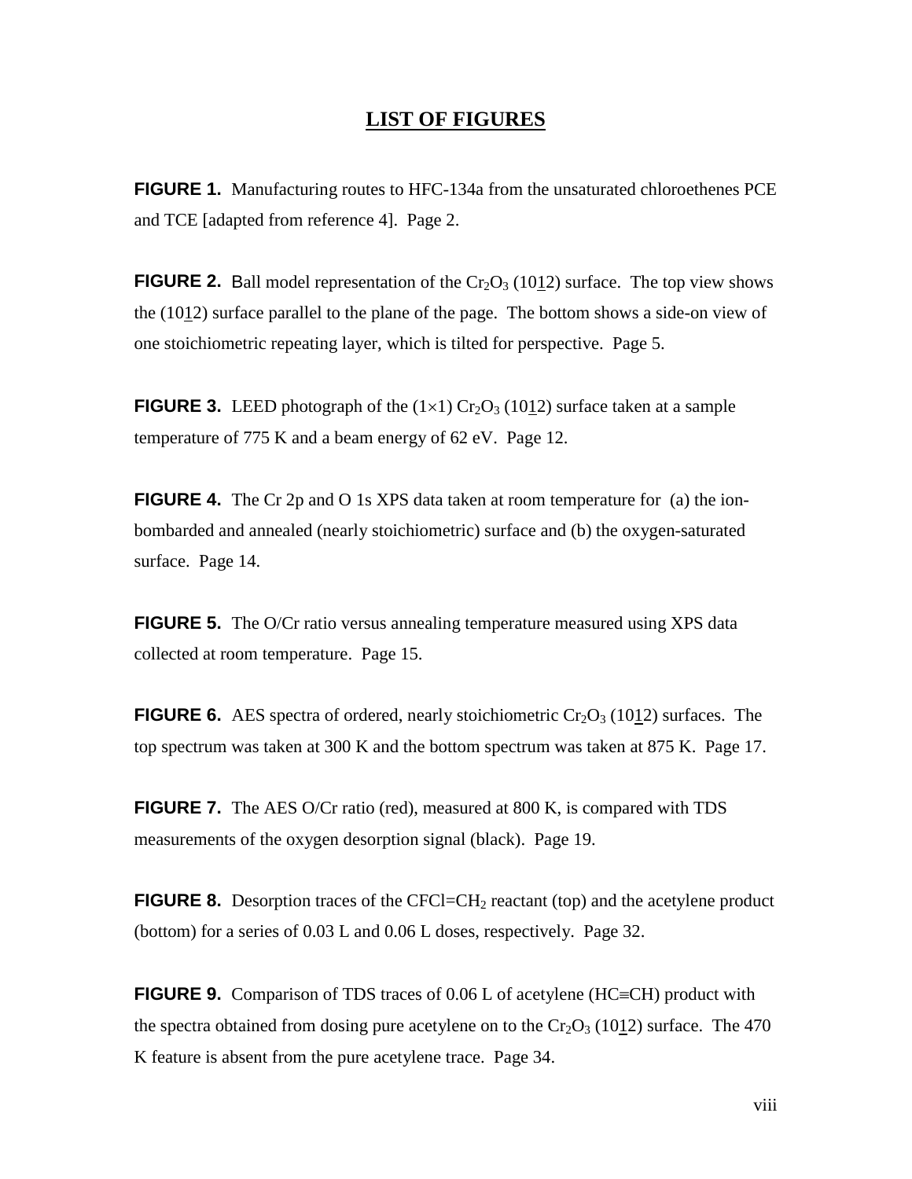# LIST OF FIGURES

**FIGURE 1.** Manufacturing routes to HFC-134a from the unsaturated chloroethenes PCE and TCE [adapted from reference 4]. Page 2.

**FIGURE 2.** Ball model representation of the $Cr_2O_3$ (10$\underline{1}$2) surface. The top view shows the (10$\underline{1}$2) surface parallel to the plane of the page. The bottom shows a side-on view of one stoichiometric repeating layer, which is tilted for perspective. Page 5.

**FIGURE 3.** LEED photograph of the (1×1) $Cr_2O_3$ (10$\underline{1}$2) surface taken at a sample temperature of 775 K and a beam energy of 62 eV. Page 12.

**FIGURE 4.** The Cr 2p and O 1s XPS data taken at room temperature for (a) the ion-bombarded and annealed (nearly stoichiometric) surface and (b) the oxygen-saturated surface. Page 14.

**FIGURE 5.** The O/Cr ratio versus annealing temperature measured using XPS data collected at room temperature. Page 15.

**FIGURE 6.** AES spectra of ordered, nearly stoichiometric $Cr_2O_3$ (10$\underline{1}$2) surfaces. The top spectrum was taken at 300 K and the bottom spectrum was taken at 875 K. Page 17.

**FIGURE 7.** The AES O/Cr ratio (red), measured at 800 K, is compared with TDS measurements of the oxygen desorption signal (black). Page 19.

**FIGURE 8.** Desorption traces of the $CFCl{=}CH_2$ reactant (top) and the acetylene product (bottom) for a series of 0.03 L and 0.06 L doses, respectively. Page 32.

**FIGURE 9.** Comparison of TDS traces of 0.06 L of acetylene ($HC{\equiv}CH$) product with the spectra obtained from dosing pure acetylene on to the $Cr_2O_3$ (10$\underline{1}$2) surface. The 470 K feature is absent from the pure acetylene trace. Page 34.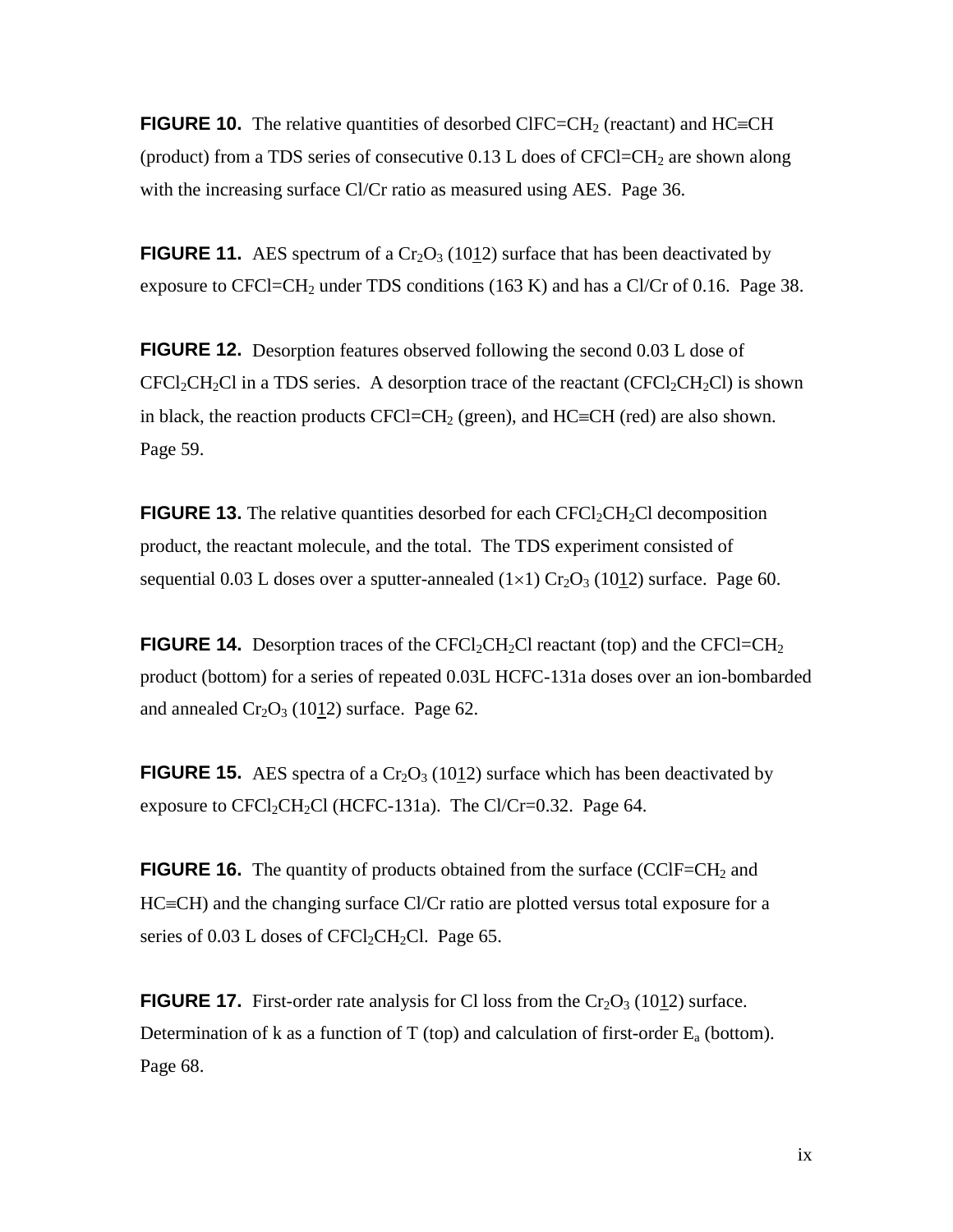**FIGURE 10.** The relative quantities of desorbed $ClFC{=}CH_2$ (reactant) and $HC{\equiv}CH$ (product) from a TDS series of consecutive 0.13 L does of $CFCl{=}CH_2$ are shown along with the increasing surface Cl/Cr ratio as measured using AES. Page 36.

**FIGURE 11.** AES spectrum of a $Cr_2O_3$ $(10\underline{1}2)$ surface that has been deactivated by exposure to $CFCl{=}CH_2$ under TDS conditions (163 K) and has a Cl/Cr of 0.16. Page 38.

**FIGURE 12.** Desorption features observed following the second 0.03 L dose of $CFCl_2CH_2Cl$ in a TDS series. A desorption trace of the reactant ($CFCl_2CH_2Cl$) is shown in black, the reaction products $CFCl{=}CH_2$ (green), and $HC{\equiv}CH$ (red) are also shown. Page 59.

**FIGURE 13.** The relative quantities desorbed for each $CFCl_2CH_2Cl$ decomposition product, the reactant molecule, and the total. The TDS experiment consisted of sequential 0.03 L doses over a sputter-annealed $(1{\times}1)$ $Cr_2O_3$ $(10\underline{1}2)$ surface. Page 60.

**FIGURE 14.** Desorption traces of the $CFCl_2CH_2Cl$ reactant (top) and the $CFCl{=}CH_2$ product (bottom) for a series of repeated 0.03L HCFC-131a doses over an ion-bombarded and annealed $Cr_2O_3$ $(10\underline{1}2)$ surface. Page 62.

**FIGURE 15.** AES spectra of a $Cr_2O_3$ $(10\underline{1}2)$ surface which has been deactivated by exposure to $CFCl_2CH_2Cl$ (HCFC-131a). The Cl/Cr=0.32. Page 64.

**FIGURE 16.** The quantity of products obtained from the surface ($CClF{=}CH_2$ and $HC{\equiv}CH$) and the changing surface Cl/Cr ratio are plotted versus total exposure for a series of 0.03 L doses of $CFCl_2CH_2Cl$. Page 65.

**FIGURE 17.** First-order rate analysis for Cl loss from the $Cr_2O_3$ $(10\underline{1}2)$ surface. Determination of k as a function of T (top) and calculation of first-order $E_a$ (bottom). Page 68.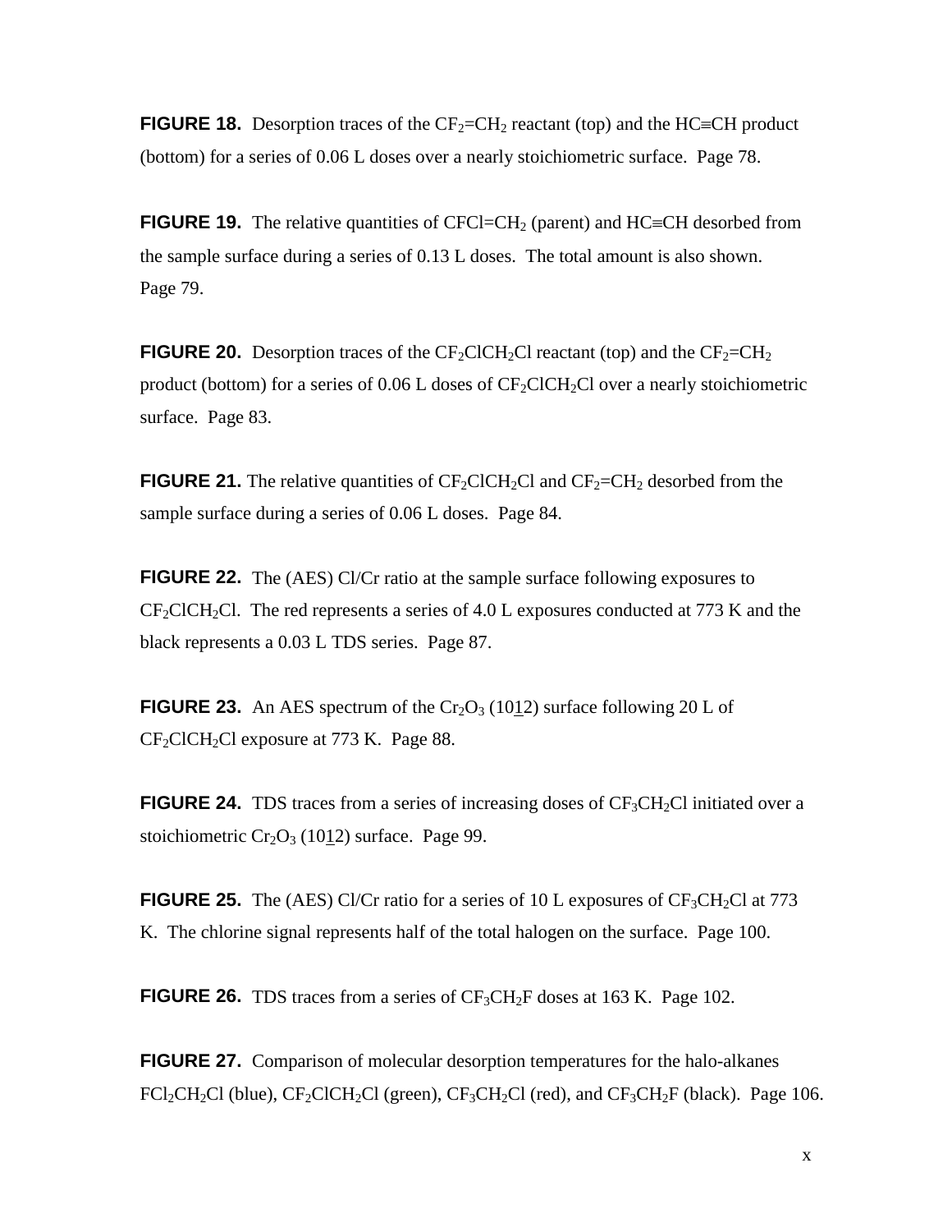**FIGURE 18.** Desorption traces of the $CF_2$=$CH_2$ reactant (top) and the HC≡CH product (bottom) for a series of 0.06 L doses over a nearly stoichiometric surface. Page 78.

**FIGURE 19.** The relative quantities of CFCl=$CH_2$ (parent) and HC≡CH desorbed from the sample surface during a series of 0.13 L doses. The total amount is also shown. Page 79.

**FIGURE 20.** Desorption traces of the $CF_2ClCH_2Cl$ reactant (top) and the $CF_2$=$CH_2$ product (bottom) for a series of 0.06 L doses of $CF_2ClCH_2Cl$ over a nearly stoichiometric surface. Page 83.

**FIGURE 21.** The relative quantities of $CF_2ClCH_2Cl$ and $CF_2$=$CH_2$ desorbed from the sample surface during a series of 0.06 L doses. Page 84.

**FIGURE 22.** The (AES) Cl/Cr ratio at the sample surface following exposures to $CF_2ClCH_2Cl$. The red represents a series of 4.0 L exposures conducted at 773 K and the black represents a 0.03 L TDS series. Page 87.

**FIGURE 23.** An AES spectrum of the $Cr_2O_3$ (10$\underline{1}$2) surface following 20 L of $CF_2ClCH_2Cl$ exposure at 773 K. Page 88.

**FIGURE 24.** TDS traces from a series of increasing doses of $CF_3CH_2Cl$ initiated over a stoichiometric $Cr_2O_3$ (10$\underline{1}$2) surface. Page 99.

**FIGURE 25.** The (AES) Cl/Cr ratio for a series of 10 L exposures of $CF_3CH_2Cl$ at 773 K. The chlorine signal represents half of the total halogen on the surface. Page 100.

**FIGURE 26.** TDS traces from a series of $CF_3CH_2F$ doses at 163 K. Page 102.

**FIGURE 27.** Comparison of molecular desorption temperatures for the halo-alkanes $FCl_2CH_2Cl$ (blue), $CF_2ClCH_2Cl$ (green), $CF_3CH_2Cl$ (red), and $CF_3CH_2F$ (black). Page 106.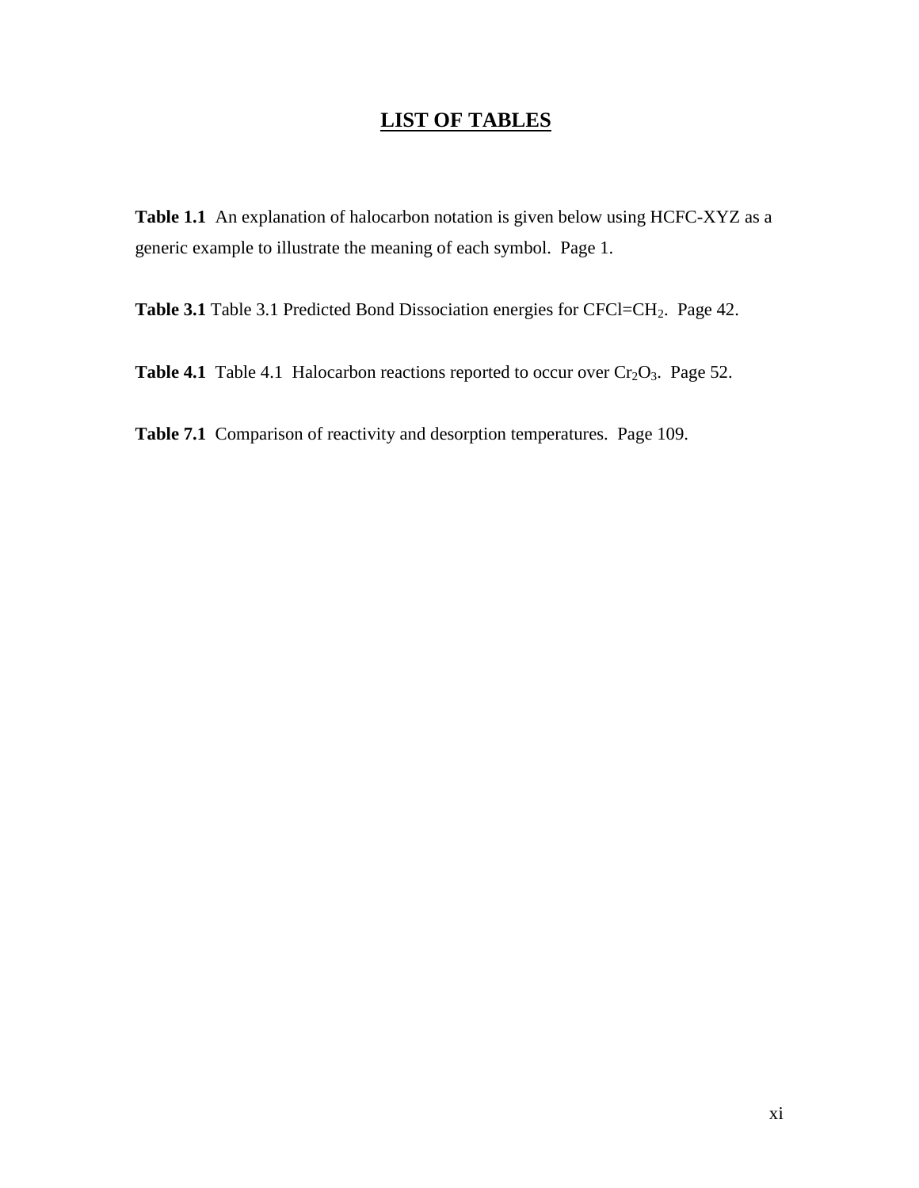# LIST OF TABLES

**Table 1.1** An explanation of halocarbon notation is given below using HCFC-XYZ as a generic example to illustrate the meaning of each symbol. Page 1.

**Table 3.1** Table 3.1 Predicted Bond Dissociation energies for $CFCl=CH_2$. Page 42.

**Table 4.1** Table 4.1 Halocarbon reactions reported to occur over $Cr_2O_3$. Page 52.

**Table 7.1** Comparison of reactivity and desorption temperatures. Page 109.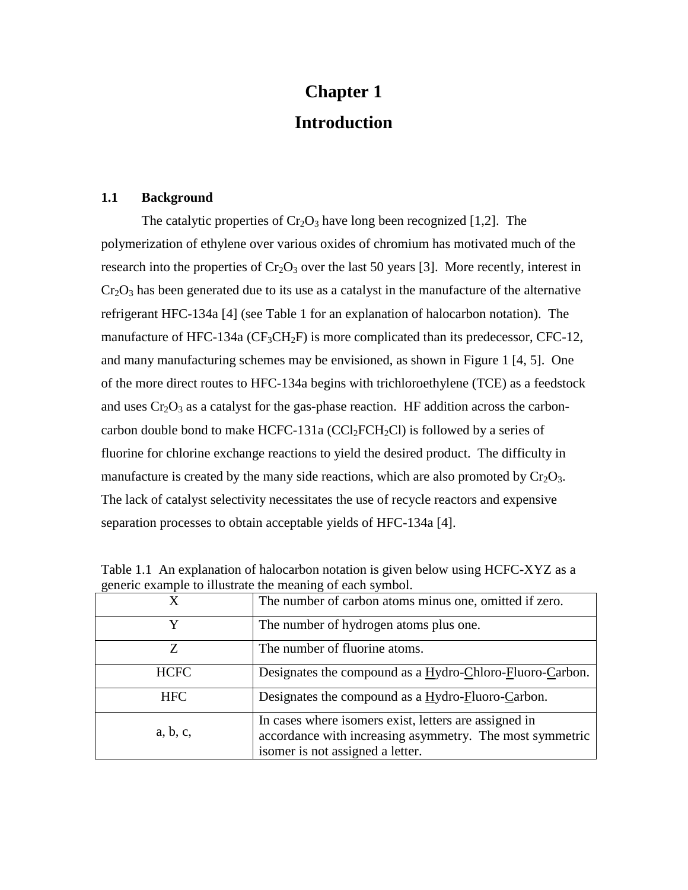# Chapter 1

# Introduction

## 1.1 Background

The catalytic properties of $Cr_2O_3$ have long been recognized [1,2]. The polymerization of ethylene over various oxides of chromium has motivated much of the research into the properties of $Cr_2O_3$ over the last 50 years [3]. More recently, interest in $Cr_2O_3$ has been generated due to its use as a catalyst in the manufacture of the alternative refrigerant HFC-134a [4] (see Table 1 for an explanation of halocarbon notation). The manufacture of HFC-134a ($CF_3CH_2F$) is more complicated than its predecessor, CFC-12, and many manufacturing schemes may be envisioned, as shown in Figure 1 [4, 5]. One of the more direct routes to HFC-134a begins with trichloroethylene (TCE) as a feedstock and uses $Cr_2O_3$ as a catalyst for the gas-phase reaction. HF addition across the carbon-carbon double bond to make HCFC-131a ($CCl_2FCH_2Cl$) is followed by a series of fluorine for chlorine exchange reactions to yield the desired product. The difficulty in manufacture is created by the many side reactions, which are also promoted by $Cr_2O_3$. The lack of catalyst selectivity necessitates the use of recycle reactors and expensive separation processes to obtain acceptable yields of HFC-134a [4].

Table 1.1 An explanation of halocarbon notation is given below using HCFC-XYZ as a generic example to illustrate the meaning of each symbol.

| Symbol | Meaning |
|---|---|
| X | The number of carbon atoms minus one, omitted if zero. |
| Y | The number of hydrogen atoms plus one. |
| Z | The number of fluorine atoms. |
| HCFC | Designates the compound as a Hydro-Chloro-Fluoro-Carbon. |
| HFC | Designates the compound as a Hydro-Fluoro-Carbon. |
| a, b, c, | In cases where isomers exist, letters are assigned in accordance with increasing asymmetry. The most symmetric isomer is not assigned a letter. |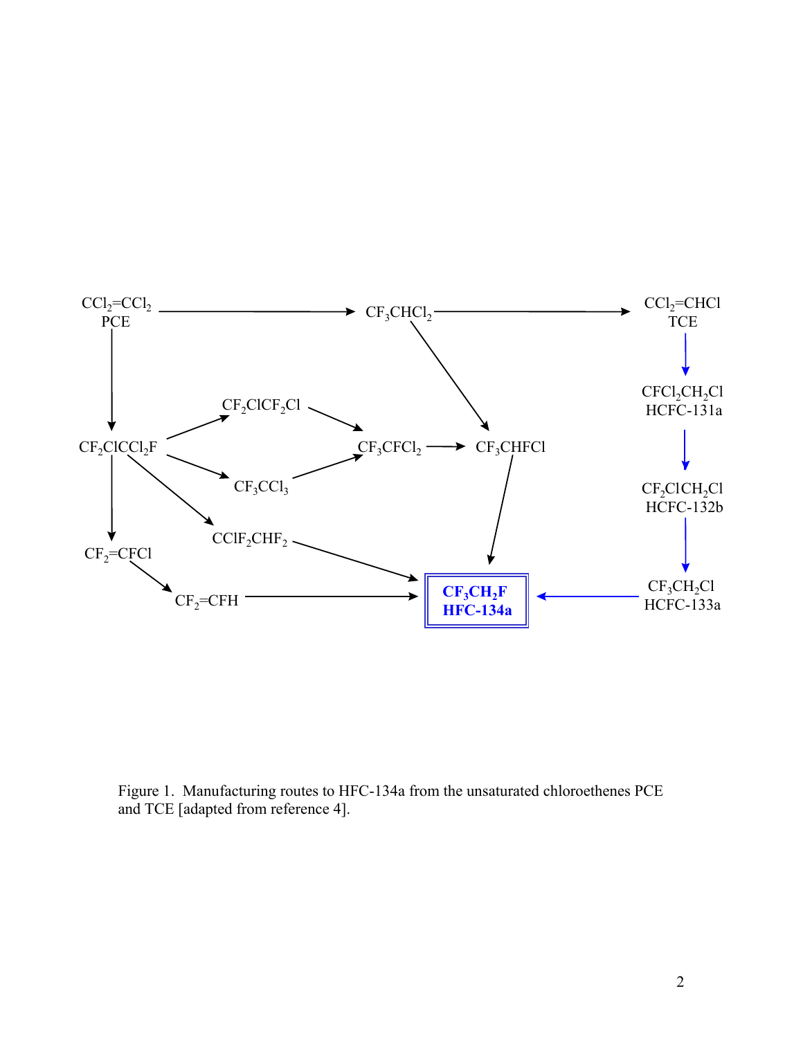- $CCl_2{=}CCl_2$ (PCE) → $CF_3CHCl_2$
- $CF_3CHCl_2$ → $CCl_2{=}CHCl$ (TCE)
- $CF_3CHCl_2$ → $CF_3CHFCl$
- $CCl_2{=}CCl_2$ (PCE) → $CF_2ClCCl_2F$
- $CF_2ClCCl_2F$ → $CF_2ClCF_2Cl$
- $CF_2ClCCl_2F$ → $CF_3CCl_3$
- $CF_2ClCF_2Cl$ → $CF_3CFCl_2$
- $CF_3CCl_3$ → $CF_3CFCl_2$
- $CF_3CFCl_2$ → $CF_3CHFCl$
- $CF_3CHFCl$ → $CF_3CH_2F$ (HFC-134a)
- $CF_2ClCCl_2F$ → $CClF_2CHF_2$
- $CClF_2CHF_2$ → $CF_3CH_2F$ (HFC-134a)
- $CF_2ClCCl_2F$ → $CF_2{=}CFCl$
- $CF_2{=}CFCl$ → $CF_2{=}CFH$
- $CF_2{=}CFH$ → $CF_3CH_2F$ (HFC-134a)
- $CCl_2{=}CHCl$ (TCE) → $CFCl_2CH_2Cl$ (HCFC-131a) → $CF_2ClCH_2Cl$ (HCFC-132b) → $CF_3CH_2Cl$ (HCFC-133a) → $CF_3CH_2F$ (**HFC-134a**)

Figure 1. Manufacturing routes to HFC-134a from the unsaturated chloroethenes PCE and TCE [adapted from reference 4].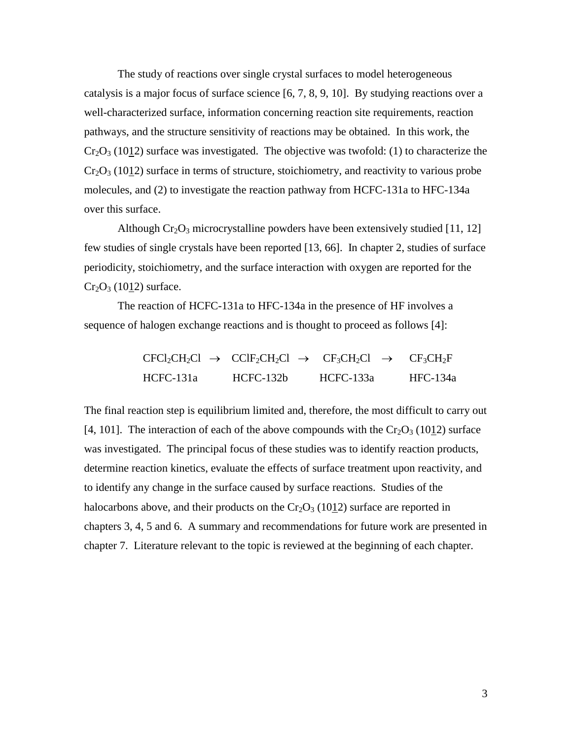The study of reactions over single crystal surfaces to model heterogeneous catalysis is a major focus of surface science [6, 7, 8, 9, 10]. By studying reactions over a well-characterized surface, information concerning reaction site requirements, reaction pathways, and the structure sensitivity of reactions may be obtained. In this work, the $Cr_2O_3$ $(10\underline{1}2)$ surface was investigated. The objective was twofold: (1) to characterize the $Cr_2O_3$ $(10\underline{1}2)$ surface in terms of structure, stoichiometry, and reactivity to various probe molecules, and (2) to investigate the reaction pathway from HCFC-131a to HFC-134a over this surface.

Although $Cr_2O_3$ microcrystalline powders have been extensively studied [11, 12] few studies of single crystals have been reported [13, 66]. In chapter 2, studies of surface periodicity, stoichiometry, and the surface interaction with oxygen are reported for the $Cr_2O_3$ $(10\underline{1}2)$ surface.

The reaction of HCFC-131a to HFC-134a in the presence of HF involves a sequence of halogen exchange reactions and is thought to proceed as follows [4]:

$$\underset{\text{HCFC-131a}}{CFCl_2CH_2Cl} \rightarrow \underset{\text{HCFC-132b}}{CClF_2CH_2Cl} \rightarrow \underset{\text{HCFC-133a}}{CF_3CH_2Cl} \rightarrow \underset{\text{HFC-134a}}{CF_3CH_2F}$$

The final reaction step is equilibrium limited and, therefore, the most difficult to carry out [4, 101]. The interaction of each of the above compounds with the $Cr_2O_3$ $(10\underline{1}2)$ surface was investigated. The principal focus of these studies was to identify reaction products, determine reaction kinetics, evaluate the effects of surface treatment upon reactivity, and to identify any change in the surface caused by surface reactions. Studies of the halocarbons above, and their products on the $Cr_2O_3$ $(10\underline{1}2)$ surface are reported in chapters 3, 4, 5 and 6. A summary and recommendations for future work are presented in chapter 7. Literature relevant to the topic is reviewed at the beginning of each chapter.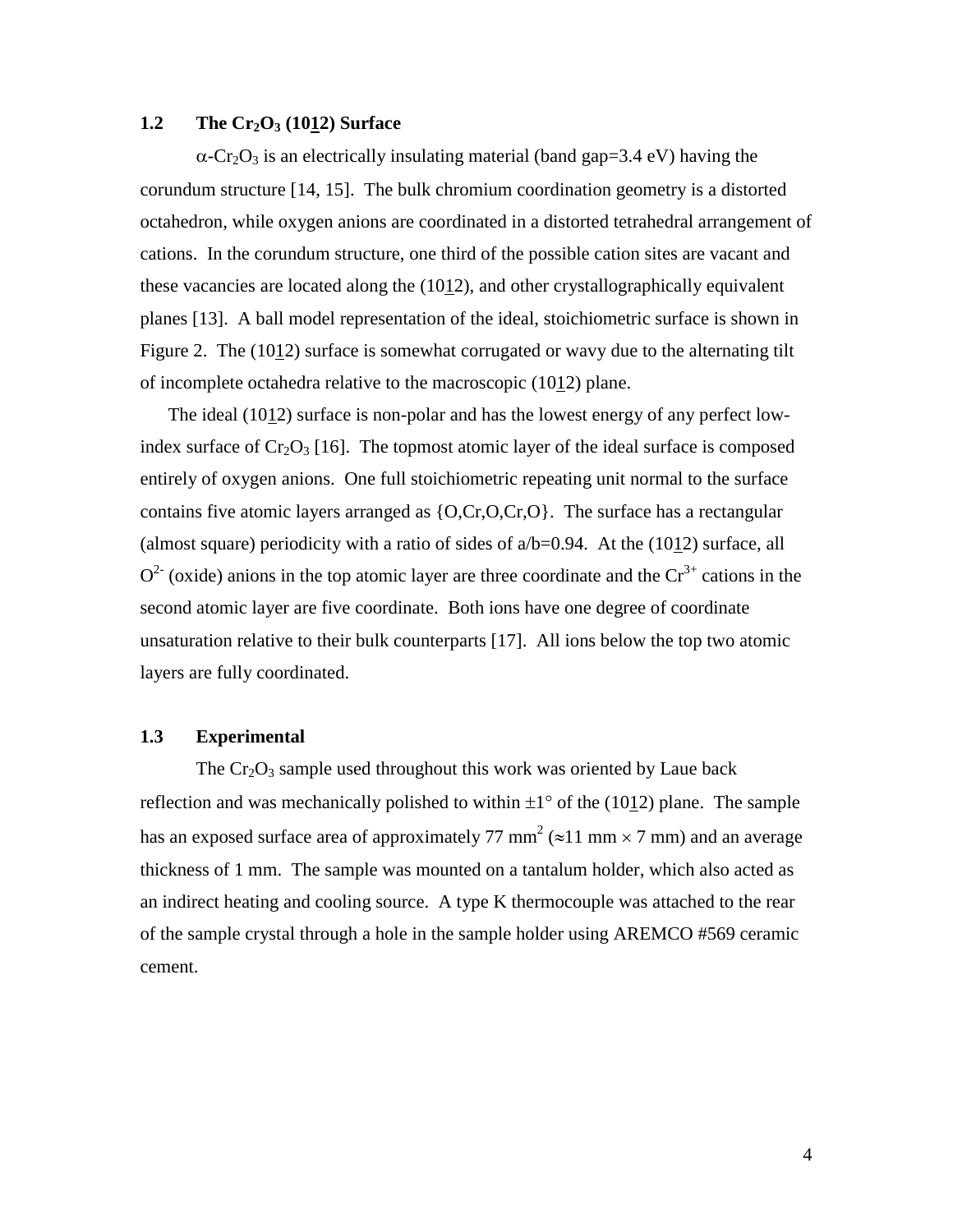## 1.2 The $Cr_2O_3$ (10<u>1</u>2) Surface

$\alpha$-$Cr_2O_3$ is an electrically insulating material (band gap=3.4 eV) having the corundum structure [14, 15]. The bulk chromium coordination geometry is a distorted octahedron, while oxygen anions are coordinated in a distorted tetrahedral arrangement of cations. In the corundum structure, one third of the possible cation sites are vacant and these vacancies are located along the (10<u>1</u>2), and other crystallographically equivalent planes [13]. A ball model representation of the ideal, stoichiometric surface is shown in Figure 2. The (10<u>1</u>2) surface is somewhat corrugated or wavy due to the alternating tilt of incomplete octahedra relative to the macroscopic (10<u>1</u>2) plane.

The ideal (10<u>1</u>2) surface is non-polar and has the lowest energy of any perfect low-index surface of $Cr_2O_3$ [16]. The topmost atomic layer of the ideal surface is composed entirely of oxygen anions. One full stoichiometric repeating unit normal to the surface contains five atomic layers arranged as {O,Cr,O,Cr,O}. The surface has a rectangular (almost square) periodicity with a ratio of sides of a/b=0.94. At the (10<u>1</u>2) surface, all $O^{2-}$ (oxide) anions in the top atomic layer are three coordinate and the $Cr^{3+}$ cations in the second atomic layer are five coordinate. Both ions have one degree of coordinate unsaturation relative to their bulk counterparts [17]. All ions below the top two atomic layers are fully coordinated.

## 1.3 Experimental

The $Cr_2O_3$ sample used throughout this work was oriented by Laue back reflection and was mechanically polished to within $\pm 1°$ of the (10<u>1</u>2) plane. The sample has an exposed surface area of approximately 77 mm$^2$ ($\approx$11 mm $\times$ 7 mm) and an average thickness of 1 mm. The sample was mounted on a tantalum holder, which also acted as an indirect heating and cooling source. A type K thermocouple was attached to the rear of the sample crystal through a hole in the sample holder using AREMCO #569 ceramic cement.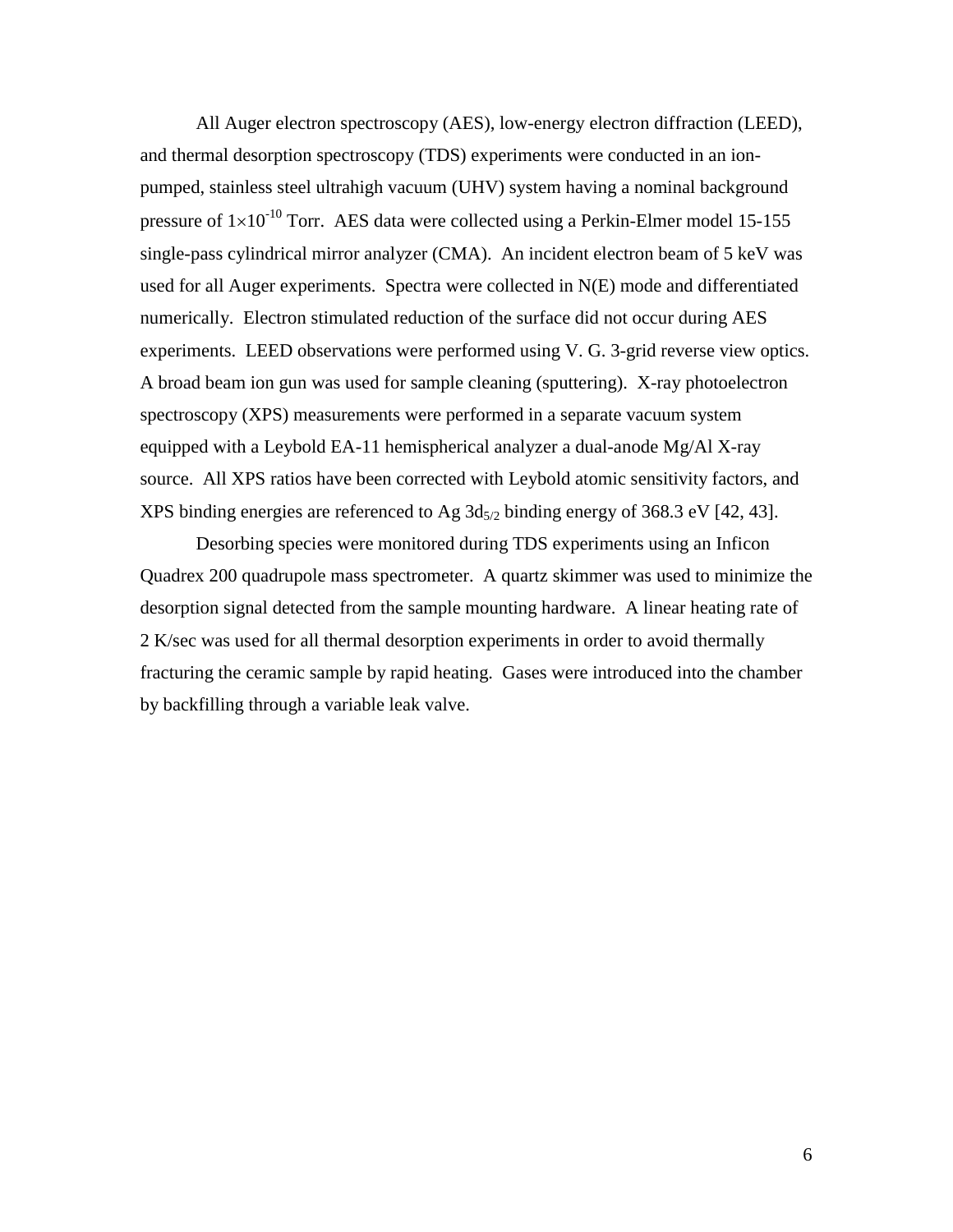All Auger electron spectroscopy (AES), low-energy electron diffraction (LEED), and thermal desorption spectroscopy (TDS) experiments were conducted in an ion-pumped, stainless steel ultrahigh vacuum (UHV) system having a nominal background pressure of $1\times10^{-10}$ Torr. AES data were collected using a Perkin-Elmer model 15-155 single-pass cylindrical mirror analyzer (CMA). An incident electron beam of 5 keV was used for all Auger experiments. Spectra were collected in N(E) mode and differentiated numerically. Electron stimulated reduction of the surface did not occur during AES experiments. LEED observations were performed using V. G. 3-grid reverse view optics. A broad beam ion gun was used for sample cleaning (sputtering). X-ray photoelectron spectroscopy (XPS) measurements were performed in a separate vacuum system equipped with a Leybold EA-11 hemispherical analyzer a dual-anode Mg/Al X-ray source. All XPS ratios have been corrected with Leybold atomic sensitivity factors, and XPS binding energies are referenced to Ag $3d_{5/2}$ binding energy of 368.3 eV [42, 43].

Desorbing species were monitored during TDS experiments using an Inficon Quadrex 200 quadrupole mass spectrometer. A quartz skimmer was used to minimize the desorption signal detected from the sample mounting hardware. A linear heating rate of 2 K/sec was used for all thermal desorption experiments in order to avoid thermally fracturing the ceramic sample by rapid heating. Gases were introduced into the chamber by backfilling through a variable leak valve.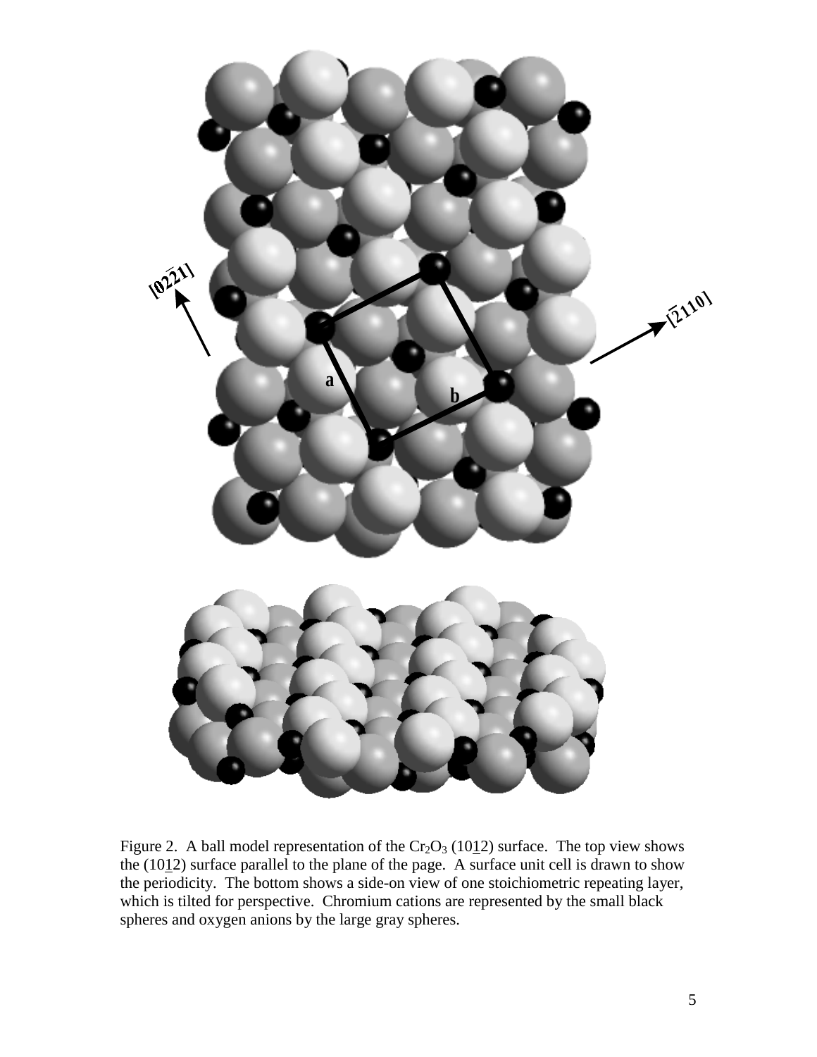Figure 2. A ball model representation of the $Cr_2O_3$ ($10\underline{1}2$) surface. The top view shows the ($10\underline{1}2$) surface parallel to the plane of the page. A surface unit cell is drawn to show the periodicity. The bottom shows a side-on view of one stoichiometric repeating layer, which is tilted for perspective. Chromium cations are represented by the small black spheres and oxygen anions by the large gray spheres.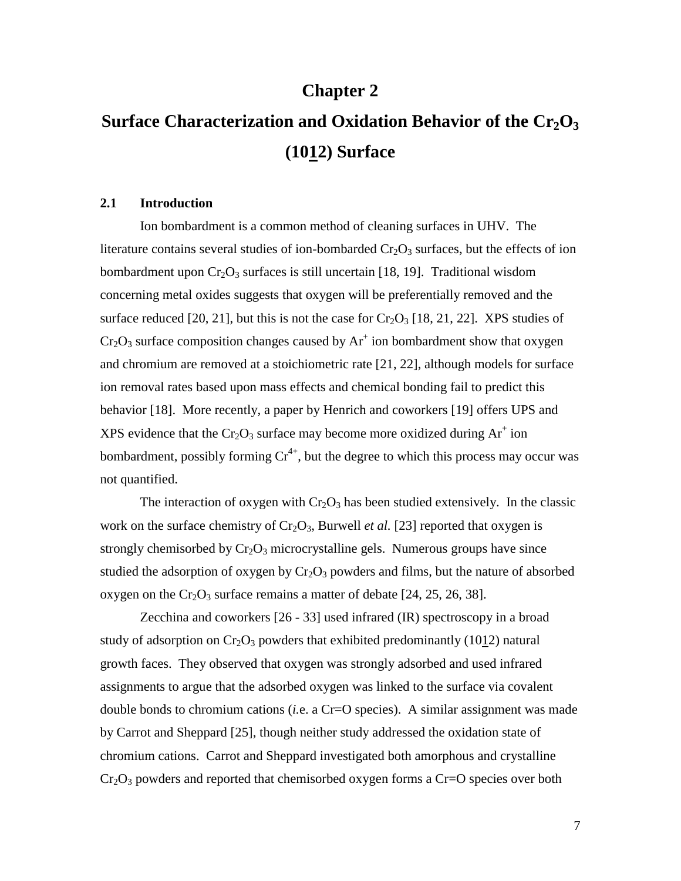# Chapter 2

# Surface Characterization and Oxidation Behavior of the $Cr_2O_3$ (10$\bar{1}$2) Surface

## 2.1 Introduction

Ion bombardment is a common method of cleaning surfaces in UHV. The literature contains several studies of ion-bombarded $Cr_2O_3$ surfaces, but the effects of ion bombardment upon $Cr_2O_3$ surfaces is still uncertain [18, 19]. Traditional wisdom concerning metal oxides suggests that oxygen will be preferentially removed and the surface reduced [20, 21], but this is not the case for $Cr_2O_3$ [18, 21, 22]. XPS studies of $Cr_2O_3$ surface composition changes caused by $Ar^+$ ion bombardment show that oxygen and chromium are removed at a stoichiometric rate [21, 22], although models for surface ion removal rates based upon mass effects and chemical bonding fail to predict this behavior [18]. More recently, a paper by Henrich and coworkers [19] offers UPS and XPS evidence that the $Cr_2O_3$ surface may become more oxidized during $Ar^+$ ion bombardment, possibly forming $Cr^{4+}$, but the degree to which this process may occur was not quantified.

The interaction of oxygen with $Cr_2O_3$ has been studied extensively. In the classic work on the surface chemistry of $Cr_2O_3$, Burwell *et al.* [23] reported that oxygen is strongly chemisorbed by $Cr_2O_3$ microcrystalline gels. Numerous groups have since studied the adsorption of oxygen by $Cr_2O_3$ powders and films, but the nature of absorbed oxygen on the $Cr_2O_3$ surface remains a matter of debate [24, 25, 26, 38].

Zecchina and coworkers [26 - 33] used infrared (IR) spectroscopy in a broad study of adsorption on $Cr_2O_3$ powders that exhibited predominantly (10$\bar{1}$2) natural growth faces. They observed that oxygen was strongly adsorbed and used infrared assignments to argue that the adsorbed oxygen was linked to the surface via covalent double bonds to chromium cations (*i.*e. a Cr=O species). A similar assignment was made by Carrot and Sheppard [25], though neither study addressed the oxidation state of chromium cations. Carrot and Sheppard investigated both amorphous and crystalline $Cr_2O_3$ powders and reported that chemisorbed oxygen forms a Cr=O species over both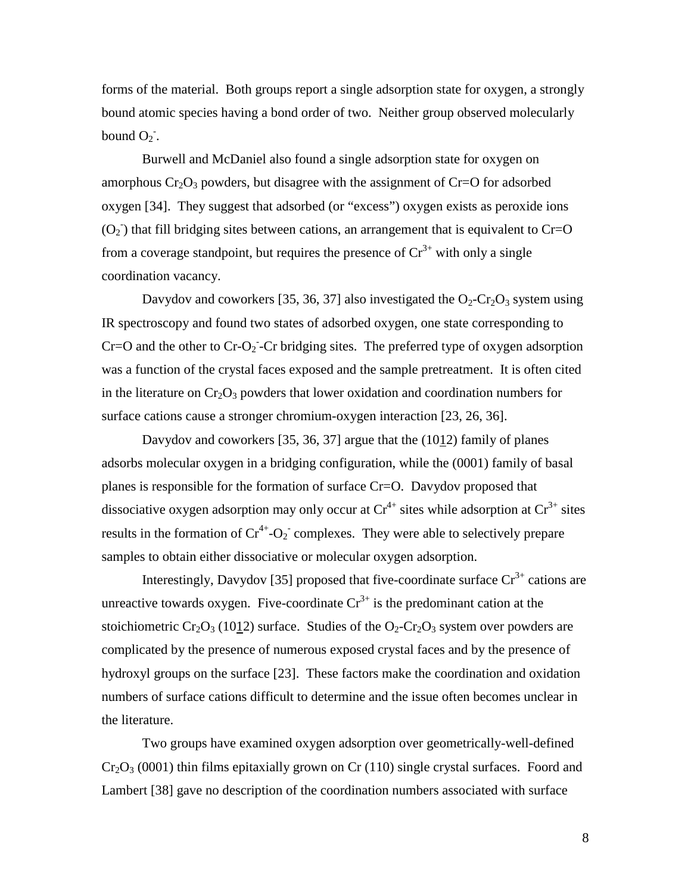forms of the material. Both groups report a single adsorption state for oxygen, a strongly bound atomic species having a bond order of two. Neither group observed molecularly bound $O_2^-$.

Burwell and McDaniel also found a single adsorption state for oxygen on amorphous $Cr_2O_3$ powders, but disagree with the assignment of Cr=O for adsorbed oxygen [34]. They suggest that adsorbed (or "excess") oxygen exists as peroxide ions ($O_2^-$) that fill bridging sites between cations, an arrangement that is equivalent to Cr=O from a coverage standpoint, but requires the presence of $Cr^{3+}$ with only a single coordination vacancy.

Davydov and coworkers [35, 36, 37] also investigated the $O_2$-$Cr_2O_3$ system using IR spectroscopy and found two states of adsorbed oxygen, one state corresponding to Cr=O and the other to Cr-$O_2^-$-Cr bridging sites. The preferred type of oxygen adsorption was a function of the crystal faces exposed and the sample pretreatment. It is often cited in the literature on $Cr_2O_3$ powders that lower oxidation and coordination numbers for surface cations cause a stronger chromium-oxygen interaction [23, 26, 36].

Davydov and coworkers [35, 36, 37] argue that the $(10\underline{1}2)$ family of planes adsorbs molecular oxygen in a bridging configuration, while the (0001) family of basal planes is responsible for the formation of surface Cr=O. Davydov proposed that dissociative oxygen adsorption may only occur at $Cr^{4+}$ sites while adsorption at $Cr^{3+}$ sites results in the formation of $Cr^{4+}$-$O_2^-$ complexes. They were able to selectively prepare samples to obtain either dissociative or molecular oxygen adsorption.

Interestingly, Davydov [35] proposed that five-coordinate surface $Cr^{3+}$ cations are unreactive towards oxygen. Five-coordinate $Cr^{3+}$ is the predominant cation at the stoichiometric $Cr_2O_3$ $(10\underline{1}2)$ surface. Studies of the $O_2$-$Cr_2O_3$ system over powders are complicated by the presence of numerous exposed crystal faces and by the presence of hydroxyl groups on the surface [23]. These factors make the coordination and oxidation numbers of surface cations difficult to determine and the issue often becomes unclear in the literature.

Two groups have examined oxygen adsorption over geometrically-well-defined $Cr_2O_3$ (0001) thin films epitaxially grown on Cr (110) single crystal surfaces. Foord and Lambert [38] gave no description of the coordination numbers associated with surface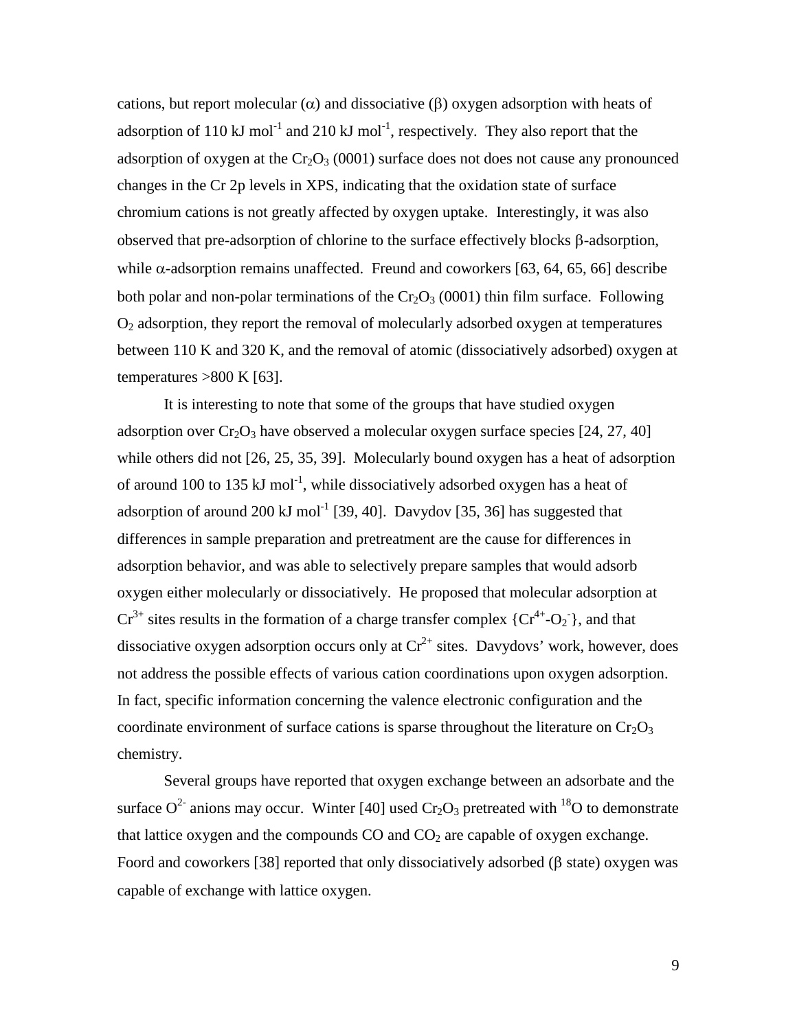cations, but report molecular (α) and dissociative (β) oxygen adsorption with heats of adsorption of 110 kJ mol$^{-1}$ and 210 kJ mol$^{-1}$, respectively. They also report that the adsorption of oxygen at the $Cr_2O_3$ (0001) surface does not does not cause any pronounced changes in the Cr 2p levels in XPS, indicating that the oxidation state of surface chromium cations is not greatly affected by oxygen uptake. Interestingly, it was also observed that pre-adsorption of chlorine to the surface effectively blocks β-adsorption, while α-adsorption remains unaffected. Freund and coworkers [63, 64, 65, 66] describe both polar and non-polar terminations of the $Cr_2O_3$ (0001) thin film surface. Following $O_2$ adsorption, they report the removal of molecularly adsorbed oxygen at temperatures between 110 K and 320 K, and the removal of atomic (dissociatively adsorbed) oxygen at temperatures >800 K [63].

It is interesting to note that some of the groups that have studied oxygen adsorption over $Cr_2O_3$ have observed a molecular oxygen surface species [24, 27, 40] while others did not [26, 25, 35, 39]. Molecularly bound oxygen has a heat of adsorption of around 100 to 135 kJ mol$^{-1}$, while dissociatively adsorbed oxygen has a heat of adsorption of around 200 kJ mol$^{-1}$ [39, 40]. Davydov [35, 36] has suggested that differences in sample preparation and pretreatment are the cause for differences in adsorption behavior, and was able to selectively prepare samples that would adsorb oxygen either molecularly or dissociatively. He proposed that molecular adsorption at $Cr^{3+}$ sites results in the formation of a charge transfer complex $\{Cr^{4+}\text{-}O_2^-\}$, and that dissociative oxygen adsorption occurs only at $Cr^{2+}$ sites. Davydovs' work, however, does not address the possible effects of various cation coordinations upon oxygen adsorption. In fact, specific information concerning the valence electronic configuration and the coordinate environment of surface cations is sparse throughout the literature on $Cr_2O_3$ chemistry.

Several groups have reported that oxygen exchange between an adsorbate and the surface $O^{2-}$ anions may occur. Winter [40] used $Cr_2O_3$ pretreated with $^{18}O$ to demonstrate that lattice oxygen and the compounds CO and $CO_2$ are capable of oxygen exchange. Foord and coworkers [38] reported that only dissociatively adsorbed (β state) oxygen was capable of exchange with lattice oxygen.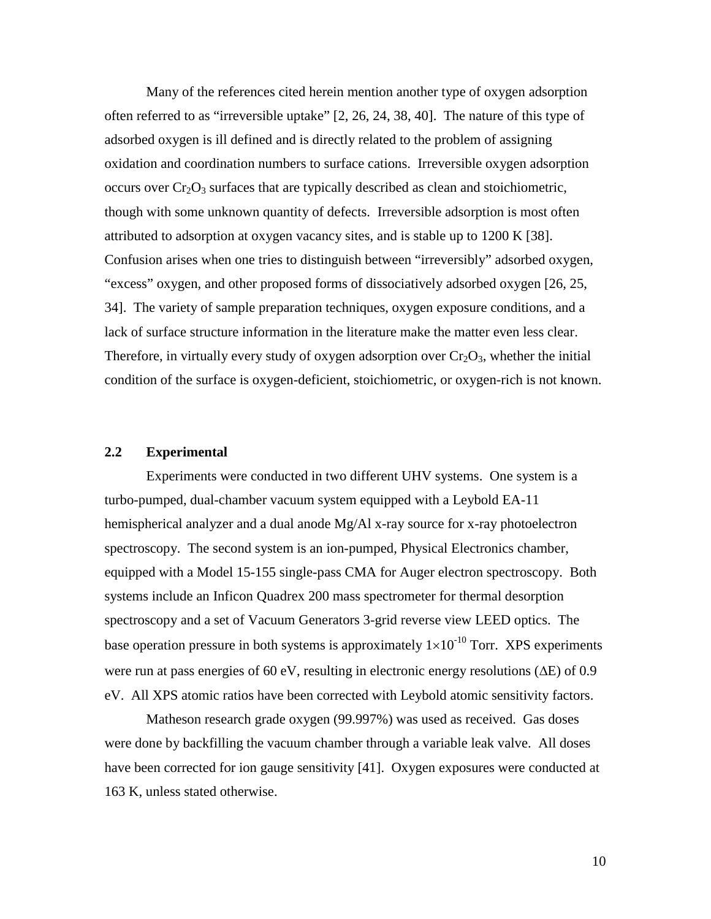Many of the references cited herein mention another type of oxygen adsorption often referred to as "irreversible uptake" [2, 26, 24, 38, 40]. The nature of this type of adsorbed oxygen is ill defined and is directly related to the problem of assigning oxidation and coordination numbers to surface cations. Irreversible oxygen adsorption occurs over $Cr_2O_3$ surfaces that are typically described as clean and stoichiometric, though with some unknown quantity of defects. Irreversible adsorption is most often attributed to adsorption at oxygen vacancy sites, and is stable up to 1200 K [38]. Confusion arises when one tries to distinguish between "irreversibly" adsorbed oxygen, "excess" oxygen, and other proposed forms of dissociatively adsorbed oxygen [26, 25, 34]. The variety of sample preparation techniques, oxygen exposure conditions, and a lack of surface structure information in the literature make the matter even less clear. Therefore, in virtually every study of oxygen adsorption over $Cr_2O_3$, whether the initial condition of the surface is oxygen-deficient, stoichiometric, or oxygen-rich is not known.

## 2.2 Experimental

Experiments were conducted in two different UHV systems. One system is a turbo-pumped, dual-chamber vacuum system equipped with a Leybold EA-11 hemispherical analyzer and a dual anode Mg/Al x-ray source for x-ray photoelectron spectroscopy. The second system is an ion-pumped, Physical Electronics chamber, equipped with a Model 15-155 single-pass CMA for Auger electron spectroscopy. Both systems include an Inficon Quadrex 200 mass spectrometer for thermal desorption spectroscopy and a set of Vacuum Generators 3-grid reverse view LEED optics. The base operation pressure in both systems is approximately $1\times10^{-10}$ Torr. XPS experiments were run at pass energies of 60 eV, resulting in electronic energy resolutions ($\Delta E$) of 0.9 eV. All XPS atomic ratios have been corrected with Leybold atomic sensitivity factors.

Matheson research grade oxygen (99.997%) was used as received. Gas doses were done by backfilling the vacuum chamber through a variable leak valve. All doses have been corrected for ion gauge sensitivity [41]. Oxygen exposures were conducted at 163 K, unless stated otherwise.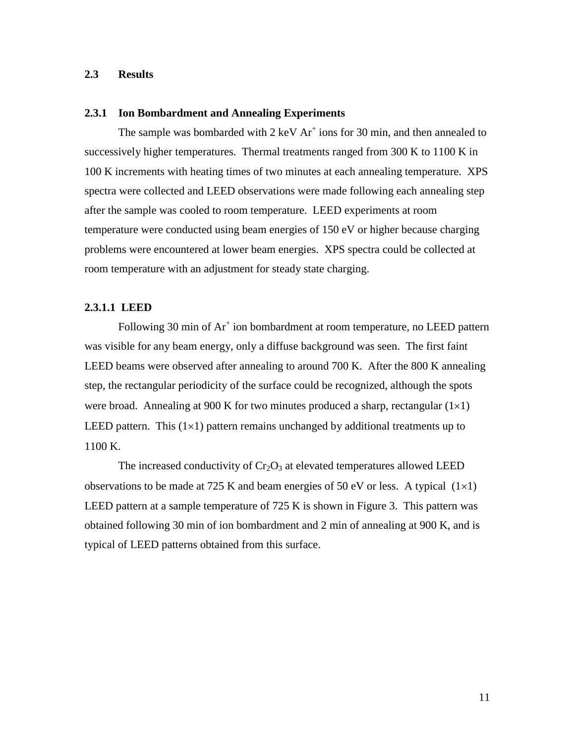## 2.3 Results

### 2.3.1 Ion Bombardment and Annealing Experiments

The sample was bombarded with 2 keV $Ar^+$ ions for 30 min, and then annealed to successively higher temperatures. Thermal treatments ranged from 300 K to 1100 K in 100 K increments with heating times of two minutes at each annealing temperature. XPS spectra were collected and LEED observations were made following each annealing step after the sample was cooled to room temperature. LEED experiments at room temperature were conducted using beam energies of 150 eV or higher because charging problems were encountered at lower beam energies. XPS spectra could be collected at room temperature with an adjustment for steady state charging.

#### 2.3.1.1 LEED

Following 30 min of $Ar^+$ ion bombardment at room temperature, no LEED pattern was visible for any beam energy, only a diffuse background was seen. The first faint LEED beams were observed after annealing to around 700 K. After the 800 K annealing step, the rectangular periodicity of the surface could be recognized, although the spots were broad. Annealing at 900 K for two minutes produced a sharp, rectangular $(1\times1)$ LEED pattern. This $(1\times1)$ pattern remains unchanged by additional treatments up to 1100 K.

The increased conductivity of $Cr_2O_3$ at elevated temperatures allowed LEED observations to be made at 725 K and beam energies of 50 eV or less. A typical $(1\times1)$ LEED pattern at a sample temperature of 725 K is shown in Figure 3. This pattern was obtained following 30 min of ion bombardment and 2 min of annealing at 900 K, and is typical of LEED patterns obtained from this surface.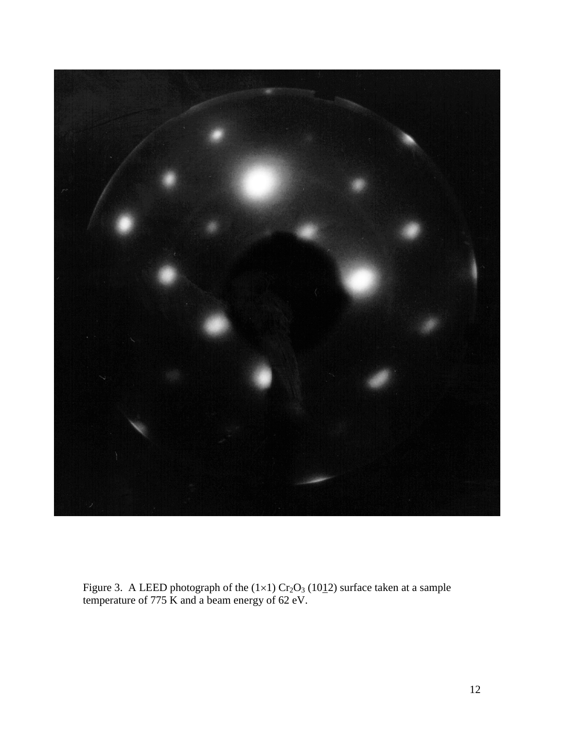Figure 3. A LEED photograph of the (1×1) $Cr_2O_3$ (10$\underline{1}$2) surface taken at a sample temperature of 775 K and a beam energy of 62 eV.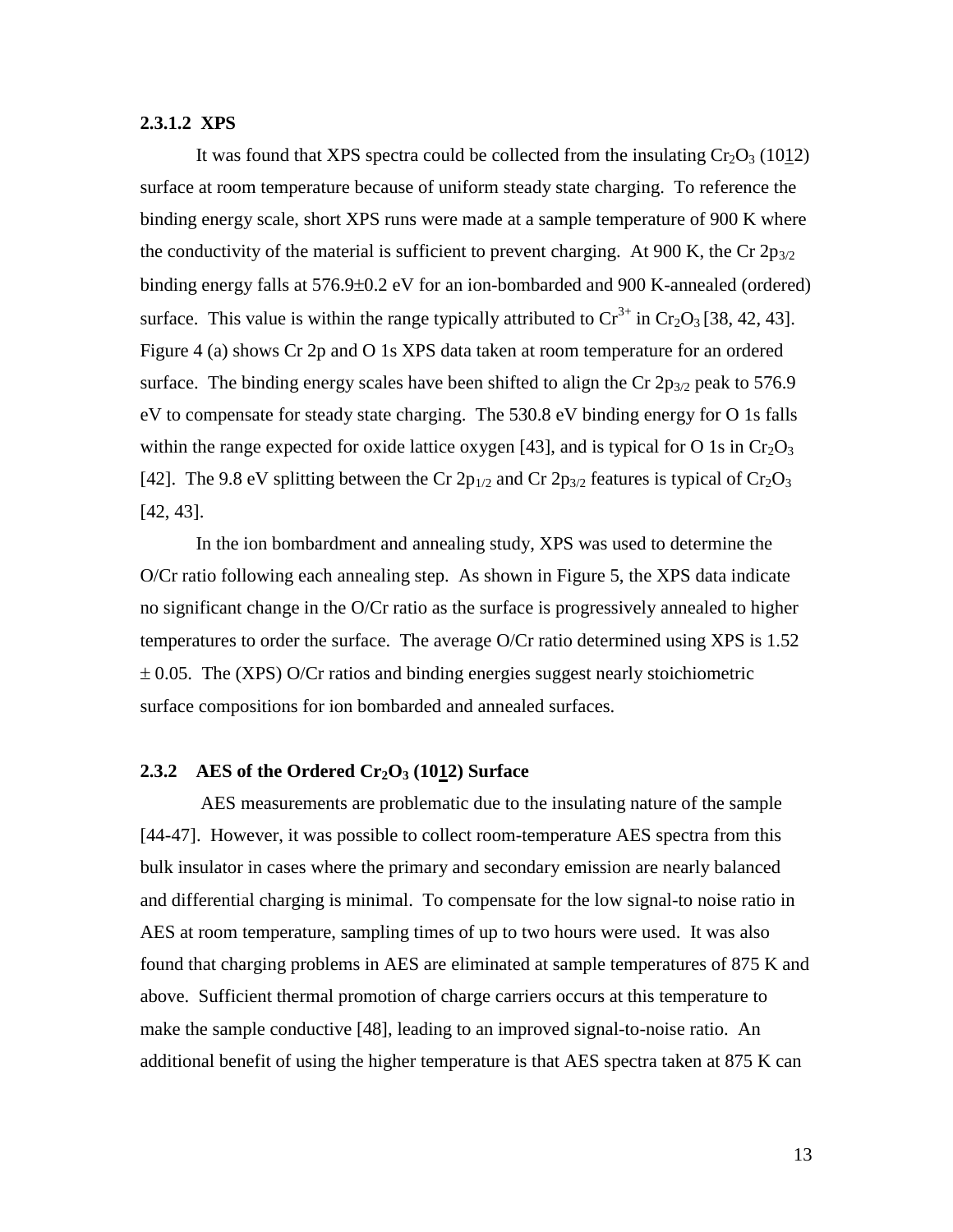#### 2.3.1.2 XPS

It was found that XPS spectra could be collected from the insulating $Cr_2O_3$ (10$\underline{1}$2) surface at room temperature because of uniform steady state charging. To reference the binding energy scale, short XPS runs were made at a sample temperature of 900 K where the conductivity of the material is sufficient to prevent charging. At 900 K, the Cr $2p_{3/2}$ binding energy falls at 576.9±0.2 eV for an ion-bombarded and 900 K-annealed (ordered) surface. This value is within the range typically attributed to $Cr^{3+}$ in $Cr_2O_3$ [38, 42, 43]. Figure 4 (a) shows Cr 2p and O 1s XPS data taken at room temperature for an ordered surface. The binding energy scales have been shifted to align the Cr $2p_{3/2}$ peak to 576.9 eV to compensate for steady state charging. The 530.8 eV binding energy for O 1s falls within the range expected for oxide lattice oxygen [43], and is typical for O 1s in $Cr_2O_3$ [42]. The 9.8 eV splitting between the Cr $2p_{1/2}$ and Cr $2p_{3/2}$ features is typical of $Cr_2O_3$ [42, 43].

In the ion bombardment and annealing study, XPS was used to determine the O/Cr ratio following each annealing step. As shown in Figure 5, the XPS data indicate no significant change in the O/Cr ratio as the surface is progressively annealed to higher temperatures to order the surface. The average O/Cr ratio determined using XPS is 1.52 ± 0.05. The (XPS) O/Cr ratios and binding energies suggest nearly stoichiometric surface compositions for ion bombarded and annealed surfaces.

### 2.3.2 AES of the Ordered $Cr_2O_3$ (10$\underline{1}$2) Surface

AES measurements are problematic due to the insulating nature of the sample [44-47]. However, it was possible to collect room-temperature AES spectra from this bulk insulator in cases where the primary and secondary emission are nearly balanced and differential charging is minimal. To compensate for the low signal-to noise ratio in AES at room temperature, sampling times of up to two hours were used. It was also found that charging problems in AES are eliminated at sample temperatures of 875 K and above. Sufficient thermal promotion of charge carriers occurs at this temperature to make the sample conductive [48], leading to an improved signal-to-noise ratio. An additional benefit of using the higher temperature is that AES spectra taken at 875 K can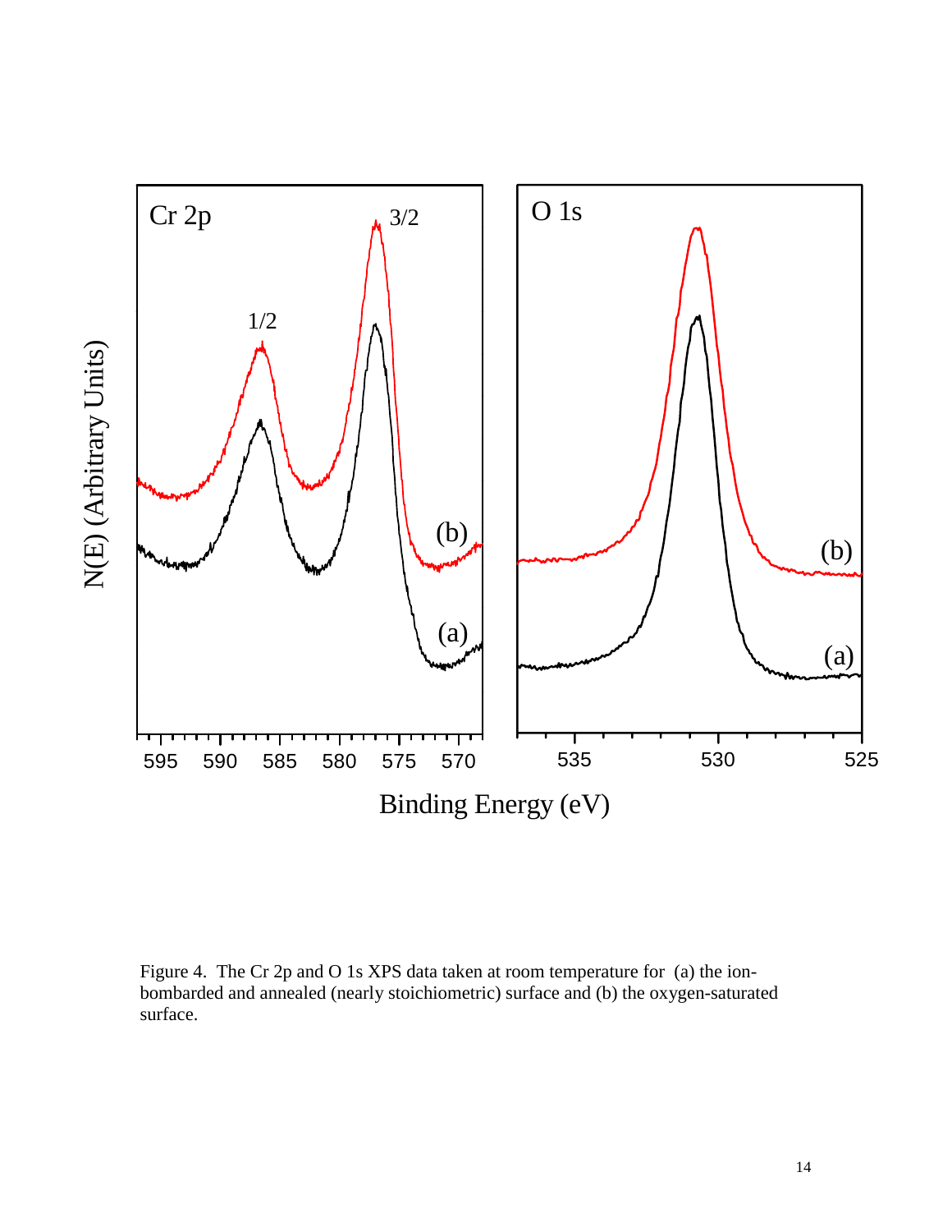Figure 4. The Cr 2p and O 1s XPS data taken at room temperature for (a) the ion-bombarded and annealed (nearly stoichiometric) surface and (b) the oxygen-saturated surface.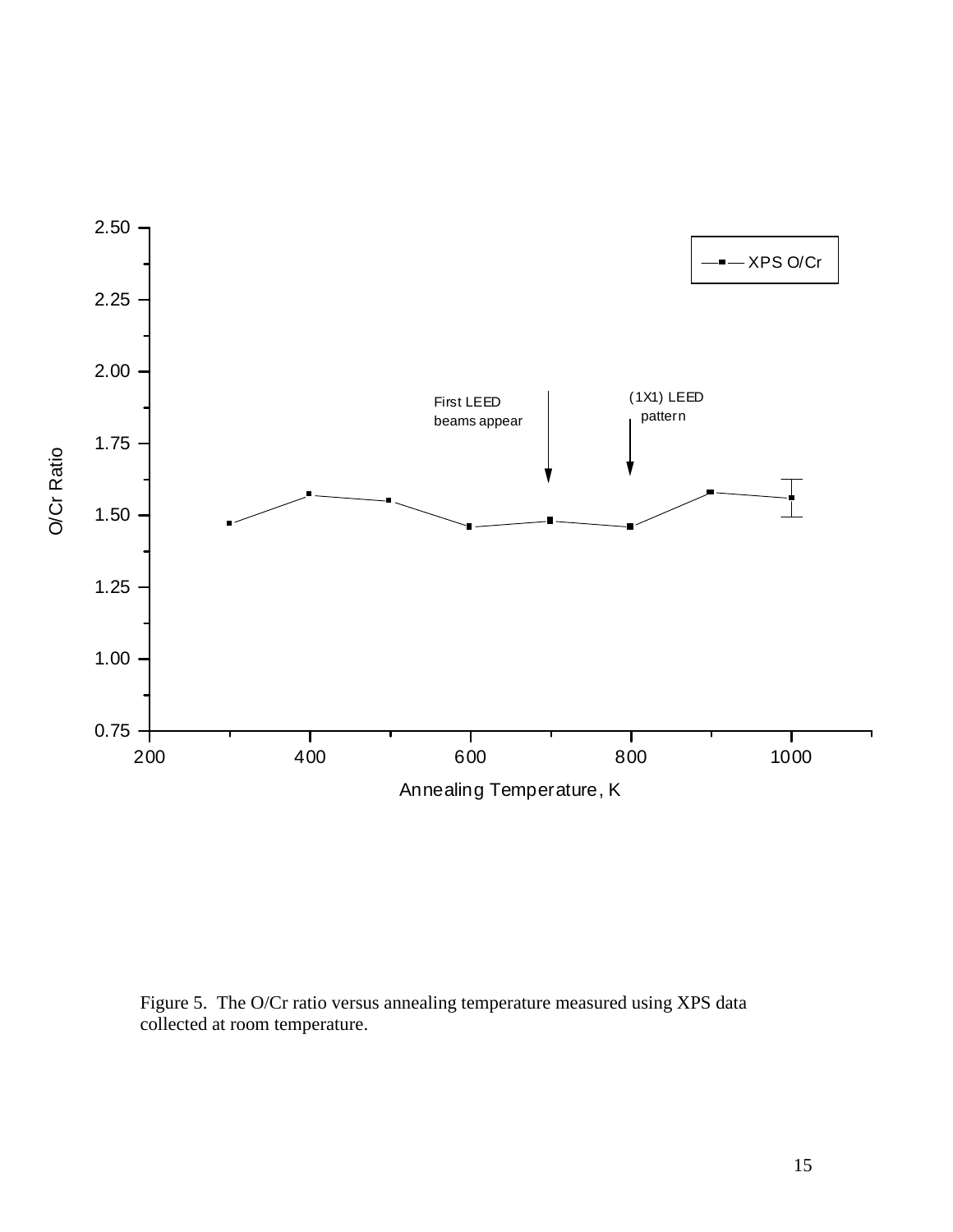Figure 5. The O/Cr ratio versus annealing temperature measured using XPS data collected at room temperature.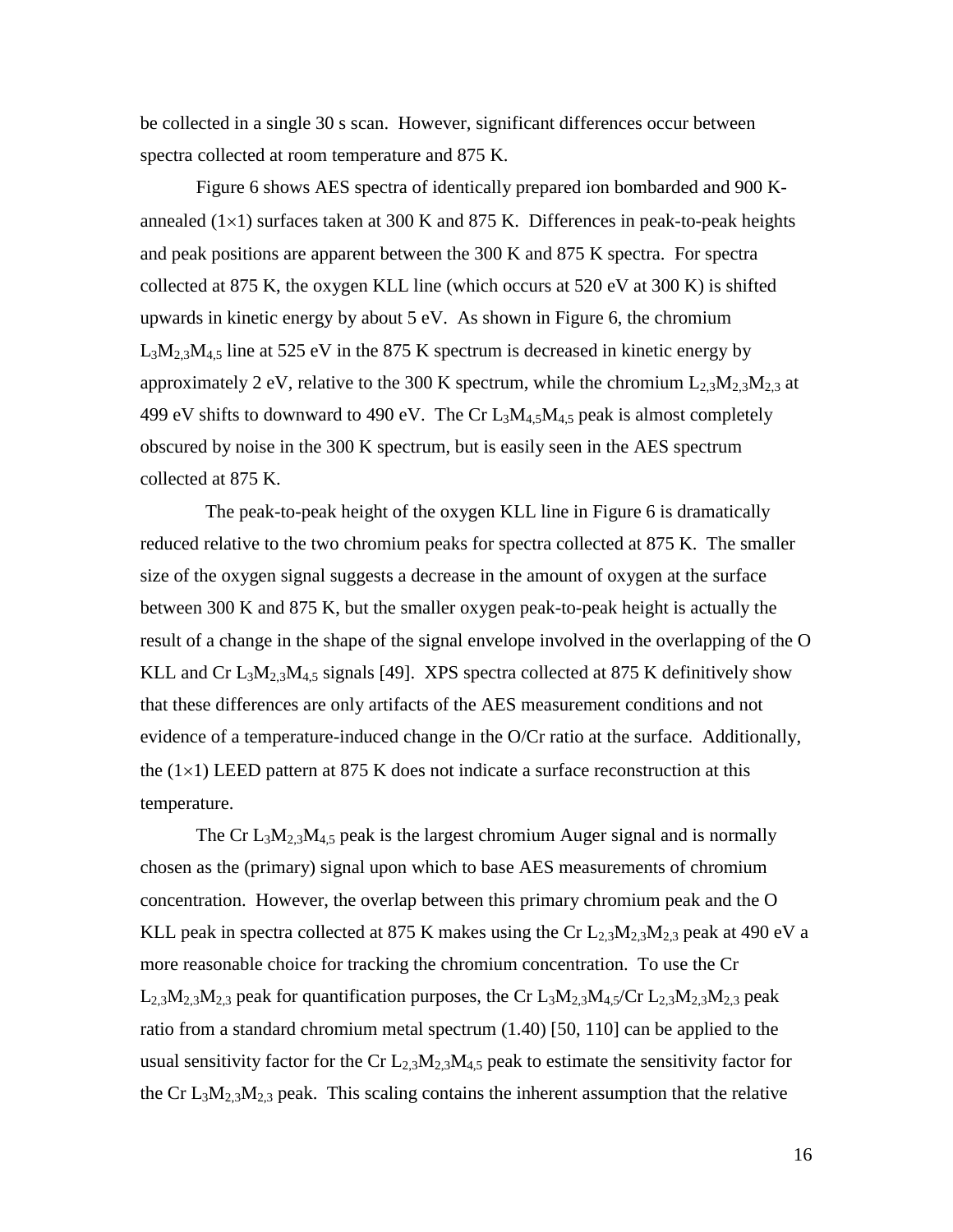be collected in a single 30 s scan. However, significant differences occur between spectra collected at room temperature and 875 K.

Figure 6 shows AES spectra of identically prepared ion bombarded and 900 K-annealed (1×1) surfaces taken at 300 K and 875 K. Differences in peak-to-peak heights and peak positions are apparent between the 300 K and 875 K spectra. For spectra collected at 875 K, the oxygen KLL line (which occurs at 520 eV at 300 K) is shifted upwards in kinetic energy by about 5 eV. As shown in Figure 6, the chromium $L_3M_{2,3}M_{4,5}$ line at 525 eV in the 875 K spectrum is decreased in kinetic energy by approximately 2 eV, relative to the 300 K spectrum, while the chromium $L_{2,3}M_{2,3}M_{2,3}$ at 499 eV shifts to downward to 490 eV. The Cr $L_3M_{4,5}M_{4,5}$ peak is almost completely obscured by noise in the 300 K spectrum, but is easily seen in the AES spectrum collected at 875 K.

The peak-to-peak height of the oxygen KLL line in Figure 6 is dramatically reduced relative to the two chromium peaks for spectra collected at 875 K. The smaller size of the oxygen signal suggests a decrease in the amount of oxygen at the surface between 300 K and 875 K, but the smaller oxygen peak-to-peak height is actually the result of a change in the shape of the signal envelope involved in the overlapping of the O KLL and Cr $L_3M_{2,3}M_{4,5}$ signals [49]. XPS spectra collected at 875 K definitively show that these differences are only artifacts of the AES measurement conditions and not evidence of a temperature-induced change in the O/Cr ratio at the surface. Additionally, the (1×1) LEED pattern at 875 K does not indicate a surface reconstruction at this temperature.

The Cr $L_3M_{2,3}M_{4,5}$ peak is the largest chromium Auger signal and is normally chosen as the (primary) signal upon which to base AES measurements of chromium concentration. However, the overlap between this primary chromium peak and the O KLL peak in spectra collected at 875 K makes using the Cr $L_{2,3}M_{2,3}M_{2,3}$ peak at 490 eV a more reasonable choice for tracking the chromium concentration. To use the Cr $L_{2,3}M_{2,3}M_{2,3}$ peak for quantification purposes, the Cr $L_3M_{2,3}M_{4,5}$/Cr $L_{2,3}M_{2,3}M_{2,3}$ peak ratio from a standard chromium metal spectrum (1.40) [50, 110] can be applied to the usual sensitivity factor for the Cr $L_{2,3}M_{2,3}M_{4,5}$ peak to estimate the sensitivity factor for the Cr $L_3M_{2,3}M_{2,3}$ peak. This scaling contains the inherent assumption that the relative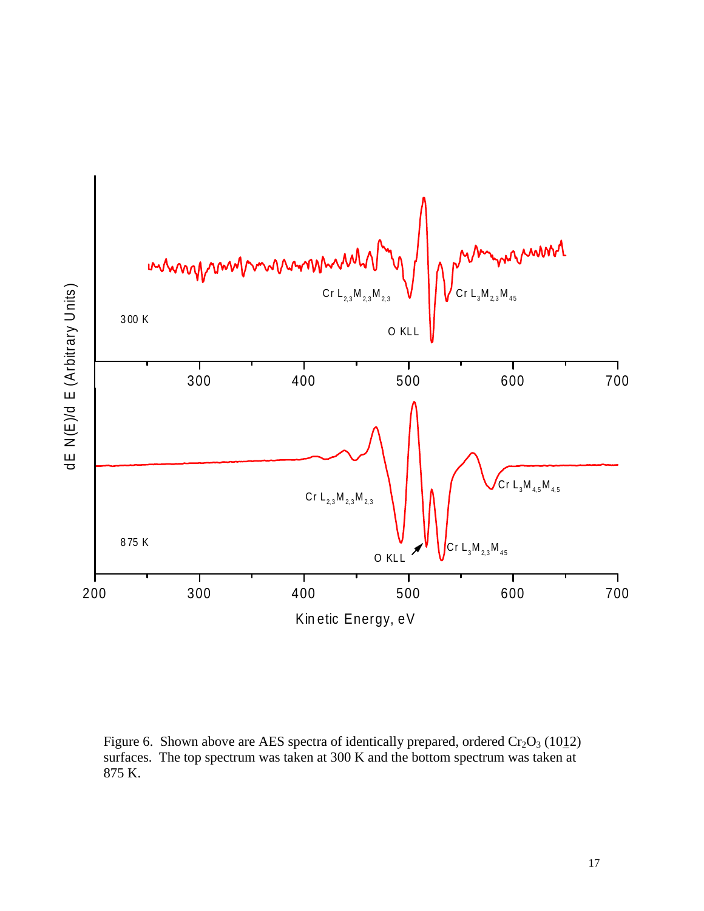Figure 6. Shown above are AES spectra of identically prepared, ordered $Cr_2O_3$ (10<u>1</u>2) surfaces. The top spectrum was taken at 300 K and the bottom spectrum was taken at 875 K.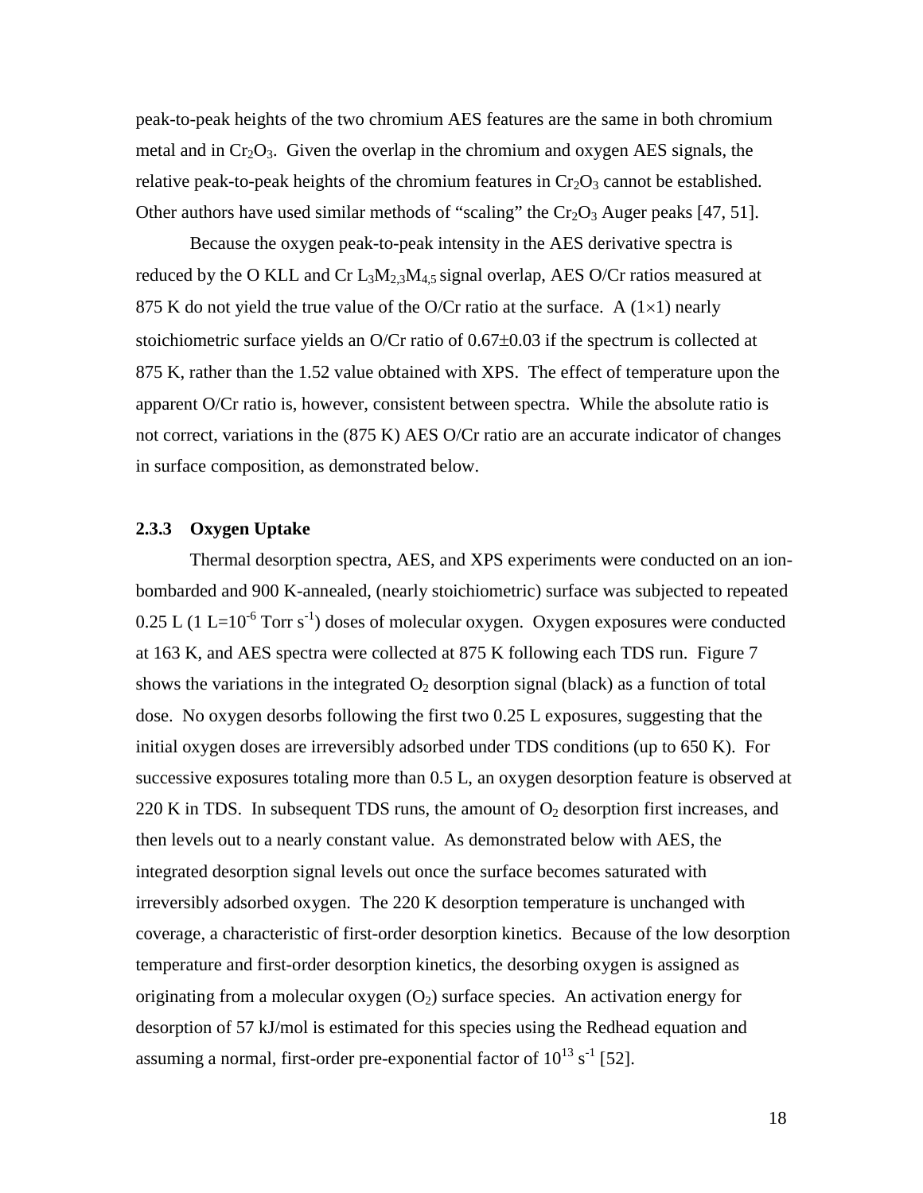peak-to-peak heights of the two chromium AES features are the same in both chromium metal and in $Cr_2O_3$. Given the overlap in the chromium and oxygen AES signals, the relative peak-to-peak heights of the chromium features in $Cr_2O_3$ cannot be established. Other authors have used similar methods of "scaling" the $Cr_2O_3$ Auger peaks [47, 51].

Because the oxygen peak-to-peak intensity in the AES derivative spectra is reduced by the O KLL and Cr $L_3M_{2,3}M_{4,5}$ signal overlap, AES O/Cr ratios measured at 875 K do not yield the true value of the O/Cr ratio at the surface. A $(1\times1)$ nearly stoichiometric surface yields an O/Cr ratio of $0.67\pm0.03$ if the spectrum is collected at 875 K, rather than the 1.52 value obtained with XPS. The effect of temperature upon the apparent O/Cr ratio is, however, consistent between spectra. While the absolute ratio is not correct, variations in the (875 K) AES O/Cr ratio are an accurate indicator of changes in surface composition, as demonstrated below.

### 2.3.3 Oxygen Uptake

Thermal desorption spectra, AES, and XPS experiments were conducted on an ion-bombarded and 900 K-annealed, (nearly stoichiometric) surface was subjected to repeated 0.25 L (1 L=$10^{-6}$ Torr $s^{-1}$) doses of molecular oxygen. Oxygen exposures were conducted at 163 K, and AES spectra were collected at 875 K following each TDS run. Figure 7 shows the variations in the integrated $O_2$ desorption signal (black) as a function of total dose. No oxygen desorbs following the first two 0.25 L exposures, suggesting that the initial oxygen doses are irreversibly adsorbed under TDS conditions (up to 650 K). For successive exposures totaling more than 0.5 L, an oxygen desorption feature is observed at 220 K in TDS. In subsequent TDS runs, the amount of $O_2$ desorption first increases, and then levels out to a nearly constant value. As demonstrated below with AES, the integrated desorption signal levels out once the surface becomes saturated with irreversibly adsorbed oxygen. The 220 K desorption temperature is unchanged with coverage, a characteristic of first-order desorption kinetics. Because of the low desorption temperature and first-order desorption kinetics, the desorbing oxygen is assigned as originating from a molecular oxygen ($O_2$) surface species. An activation energy for desorption of 57 kJ/mol is estimated for this species using the Redhead equation and assuming a normal, first-order pre-exponential factor of $10^{13}$ $s^{-1}$ [52].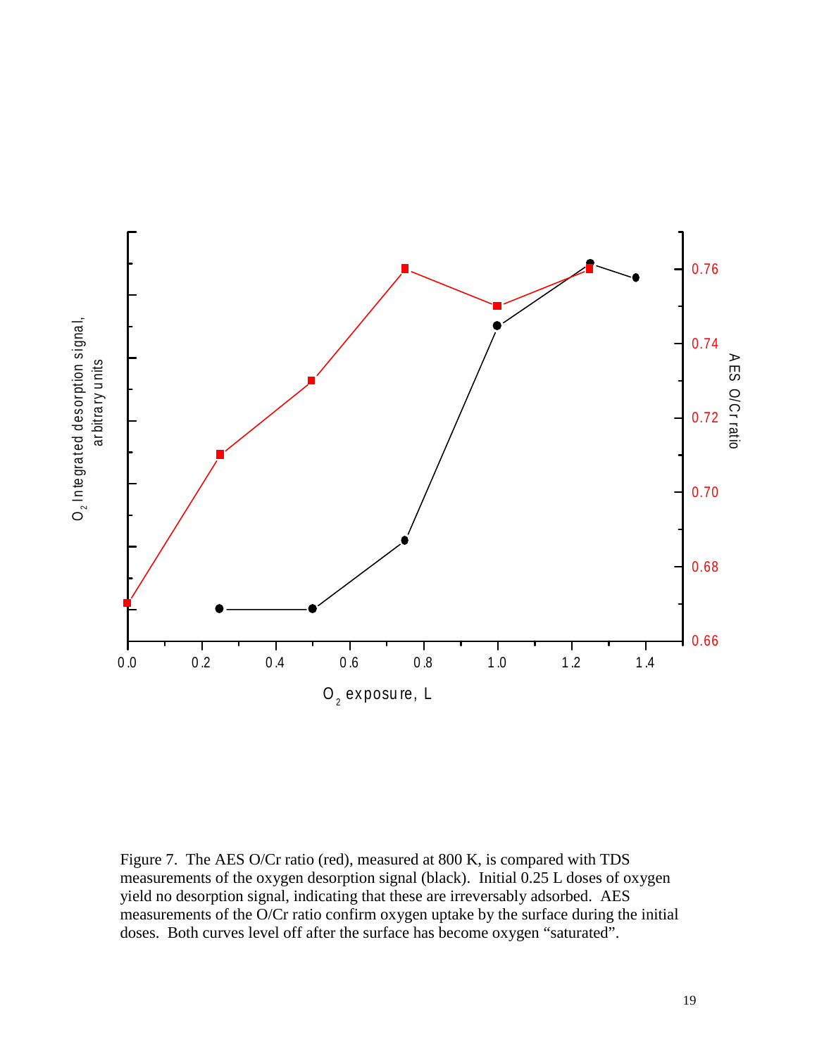Figure 7. The AES O/Cr ratio (red), measured at 800 K, is compared with TDS measurements of the oxygen desorption signal (black). Initial 0.25 L doses of oxygen yield no desorption signal, indicating that these are irreversably adsorbed. AES measurements of the O/Cr ratio confirm oxygen uptake by the surface during the initial doses. Both curves level off after the surface has become oxygen "saturated".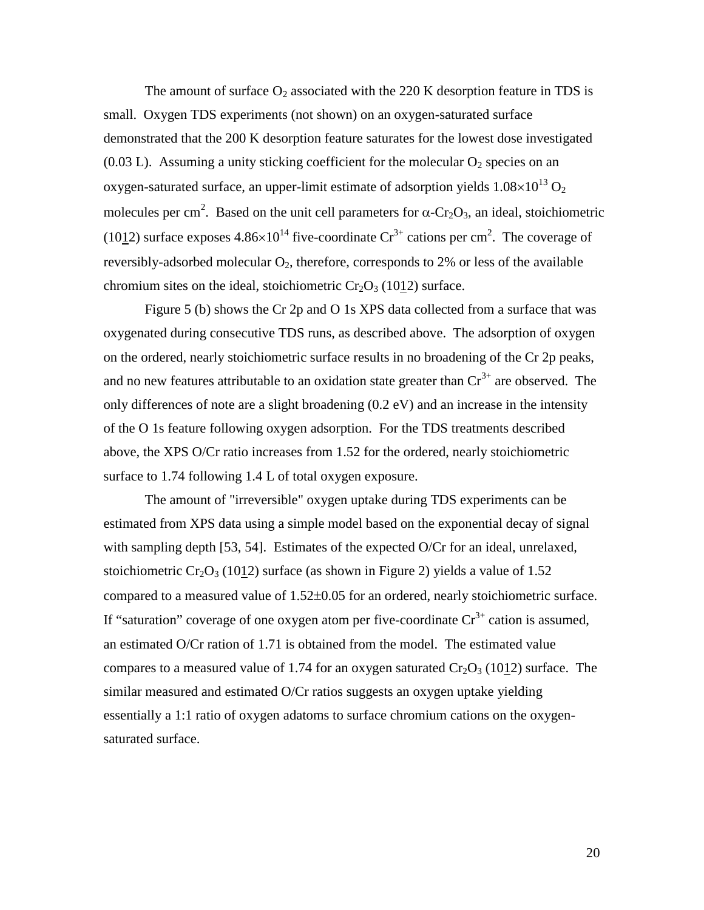The amount of surface $O_2$ associated with the 220 K desorption feature in TDS is small. Oxygen TDS experiments (not shown) on an oxygen-saturated surface demonstrated that the 200 K desorption feature saturates for the lowest dose investigated (0.03 L). Assuming a unity sticking coefficient for the molecular $O_2$ species on an oxygen-saturated surface, an upper-limit estimate of adsorption yields $1.08\times10^{13}$ $O_2$ molecules per $cm^2$. Based on the unit cell parameters for $\alpha$-$Cr_2O_3$, an ideal, stoichiometric $(10\underline{1}2)$ surface exposes $4.86\times10^{14}$ five-coordinate $Cr^{3+}$ cations per $cm^2$. The coverage of reversibly-adsorbed molecular $O_2$, therefore, corresponds to 2% or less of the available chromium sites on the ideal, stoichiometric $Cr_2O_3$ $(10\underline{1}2)$ surface.

Figure 5 (b) shows the Cr 2p and O 1s XPS data collected from a surface that was oxygenated during consecutive TDS runs, as described above. The adsorption of oxygen on the ordered, nearly stoichiometric surface results in no broadening of the Cr 2p peaks, and no new features attributable to an oxidation state greater than $Cr^{3+}$ are observed. The only differences of note are a slight broadening (0.2 eV) and an increase in the intensity of the O 1s feature following oxygen adsorption. For the TDS treatments described above, the XPS O/Cr ratio increases from 1.52 for the ordered, nearly stoichiometric surface to 1.74 following 1.4 L of total oxygen exposure.

The amount of "irreversible" oxygen uptake during TDS experiments can be estimated from XPS data using a simple model based on the exponential decay of signal with sampling depth [53, 54]. Estimates of the expected O/Cr for an ideal, unrelaxed, stoichiometric $Cr_2O_3$ $(10\underline{1}2)$ surface (as shown in Figure 2) yields a value of 1.52 compared to a measured value of $1.52\pm0.05$ for an ordered, nearly stoichiometric surface. If "saturation" coverage of one oxygen atom per five-coordinate $Cr^{3+}$ cation is assumed, an estimated O/Cr ration of 1.71 is obtained from the model. The estimated value compares to a measured value of 1.74 for an oxygen saturated $Cr_2O_3$ $(10\underline{1}2)$ surface. The similar measured and estimated O/Cr ratios suggests an oxygen uptake yielding essentially a 1:1 ratio of oxygen adatoms to surface chromium cations on the oxygen-saturated surface.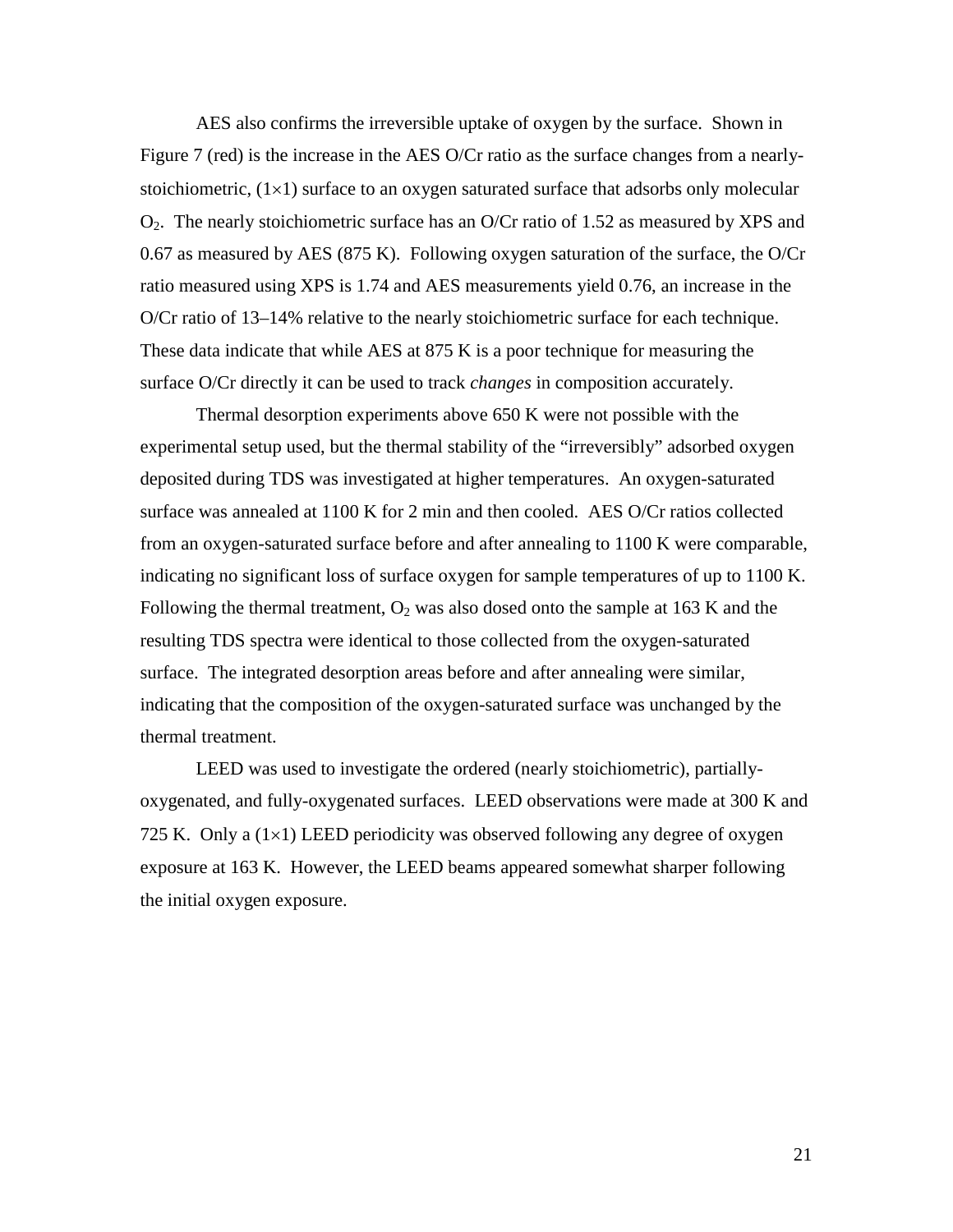AES also confirms the irreversible uptake of oxygen by the surface. Shown in Figure 7 (red) is the increase in the AES O/Cr ratio as the surface changes from a nearly-stoichiometric, (1×1) surface to an oxygen saturated surface that adsorbs only molecular $O_2$. The nearly stoichiometric surface has an O/Cr ratio of 1.52 as measured by XPS and 0.67 as measured by AES (875 K). Following oxygen saturation of the surface, the O/Cr ratio measured using XPS is 1.74 and AES measurements yield 0.76, an increase in the O/Cr ratio of 13–14% relative to the nearly stoichiometric surface for each technique. These data indicate that while AES at 875 K is a poor technique for measuring the surface O/Cr directly it can be used to track *changes* in composition accurately.

Thermal desorption experiments above 650 K were not possible with the experimental setup used, but the thermal stability of the "irreversibly" adsorbed oxygen deposited during TDS was investigated at higher temperatures. An oxygen-saturated surface was annealed at 1100 K for 2 min and then cooled. AES O/Cr ratios collected from an oxygen-saturated surface before and after annealing to 1100 K were comparable, indicating no significant loss of surface oxygen for sample temperatures of up to 1100 K. Following the thermal treatment, $O_2$ was also dosed onto the sample at 163 K and the resulting TDS spectra were identical to those collected from the oxygen-saturated surface. The integrated desorption areas before and after annealing were similar, indicating that the composition of the oxygen-saturated surface was unchanged by the thermal treatment.

LEED was used to investigate the ordered (nearly stoichiometric), partially-oxygenated, and fully-oxygenated surfaces. LEED observations were made at 300 K and 725 K. Only a (1×1) LEED periodicity was observed following any degree of oxygen exposure at 163 K. However, the LEED beams appeared somewhat sharper following the initial oxygen exposure.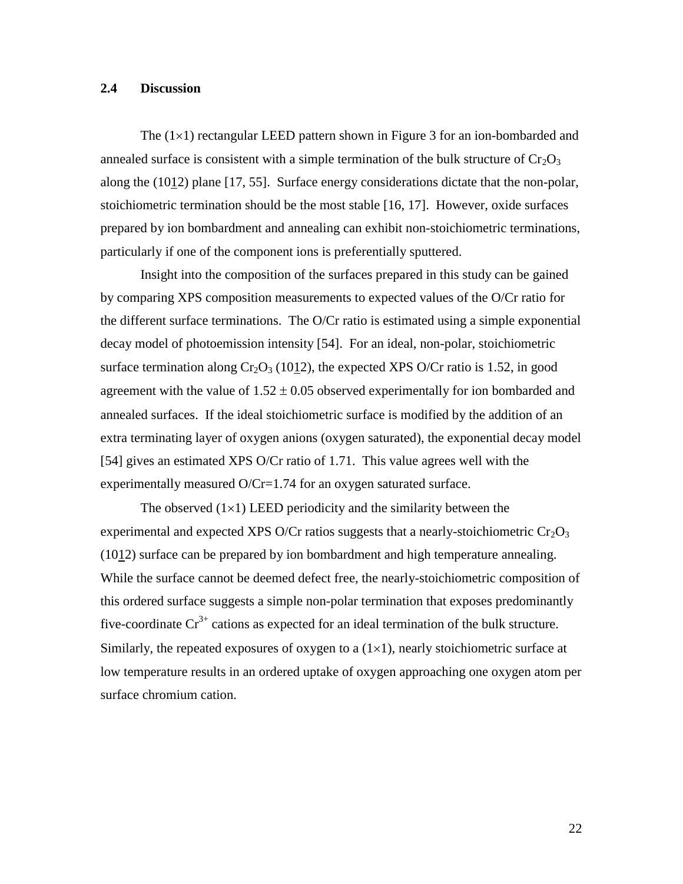## 2.4 Discussion

The (1×1) rectangular LEED pattern shown in Figure 3 for an ion-bombarded and annealed surface is consistent with a simple termination of the bulk structure of $Cr_2O_3$ along the $(10\bar{1}2)$ plane [17, 55]. Surface energy considerations dictate that the non-polar, stoichiometric termination should be the most stable [16, 17]. However, oxide surfaces prepared by ion bombardment and annealing can exhibit non-stoichiometric terminations, particularly if one of the component ions is preferentially sputtered.

Insight into the composition of the surfaces prepared in this study can be gained by comparing XPS composition measurements to expected values of the O/Cr ratio for the different surface terminations. The O/Cr ratio is estimated using a simple exponential decay model of photoemission intensity [54]. For an ideal, non-polar, stoichiometric surface termination along $Cr_2O_3$ $(10\bar{1}2)$, the expected XPS O/Cr ratio is 1.52, in good agreement with the value of $1.52 \pm 0.05$ observed experimentally for ion bombarded and annealed surfaces. If the ideal stoichiometric surface is modified by the addition of an extra terminating layer of oxygen anions (oxygen saturated), the exponential decay model [54] gives an estimated XPS O/Cr ratio of 1.71. This value agrees well with the experimentally measured O/Cr=1.74 for an oxygen saturated surface.

The observed (1×1) LEED periodicity and the similarity between the experimental and expected XPS O/Cr ratios suggests that a nearly-stoichiometric $Cr_2O_3$ $(10\bar{1}2)$ surface can be prepared by ion bombardment and high temperature annealing. While the surface cannot be deemed defect free, the nearly-stoichiometric composition of this ordered surface suggests a simple non-polar termination that exposes predominantly five-coordinate $Cr^{3+}$ cations as expected for an ideal termination of the bulk structure. Similarly, the repeated exposures of oxygen to a (1×1), nearly stoichiometric surface at low temperature results in an ordered uptake of oxygen approaching one oxygen atom per surface chromium cation.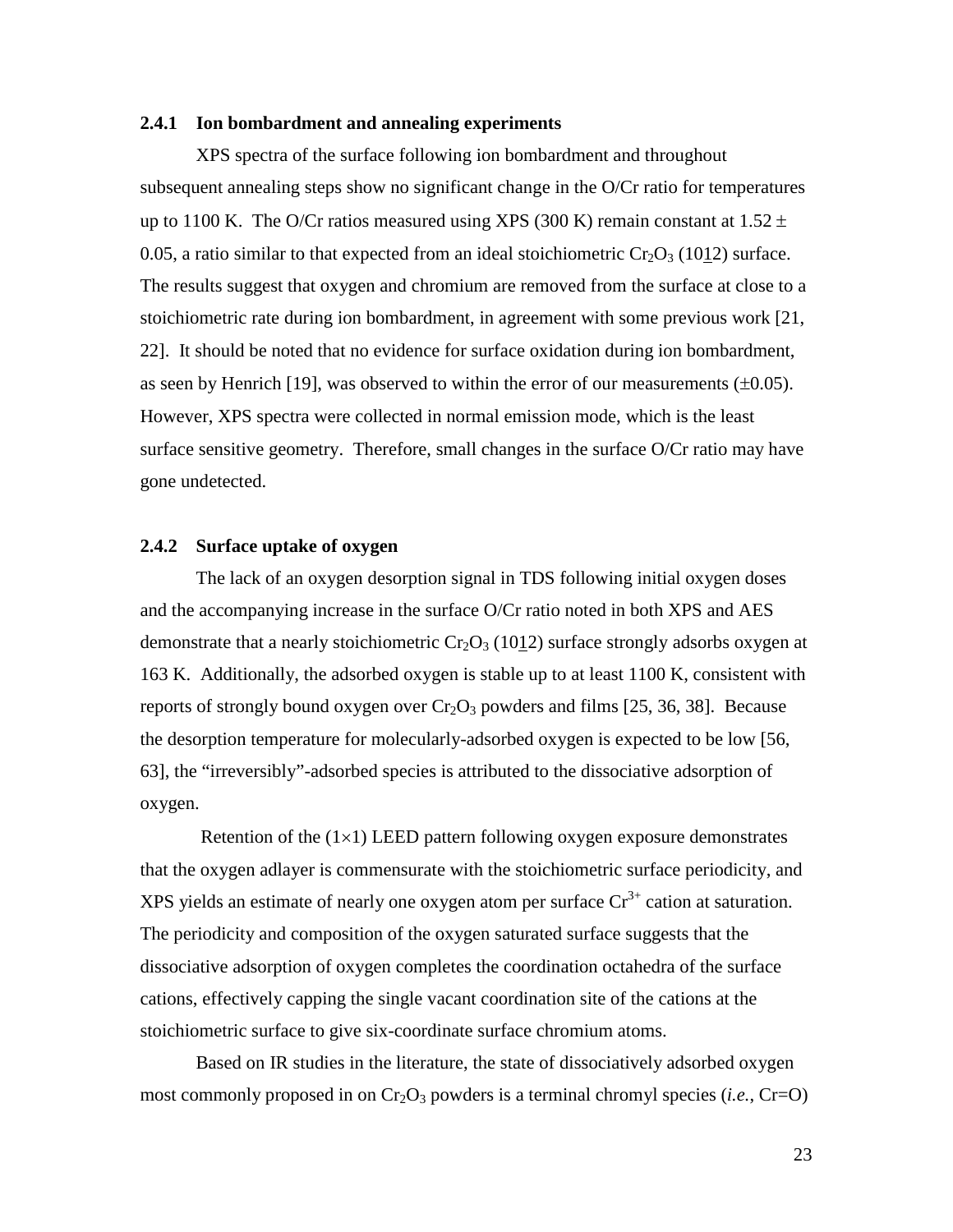### 2.4.1 Ion bombardment and annealing experiments

XPS spectra of the surface following ion bombardment and throughout subsequent annealing steps show no significant change in the O/Cr ratio for temperatures up to 1100 K. The O/Cr ratios measured using XPS (300 K) remain constant at 1.52 ± 0.05, a ratio similar to that expected from an ideal stoichiometric $Cr_2O_3$ (10$\underline{1}$2) surface. The results suggest that oxygen and chromium are removed from the surface at close to a stoichiometric rate during ion bombardment, in agreement with some previous work [21, 22]. It should be noted that no evidence for surface oxidation during ion bombardment, as seen by Henrich [19], was observed to within the error of our measurements (±0.05). However, XPS spectra were collected in normal emission mode, which is the least surface sensitive geometry. Therefore, small changes in the surface O/Cr ratio may have gone undetected.

### 2.4.2 Surface uptake of oxygen

The lack of an oxygen desorption signal in TDS following initial oxygen doses and the accompanying increase in the surface O/Cr ratio noted in both XPS and AES demonstrate that a nearly stoichiometric $Cr_2O_3$ (10$\underline{1}$2) surface strongly adsorbs oxygen at 163 K. Additionally, the adsorbed oxygen is stable up to at least 1100 K, consistent with reports of strongly bound oxygen over $Cr_2O_3$ powders and films [25, 36, 38]. Because the desorption temperature for molecularly-adsorbed oxygen is expected to be low [56, 63], the "irreversibly"-adsorbed species is attributed to the dissociative adsorption of oxygen.

Retention of the (1×1) LEED pattern following oxygen exposure demonstrates that the oxygen adlayer is commensurate with the stoichiometric surface periodicity, and XPS yields an estimate of nearly one oxygen atom per surface $Cr^{3+}$ cation at saturation. The periodicity and composition of the oxygen saturated surface suggests that the dissociative adsorption of oxygen completes the coordination octahedra of the surface cations, effectively capping the single vacant coordination site of the cations at the stoichiometric surface to give six-coordinate surface chromium atoms.

Based on IR studies in the literature, the state of dissociatively adsorbed oxygen most commonly proposed in on $Cr_2O_3$ powders is a terminal chromyl species (*i.e.*, Cr=O)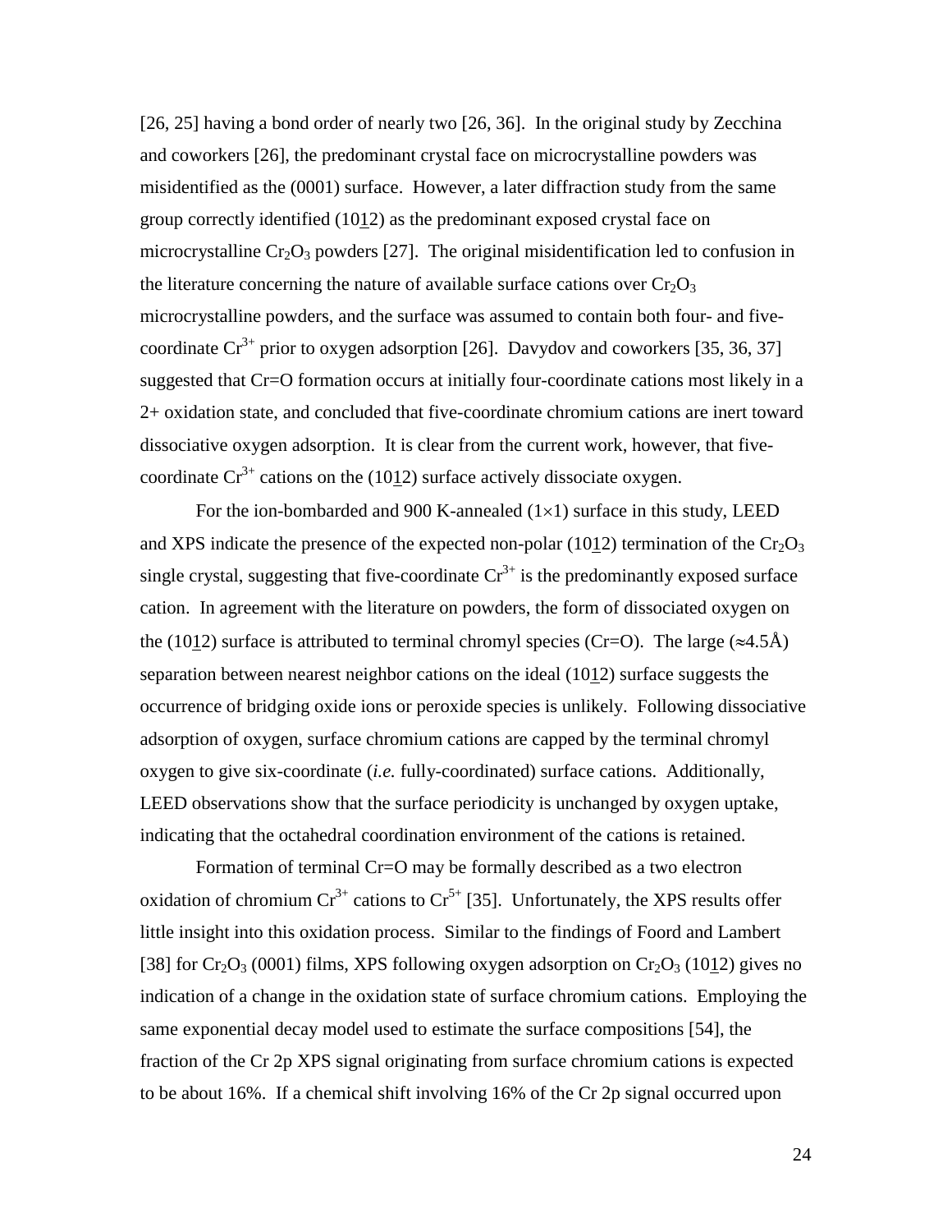[26, 25] having a bond order of nearly two [26, 36]. In the original study by Zecchina and coworkers [26], the predominant crystal face on microcrystalline powders was misidentified as the (0001) surface. However, a later diffraction study from the same group correctly identified ($10\underline{1}2$) as the predominant exposed crystal face on microcrystalline $Cr_2O_3$ powders [27]. The original misidentification led to confusion in the literature concerning the nature of available surface cations over $Cr_2O_3$ microcrystalline powders, and the surface was assumed to contain both four- and five-coordinate $Cr^{3+}$ prior to oxygen adsorption [26]. Davydov and coworkers [35, 36, 37] suggested that Cr=O formation occurs at initially four-coordinate cations most likely in a 2+ oxidation state, and concluded that five-coordinate chromium cations are inert toward dissociative oxygen adsorption. It is clear from the current work, however, that five-coordinate $Cr^{3+}$ cations on the ($10\underline{1}2$) surface actively dissociate oxygen.

For the ion-bombarded and 900 K-annealed (1×1) surface in this study, LEED and XPS indicate the presence of the expected non-polar ($10\underline{1}2$) termination of the $Cr_2O_3$ single crystal, suggesting that five-coordinate $Cr^{3+}$ is the predominantly exposed surface cation. In agreement with the literature on powders, the form of dissociated oxygen on the ($10\underline{1}2$) surface is attributed to terminal chromyl species (Cr=O). The large (≈4.5Å) separation between nearest neighbor cations on the ideal ($10\underline{1}2$) surface suggests the occurrence of bridging oxide ions or peroxide species is unlikely. Following dissociative adsorption of oxygen, surface chromium cations are capped by the terminal chromyl oxygen to give six-coordinate (*i.e.* fully-coordinated) surface cations. Additionally, LEED observations show that the surface periodicity is unchanged by oxygen uptake, indicating that the octahedral coordination environment of the cations is retained.

Formation of terminal Cr=O may be formally described as a two electron oxidation of chromium $Cr^{3+}$ cations to $Cr^{5+}$ [35]. Unfortunately, the XPS results offer little insight into this oxidation process. Similar to the findings of Foord and Lambert [38] for $Cr_2O_3$ (0001) films, XPS following oxygen adsorption on $Cr_2O_3$ ($10\underline{1}2$) gives no indication of a change in the oxidation state of surface chromium cations. Employing the same exponential decay model used to estimate the surface compositions [54], the fraction of the Cr 2p XPS signal originating from surface chromium cations is expected to be about 16%. If a chemical shift involving 16% of the Cr 2p signal occurred upon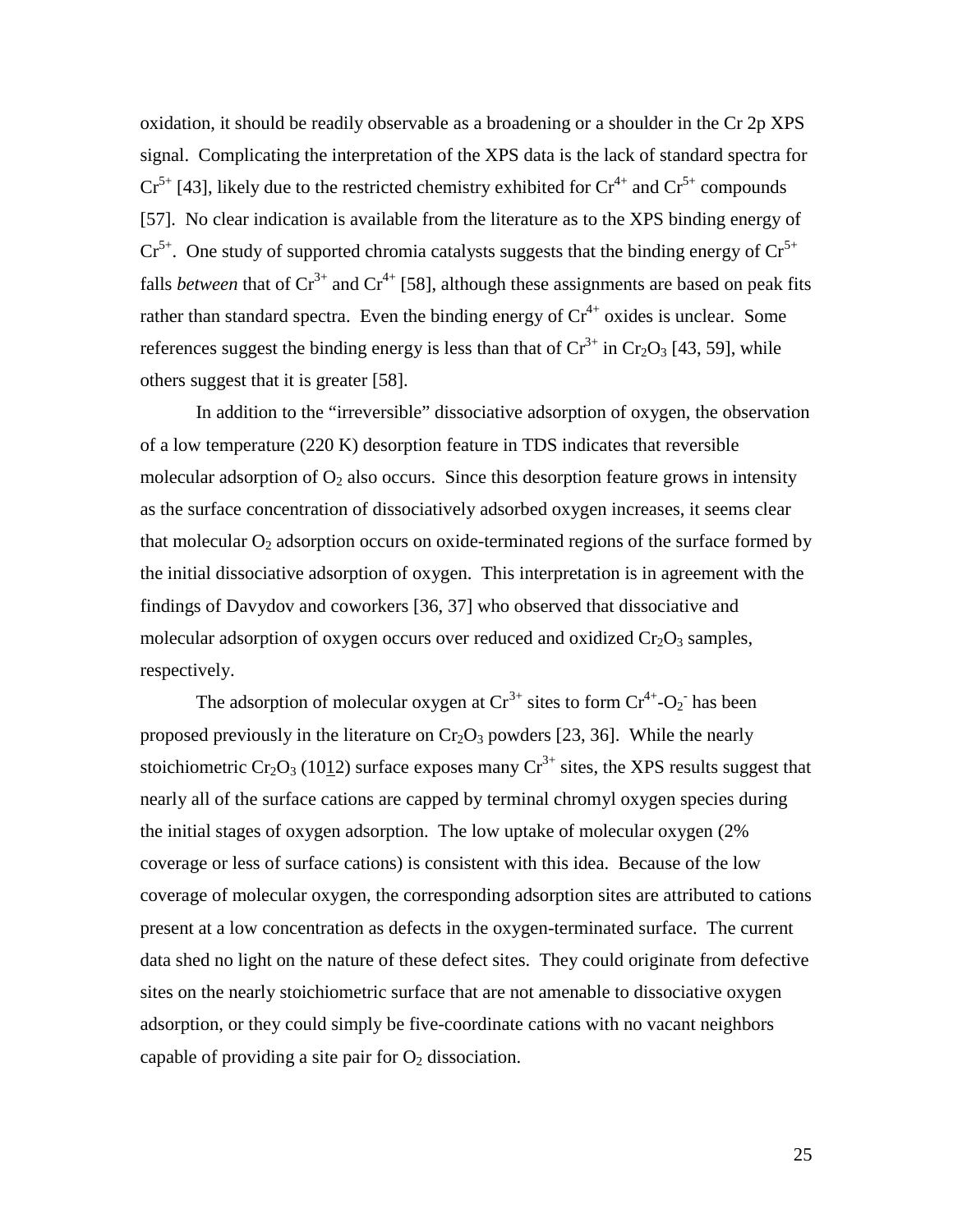oxidation, it should be readily observable as a broadening or a shoulder in the Cr 2p XPS signal. Complicating the interpretation of the XPS data is the lack of standard spectra for $Cr^{5+}$ [43], likely due to the restricted chemistry exhibited for $Cr^{4+}$ and $Cr^{5+}$ compounds [57]. No clear indication is available from the literature as to the XPS binding energy of $Cr^{5+}$. One study of supported chromia catalysts suggests that the binding energy of $Cr^{5+}$ falls *between* that of $Cr^{3+}$ and $Cr^{4+}$ [58], although these assignments are based on peak fits rather than standard spectra. Even the binding energy of $Cr^{4+}$ oxides is unclear. Some references suggest the binding energy is less than that of $Cr^{3+}$ in $Cr_2O_3$ [43, 59], while others suggest that it is greater [58].

In addition to the "irreversible" dissociative adsorption of oxygen, the observation of a low temperature (220 K) desorption feature in TDS indicates that reversible molecular adsorption of $O_2$ also occurs. Since this desorption feature grows in intensity as the surface concentration of dissociatively adsorbed oxygen increases, it seems clear that molecular $O_2$ adsorption occurs on oxide-terminated regions of the surface formed by the initial dissociative adsorption of oxygen. This interpretation is in agreement with the findings of Davydov and coworkers [36, 37] who observed that dissociative and molecular adsorption of oxygen occurs over reduced and oxidized $Cr_2O_3$ samples, respectively.

The adsorption of molecular oxygen at $Cr^{3+}$ sites to form $Cr^{4+}$-$O_2^-$ has been proposed previously in the literature on $Cr_2O_3$ powders [23, 36]. While the nearly stoichiometric $Cr_2O_3$ (10$\underline{1}$2) surface exposes many $Cr^{3+}$ sites, the XPS results suggest that nearly all of the surface cations are capped by terminal chromyl oxygen species during the initial stages of oxygen adsorption. The low uptake of molecular oxygen (2% coverage or less of surface cations) is consistent with this idea. Because of the low coverage of molecular oxygen, the corresponding adsorption sites are attributed to cations present at a low concentration as defects in the oxygen-terminated surface. The current data shed no light on the nature of these defect sites. They could originate from defective sites on the nearly stoichiometric surface that are not amenable to dissociative oxygen adsorption, or they could simply be five-coordinate cations with no vacant neighbors capable of providing a site pair for $O_2$ dissociation.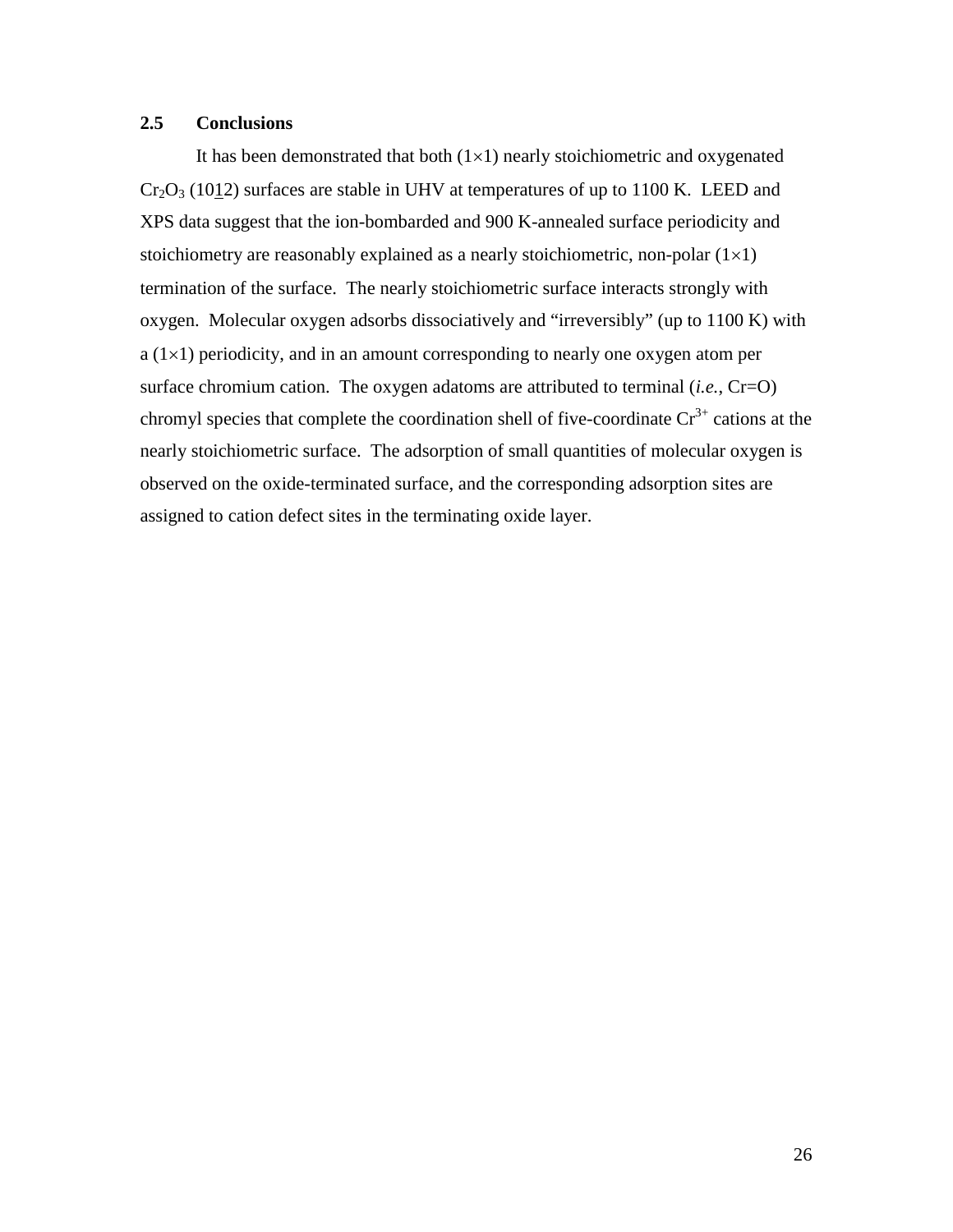## 2.5 Conclusions

It has been demonstrated that both (1×1) nearly stoichiometric and oxygenated $Cr_2O_3$ (10$\underline{1}$2) surfaces are stable in UHV at temperatures of up to 1100 K. LEED and XPS data suggest that the ion-bombarded and 900 K-annealed surface periodicity and stoichiometry are reasonably explained as a nearly stoichiometric, non-polar (1×1) termination of the surface. The nearly stoichiometric surface interacts strongly with oxygen. Molecular oxygen adsorbs dissociatively and "irreversibly" (up to 1100 K) with a (1×1) periodicity, and in an amount corresponding to nearly one oxygen atom per surface chromium cation. The oxygen adatoms are attributed to terminal (*i.e.*, Cr=O) chromyl species that complete the coordination shell of five-coordinate $Cr^{3+}$ cations at the nearly stoichiometric surface. The adsorption of small quantities of molecular oxygen is observed on the oxide-terminated surface, and the corresponding adsorption sites are assigned to cation defect sites in the terminating oxide layer.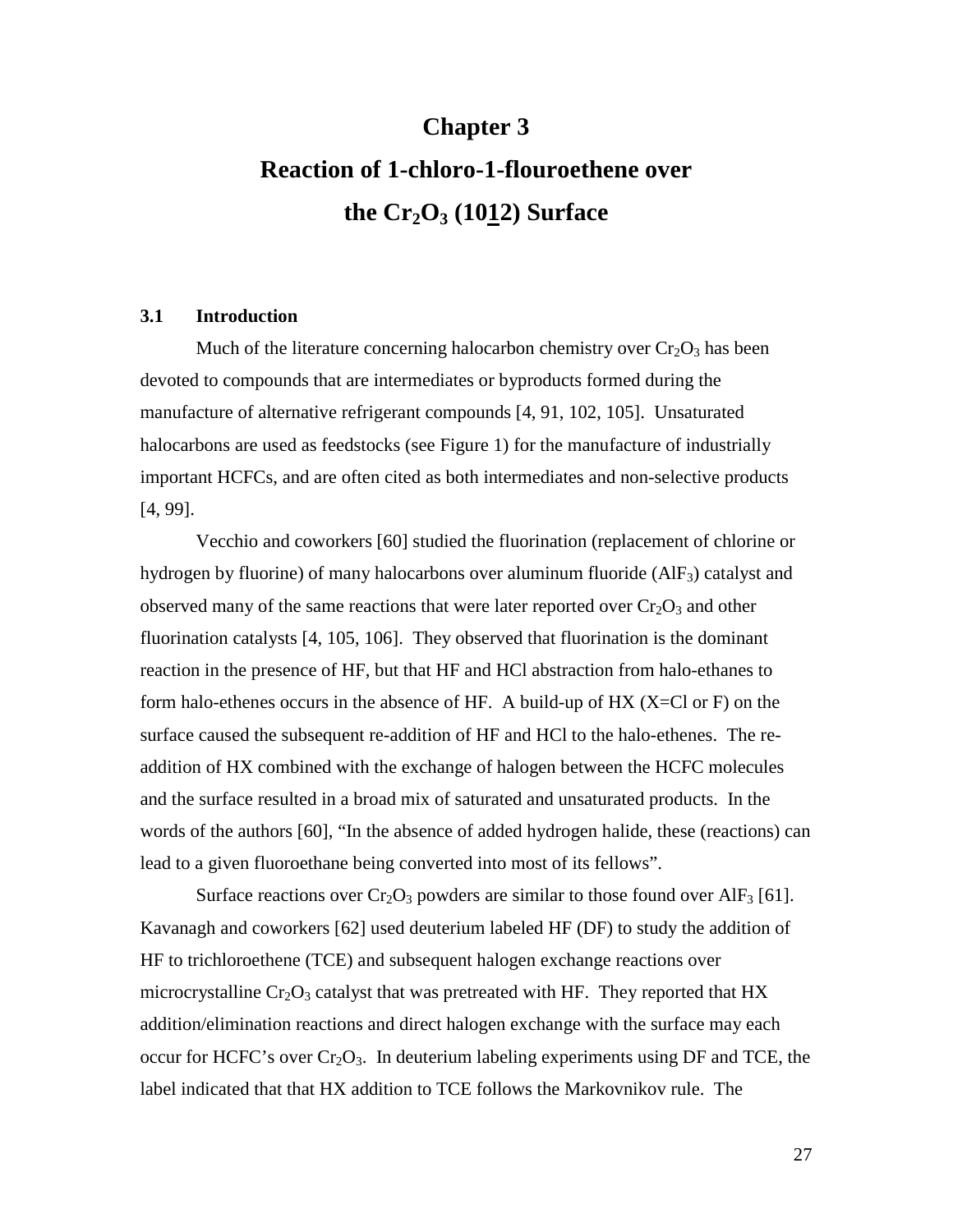# Chapter 3

# Reaction of 1-chloro-1-flouroethene over the $Cr_2O_3$ (10$\underline{1}$2) Surface

## 3.1 Introduction

Much of the literature concerning halocarbon chemistry over $Cr_2O_3$ has been devoted to compounds that are intermediates or byproducts formed during the manufacture of alternative refrigerant compounds [4, 91, 102, 105]. Unsaturated halocarbons are used as feedstocks (see Figure 1) for the manufacture of industrially important HCFCs, and are often cited as both intermediates and non-selective products [4, 99].

Vecchio and coworkers [60] studied the fluorination (replacement of chlorine or hydrogen by fluorine) of many halocarbons over aluminum fluoride ($AlF_3$) catalyst and observed many of the same reactions that were later reported over $Cr_2O_3$ and other fluorination catalysts [4, 105, 106]. They observed that fluorination is the dominant reaction in the presence of HF, but that HF and HCl abstraction from halo-ethanes to form halo-ethenes occurs in the absence of HF. A build-up of HX (X=Cl or F) on the surface caused the subsequent re-addition of HF and HCl to the halo-ethenes. The re-addition of HX combined with the exchange of halogen between the HCFC molecules and the surface resulted in a broad mix of saturated and unsaturated products. In the words of the authors [60], "In the absence of added hydrogen halide, these (reactions) can lead to a given fluoroethane being converted into most of its fellows".

Surface reactions over $Cr_2O_3$ powders are similar to those found over $AlF_3$ [61]. Kavanagh and coworkers [62] used deuterium labeled HF (DF) to study the addition of HF to trichloroethene (TCE) and subsequent halogen exchange reactions over microcrystalline $Cr_2O_3$ catalyst that was pretreated with HF. They reported that HX addition/elimination reactions and direct halogen exchange with the surface may each occur for HCFC's over $Cr_2O_3$. In deuterium labeling experiments using DF and TCE, the label indicated that that HX addition to TCE follows the Markovnikov rule. The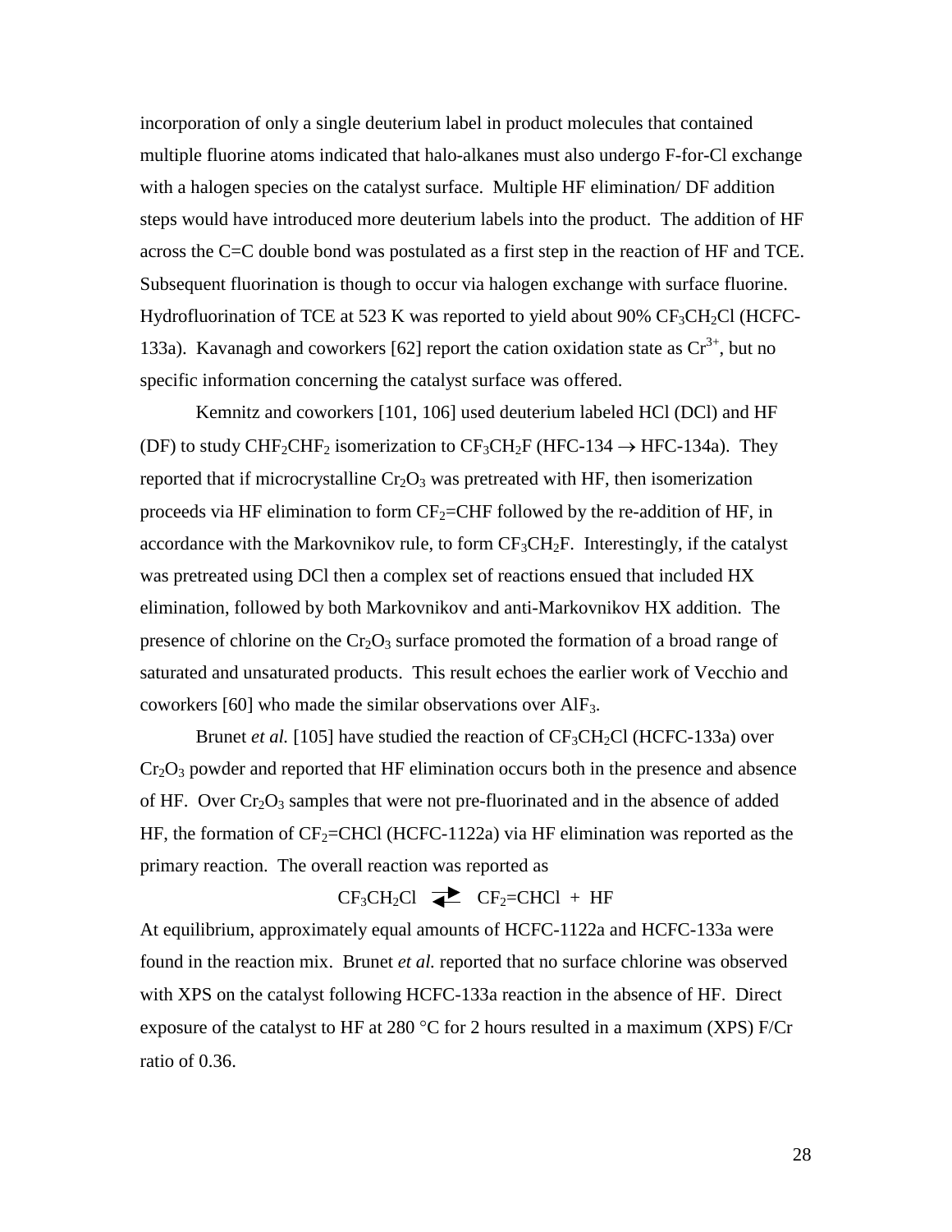incorporation of only a single deuterium label in product molecules that contained multiple fluorine atoms indicated that halo-alkanes must also undergo F-for-Cl exchange with a halogen species on the catalyst surface. Multiple HF elimination/ DF addition steps would have introduced more deuterium labels into the product. The addition of HF across the C=C double bond was postulated as a first step in the reaction of HF and TCE. Subsequent fluorination is though to occur via halogen exchange with surface fluorine. Hydrofluorination of TCE at 523 K was reported to yield about 90% $CF_3CH_2Cl$ (HCFC-133a). Kavanagh and coworkers [62] report the cation oxidation state as $Cr^{3+}$, but no specific information concerning the catalyst surface was offered.

Kemnitz and coworkers [101, 106] used deuterium labeled HCl (DCl) and HF (DF) to study $CHF_2CHF_2$ isomerization to $CF_3CH_2F$ (HFC-134 $\rightarrow$ HFC-134a). They reported that if microcrystalline $Cr_2O_3$ was pretreated with HF, then isomerization proceeds via HF elimination to form $CF_2$=CHF followed by the re-addition of HF, in accordance with the Markovnikov rule, to form $CF_3CH_2F$. Interestingly, if the catalyst was pretreated using DCl then a complex set of reactions ensued that included HX elimination, followed by both Markovnikov and anti-Markovnikov HX addition. The presence of chlorine on the $Cr_2O_3$ surface promoted the formation of a broad range of saturated and unsaturated products. This result echoes the earlier work of Vecchio and coworkers [60] who made the similar observations over $AlF_3$.

Brunet *et al.* [105] have studied the reaction of $CF_3CH_2Cl$ (HCFC-133a) over $Cr_2O_3$ powder and reported that HF elimination occurs both in the presence and absence of HF. Over $Cr_2O_3$ samples that were not pre-fluorinated and in the absence of added HF, the formation of $CF_2$=CHCl (HCFC-1122a) via HF elimination was reported as the primary reaction. The overall reaction was reported as

$$CF_3CH_2Cl \rightleftharpoons CF_2{=}CHCl + HF$$

At equilibrium, approximately equal amounts of HCFC-1122a and HCFC-133a were found in the reaction mix. Brunet *et al.* reported that no surface chlorine was observed with XPS on the catalyst following HCFC-133a reaction in the absence of HF. Direct exposure of the catalyst to HF at 280 °C for 2 hours resulted in a maximum (XPS) F/Cr ratio of 0.36.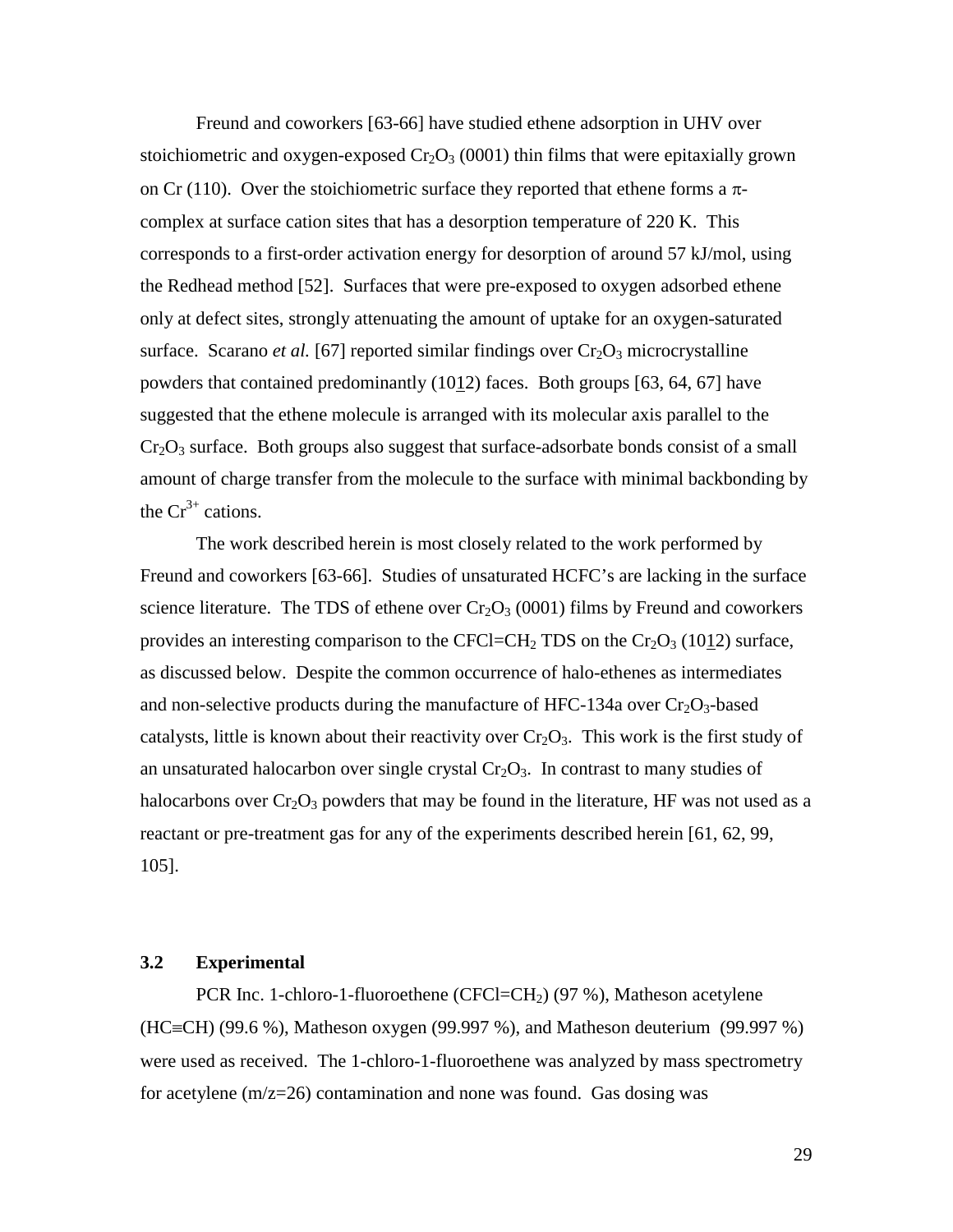Freund and coworkers [63-66] have studied ethene adsorption in UHV over stoichiometric and oxygen-exposed $Cr_2O_3$ (0001) thin films that were epitaxially grown on Cr (110). Over the stoichiometric surface they reported that ethene forms a $\pi$-complex at surface cation sites that has a desorption temperature of 220 K. This corresponds to a first-order activation energy for desorption of around 57 kJ/mol, using the Redhead method [52]. Surfaces that were pre-exposed to oxygen adsorbed ethene only at defect sites, strongly attenuating the amount of uptake for an oxygen-saturated surface. Scarano *et al.* [67] reported similar findings over $Cr_2O_3$ microcrystalline powders that contained predominantly ($10\underline{1}2$) faces. Both groups [63, 64, 67] have suggested that the ethene molecule is arranged with its molecular axis parallel to the $Cr_2O_3$ surface. Both groups also suggest that surface-adsorbate bonds consist of a small amount of charge transfer from the molecule to the surface with minimal backbonding by the $Cr^{3+}$ cations.

The work described herein is most closely related to the work performed by Freund and coworkers [63-66]. Studies of unsaturated HCFC's are lacking in the surface science literature. The TDS of ethene over $Cr_2O_3$ (0001) films by Freund and coworkers provides an interesting comparison to the $CFCl{=}CH_2$ TDS on the $Cr_2O_3$ ($10\underline{1}2$) surface, as discussed below. Despite the common occurrence of halo-ethenes as intermediates and non-selective products during the manufacture of HFC-134a over $Cr_2O_3$-based catalysts, little is known about their reactivity over $Cr_2O_3$. This work is the first study of an unsaturated halocarbon over single crystal $Cr_2O_3$. In contrast to many studies of halocarbons over $Cr_2O_3$ powders that may be found in the literature, HF was not used as a reactant or pre-treatment gas for any of the experiments described herein [61, 62, 99, 105].

### 3.2 Experimental

PCR Inc. 1-chloro-1-fluoroethene ($CFCl{=}CH_2$) (97 %), Matheson acetylene ($HC{\equiv}CH$) (99.6 %), Matheson oxygen (99.997 %), and Matheson deuterium (99.997 %) were used as received. The 1-chloro-1-fluoroethene was analyzed by mass spectrometry for acetylene (m/z=26) contamination and none was found. Gas dosing was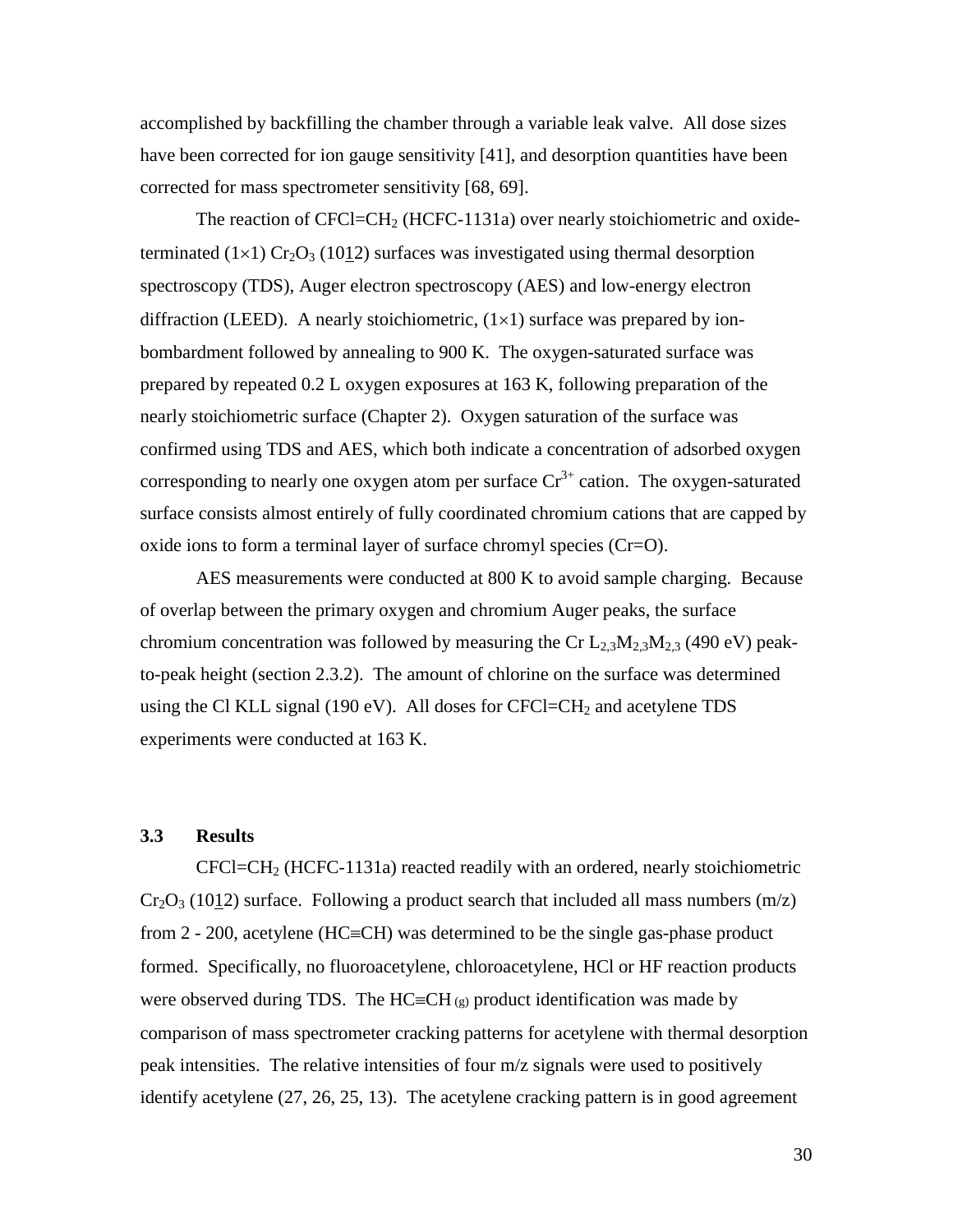accomplished by backfilling the chamber through a variable leak valve. All dose sizes have been corrected for ion gauge sensitivity [41], and desorption quantities have been corrected for mass spectrometer sensitivity [68, 69].

The reaction of $CFCl{=}CH_2$ (HCFC-1131a) over nearly stoichiometric and oxide-terminated (1×1) $Cr_2O_3$ (10$\underline{1}$2) surfaces was investigated using thermal desorption spectroscopy (TDS), Auger electron spectroscopy (AES) and low-energy electron diffraction (LEED). A nearly stoichiometric, (1×1) surface was prepared by ion-bombardment followed by annealing to 900 K. The oxygen-saturated surface was prepared by repeated 0.2 L oxygen exposures at 163 K, following preparation of the nearly stoichiometric surface (Chapter 2). Oxygen saturation of the surface was confirmed using TDS and AES, which both indicate a concentration of adsorbed oxygen corresponding to nearly one oxygen atom per surface $Cr^{3+}$ cation. The oxygen-saturated surface consists almost entirely of fully coordinated chromium cations that are capped by oxide ions to form a terminal layer of surface chromyl species (Cr=O).

AES measurements were conducted at 800 K to avoid sample charging. Because of overlap between the primary oxygen and chromium Auger peaks, the surface chromium concentration was followed by measuring the Cr $L_{2,3}M_{2,3}M_{2,3}$ (490 eV) peak-to-peak height (section 2.3.2). The amount of chlorine on the surface was determined using the Cl KLL signal (190 eV). All doses for $CFCl{=}CH_2$ and acetylene TDS experiments were conducted at 163 K.

## 3.3 Results

$CFCl{=}CH_2$ (HCFC-1131a) reacted readily with an ordered, nearly stoichiometric $Cr_2O_3$ (10$\underline{1}$2) surface. Following a product search that included all mass numbers (m/z) from 2 - 200, acetylene (HC≡CH) was determined to be the single gas-phase product formed. Specifically, no fluoroacetylene, chloroacetylene, HCl or HF reaction products were observed during TDS. The $HC{\equiv}CH_{(g)}$ product identification was made by comparison of mass spectrometer cracking patterns for acetylene with thermal desorption peak intensities. The relative intensities of four m/z signals were used to positively identify acetylene (27, 26, 25, 13). The acetylene cracking pattern is in good agreement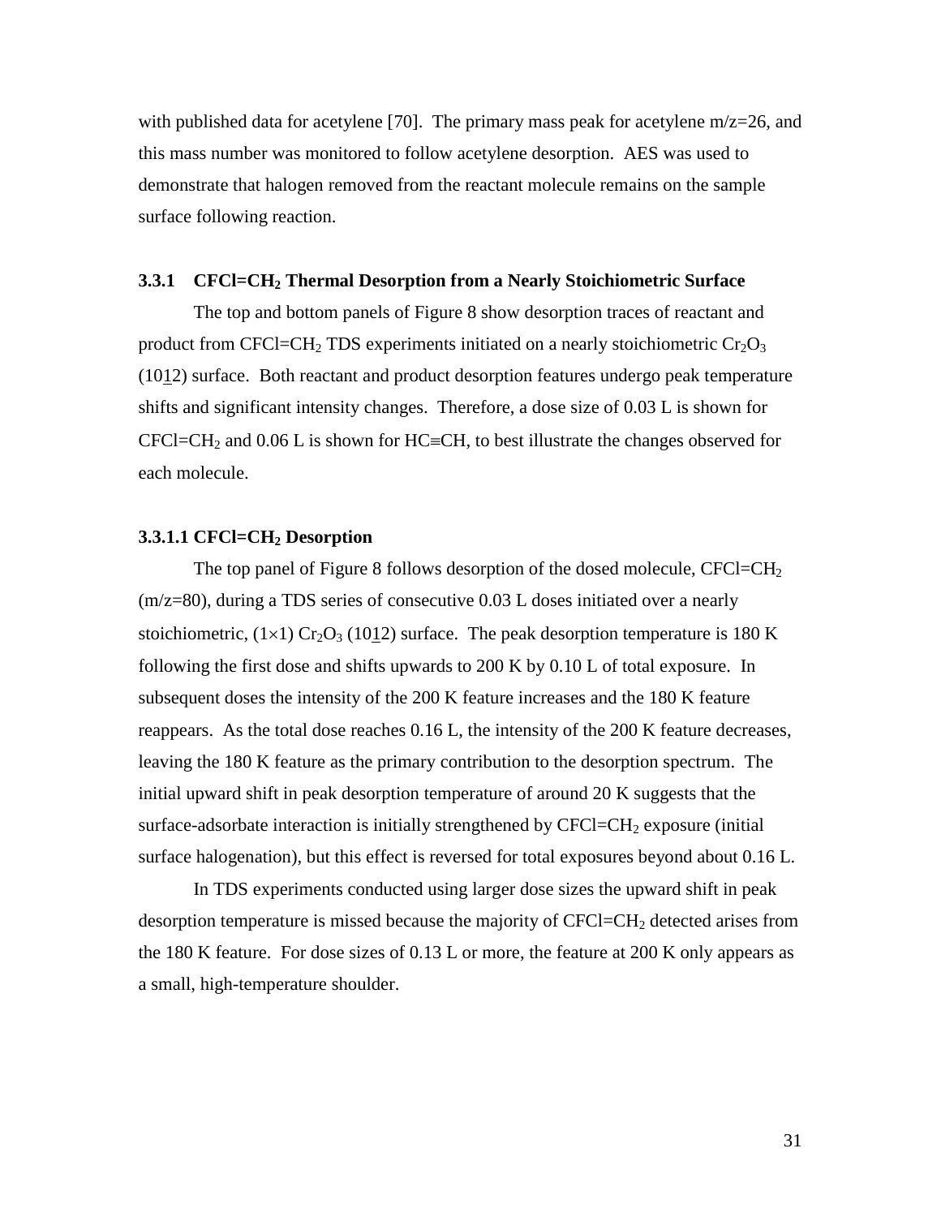with published data for acetylene [70]. The primary mass peak for acetylene m/z=26, and this mass number was monitored to follow acetylene desorption. AES was used to demonstrate that halogen removed from the reactant molecule remains on the sample surface following reaction.

### 3.3.1 $CFCl{=}CH_2$ Thermal Desorption from a Nearly Stoichiometric Surface

The top and bottom panels of Figure 8 show desorption traces of reactant and product from $CFCl{=}CH_2$ TDS experiments initiated on a nearly stoichiometric $Cr_2O_3$ $(10\underline{1}2)$ surface. Both reactant and product desorption features undergo peak temperature shifts and significant intensity changes. Therefore, a dose size of 0.03 L is shown for $CFCl{=}CH_2$ and 0.06 L is shown for $HC{\equiv}CH$, to best illustrate the changes observed for each molecule.

#### 3.3.1.1 $CFCl{=}CH_2$ Desorption

The top panel of Figure 8 follows desorption of the dosed molecule, $CFCl{=}CH_2$ (m/z=80), during a TDS series of consecutive 0.03 L doses initiated over a nearly stoichiometric, $(1\times1)$ $Cr_2O_3$ $(10\underline{1}2)$ surface. The peak desorption temperature is 180 K following the first dose and shifts upwards to 200 K by 0.10 L of total exposure. In subsequent doses the intensity of the 200 K feature increases and the 180 K feature reappears. As the total dose reaches 0.16 L, the intensity of the 200 K feature decreases, leaving the 180 K feature as the primary contribution to the desorption spectrum. The initial upward shift in peak desorption temperature of around 20 K suggests that the surface-adsorbate interaction is initially strengthened by $CFCl{=}CH_2$ exposure (initial surface halogenation), but this effect is reversed for total exposures beyond about 0.16 L.

In TDS experiments conducted using larger dose sizes the upward shift in peak desorption temperature is missed because the majority of $CFCl{=}CH_2$ detected arises from the 180 K feature. For dose sizes of 0.13 L or more, the feature at 200 K only appears as a small, high-temperature shoulder.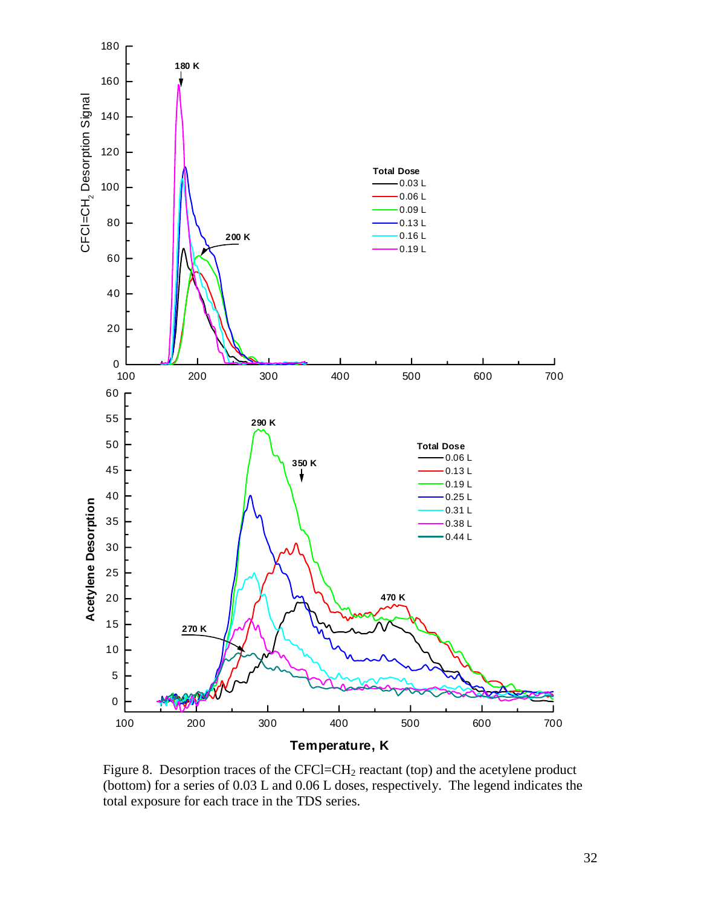Figure 8. Desorption traces of the $CFCl{=}CH_2$ reactant (top) and the acetylene product (bottom) for a series of 0.03 L and 0.06 L doses, respectively. The legend indicates the total exposure for each trace in the TDS series.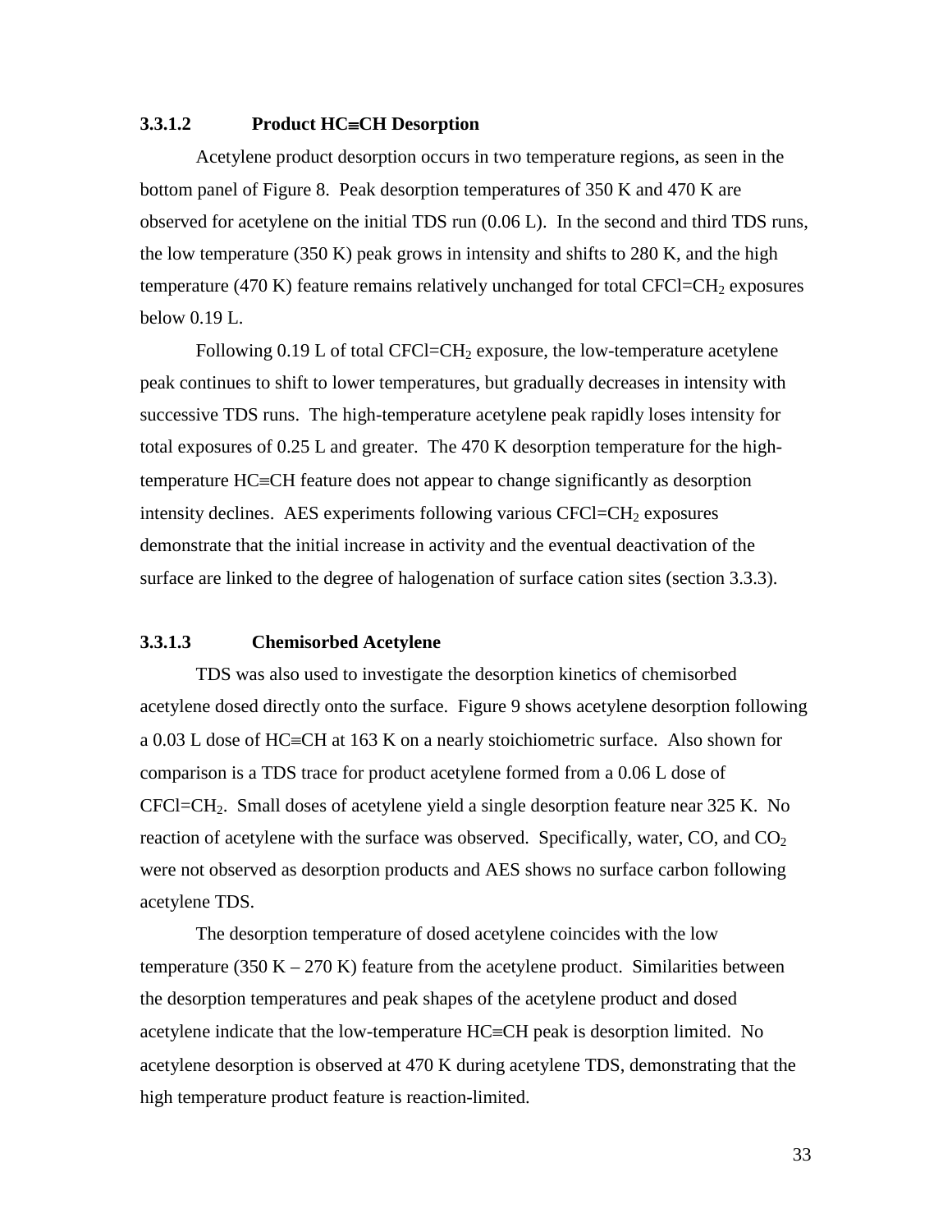#### 3.3.1.2 Product HC≡CH Desorption

Acetylene product desorption occurs in two temperature regions, as seen in the bottom panel of Figure 8. Peak desorption temperatures of 350 K and 470 K are observed for acetylene on the initial TDS run (0.06 L). In the second and third TDS runs, the low temperature (350 K) peak grows in intensity and shifts to 280 K, and the high temperature (470 K) feature remains relatively unchanged for total $CFCl{=}CH_2$ exposures below 0.19 L.

Following 0.19 L of total $CFCl{=}CH_2$ exposure, the low-temperature acetylene peak continues to shift to lower temperatures, but gradually decreases in intensity with successive TDS runs. The high-temperature acetylene peak rapidly loses intensity for total exposures of 0.25 L and greater. The 470 K desorption temperature for the high-temperature HC≡CH feature does not appear to change significantly as desorption intensity declines. AES experiments following various $CFCl{=}CH_2$ exposures demonstrate that the initial increase in activity and the eventual deactivation of the surface are linked to the degree of halogenation of surface cation sites (section 3.3.3).

#### 3.3.1.3 Chemisorbed Acetylene

TDS was also used to investigate the desorption kinetics of chemisorbed acetylene dosed directly onto the surface. Figure 9 shows acetylene desorption following a 0.03 L dose of HC≡CH at 163 K on a nearly stoichiometric surface. Also shown for comparison is a TDS trace for product acetylene formed from a 0.06 L dose of $CFCl{=}CH_2$. Small doses of acetylene yield a single desorption feature near 325 K. No reaction of acetylene with the surface was observed. Specifically, water, CO, and $CO_2$ were not observed as desorption products and AES shows no surface carbon following acetylene TDS.

The desorption temperature of dosed acetylene coincides with the low temperature (350 K – 270 K) feature from the acetylene product. Similarities between the desorption temperatures and peak shapes of the acetylene product and dosed acetylene indicate that the low-temperature HC≡CH peak is desorption limited. No acetylene desorption is observed at 470 K during acetylene TDS, demonstrating that the high temperature product feature is reaction-limited.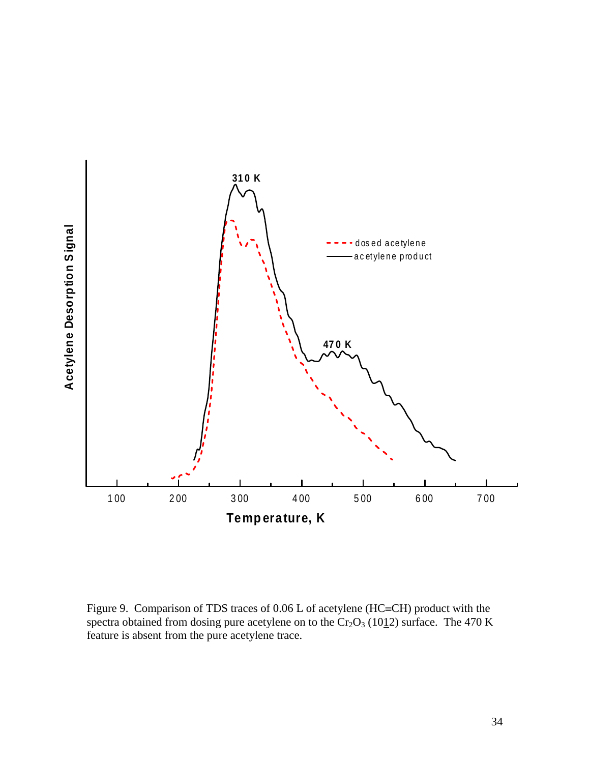Figure 9. Comparison of TDS traces of 0.06 L of acetylene (HC≡CH) product with the spectra obtained from dosing pure acetylene on to the $Cr_2O_3$ (10$\underline{1}$2) surface. The 470 K feature is absent from the pure acetylene trace.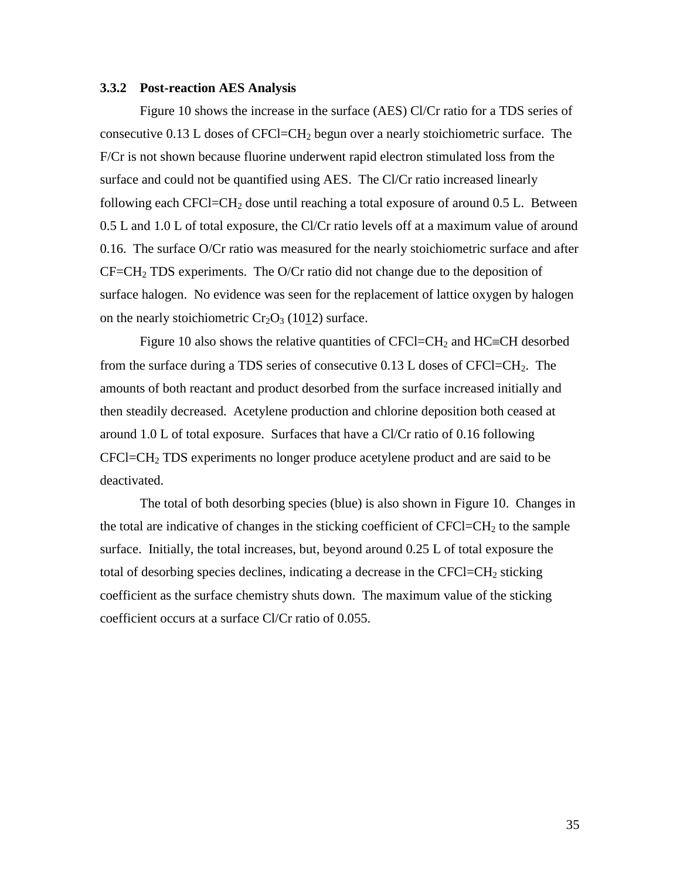### 3.3.2 Post-reaction AES Analysis

Figure 10 shows the increase in the surface (AES) Cl/Cr ratio for a TDS series of consecutive 0.13 L doses of $CFCl{=}CH_2$ begun over a nearly stoichiometric surface. The F/Cr is not shown because fluorine underwent rapid electron stimulated loss from the surface and could not be quantified using AES. The Cl/Cr ratio increased linearly following each $CFCl{=}CH_2$ dose until reaching a total exposure of around 0.5 L. Between 0.5 L and 1.0 L of total exposure, the Cl/Cr ratio levels off at a maximum value of around 0.16. The surface O/Cr ratio was measured for the nearly stoichiometric surface and after $CF{=}CH_2$ TDS experiments. The O/Cr ratio did not change due to the deposition of surface halogen. No evidence was seen for the replacement of lattice oxygen by halogen on the nearly stoichiometric $Cr_2O_3$ $(10\underline{1}2)$ surface.

Figure 10 also shows the relative quantities of $CFCl{=}CH_2$ and $HC{\equiv}CH$ desorbed from the surface during a TDS series of consecutive 0.13 L doses of $CFCl{=}CH_2$. The amounts of both reactant and product desorbed from the surface increased initially and then steadily decreased. Acetylene production and chlorine deposition both ceased at around 1.0 L of total exposure. Surfaces that have a Cl/Cr ratio of 0.16 following $CFCl{=}CH_2$ TDS experiments no longer produce acetylene product and are said to be deactivated.

The total of both desorbing species (blue) is also shown in Figure 10. Changes in the total are indicative of changes in the sticking coefficient of $CFCl{=}CH_2$ to the sample surface. Initially, the total increases, but, beyond around 0.25 L of total exposure the total of desorbing species declines, indicating a decrease in the $CFCl{=}CH_2$ sticking coefficient as the surface chemistry shuts down. The maximum value of the sticking coefficient occurs at a surface Cl/Cr ratio of 0.055.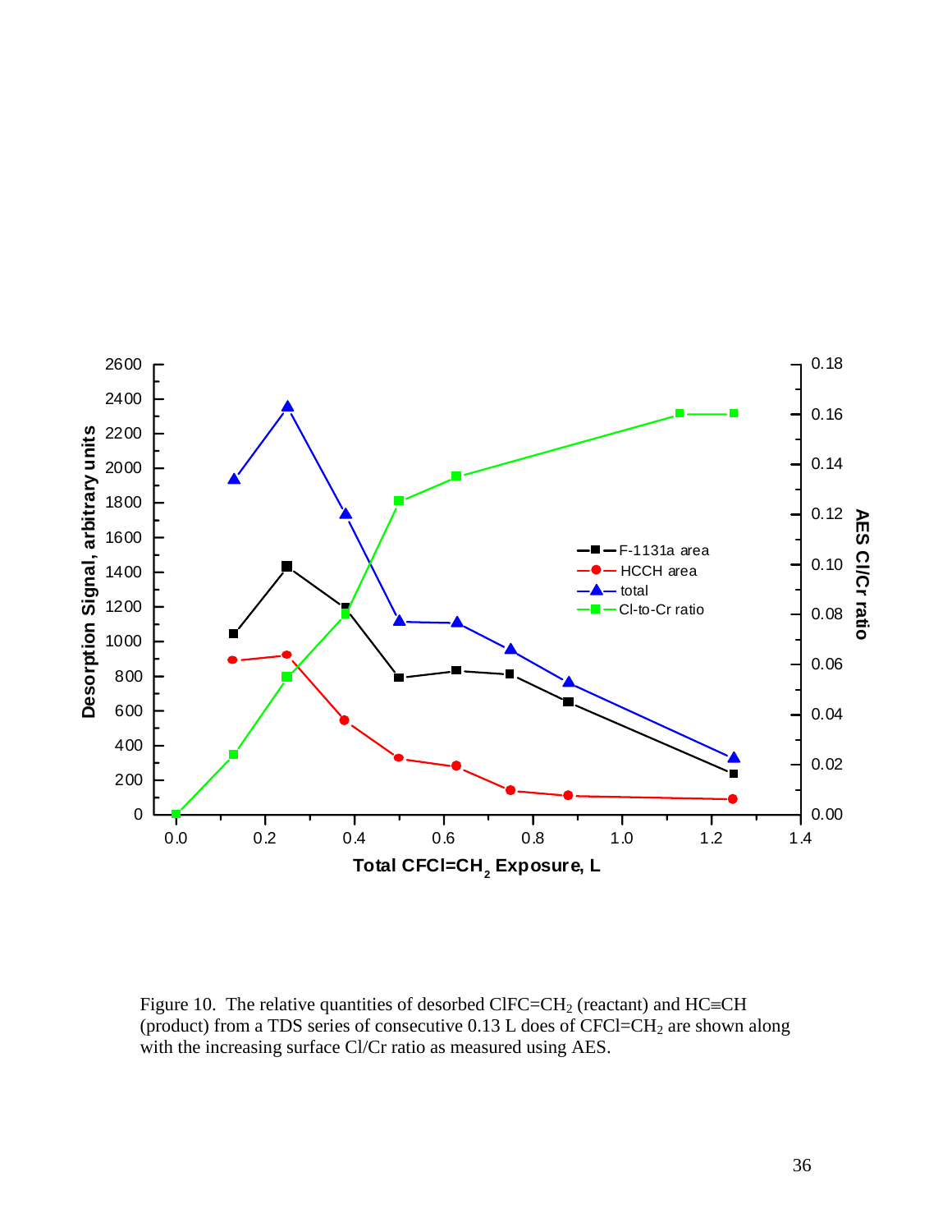Figure 10. The relative quantities of desorbed $ClFC{=}CH_2$ (reactant) and $HC{\equiv}CH$ (product) from a TDS series of consecutive 0.13 L does of $CFCl{=}CH_2$ are shown along with the increasing surface Cl/Cr ratio as measured using AES.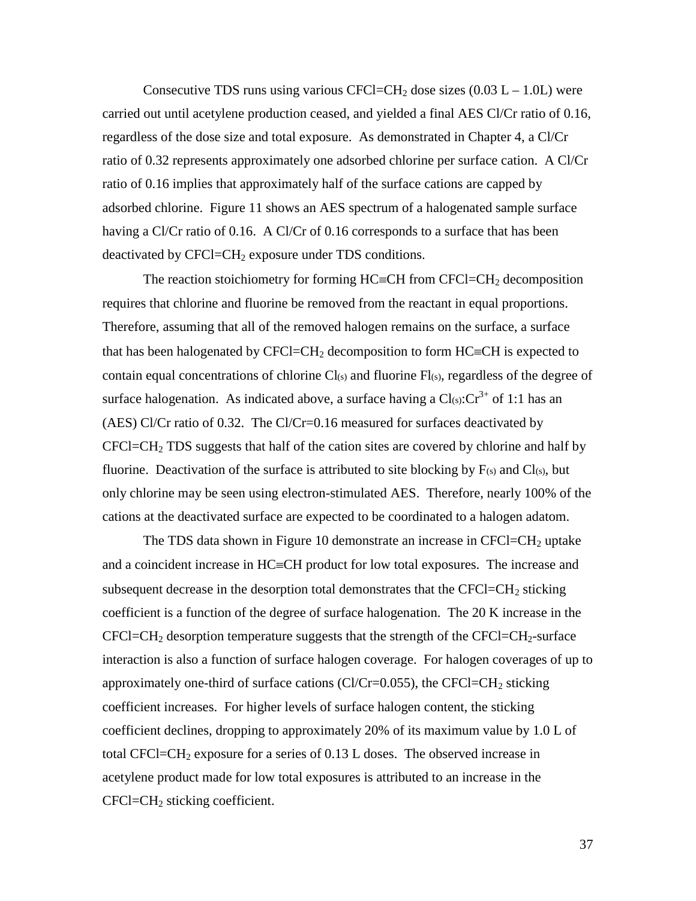Consecutive TDS runs using various $CFCl{=}CH_2$ dose sizes (0.03 L – 1.0L) were carried out until acetylene production ceased, and yielded a final AES Cl/Cr ratio of 0.16, regardless of the dose size and total exposure. As demonstrated in Chapter 4, a Cl/Cr ratio of 0.32 represents approximately one adsorbed chlorine per surface cation. A Cl/Cr ratio of 0.16 implies that approximately half of the surface cations are capped by adsorbed chlorine. Figure 11 shows an AES spectrum of a halogenated sample surface having a Cl/Cr ratio of 0.16. A Cl/Cr of 0.16 corresponds to a surface that has been deactivated by $CFCl{=}CH_2$ exposure under TDS conditions.

The reaction stoichiometry for forming $HC{\equiv}CH$ from $CFCl{=}CH_2$ decomposition requires that chlorine and fluorine be removed from the reactant in equal proportions. Therefore, assuming that all of the removed halogen remains on the surface, a surface that has been halogenated by $CFCl{=}CH_2$ decomposition to form $HC{\equiv}CH$ is expected to contain equal concentrations of chlorine $Cl_{(s)}$ and fluorine $Fl_{(s)}$, regardless of the degree of surface halogenation. As indicated above, a surface having a $Cl_{(s)}{:}Cr^{3+}$ of 1:1 has an (AES) Cl/Cr ratio of 0.32. The Cl/Cr=0.16 measured for surfaces deactivated by $CFCl{=}CH_2$ TDS suggests that half of the cation sites are covered by chlorine and half by fluorine. Deactivation of the surface is attributed to site blocking by $F_{(s)}$ and $Cl_{(s)}$, but only chlorine may be seen using electron-stimulated AES. Therefore, nearly 100% of the cations at the deactivated surface are expected to be coordinated to a halogen adatom.

The TDS data shown in Figure 10 demonstrate an increase in $CFCl{=}CH_2$ uptake and a coincident increase in $HC{\equiv}CH$ product for low total exposures. The increase and subsequent decrease in the desorption total demonstrates that the $CFCl{=}CH_2$ sticking coefficient is a function of the degree of surface halogenation. The 20 K increase in the $CFCl{=}CH_2$ desorption temperature suggests that the strength of the $CFCl{=}CH_2$-surface interaction is also a function of surface halogen coverage. For halogen coverages of up to approximately one-third of surface cations (Cl/Cr=0.055), the $CFCl{=}CH_2$ sticking coefficient increases. For higher levels of surface halogen content, the sticking coefficient declines, dropping to approximately 20% of its maximum value by 1.0 L of total $CFCl{=}CH_2$ exposure for a series of 0.13 L doses. The observed increase in acetylene product made for low total exposures is attributed to an increase in the $CFCl{=}CH_2$ sticking coefficient.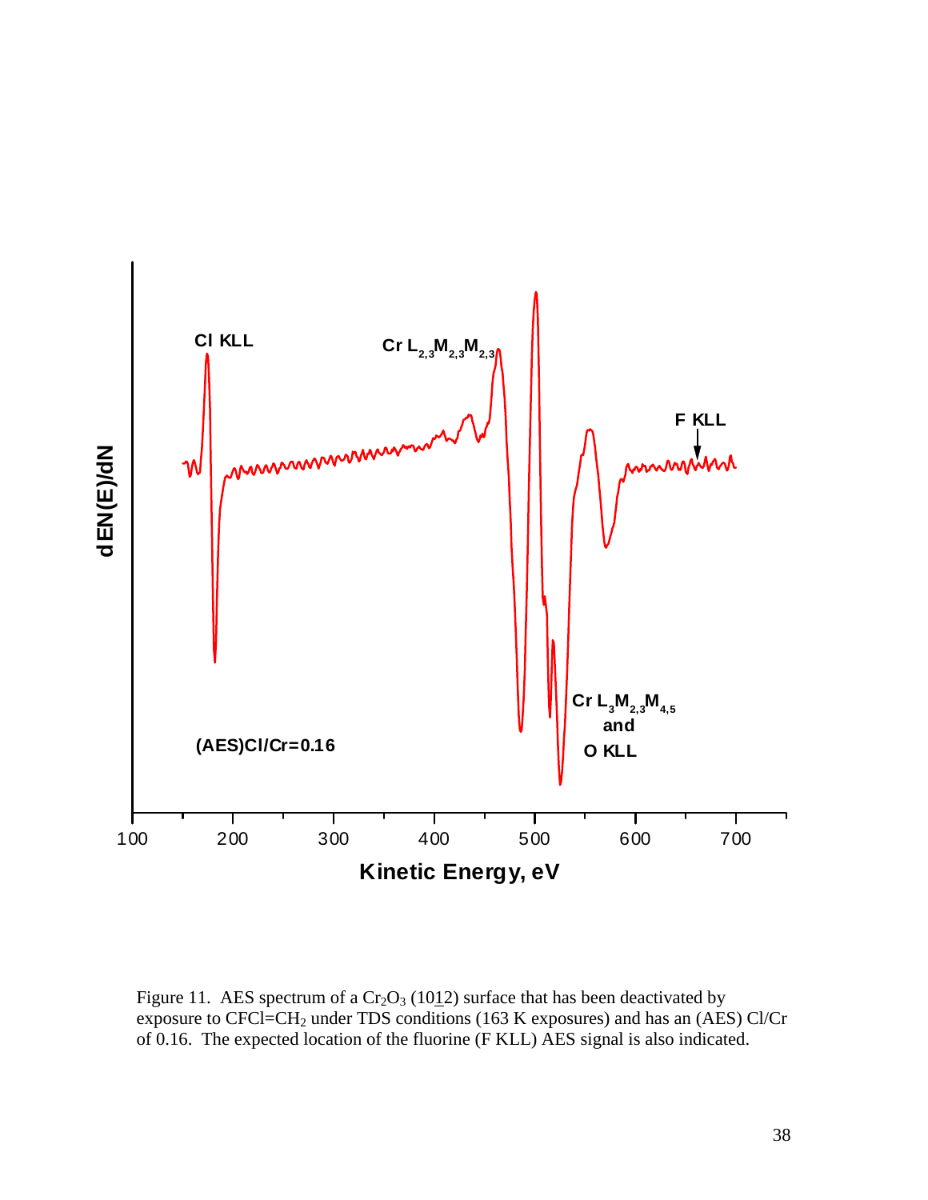Figure 11. AES spectrum of a $Cr_2O_3$ (10$\underline{1}$2) surface that has been deactivated by exposure to $CFCl=CH_2$ under TDS conditions (163 K exposures) and has an (AES) Cl/Cr of 0.16. The expected location of the fluorine (F KLL) AES signal is also indicated.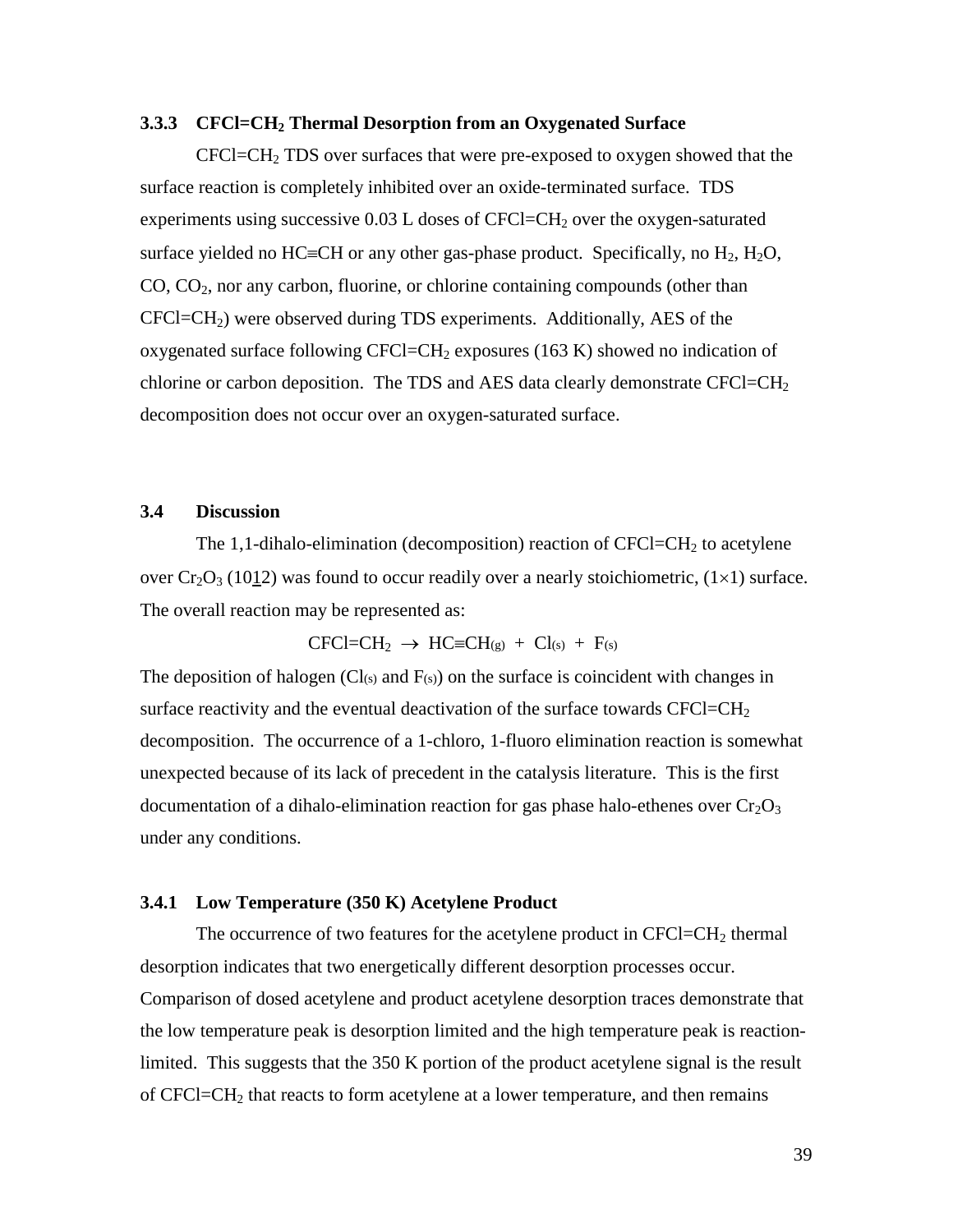### 3.3.3 $CFCl{=}CH_2$ Thermal Desorption from an Oxygenated Surface

$CFCl{=}CH_2$ TDS over surfaces that were pre-exposed to oxygen showed that the surface reaction is completely inhibited over an oxide-terminated surface. TDS experiments using successive 0.03 L doses of $CFCl{=}CH_2$ over the oxygen-saturated surface yielded no $HC{\equiv}CH$ or any other gas-phase product. Specifically, no $H_2$, $H_2O$, $CO$, $CO_2$, nor any carbon, fluorine, or chlorine containing compounds (other than $CFCl{=}CH_2$) were observed during TDS experiments. Additionally, AES of the oxygenated surface following $CFCl{=}CH_2$ exposures (163 K) showed no indication of chlorine or carbon deposition. The TDS and AES data clearly demonstrate $CFCl{=}CH_2$ decomposition does not occur over an oxygen-saturated surface.

## 3.4 Discussion

The 1,1-dihalo-elimination (decomposition) reaction of $CFCl{=}CH_2$ to acetylene over $Cr_2O_3$ $(10\bar{1}2)$ was found to occur readily over a nearly stoichiometric, $(1\times1)$ surface. The overall reaction may be represented as:

$$CFCl{=}CH_2 \rightarrow HC{\equiv}CH_{(g)} + Cl_{(s)} + F_{(s)}$$

The deposition of halogen ($Cl_{(s)}$ and $F_{(s)}$) on the surface is coincident with changes in surface reactivity and the eventual deactivation of the surface towards $CFCl{=}CH_2$ decomposition. The occurrence of a 1-chloro, 1-fluoro elimination reaction is somewhat unexpected because of its lack of precedent in the catalysis literature. This is the first documentation of a dihalo-elimination reaction for gas phase halo-ethenes over $Cr_2O_3$ under any conditions.

### 3.4.1 Low Temperature (350 K) Acetylene Product

The occurrence of two features for the acetylene product in $CFCl{=}CH_2$ thermal desorption indicates that two energetically different desorption processes occur. Comparison of dosed acetylene and product acetylene desorption traces demonstrate that the low temperature peak is desorption limited and the high temperature peak is reaction-limited. This suggests that the 350 K portion of the product acetylene signal is the result of $CFCl{=}CH_2$ that reacts to form acetylene at a lower temperature, and then remains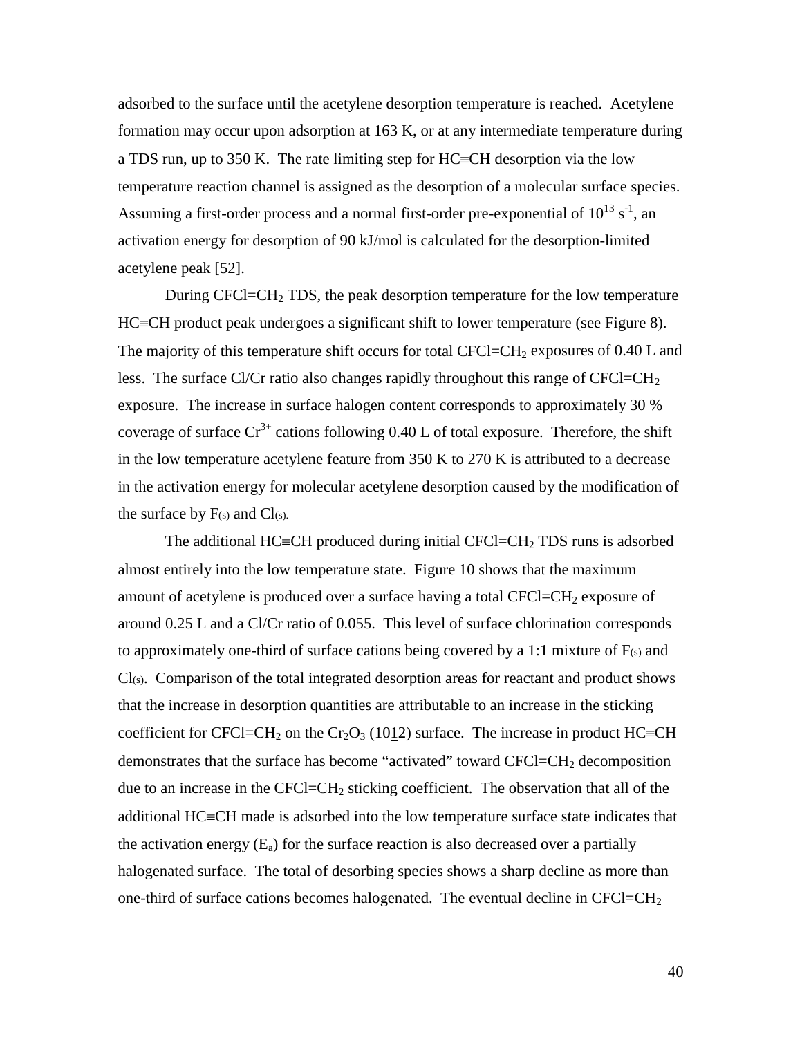adsorbed to the surface until the acetylene desorption temperature is reached. Acetylene formation may occur upon adsorption at 163 K, or at any intermediate temperature during a TDS run, up to 350 K. The rate limiting step for HC≡CH desorption via the low temperature reaction channel is assigned as the desorption of a molecular surface species. Assuming a first-order process and a normal first-order pre-exponential of $10^{13}$ $s^{-1}$, an activation energy for desorption of 90 kJ/mol is calculated for the desorption-limited acetylene peak [52].

During $CFCl{=}CH_2$ TDS, the peak desorption temperature for the low temperature HC≡CH product peak undergoes a significant shift to lower temperature (see Figure 8). The majority of this temperature shift occurs for total $CFCl{=}CH_2$ exposures of 0.40 L and less. The surface Cl/Cr ratio also changes rapidly throughout this range of $CFCl{=}CH_2$ exposure. The increase in surface halogen content corresponds to approximately 30 % coverage of surface $Cr^{3+}$ cations following 0.40 L of total exposure. Therefore, the shift in the low temperature acetylene feature from 350 K to 270 K is attributed to a decrease in the activation energy for molecular acetylene desorption caused by the modification of the surface by $F_{(s)}$ and $Cl_{(s)}$.

The additional HC≡CH produced during initial $CFCl{=}CH_2$ TDS runs is adsorbed almost entirely into the low temperature state. Figure 10 shows that the maximum amount of acetylene is produced over a surface having a total $CFCl{=}CH_2$ exposure of around 0.25 L and a Cl/Cr ratio of 0.055. This level of surface chlorination corresponds to approximately one-third of surface cations being covered by a 1:1 mixture of $F_{(s)}$ and $Cl_{(s)}$. Comparison of the total integrated desorption areas for reactant and product shows that the increase in desorption quantities are attributable to an increase in the sticking coefficient for $CFCl{=}CH_2$ on the $Cr_2O_3$ $(10\underline{1}2)$ surface. The increase in product HC≡CH demonstrates that the surface has become "activated" toward $CFCl{=}CH_2$ decomposition due to an increase in the $CFCl{=}CH_2$ sticking coefficient. The observation that all of the additional HC≡CH made is adsorbed into the low temperature surface state indicates that the activation energy ($E_a$) for the surface reaction is also decreased over a partially halogenated surface. The total of desorbing species shows a sharp decline as more than one-third of surface cations becomes halogenated. The eventual decline in $CFCl{=}CH_2$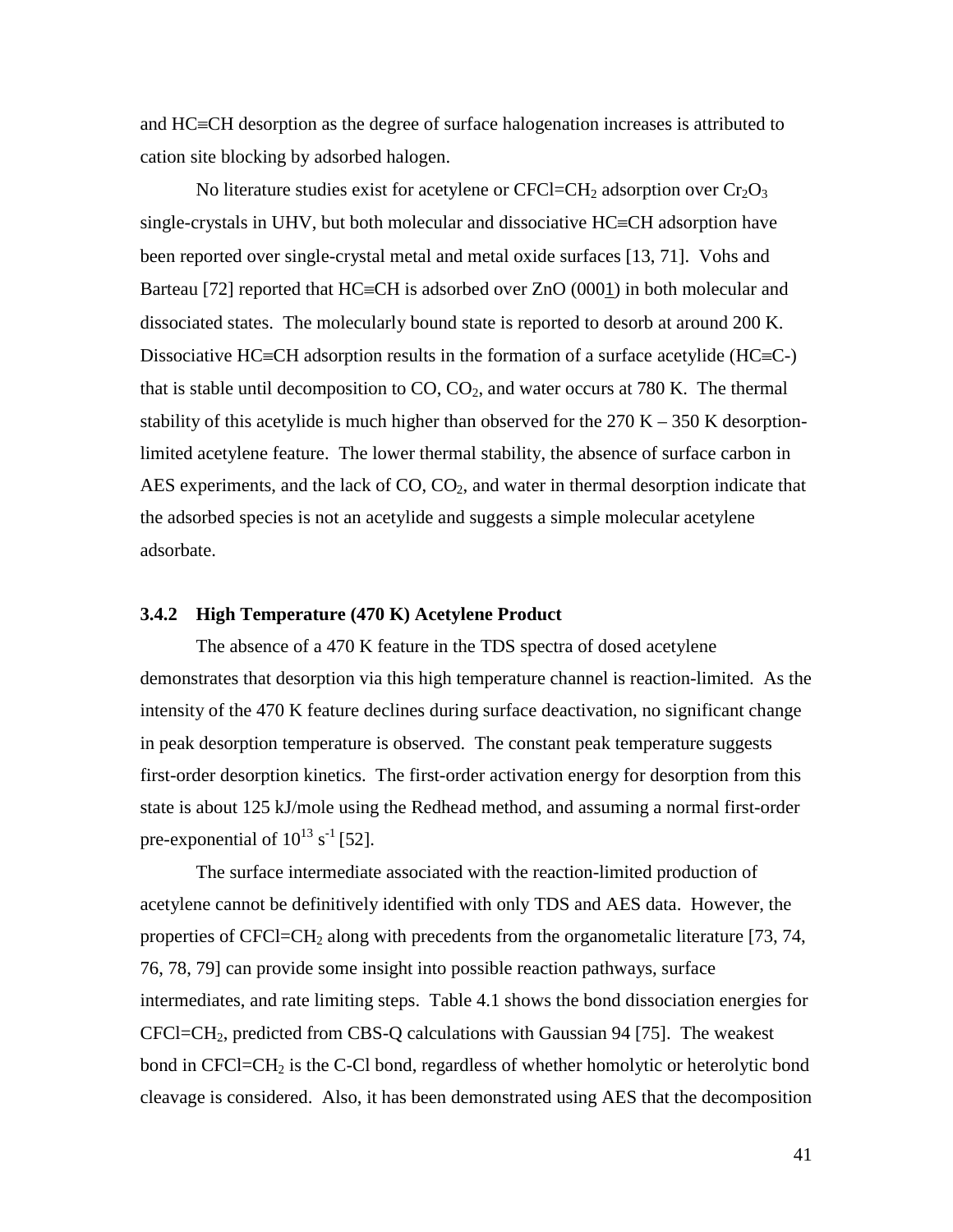and HC≡CH desorption as the degree of surface halogenation increases is attributed to cation site blocking by adsorbed halogen.

No literature studies exist for acetylene or $CFCl{=}CH_2$ adsorption over $Cr_2O_3$ single-crystals in UHV, but both molecular and dissociative HC≡CH adsorption have been reported over single-crystal metal and metal oxide surfaces [13, 71]. Vohs and Barteau [72] reported that HC≡CH is adsorbed over ZnO (000<u>1</u>) in both molecular and dissociated states. The molecularly bound state is reported to desorb at around 200 K. Dissociative HC≡CH adsorption results in the formation of a surface acetylide (HC≡C-) that is stable until decomposition to CO, $CO_2$, and water occurs at 780 K. The thermal stability of this acetylide is much higher than observed for the 270 K – 350 K desorption-limited acetylene feature. The lower thermal stability, the absence of surface carbon in AES experiments, and the lack of CO, $CO_2$, and water in thermal desorption indicate that the adsorbed species is not an acetylide and suggests a simple molecular acetylene adsorbate.

### 3.4.2 High Temperature (470 K) Acetylene Product

The absence of a 470 K feature in the TDS spectra of dosed acetylene demonstrates that desorption via this high temperature channel is reaction-limited. As the intensity of the 470 K feature declines during surface deactivation, no significant change in peak desorption temperature is observed. The constant peak temperature suggests first-order desorption kinetics. The first-order activation energy for desorption from this state is about 125 kJ/mole using the Redhead method, and assuming a normal first-order pre-exponential of $10^{13}$ $s^{-1}$ [52].

The surface intermediate associated with the reaction-limited production of acetylene cannot be definitively identified with only TDS and AES data. However, the properties of $CFCl{=}CH_2$ along with precedents from the organometalic literature [73, 74, 76, 78, 79] can provide some insight into possible reaction pathways, surface intermediates, and rate limiting steps. Table 4.1 shows the bond dissociation energies for $CFCl{=}CH_2$, predicted from CBS-Q calculations with Gaussian 94 [75]. The weakest bond in $CFCl{=}CH_2$ is the C-Cl bond, regardless of whether homolytic or heterolytic bond cleavage is considered. Also, it has been demonstrated using AES that the decomposition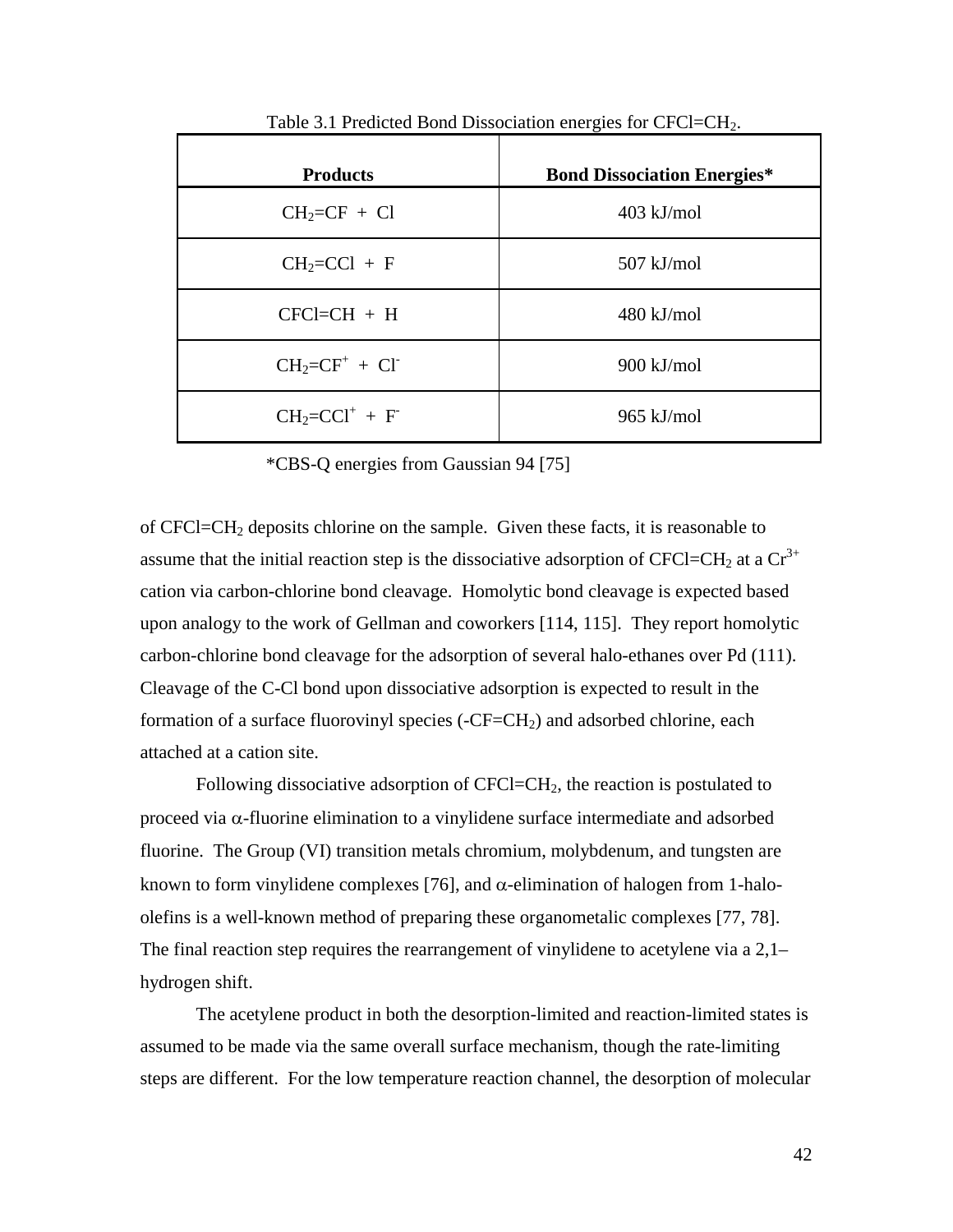Table 3.1 Predicted Bond Dissociation energies for $CFCl{=}CH_2$.

| Products | Bond Dissociation Energies* |
|---|---|
| $CH_2{=}CF$ + Cl | 403 kJ/mol |
| $CH_2{=}CCl$ + F | 507 kJ/mol |
| $CFCl{=}CH$ + H | 480 kJ/mol |
| $CH_2{=}CF^+$ + $Cl^-$ | 900 kJ/mol |
| $CH_2{=}CCl^+$ + $F^-$ | 965 kJ/mol |

*CBS-Q energies from Gaussian 94 [75]

of $CFCl{=}CH_2$ deposits chlorine on the sample. Given these facts, it is reasonable to assume that the initial reaction step is the dissociative adsorption of $CFCl{=}CH_2$ at a $Cr^{3+}$ cation via carbon-chlorine bond cleavage. Homolytic bond cleavage is expected based upon analogy to the work of Gellman and coworkers [114, 115]. They report homolytic carbon-chlorine bond cleavage for the adsorption of several halo-ethanes over Pd (111). Cleavage of the C-Cl bond upon dissociative adsorption is expected to result in the formation of a surface fluorovinyl species ($-CF{=}CH_2$) and adsorbed chlorine, each attached at a cation site.

Following dissociative adsorption of $CFCl{=}CH_2$, the reaction is postulated to proceed via $\alpha$-fluorine elimination to a vinylidene surface intermediate and adsorbed fluorine. The Group (VI) transition metals chromium, molybdenum, and tungsten are known to form vinylidene complexes [76], and $\alpha$-elimination of halogen from 1-halo-olefins is a well-known method of preparing these organometalic complexes [77, 78]. The final reaction step requires the rearrangement of vinylidene to acetylene via a 2,1–hydrogen shift.

The acetylene product in both the desorption-limited and reaction-limited states is assumed to be made via the same overall surface mechanism, though the rate-limiting steps are different. For the low temperature reaction channel, the desorption of molecular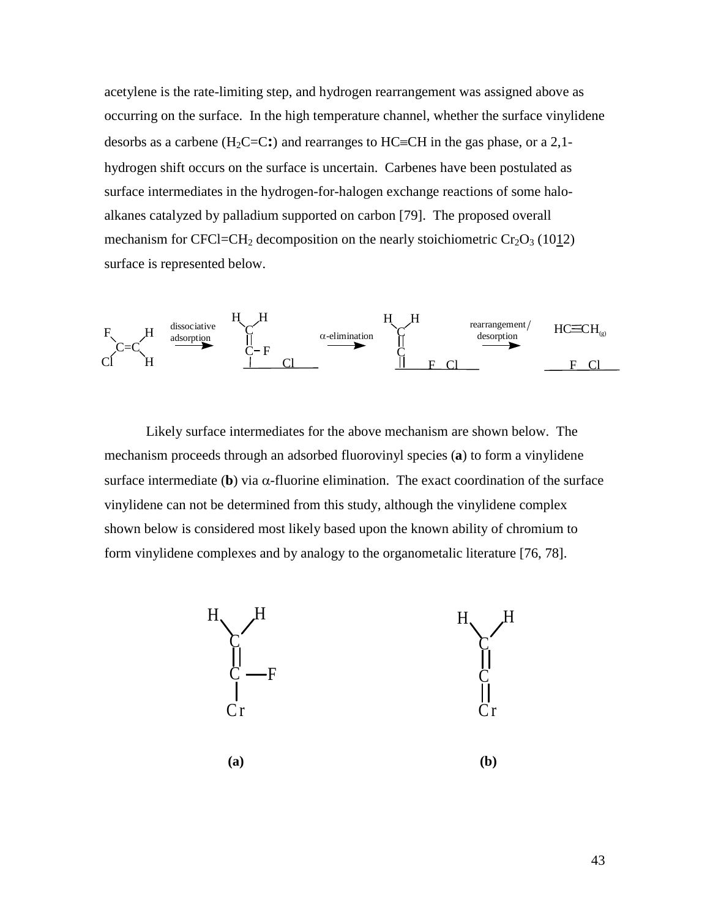acetylene is the rate-limiting step, and hydrogen rearrangement was assigned above as occurring on the surface. In the high temperature channel, whether the surface vinylidene desorbs as a carbene ($H_2C{=}C\textbf{:}$) and rearranges to $HC{\equiv}CH$ in the gas phase, or a 2,1-hydrogen shift occurs on the surface is uncertain. Carbenes have been postulated as surface intermediates in the hydrogen-for-halogen exchange reactions of some halo-alkanes catalyzed by palladium supported on carbon [79]. The proposed overall mechanism for $CFCl{=}CH_2$ decomposition on the nearly stoichiometric $Cr_2O_3$ (10$\underline{1}$2) surface is represented below.

$$CFCl{=}CH_2 \xrightarrow{\text{dissociative adsorption}} H_2C{=}C(F){-}\text{surface} + Cl\text{(surface)} \xrightarrow{\alpha\text{-elimination}} H_2C{=}C{=}\text{surface} + F, Cl\text{(surface)} \xrightarrow{\text{rearrangement/desorption}} HC{\equiv}CH_{(g)} + F, Cl\text{(surface)}$$

Likely surface intermediates for the above mechanism are shown below. The mechanism proceeds through an adsorbed fluorovinyl species (**a**) to form a vinylidene surface intermediate (**b**) via α-fluorine elimination. The exact coordination of the surface vinylidene can not be determined from this study, although the vinylidene complex shown below is considered most likely based upon the known ability of chromium to form vinylidene complexes and by analogy to the organometalic literature [76, 78].

(a) $H_2C{=}C(F){-}Cr$

(b) $H_2C{=}C{=}Cr$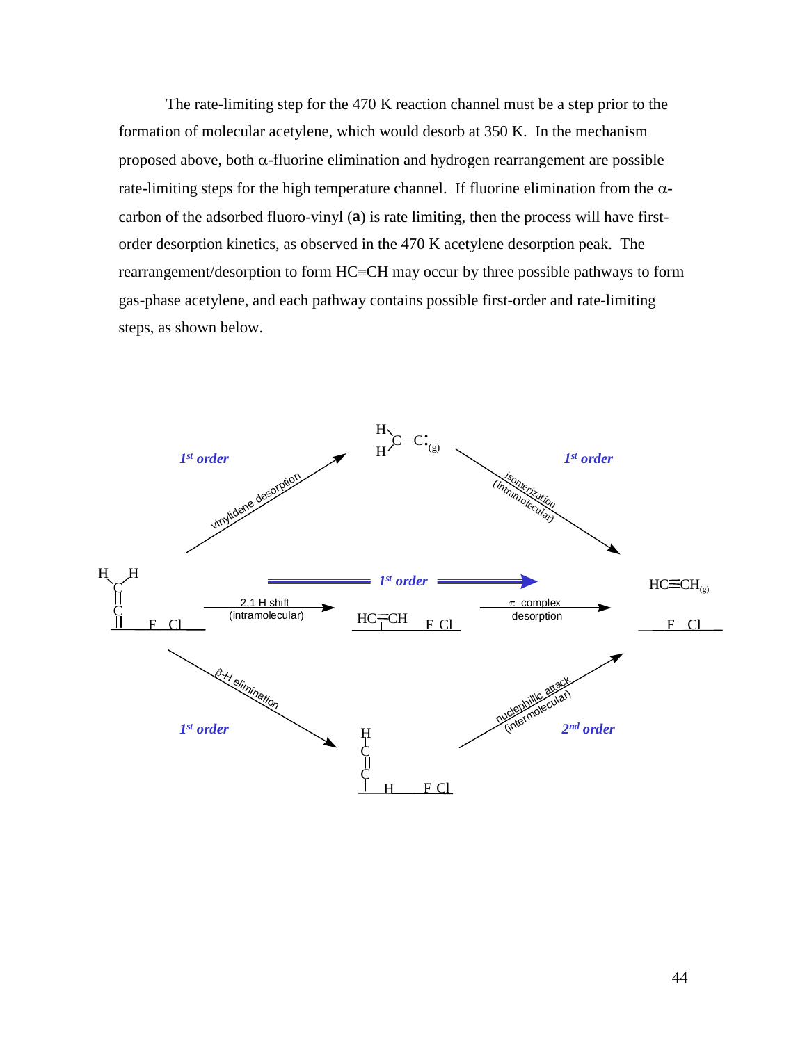The rate-limiting step for the 470 K reaction channel must be a step prior to the formation of molecular acetylene, which would desorb at 350 K. In the mechanism proposed above, both α-fluorine elimination and hydrogen rearrangement are possible rate-limiting steps for the high temperature channel. If fluorine elimination from the α-carbon of the adsorbed fluoro-vinyl (**a**) is rate limiting, then the process will have first-order desorption kinetics, as observed in the 470 K acetylene desorption peak. The rearrangement/desorption to form HC≡CH may occur by three possible pathways to form gas-phase acetylene, and each pathway contains possible first-order and rate-limiting steps, as shown below.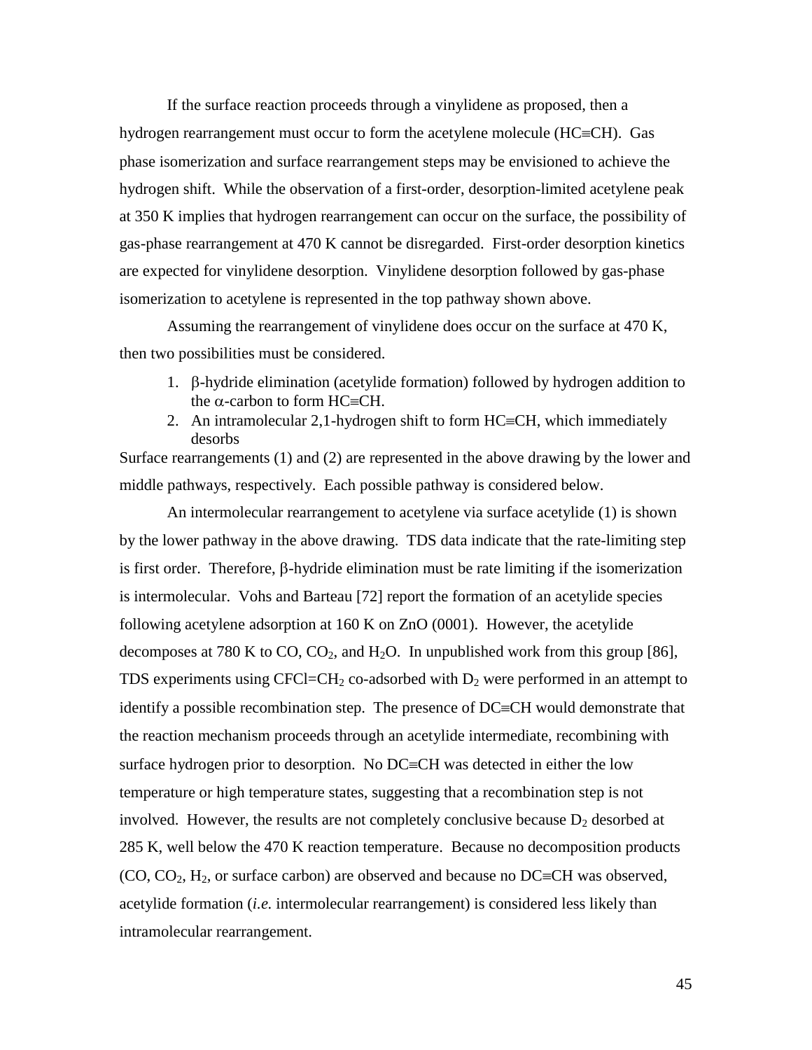If the surface reaction proceeds through a vinylidene as proposed, then a hydrogen rearrangement must occur to form the acetylene molecule (HC≡CH). Gas phase isomerization and surface rearrangement steps may be envisioned to achieve the hydrogen shift. While the observation of a first-order, desorption-limited acetylene peak at 350 K implies that hydrogen rearrangement can occur on the surface, the possibility of gas-phase rearrangement at 470 K cannot be disregarded. First-order desorption kinetics are expected for vinylidene desorption. Vinylidene desorption followed by gas-phase isomerization to acetylene is represented in the top pathway shown above.

Assuming the rearrangement of vinylidene does occur on the surface at 470 K, then two possibilities must be considered.

1. β-hydride elimination (acetylide formation) followed by hydrogen addition to the α-carbon to form HC≡CH.
2. An intramolecular 2,1-hydrogen shift to form HC≡CH, which immediately desorbs

Surface rearrangements (1) and (2) are represented in the above drawing by the lower and middle pathways, respectively. Each possible pathway is considered below.

An intermolecular rearrangement to acetylene via surface acetylide (1) is shown by the lower pathway in the above drawing. TDS data indicate that the rate-limiting step is first order. Therefore, β-hydride elimination must be rate limiting if the isomerization is intermolecular. Vohs and Barteau [72] report the formation of an acetylide species following acetylene adsorption at 160 K on ZnO (0001). However, the acetylide decomposes at 780 K to CO, $CO_2$, and $H_2O$. In unpublished work from this group [86], TDS experiments using $CFCl{=}CH_2$ co-adsorbed with $D_2$ were performed in an attempt to identify a possible recombination step. The presence of DC≡CH would demonstrate that the reaction mechanism proceeds through an acetylide intermediate, recombining with surface hydrogen prior to desorption. No DC≡CH was detected in either the low temperature or high temperature states, suggesting that a recombination step is not involved. However, the results are not completely conclusive because $D_2$ desorbed at 285 K, well below the 470 K reaction temperature. Because no decomposition products (CO, $CO_2$, $H_2$, or surface carbon) are observed and because no DC≡CH was observed, acetylide formation (*i.e.* intermolecular rearrangement) is considered less likely than intramolecular rearrangement.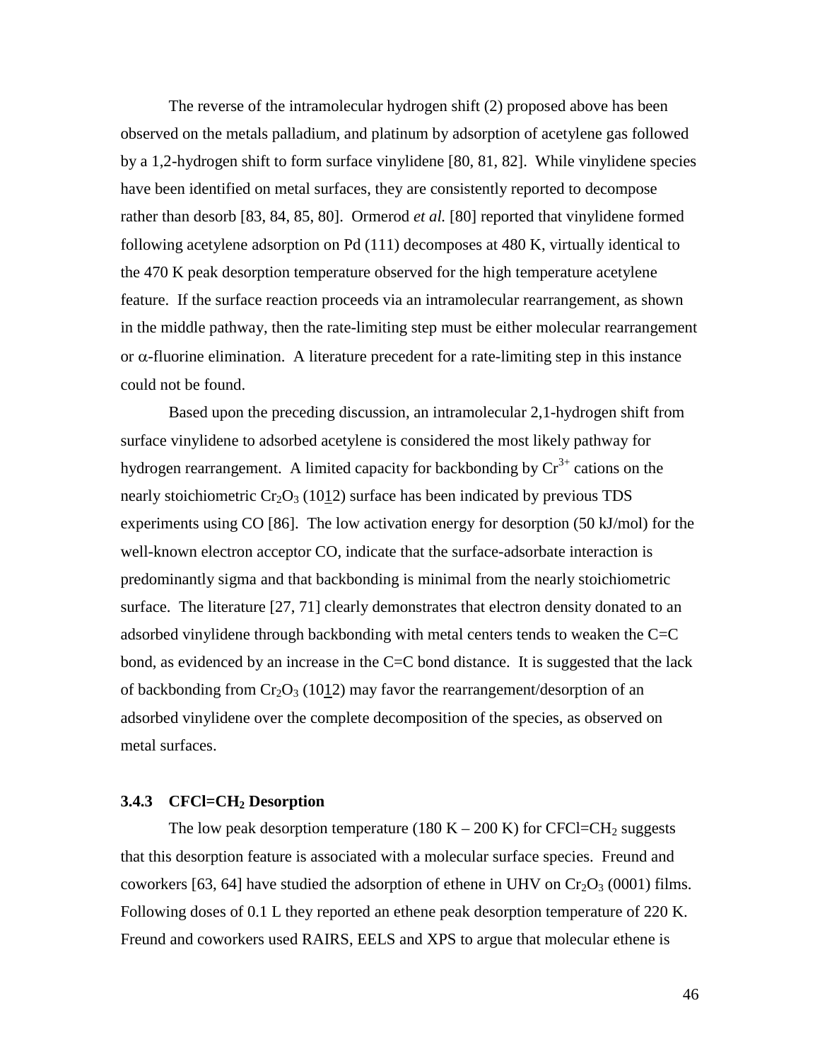The reverse of the intramolecular hydrogen shift (2) proposed above has been observed on the metals palladium, and platinum by adsorption of acetylene gas followed by a 1,2-hydrogen shift to form surface vinylidene [80, 81, 82]. While vinylidene species have been identified on metal surfaces, they are consistently reported to decompose rather than desorb [83, 84, 85, 80]. Ormerod *et al.* [80] reported that vinylidene formed following acetylene adsorption on Pd (111) decomposes at 480 K, virtually identical to the 470 K peak desorption temperature observed for the high temperature acetylene feature. If the surface reaction proceeds via an intramolecular rearrangement, as shown in the middle pathway, then the rate-limiting step must be either molecular rearrangement or $\alpha$-fluorine elimination. A literature precedent for a rate-limiting step in this instance could not be found.

Based upon the preceding discussion, an intramolecular 2,1-hydrogen shift from surface vinylidene to adsorbed acetylene is considered the most likely pathway for hydrogen rearrangement. A limited capacity for backbonding by $Cr^{3+}$ cations on the nearly stoichiometric $Cr_2O_3$ $(10\underline{1}2)$ surface has been indicated by previous TDS experiments using CO [86]. The low activation energy for desorption (50 kJ/mol) for the well-known electron acceptor CO, indicate that the surface-adsorbate interaction is predominantly sigma and that backbonding is minimal from the nearly stoichiometric surface. The literature [27, 71] clearly demonstrates that electron density donated to an adsorbed vinylidene through backbonding with metal centers tends to weaken the C=C bond, as evidenced by an increase in the C=C bond distance. It is suggested that the lack of backbonding from $Cr_2O_3$ $(10\underline{1}2)$ may favor the rearrangement/desorption of an adsorbed vinylidene over the complete decomposition of the species, as observed on metal surfaces.

### 3.4.3 $CFCl=CH_2$ Desorption

The low peak desorption temperature (180 K – 200 K) for $CFCl=CH_2$ suggests that this desorption feature is associated with a molecular surface species. Freund and coworkers [63, 64] have studied the adsorption of ethene in UHV on $Cr_2O_3$ (0001) films. Following doses of 0.1 L they reported an ethene peak desorption temperature of 220 K. Freund and coworkers used RAIRS, EELS and XPS to argue that molecular ethene is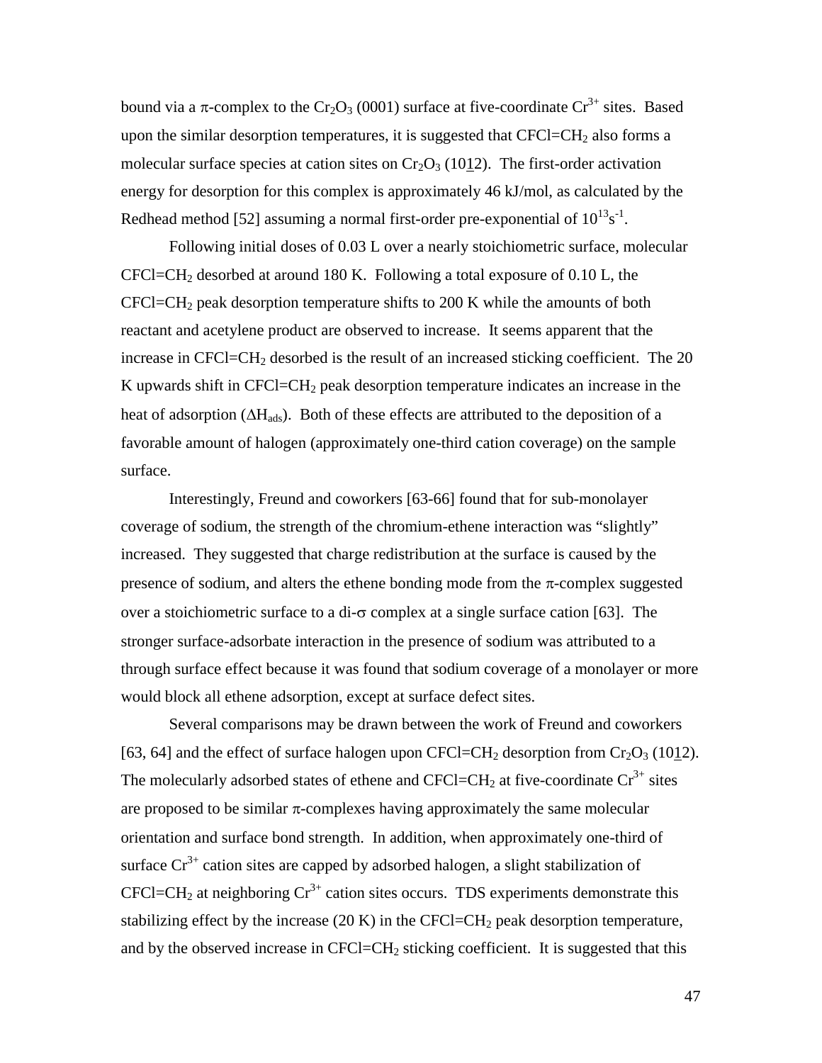bound via a π-complex to the $Cr_2O_3$ (0001) surface at five-coordinate $Cr^{3+}$ sites. Based upon the similar desorption temperatures, it is suggested that $CFCl=CH_2$ also forms a molecular surface species at cation sites on $Cr_2O_3$ ($10\underline{1}2$). The first-order activation energy for desorption for this complex is approximately 46 kJ/mol, as calculated by the Redhead method [52] assuming a normal first-order pre-exponential of $10^{13}s^{-1}$.

Following initial doses of 0.03 L over a nearly stoichiometric surface, molecular $CFCl=CH_2$ desorbed at around 180 K. Following a total exposure of 0.10 L, the $CFCl=CH_2$ peak desorption temperature shifts to 200 K while the amounts of both reactant and acetylene product are observed to increase. It seems apparent that the increase in $CFCl=CH_2$ desorbed is the result of an increased sticking coefficient. The 20 K upwards shift in $CFCl=CH_2$ peak desorption temperature indicates an increase in the heat of adsorption ($\Delta H_{ads}$). Both of these effects are attributed to the deposition of a favorable amount of halogen (approximately one-third cation coverage) on the sample surface.

Interestingly, Freund and coworkers [63-66] found that for sub-monolayer coverage of sodium, the strength of the chromium-ethene interaction was "slightly" increased. They suggested that charge redistribution at the surface is caused by the presence of sodium, and alters the ethene bonding mode from the π-complex suggested over a stoichiometric surface to a di-σ complex at a single surface cation [63]. The stronger surface-adsorbate interaction in the presence of sodium was attributed to a through surface effect because it was found that sodium coverage of a monolayer or more would block all ethene adsorption, except at surface defect sites.

Several comparisons may be drawn between the work of Freund and coworkers [63, 64] and the effect of surface halogen upon $CFCl=CH_2$ desorption from $Cr_2O_3$ ($10\underline{1}2$). The molecularly adsorbed states of ethene and $CFCl=CH_2$ at five-coordinate $Cr^{3+}$ sites are proposed to be similar π-complexes having approximately the same molecular orientation and surface bond strength. In addition, when approximately one-third of surface $Cr^{3+}$ cation sites are capped by adsorbed halogen, a slight stabilization of $CFCl=CH_2$ at neighboring $Cr^{3+}$ cation sites occurs. TDS experiments demonstrate this stabilizing effect by the increase (20 K) in the $CFCl=CH_2$ peak desorption temperature, and by the observed increase in $CFCl=CH_2$ sticking coefficient. It is suggested that this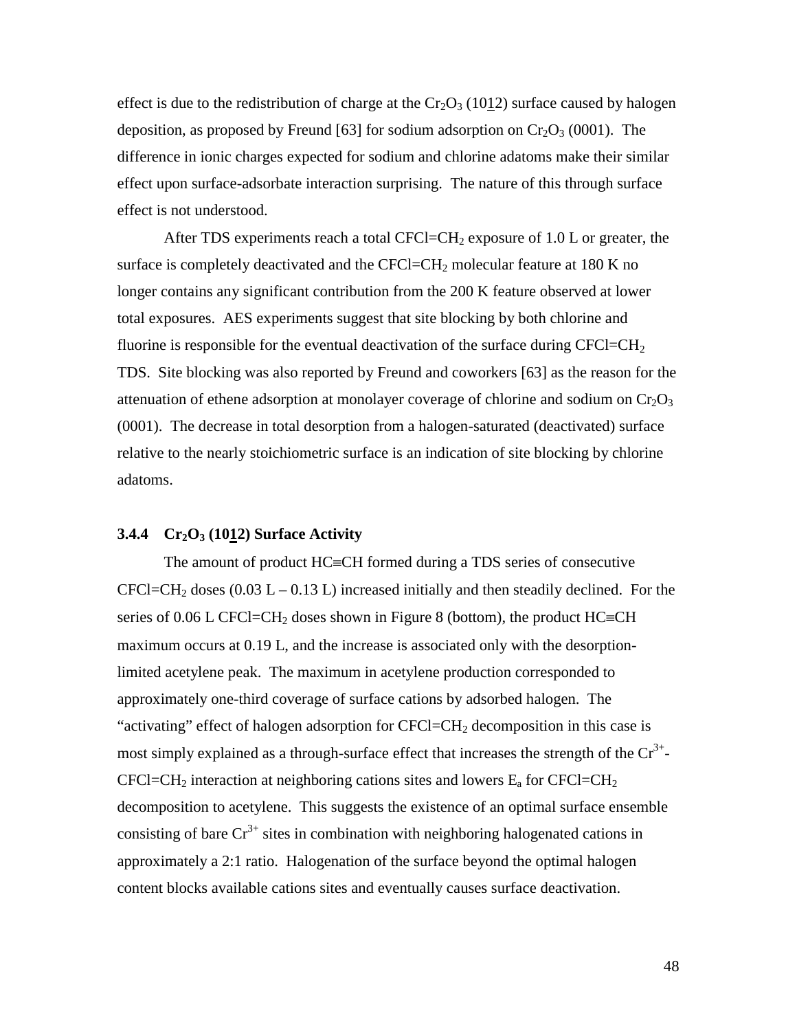effect is due to the redistribution of charge at the $Cr_2O_3$ (10$\underline{1}$2) surface caused by halogen deposition, as proposed by Freund [63] for sodium adsorption on $Cr_2O_3$ (0001). The difference in ionic charges expected for sodium and chlorine adatoms make their similar effect upon surface-adsorbate interaction surprising. The nature of this through surface effect is not understood.

After TDS experiments reach a total $CFCl{=}CH_2$ exposure of 1.0 L or greater, the surface is completely deactivated and the $CFCl{=}CH_2$ molecular feature at 180 K no longer contains any significant contribution from the 200 K feature observed at lower total exposures. AES experiments suggest that site blocking by both chlorine and fluorine is responsible for the eventual deactivation of the surface during $CFCl{=}CH_2$ TDS. Site blocking was also reported by Freund and coworkers [63] as the reason for the attenuation of ethene adsorption at monolayer coverage of chlorine and sodium on $Cr_2O_3$ (0001). The decrease in total desorption from a halogen-saturated (deactivated) surface relative to the nearly stoichiometric surface is an indication of site blocking by chlorine adatoms.

### 3.4.4 $Cr_2O_3$ (10$\underline{1}$2) Surface Activity

The amount of product $HC{\equiv}CH$ formed during a TDS series of consecutive $CFCl{=}CH_2$ doses (0.03 L – 0.13 L) increased initially and then steadily declined. For the series of 0.06 L $CFCl{=}CH_2$ doses shown in Figure 8 (bottom), the product $HC{\equiv}CH$ maximum occurs at 0.19 L, and the increase is associated only with the desorption-limited acetylene peak. The maximum in acetylene production corresponded to approximately one-third coverage of surface cations by adsorbed halogen. The "activating" effect of halogen adsorption for $CFCl{=}CH_2$ decomposition in this case is most simply explained as a through-surface effect that increases the strength of the $Cr^{3+}$-$CFCl{=}CH_2$ interaction at neighboring cations sites and lowers $E_a$ for $CFCl{=}CH_2$ decomposition to acetylene. This suggests the existence of an optimal surface ensemble consisting of bare $Cr^{3+}$ sites in combination with neighboring halogenated cations in approximately a 2:1 ratio. Halogenation of the surface beyond the optimal halogen content blocks available cations sites and eventually causes surface deactivation.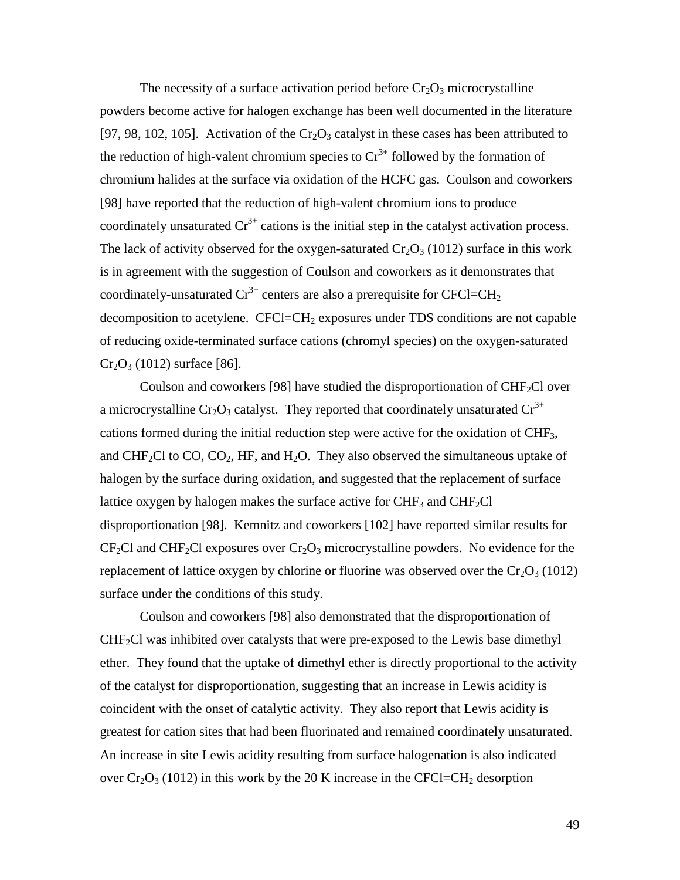The necessity of a surface activation period before $Cr_2O_3$ microcrystalline powders become active for halogen exchange has been well documented in the literature [97, 98, 102, 105]. Activation of the $Cr_2O_3$ catalyst in these cases has been attributed to the reduction of high-valent chromium species to $Cr^{3+}$ followed by the formation of chromium halides at the surface via oxidation of the HCFC gas. Coulson and coworkers [98] have reported that the reduction of high-valent chromium ions to produce coordinately unsaturated $Cr^{3+}$ cations is the initial step in the catalyst activation process. The lack of activity observed for the oxygen-saturated $Cr_2O_3$ ($10\underline{1}2$) surface in this work is in agreement with the suggestion of Coulson and coworkers as it demonstrates that coordinately-unsaturated $Cr^{3+}$ centers are also a prerequisite for $CFCl{=}CH_2$ decomposition to acetylene. $CFCl{=}CH_2$ exposures under TDS conditions are not capable of reducing oxide-terminated surface cations (chromyl species) on the oxygen-saturated $Cr_2O_3$ ($10\underline{1}2$) surface [86].

Coulson and coworkers [98] have studied the disproportionation of $CHF_2Cl$ over a microcrystalline $Cr_2O_3$ catalyst. They reported that coordinately unsaturated $Cr^{3+}$ cations formed during the initial reduction step were active for the oxidation of $CHF_3$, and $CHF_2Cl$ to CO, $CO_2$, HF, and $H_2O$. They also observed the simultaneous uptake of halogen by the surface during oxidation, and suggested that the replacement of surface lattice oxygen by halogen makes the surface active for $CHF_3$ and $CHF_2Cl$ disproportionation [98]. Kemnitz and coworkers [102] have reported similar results for $CF_2Cl$ and $CHF_2Cl$ exposures over $Cr_2O_3$ microcrystalline powders. No evidence for the replacement of lattice oxygen by chlorine or fluorine was observed over the $Cr_2O_3$ ($10\underline{1}2$) surface under the conditions of this study.

Coulson and coworkers [98] also demonstrated that the disproportionation of $CHF_2Cl$ was inhibited over catalysts that were pre-exposed to the Lewis base dimethyl ether. They found that the uptake of dimethyl ether is directly proportional to the activity of the catalyst for disproportionation, suggesting that an increase in Lewis acidity is coincident with the onset of catalytic activity. They also report that Lewis acidity is greatest for cation sites that had been fluorinated and remained coordinately unsaturated. An increase in site Lewis acidity resulting from surface halogenation is also indicated over $Cr_2O_3$ ($10\underline{1}2$) in this work by the 20 K increase in the $CFCl{=}CH_2$ desorption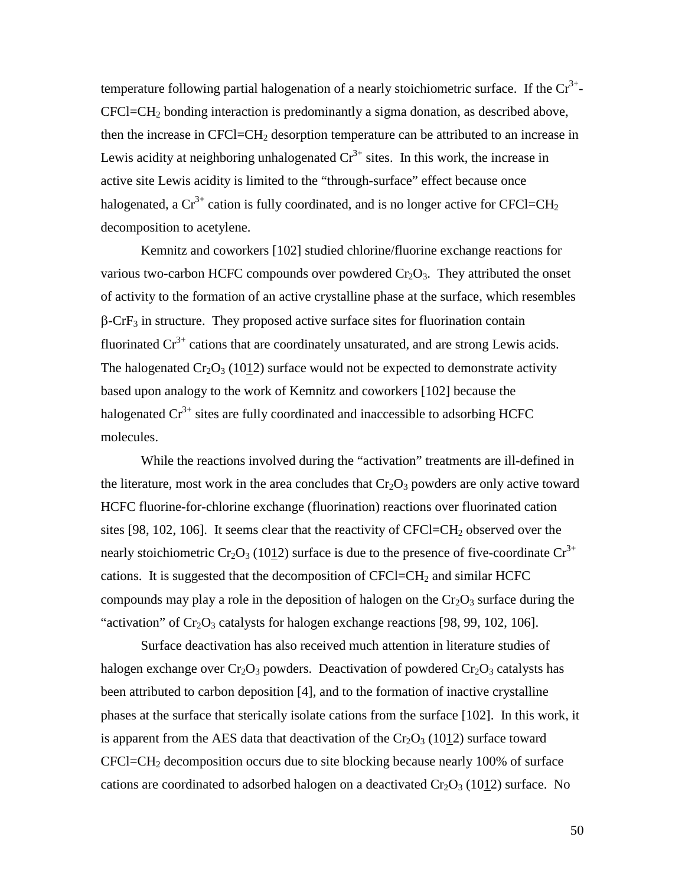temperature following partial halogenation of a nearly stoichiometric surface. If the $Cr^{3+}$-$CFCl{=}CH_2$ bonding interaction is predominantly a sigma donation, as described above, then the increase in $CFCl{=}CH_2$ desorption temperature can be attributed to an increase in Lewis acidity at neighboring unhalogenated $Cr^{3+}$ sites. In this work, the increase in active site Lewis acidity is limited to the "through-surface" effect because once halogenated, a $Cr^{3+}$ cation is fully coordinated, and is no longer active for $CFCl{=}CH_2$ decomposition to acetylene.

Kemnitz and coworkers [102] studied chlorine/fluorine exchange reactions for various two-carbon HCFC compounds over powdered $Cr_2O_3$. They attributed the onset of activity to the formation of an active crystalline phase at the surface, which resembles $\beta$-$CrF_3$ in structure. They proposed active surface sites for fluorination contain fluorinated $Cr^{3+}$ cations that are coordinately unsaturated, and are strong Lewis acids. The halogenated $Cr_2O_3$ $(10\underline{1}2)$ surface would not be expected to demonstrate activity based upon analogy to the work of Kemnitz and coworkers [102] because the halogenated $Cr^{3+}$ sites are fully coordinated and inaccessible to adsorbing HCFC molecules.

While the reactions involved during the "activation" treatments are ill-defined in the literature, most work in the area concludes that $Cr_2O_3$ powders are only active toward HCFC fluorine-for-chlorine exchange (fluorination) reactions over fluorinated cation sites [98, 102, 106]. It seems clear that the reactivity of $CFCl{=}CH_2$ observed over the nearly stoichiometric $Cr_2O_3$ $(10\underline{1}2)$ surface is due to the presence of five-coordinate $Cr^{3+}$ cations. It is suggested that the decomposition of $CFCl{=}CH_2$ and similar HCFC compounds may play a role in the deposition of halogen on the $Cr_2O_3$ surface during the "activation" of $Cr_2O_3$ catalysts for halogen exchange reactions [98, 99, 102, 106].

Surface deactivation has also received much attention in literature studies of halogen exchange over $Cr_2O_3$ powders. Deactivation of powdered $Cr_2O_3$ catalysts has been attributed to carbon deposition [4], and to the formation of inactive crystalline phases at the surface that sterically isolate cations from the surface [102]. In this work, it is apparent from the AES data that deactivation of the $Cr_2O_3$ $(10\underline{1}2)$ surface toward $CFCl{=}CH_2$ decomposition occurs due to site blocking because nearly 100% of surface cations are coordinated to adsorbed halogen on a deactivated $Cr_2O_3$ $(10\underline{1}2)$ surface. No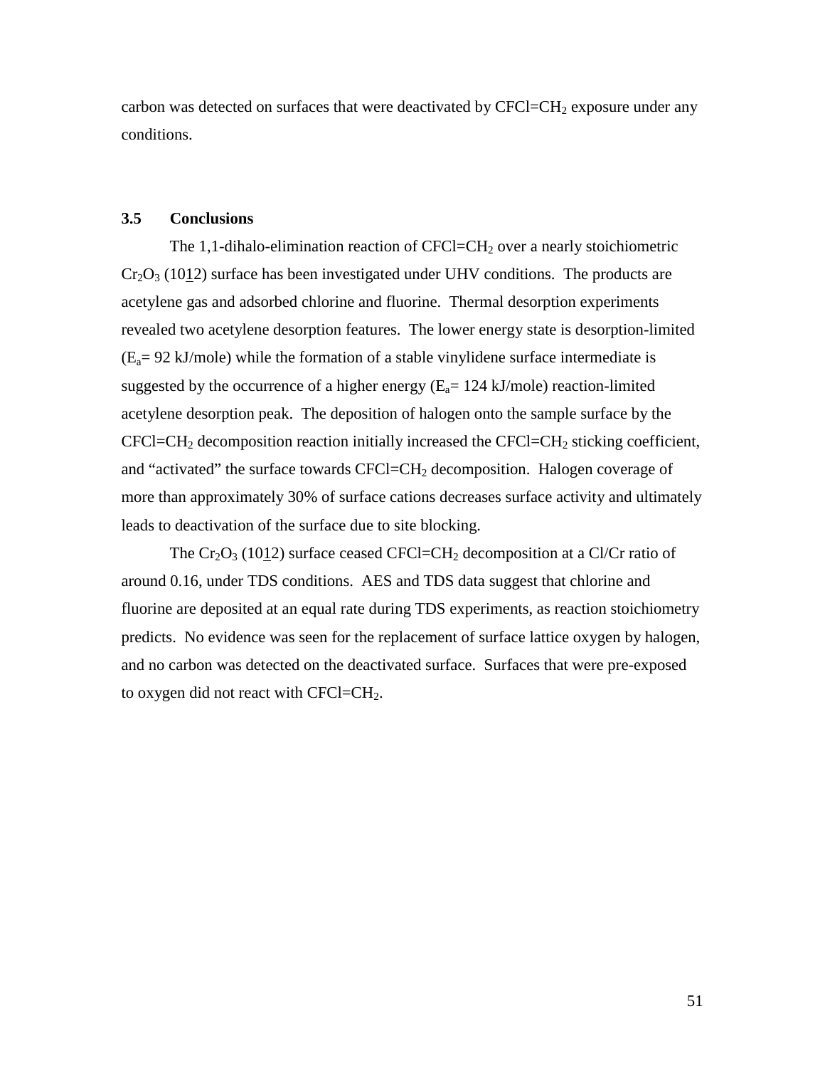carbon was detected on surfaces that were deactivated by $CFCl{=}CH_2$ exposure under any conditions.

### 3.5 Conclusions

The 1,1-dihalo-elimination reaction of $CFCl{=}CH_2$ over a nearly stoichiometric $Cr_2O_3$ $(10\underline{1}2)$ surface has been investigated under UHV conditions. The products are acetylene gas and adsorbed chlorine and fluorine. Thermal desorption experiments revealed two acetylene desorption features. The lower energy state is desorption-limited ($E_a$= 92 kJ/mole) while the formation of a stable vinylidene surface intermediate is suggested by the occurrence of a higher energy ($E_a$= 124 kJ/mole) reaction-limited acetylene desorption peak. The deposition of halogen onto the sample surface by the $CFCl{=}CH_2$ decomposition reaction initially increased the $CFCl{=}CH_2$ sticking coefficient, and "activated" the surface towards $CFCl{=}CH_2$ decomposition. Halogen coverage of more than approximately 30% of surface cations decreases surface activity and ultimately leads to deactivation of the surface due to site blocking.

The $Cr_2O_3$ $(10\underline{1}2)$ surface ceased $CFCl{=}CH_2$ decomposition at a Cl/Cr ratio of around 0.16, under TDS conditions. AES and TDS data suggest that chlorine and fluorine are deposited at an equal rate during TDS experiments, as reaction stoichiometry predicts. No evidence was seen for the replacement of surface lattice oxygen by halogen, and no carbon was detected on the deactivated surface. Surfaces that were pre-exposed to oxygen did not react with $CFCl{=}CH_2$.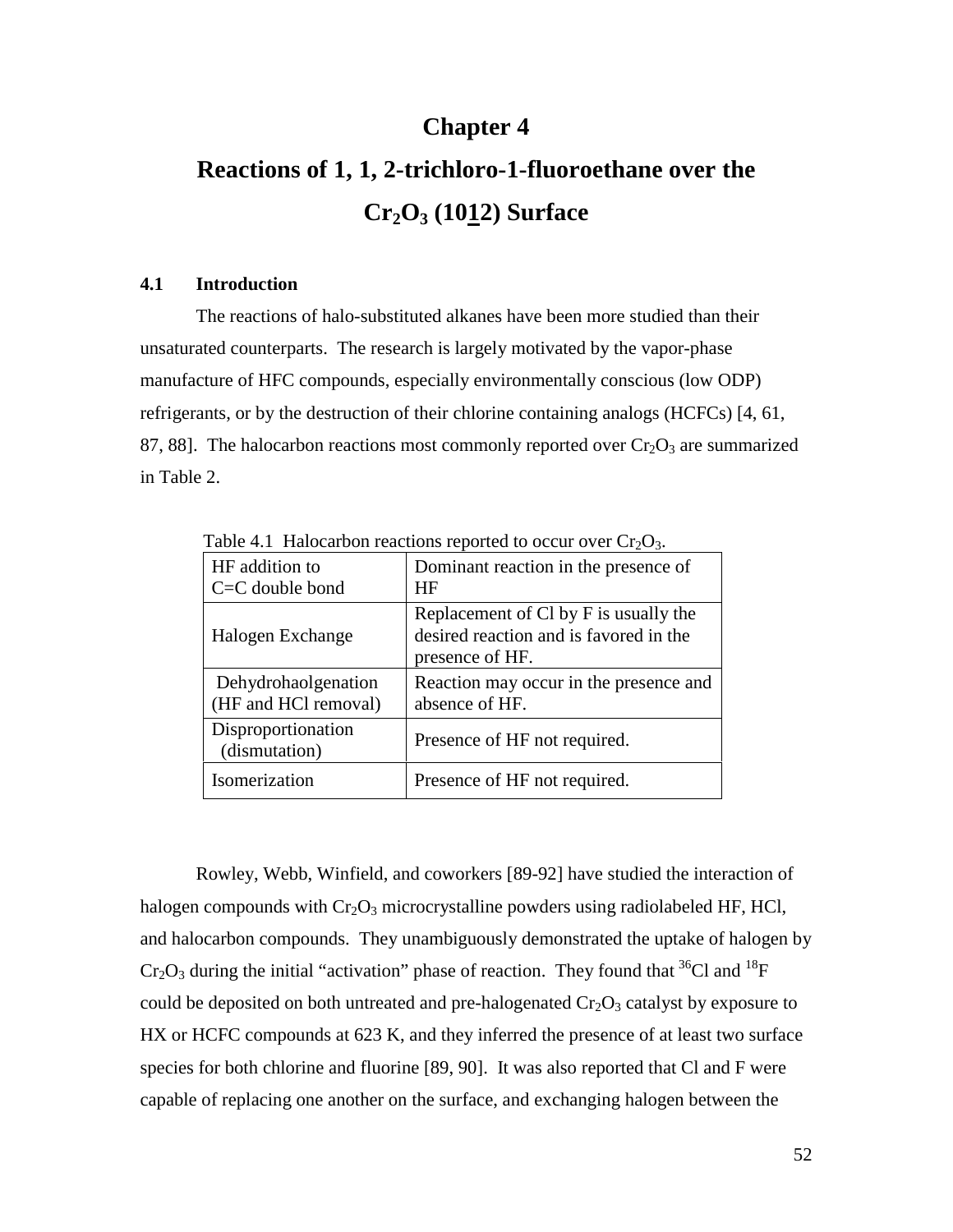# Chapter 4

# Reactions of 1, 1, 2-trichloro-1-fluoroethane over the $Cr_2O_3$ (10$\underline{1}$2) Surface

## 4.1 Introduction

The reactions of halo-substituted alkanes have been more studied than their unsaturated counterparts. The research is largely motivated by the vapor-phase manufacture of HFC compounds, especially environmentally conscious (low ODP) refrigerants, or by the destruction of their chlorine containing analogs (HCFCs) [4, 61, 87, 88]. The halocarbon reactions most commonly reported over $Cr_2O_3$ are summarized in Table 2.

Table 4.1 Halocarbon reactions reported to occur over $Cr_2O_3$.

| | |
|---|---|
| HF addition to C=C double bond | Dominant reaction in the presence of HF |
| Halogen Exchange | Replacement of Cl by F is usually the desired reaction and is favored in the presence of HF. |
| Dehydrohaolgenation (HF and HCl removal) | Reaction may occur in the presence and absence of HF. |
| Disproportionation (dismutation) | Presence of HF not required. |
| Isomerization | Presence of HF not required. |

Rowley, Webb, Winfield, and coworkers [89-92] have studied the interaction of halogen compounds with $Cr_2O_3$ microcrystalline powders using radiolabeled HF, HCl, and halocarbon compounds. They unambiguously demonstrated the uptake of halogen by $Cr_2O_3$ during the initial "activation" phase of reaction. They found that $^{36}Cl$ and $^{18}F$ could be deposited on both untreated and pre-halogenated $Cr_2O_3$ catalyst by exposure to HX or HCFC compounds at 623 K, and they inferred the presence of at least two surface species for both chlorine and fluorine [89, 90]. It was also reported that Cl and F were capable of replacing one another on the surface, and exchanging halogen between the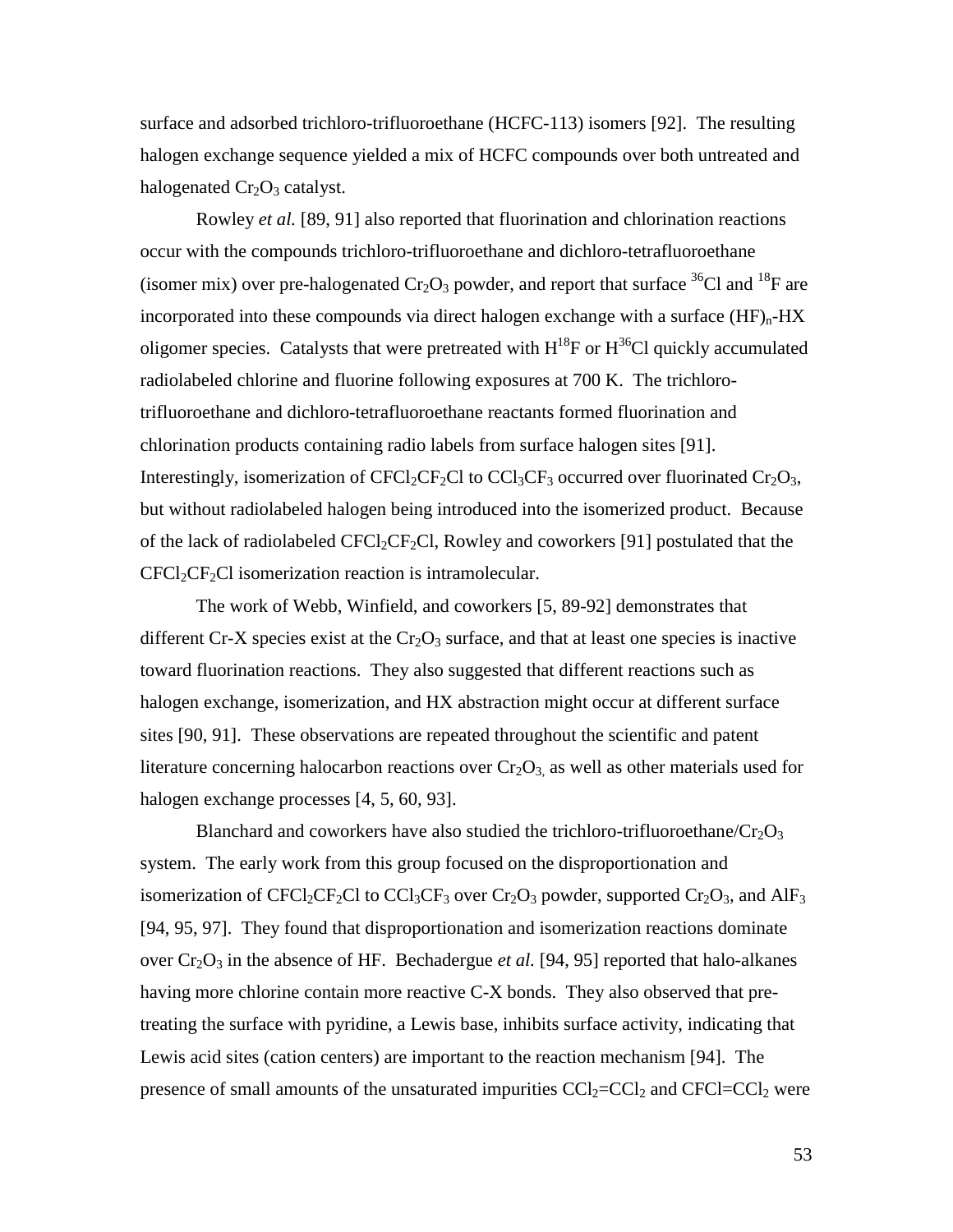surface and adsorbed trichloro-trifluoroethane (HCFC-113) isomers [92]. The resulting halogen exchange sequence yielded a mix of HCFC compounds over both untreated and halogenated $Cr_2O_3$ catalyst.

Rowley *et al.* [89, 91] also reported that fluorination and chlorination reactions occur with the compounds trichloro-trifluoroethane and dichloro-tetrafluoroethane (isomer mix) over pre-halogenated $Cr_2O_3$ powder, and report that surface $^{36}Cl$ and $^{18}F$ are incorporated into these compounds via direct halogen exchange with a surface $(HF)_n$-HX oligomer species. Catalysts that were pretreated with $H^{18}F$ or $H^{36}Cl$ quickly accumulated radiolabeled chlorine and fluorine following exposures at 700 K. The trichloro-trifluoroethane and dichloro-tetrafluoroethane reactants formed fluorination and chlorination products containing radio labels from surface halogen sites [91]. Interestingly, isomerization of $CFCl_2CF_2Cl$ to $CCl_3CF_3$ occurred over fluorinated $Cr_2O_3$, but without radiolabeled halogen being introduced into the isomerized product. Because of the lack of radiolabeled $CFCl_2CF_2Cl$, Rowley and coworkers [91] postulated that the $CFCl_2CF_2Cl$ isomerization reaction is intramolecular.

The work of Webb, Winfield, and coworkers [5, 89-92] demonstrates that different Cr-X species exist at the $Cr_2O_3$ surface, and that at least one species is inactive toward fluorination reactions. They also suggested that different reactions such as halogen exchange, isomerization, and HX abstraction might occur at different surface sites [90, 91]. These observations are repeated throughout the scientific and patent literature concerning halocarbon reactions over $Cr_2O_3$, as well as other materials used for halogen exchange processes [4, 5, 60, 93].

Blanchard and coworkers have also studied the trichloro-trifluoroethane/$Cr_2O_3$ system. The early work from this group focused on the disproportionation and isomerization of $CFCl_2CF_2Cl$ to $CCl_3CF_3$ over $Cr_2O_3$ powder, supported $Cr_2O_3$, and $AlF_3$ [94, 95, 97]. They found that disproportionation and isomerization reactions dominate over $Cr_2O_3$ in the absence of HF. Bechadergue *et al.* [94, 95] reported that halo-alkanes having more chlorine contain more reactive C-X bonds. They also observed that pre-treating the surface with pyridine, a Lewis base, inhibits surface activity, indicating that Lewis acid sites (cation centers) are important to the reaction mechanism [94]. The presence of small amounts of the unsaturated impurities $CCl_2{=}CCl_2$ and $CFCl{=}CCl_2$ were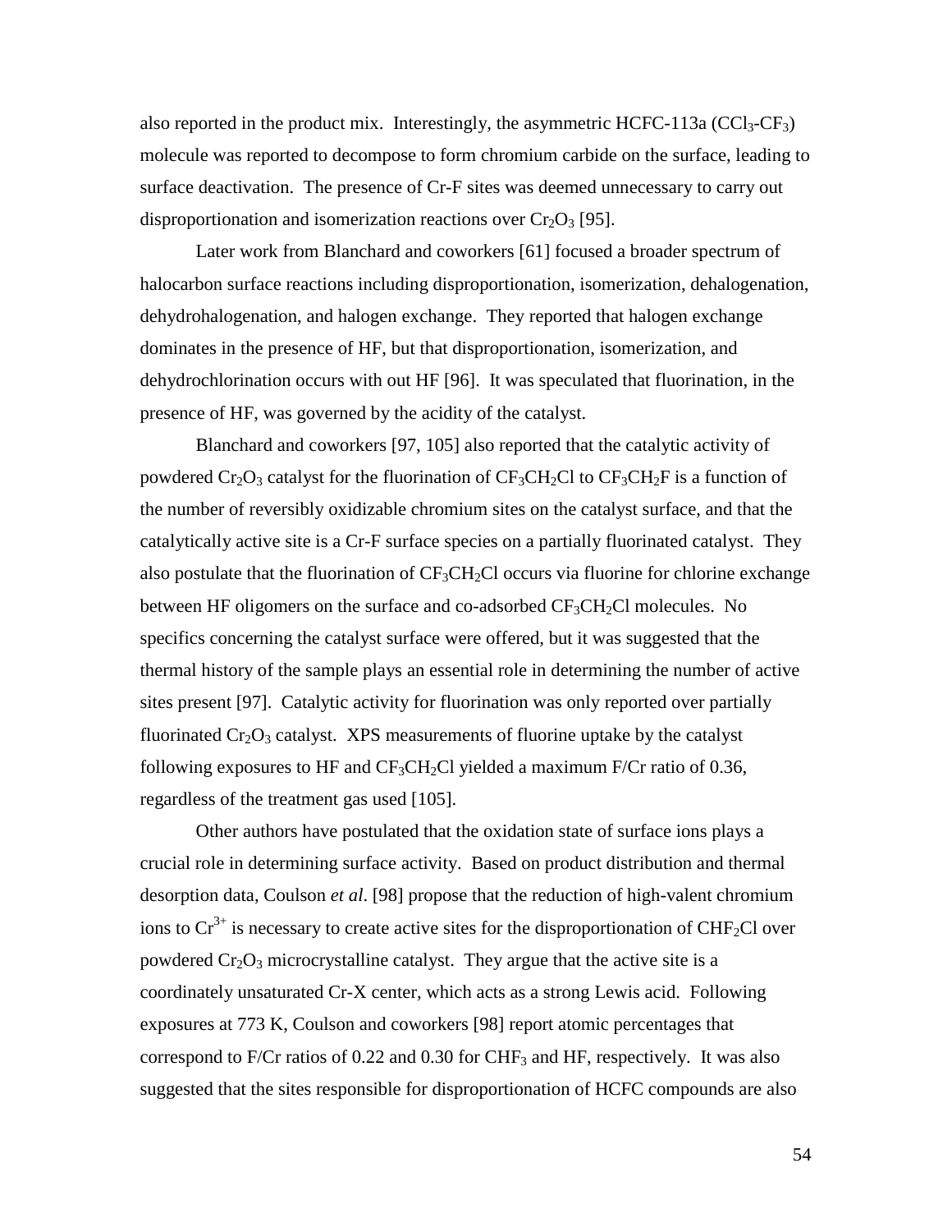also reported in the product mix. Interestingly, the asymmetric HCFC-113a ($CCl_3$-$CF_3$) molecule was reported to decompose to form chromium carbide on the surface, leading to surface deactivation. The presence of Cr-F sites was deemed unnecessary to carry out disproportionation and isomerization reactions over $Cr_2O_3$ [95].

Later work from Blanchard and coworkers [61] focused a broader spectrum of halocarbon surface reactions including disproportionation, isomerization, dehalogenation, dehydrohalogenation, and halogen exchange. They reported that halogen exchange dominates in the presence of HF, but that disproportionation, isomerization, and dehydrochlorination occurs with out HF [96]. It was speculated that fluorination, in the presence of HF, was governed by the acidity of the catalyst.

Blanchard and coworkers [97, 105] also reported that the catalytic activity of powdered $Cr_2O_3$ catalyst for the fluorination of $CF_3CH_2Cl$ to $CF_3CH_2F$ is a function of the number of reversibly oxidizable chromium sites on the catalyst surface, and that the catalytically active site is a Cr-F surface species on a partially fluorinated catalyst. They also postulate that the fluorination of $CF_3CH_2Cl$ occurs via fluorine for chlorine exchange between HF oligomers on the surface and co-adsorbed $CF_3CH_2Cl$ molecules. No specifics concerning the catalyst surface were offered, but it was suggested that the thermal history of the sample plays an essential role in determining the number of active sites present [97]. Catalytic activity for fluorination was only reported over partially fluorinated $Cr_2O_3$ catalyst. XPS measurements of fluorine uptake by the catalyst following exposures to HF and $CF_3CH_2Cl$ yielded a maximum F/Cr ratio of 0.36, regardless of the treatment gas used [105].

Other authors have postulated that the oxidation state of surface ions plays a crucial role in determining surface activity. Based on product distribution and thermal desorption data, Coulson *et al*. [98] propose that the reduction of high-valent chromium ions to $Cr^{3+}$ is necessary to create active sites for the disproportionation of $CHF_2Cl$ over powdered $Cr_2O_3$ microcrystalline catalyst. They argue that the active site is a coordinately unsaturated Cr-X center, which acts as a strong Lewis acid. Following exposures at 773 K, Coulson and coworkers [98] report atomic percentages that correspond to F/Cr ratios of 0.22 and 0.30 for $CHF_3$ and HF, respectively. It was also suggested that the sites responsible for disproportionation of HCFC compounds are also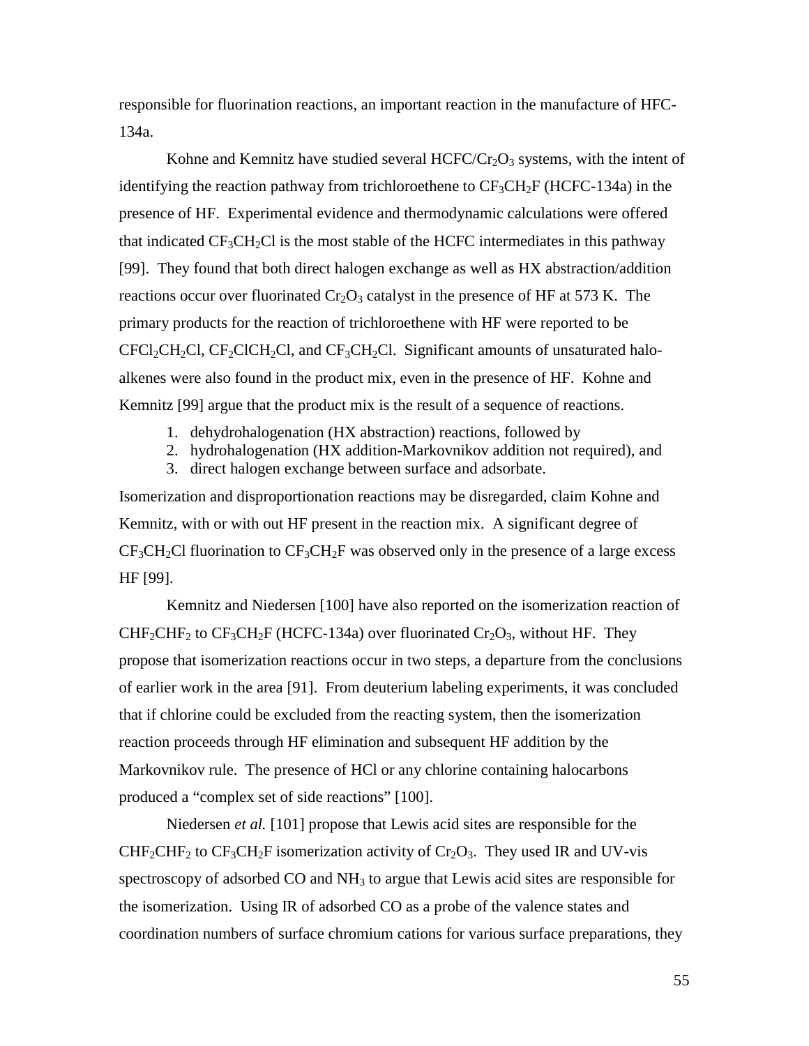responsible for fluorination reactions, an important reaction in the manufacture of HFC-134a.

Kohne and Kemnitz have studied several HCFC/$Cr_2O_3$ systems, with the intent of identifying the reaction pathway from trichloroethene to $CF_3CH_2F$ (HCFC-134a) in the presence of HF. Experimental evidence and thermodynamic calculations were offered that indicated $CF_3CH_2Cl$ is the most stable of the HCFC intermediates in this pathway [99]. They found that both direct halogen exchange as well as HX abstraction/addition reactions occur over fluorinated $Cr_2O_3$ catalyst in the presence of HF at 573 K. The primary products for the reaction of trichloroethene with HF were reported to be $CFCl_2CH_2Cl$, $CF_2ClCH_2Cl$, and $CF_3CH_2Cl$. Significant amounts of unsaturated halo-alkenes were also found in the product mix, even in the presence of HF. Kohne and Kemnitz [99] argue that the product mix is the result of a sequence of reactions.

1. dehydrohalogenation (HX abstraction) reactions, followed by
2. hydrohalogenation (HX addition-Markovnikov addition not required), and
3. direct halogen exchange between surface and adsorbate.

Isomerization and disproportionation reactions may be disregarded, claim Kohne and Kemnitz, with or with out HF present in the reaction mix. A significant degree of $CF_3CH_2Cl$ fluorination to $CF_3CH_2F$ was observed only in the presence of a large excess HF [99].

Kemnitz and Niedersen [100] have also reported on the isomerization reaction of $CHF_2CHF_2$ to $CF_3CH_2F$ (HCFC-134a) over fluorinated $Cr_2O_3$, without HF. They propose that isomerization reactions occur in two steps, a departure from the conclusions of earlier work in the area [91]. From deuterium labeling experiments, it was concluded that if chlorine could be excluded from the reacting system, then the isomerization reaction proceeds through HF elimination and subsequent HF addition by the Markovnikov rule. The presence of HCl or any chlorine containing halocarbons produced a "complex set of side reactions" [100].

Niedersen *et al.* [101] propose that Lewis acid sites are responsible for the $CHF_2CHF_2$ to $CF_3CH_2F$ isomerization activity of $Cr_2O_3$. They used IR and UV-vis spectroscopy of adsorbed CO and $NH_3$ to argue that Lewis acid sites are responsible for the isomerization. Using IR of adsorbed CO as a probe of the valence states and coordination numbers of surface chromium cations for various surface preparations, they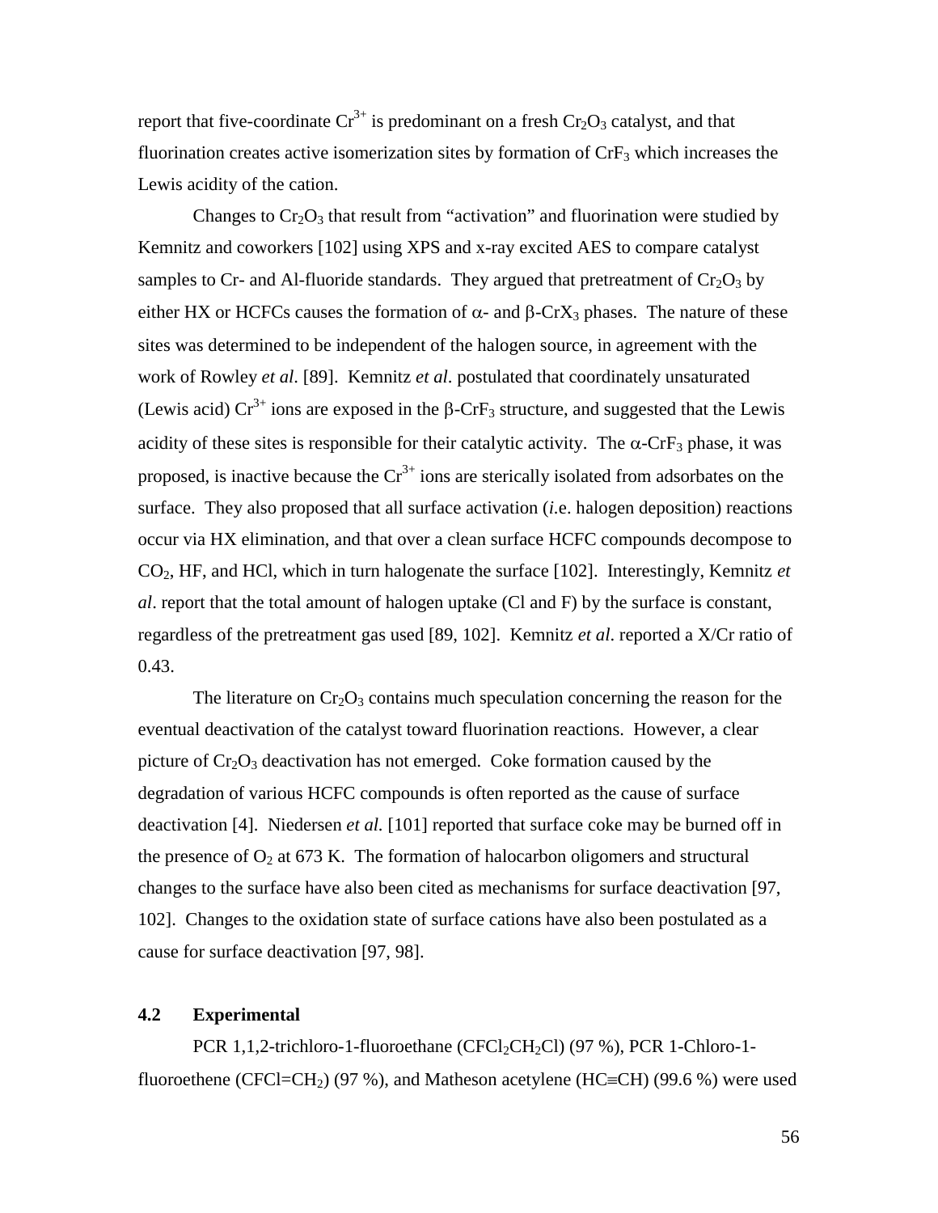report that five-coordinate $Cr^{3+}$ is predominant on a fresh $Cr_2O_3$ catalyst, and that fluorination creates active isomerization sites by formation of $CrF_3$ which increases the Lewis acidity of the cation.

Changes to $Cr_2O_3$ that result from "activation" and fluorination were studied by Kemnitz and coworkers [102] using XPS and x-ray excited AES to compare catalyst samples to Cr- and Al-fluoride standards. They argued that pretreatment of $Cr_2O_3$ by either HX or HCFCs causes the formation of $\alpha$- and $\beta$-$CrX_3$ phases. The nature of these sites was determined to be independent of the halogen source, in agreement with the work of Rowley *et al*. [89]. Kemnitz *et al*. postulated that coordinately unsaturated (Lewis acid) $Cr^{3+}$ ions are exposed in the $\beta$-$CrF_3$ structure, and suggested that the Lewis acidity of these sites is responsible for their catalytic activity. The $\alpha$-$CrF_3$ phase, it was proposed, is inactive because the $Cr^{3+}$ ions are sterically isolated from adsorbates on the surface. They also proposed that all surface activation (*i*.e. halogen deposition) reactions occur via HX elimination, and that over a clean surface HCFC compounds decompose to $CO_2$, HF, and HCl, which in turn halogenate the surface [102]. Interestingly, Kemnitz *et al*. report that the total amount of halogen uptake (Cl and F) by the surface is constant, regardless of the pretreatment gas used [89, 102]. Kemnitz *et al*. reported a X/Cr ratio of 0.43.

The literature on $Cr_2O_3$ contains much speculation concerning the reason for the eventual deactivation of the catalyst toward fluorination reactions. However, a clear picture of $Cr_2O_3$ deactivation has not emerged. Coke formation caused by the degradation of various HCFC compounds is often reported as the cause of surface deactivation [4]. Niedersen *et al.* [101] reported that surface coke may be burned off in the presence of $O_2$ at 673 K. The formation of halocarbon oligomers and structural changes to the surface have also been cited as mechanisms for surface deactivation [97, 102]. Changes to the oxidation state of surface cations have also been postulated as a cause for surface deactivation [97, 98].

## 4.2 Experimental

PCR 1,1,2-trichloro-1-fluoroethane ($CFCl_2CH_2Cl$) (97 %), PCR 1-Chloro-1-fluoroethene ($CFCl{=}CH_2$) (97 %), and Matheson acetylene ($HC{\equiv}CH$) (99.6 %) were used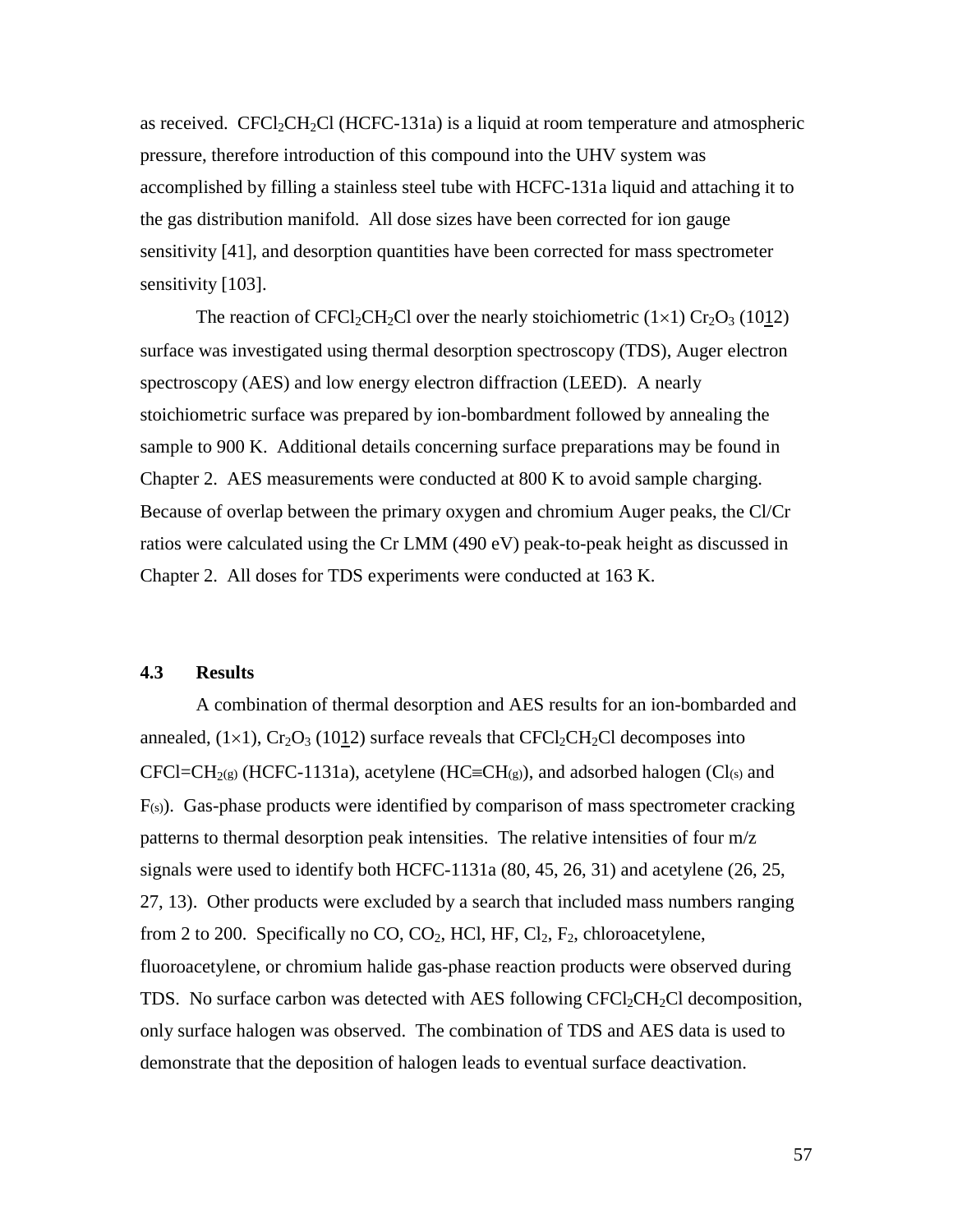as received. $CFCl_2CH_2Cl$ (HCFC-131a) is a liquid at room temperature and atmospheric pressure, therefore introduction of this compound into the UHV system was accomplished by filling a stainless steel tube with HCFC-131a liquid and attaching it to the gas distribution manifold. All dose sizes have been corrected for ion gauge sensitivity [41], and desorption quantities have been corrected for mass spectrometer sensitivity [103].

The reaction of $CFCl_2CH_2Cl$ over the nearly stoichiometric $(1\times1)$ $Cr_2O_3$ $(10\underline{1}2)$ surface was investigated using thermal desorption spectroscopy (TDS), Auger electron spectroscopy (AES) and low energy electron diffraction (LEED). A nearly stoichiometric surface was prepared by ion-bombardment followed by annealing the sample to 900 K. Additional details concerning surface preparations may be found in Chapter 2. AES measurements were conducted at 800 K to avoid sample charging. Because of overlap between the primary oxygen and chromium Auger peaks, the Cl/Cr ratios were calculated using the Cr LMM (490 eV) peak-to-peak height as discussed in Chapter 2. All doses for TDS experiments were conducted at 163 K.

## 4.3 Results

A combination of thermal desorption and AES results for an ion-bombarded and annealed, $(1\times1)$, $Cr_2O_3$ $(10\underline{1}2)$ surface reveals that $CFCl_2CH_2Cl$ decomposes into $CFCl{=}CH_{2(g)}$ (HCFC-1131a), acetylene ($HC{\equiv}CH_{(g)}$), and adsorbed halogen ($Cl_{(s)}$ and $F_{(s)}$). Gas-phase products were identified by comparison of mass spectrometer cracking patterns to thermal desorption peak intensities. The relative intensities of four m/z signals were used to identify both HCFC-1131a (80, 45, 26, 31) and acetylene (26, 25, 27, 13). Other products were excluded by a search that included mass numbers ranging from 2 to 200. Specifically no CO, $CO_2$, HCl, HF, $Cl_2$, $F_2$, chloroacetylene, fluoroacetylene, or chromium halide gas-phase reaction products were observed during TDS. No surface carbon was detected with AES following $CFCl_2CH_2Cl$ decomposition, only surface halogen was observed. The combination of TDS and AES data is used to demonstrate that the deposition of halogen leads to eventual surface deactivation.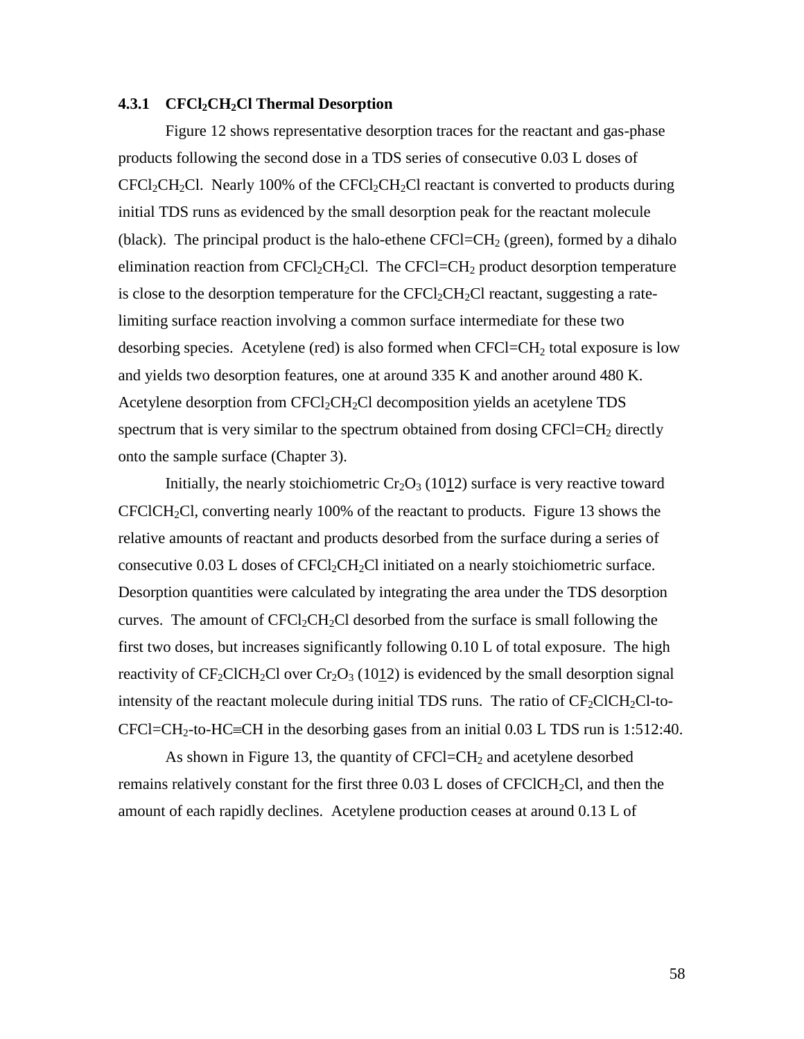### 4.3.1 $CFCl_2CH_2Cl$ Thermal Desorption

Figure 12 shows representative desorption traces for the reactant and gas-phase products following the second dose in a TDS series of consecutive 0.03 L doses of $CFCl_2CH_2Cl$. Nearly 100% of the $CFCl_2CH_2Cl$ reactant is converted to products during initial TDS runs as evidenced by the small desorption peak for the reactant molecule (black). The principal product is the halo-ethene $CFCl{=}CH_2$ (green), formed by a dihalo elimination reaction from $CFCl_2CH_2Cl$. The $CFCl{=}CH_2$ product desorption temperature is close to the desorption temperature for the $CFCl_2CH_2Cl$ reactant, suggesting a rate-limiting surface reaction involving a common surface intermediate for these two desorbing species. Acetylene (red) is also formed when $CFCl{=}CH_2$ total exposure is low and yields two desorption features, one at around 335 K and another around 480 K. Acetylene desorption from $CFCl_2CH_2Cl$ decomposition yields an acetylene TDS spectrum that is very similar to the spectrum obtained from dosing $CFCl{=}CH_2$ directly onto the sample surface (Chapter 3).

Initially, the nearly stoichiometric $Cr_2O_3$ $(10\underline{1}2)$ surface is very reactive toward $CFClCH_2Cl$, converting nearly 100% of the reactant to products. Figure 13 shows the relative amounts of reactant and products desorbed from the surface during a series of consecutive 0.03 L doses of $CFCl_2CH_2Cl$ initiated on a nearly stoichiometric surface. Desorption quantities were calculated by integrating the area under the TDS desorption curves. The amount of $CFCl_2CH_2Cl$ desorbed from the surface is small following the first two doses, but increases significantly following 0.10 L of total exposure. The high reactivity of $CF_2ClCH_2Cl$ over $Cr_2O_3$ $(10\underline{1}2)$ is evidenced by the small desorption signal intensity of the reactant molecule during initial TDS runs. The ratio of $CF_2ClCH_2Cl$-to-$CFCl{=}CH_2$-to-$HC{\equiv}CH$ in the desorbing gases from an initial 0.03 L TDS run is 1:512:40.

As shown in Figure 13, the quantity of $CFCl{=}CH_2$ and acetylene desorbed remains relatively constant for the first three 0.03 L doses of $CFClCH_2Cl$, and then the amount of each rapidly declines. Acetylene production ceases at around 0.13 L of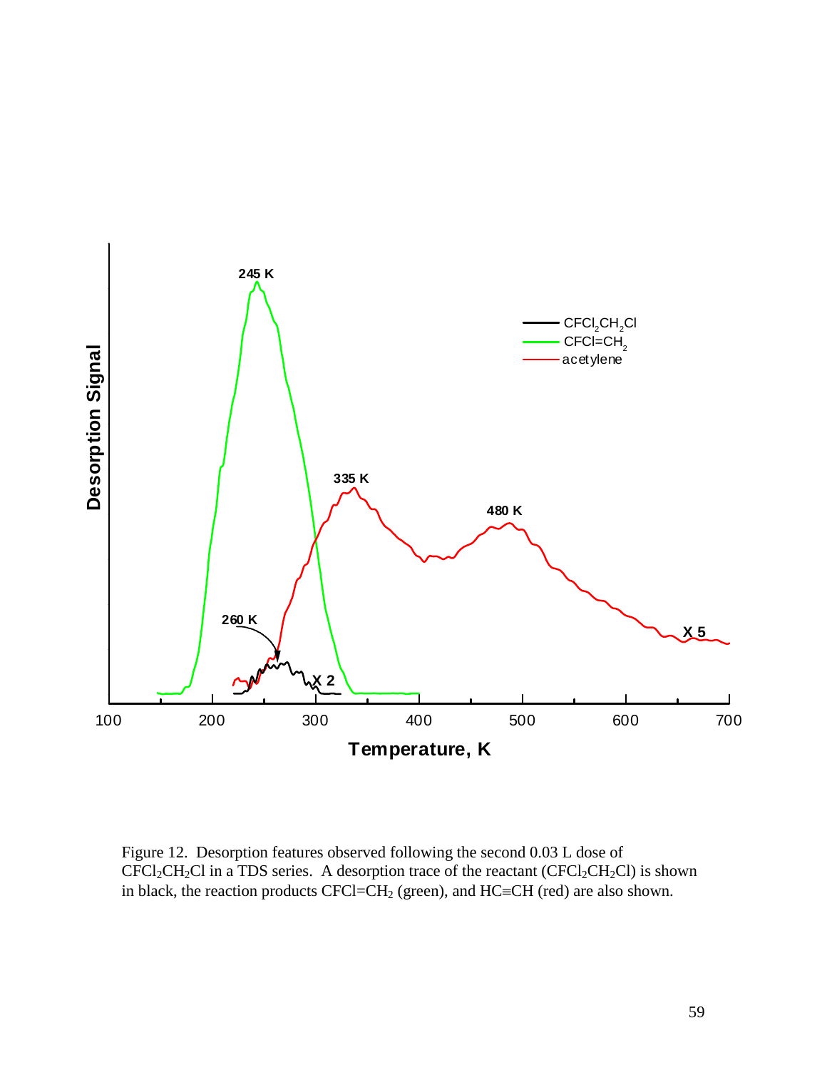Figure 12. Desorption features observed following the second 0.03 L dose of $CFCl_2CH_2Cl$ in a TDS series. A desorption trace of the reactant ($CFCl_2CH_2Cl$) is shown in black, the reaction products $CFCl{=}CH_2$ (green), and HC≡CH (red) are also shown.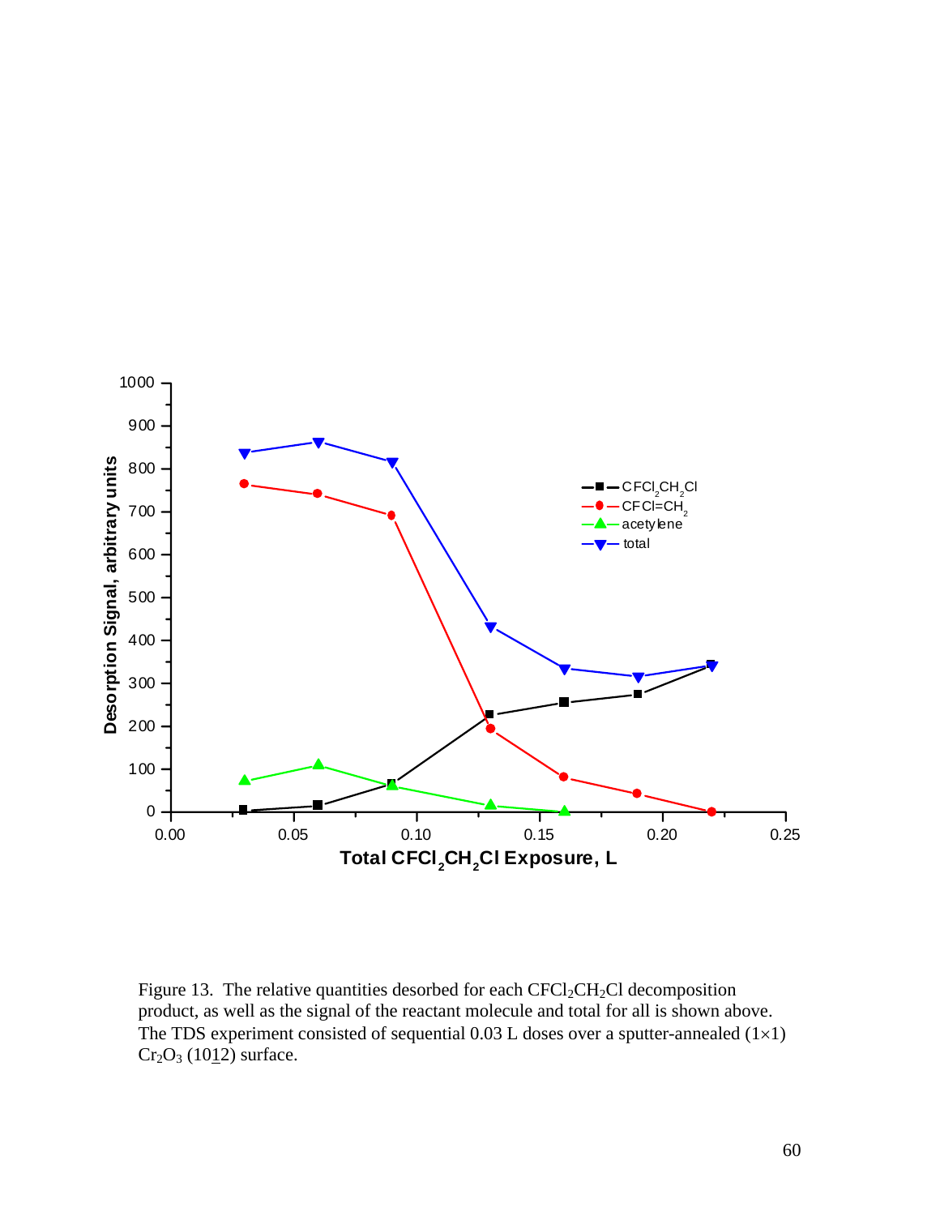Figure 13. The relative quantities desorbed for each $CFCl_2CH_2Cl$ decomposition product, as well as the signal of the reactant molecule and total for all is shown above. The TDS experiment consisted of sequential 0.03 L doses over a sputter-annealed (1×1) $Cr_2O_3$ (10$\underline{1}$2) surface.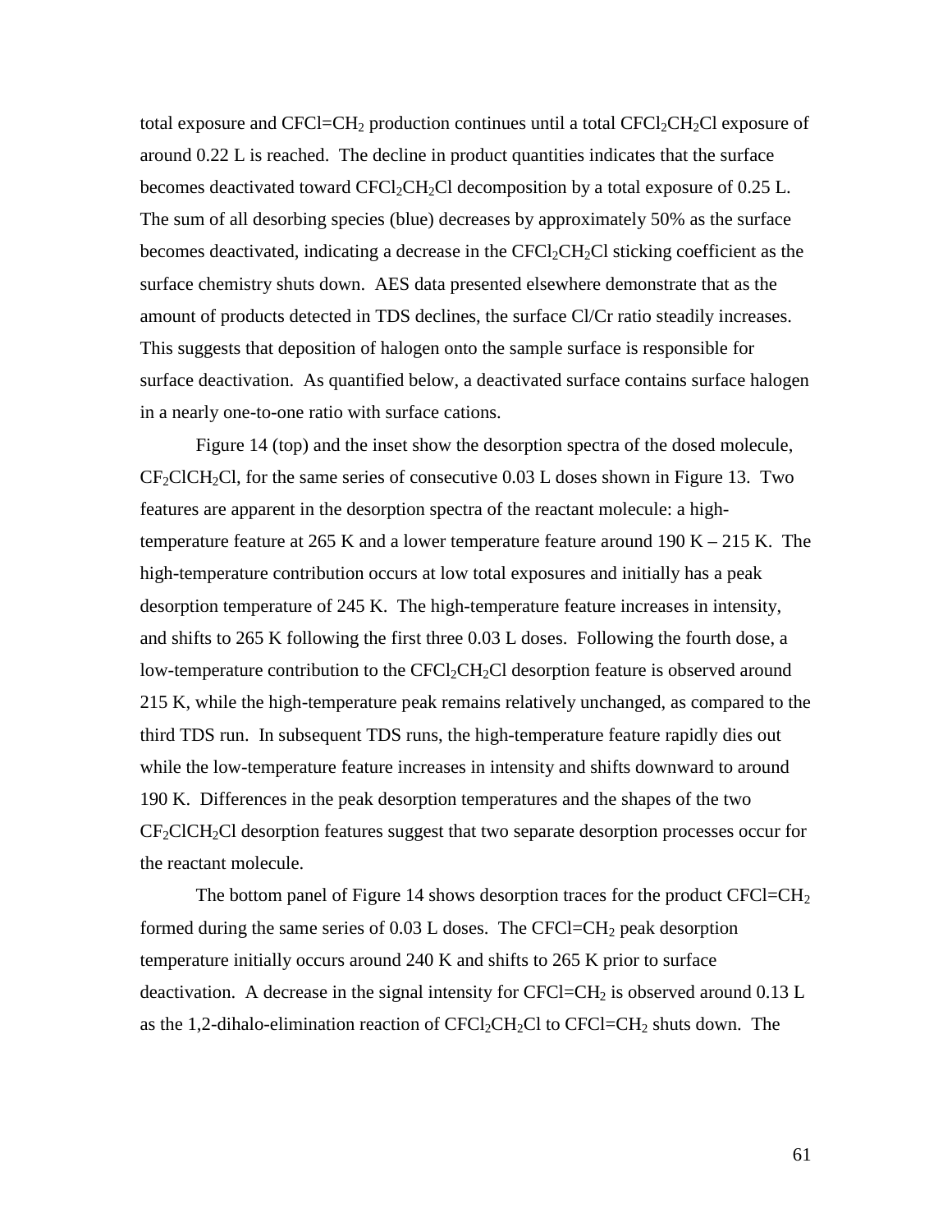total exposure and $CFCl{=}CH_2$ production continues until a total $CFCl_2CH_2Cl$ exposure of around 0.22 L is reached. The decline in product quantities indicates that the surface becomes deactivated toward $CFCl_2CH_2Cl$ decomposition by a total exposure of 0.25 L. The sum of all desorbing species (blue) decreases by approximately 50% as the surface becomes deactivated, indicating a decrease in the $CFCl_2CH_2Cl$ sticking coefficient as the surface chemistry shuts down. AES data presented elsewhere demonstrate that as the amount of products detected in TDS declines, the surface Cl/Cr ratio steadily increases. This suggests that deposition of halogen onto the sample surface is responsible for surface deactivation. As quantified below, a deactivated surface contains surface halogen in a nearly one-to-one ratio with surface cations.

Figure 14 (top) and the inset show the desorption spectra of the dosed molecule, $CF_2ClCH_2Cl$, for the same series of consecutive 0.03 L doses shown in Figure 13. Two features are apparent in the desorption spectra of the reactant molecule: a high-temperature feature at 265 K and a lower temperature feature around 190 K – 215 K. The high-temperature contribution occurs at low total exposures and initially has a peak desorption temperature of 245 K. The high-temperature feature increases in intensity, and shifts to 265 K following the first three 0.03 L doses. Following the fourth dose, a low-temperature contribution to the $CFCl_2CH_2Cl$ desorption feature is observed around 215 K, while the high-temperature peak remains relatively unchanged, as compared to the third TDS run. In subsequent TDS runs, the high-temperature feature rapidly dies out while the low-temperature feature increases in intensity and shifts downward to around 190 K. Differences in the peak desorption temperatures and the shapes of the two $CF_2ClCH_2Cl$ desorption features suggest that two separate desorption processes occur for the reactant molecule.

The bottom panel of Figure 14 shows desorption traces for the product $CFCl{=}CH_2$ formed during the same series of 0.03 L doses. The $CFCl{=}CH_2$ peak desorption temperature initially occurs around 240 K and shifts to 265 K prior to surface deactivation. A decrease in the signal intensity for $CFCl{=}CH_2$ is observed around 0.13 L as the 1,2-dihalo-elimination reaction of $CFCl_2CH_2Cl$ to $CFCl{=}CH_2$ shuts down. The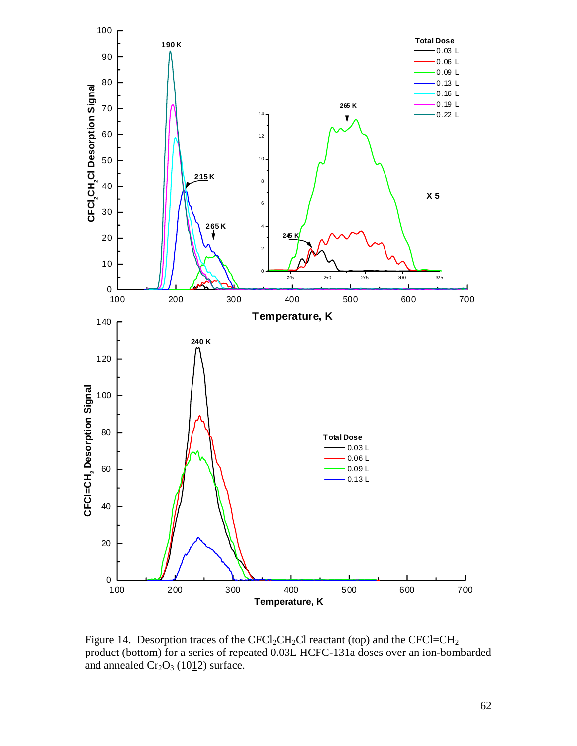Figure 14. Desorption traces of the $CFCl_2CH_2Cl$ reactant (top) and the $CFCl{=}CH_2$ product (bottom) for a series of repeated 0.03L HCFC-131a doses over an ion-bombarded and annealed $Cr_2O_3$ (10$\underline{1}$2) surface.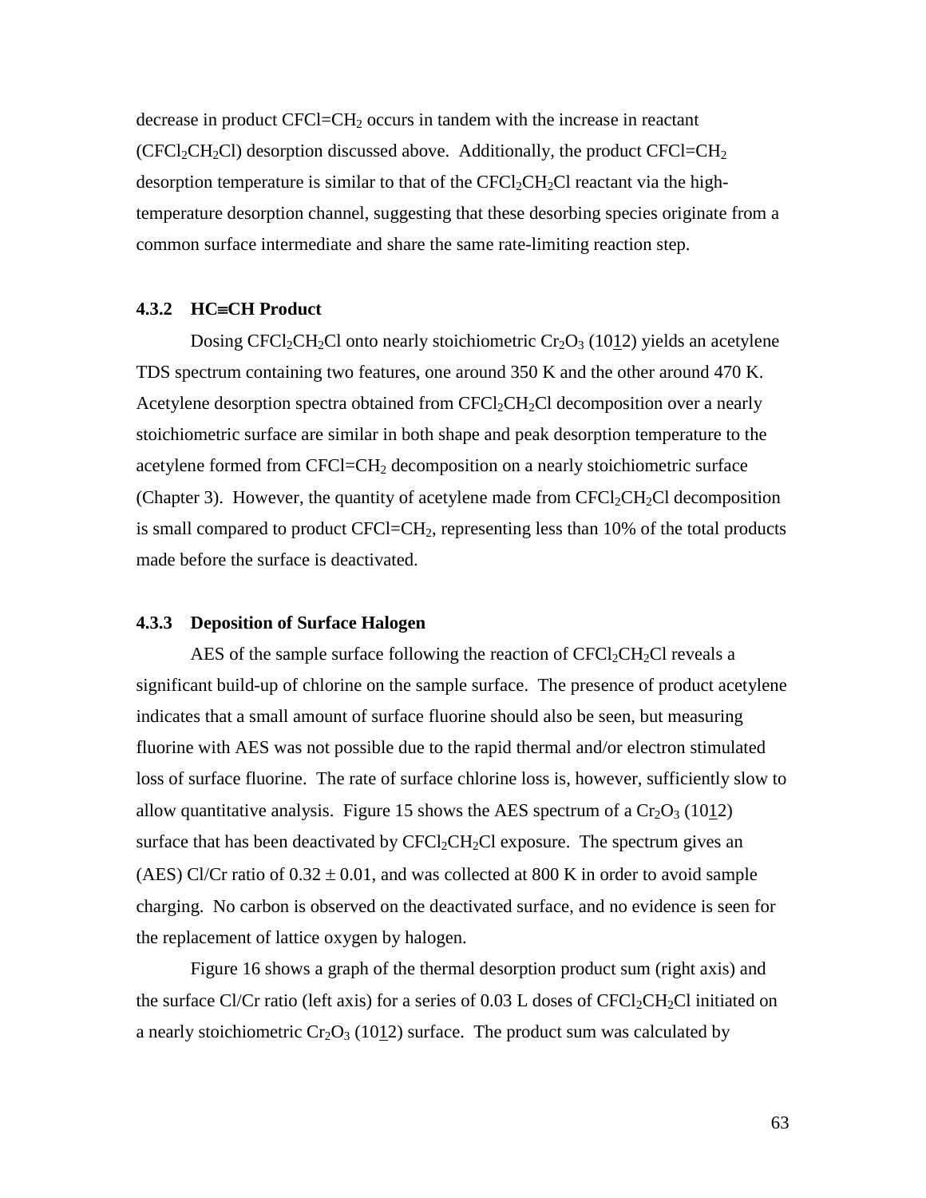decrease in product $CFCl{=}CH_2$ occurs in tandem with the increase in reactant ($CFCl_2CH_2Cl$) desorption discussed above. Additionally, the product $CFCl{=}CH_2$ desorption temperature is similar to that of the $CFCl_2CH_2Cl$ reactant via the high-temperature desorption channel, suggesting that these desorbing species originate from a common surface intermediate and share the same rate-limiting reaction step.

### 4.3.2 HC≡CH Product

Dosing $CFCl_2CH_2Cl$ onto nearly stoichiometric $Cr_2O_3$ $(10\underline{1}2)$ yields an acetylene TDS spectrum containing two features, one around 350 K and the other around 470 K. Acetylene desorption spectra obtained from $CFCl_2CH_2Cl$ decomposition over a nearly stoichiometric surface are similar in both shape and peak desorption temperature to the acetylene formed from $CFCl{=}CH_2$ decomposition on a nearly stoichiometric surface (Chapter 3). However, the quantity of acetylene made from $CFCl_2CH_2Cl$ decomposition is small compared to product $CFCl{=}CH_2$, representing less than 10% of the total products made before the surface is deactivated.

### 4.3.3 Deposition of Surface Halogen

AES of the sample surface following the reaction of $CFCl_2CH_2Cl$ reveals a significant build-up of chlorine on the sample surface. The presence of product acetylene indicates that a small amount of surface fluorine should also be seen, but measuring fluorine with AES was not possible due to the rapid thermal and/or electron stimulated loss of surface fluorine. The rate of surface chlorine loss is, however, sufficiently slow to allow quantitative analysis. Figure 15 shows the AES spectrum of a $Cr_2O_3$ $(10\underline{1}2)$ surface that has been deactivated by $CFCl_2CH_2Cl$ exposure. The spectrum gives an (AES) Cl/Cr ratio of $0.32 \pm 0.01$, and was collected at 800 K in order to avoid sample charging. No carbon is observed on the deactivated surface, and no evidence is seen for the replacement of lattice oxygen by halogen.

Figure 16 shows a graph of the thermal desorption product sum (right axis) and the surface Cl/Cr ratio (left axis) for a series of 0.03 L doses of $CFCl_2CH_2Cl$ initiated on a nearly stoichiometric $Cr_2O_3$ $(10\underline{1}2)$ surface. The product sum was calculated by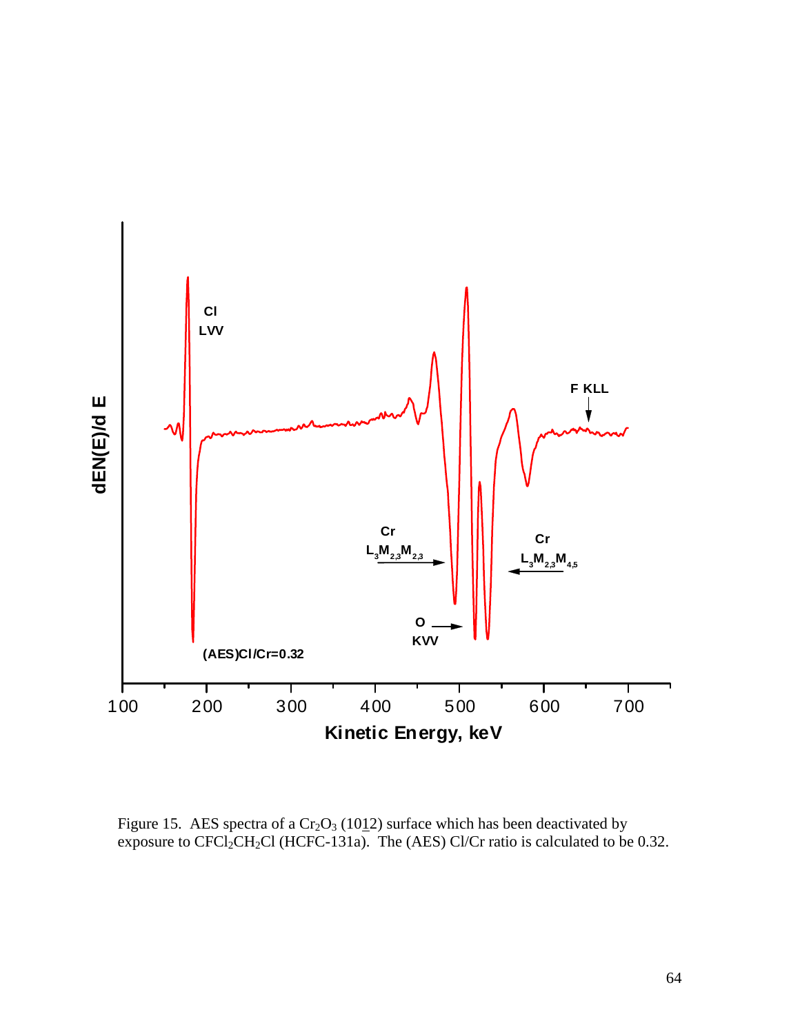Figure 15. AES spectra of a $Cr_2O_3$ (10$\underline{1}$2) surface which has been deactivated by exposure to $CFCl_2CH_2Cl$ (HCFC-131a). The (AES) Cl/Cr ratio is calculated to be 0.32.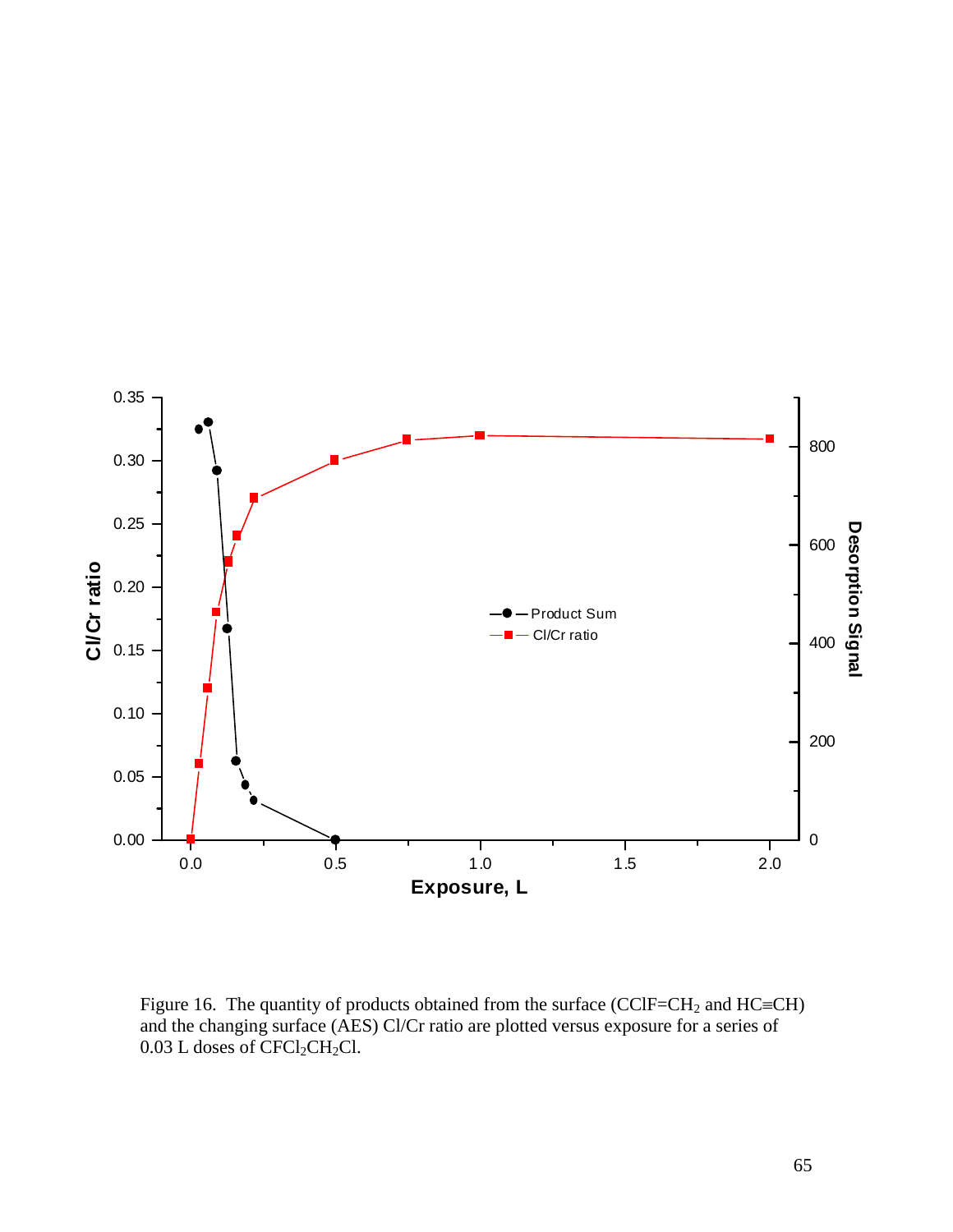Figure 16. The quantity of products obtained from the surface ($CClF{=}CH_2$ and $HC{\equiv}CH$) and the changing surface (AES) Cl/Cr ratio are plotted versus exposure for a series of 0.03 L doses of $CFCl_2CH_2Cl$.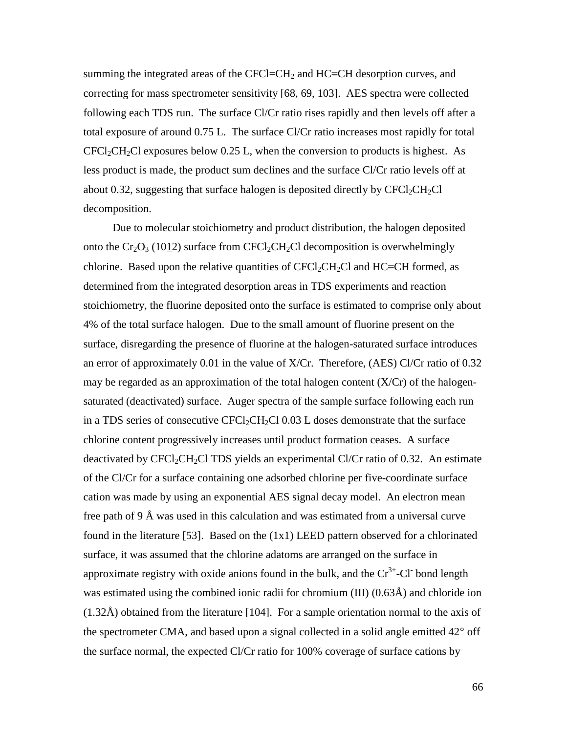summing the integrated areas of the $CFCl{=}CH_2$ and $HC{\equiv}CH$ desorption curves, and correcting for mass spectrometer sensitivity [68, 69, 103]. AES spectra were collected following each TDS run. The surface Cl/Cr ratio rises rapidly and then levels off after a total exposure of around 0.75 L. The surface Cl/Cr ratio increases most rapidly for total $CFCl_2CH_2Cl$ exposures below 0.25 L, when the conversion to products is highest. As less product is made, the product sum declines and the surface Cl/Cr ratio levels off at about 0.32, suggesting that surface halogen is deposited directly by $CFCl_2CH_2Cl$ decomposition.

Due to molecular stoichiometry and product distribution, the halogen deposited onto the $Cr_2O_3$ $(10\underline{1}2)$ surface from $CFCl_2CH_2Cl$ decomposition is overwhelmingly chlorine. Based upon the relative quantities of $CFCl_2CH_2Cl$ and $HC{\equiv}CH$ formed, as determined from the integrated desorption areas in TDS experiments and reaction stoichiometry, the fluorine deposited onto the surface is estimated to comprise only about 4% of the total surface halogen. Due to the small amount of fluorine present on the surface, disregarding the presence of fluorine at the halogen-saturated surface introduces an error of approximately 0.01 in the value of X/Cr. Therefore, (AES) Cl/Cr ratio of 0.32 may be regarded as an approximation of the total halogen content (X/Cr) of the halogen-saturated (deactivated) surface. Auger spectra of the sample surface following each run in a TDS series of consecutive $CFCl_2CH_2Cl$ 0.03 L doses demonstrate that the surface chlorine content progressively increases until product formation ceases. A surface deactivated by $CFCl_2CH_2Cl$ TDS yields an experimental Cl/Cr ratio of 0.32. An estimate of the Cl/Cr for a surface containing one adsorbed chlorine per five-coordinate surface cation was made by using an exponential AES signal decay model. An electron mean free path of 9 Å was used in this calculation and was estimated from a universal curve found in the literature [53]. Based on the (1x1) LEED pattern observed for a chlorinated surface, it was assumed that the chlorine adatoms are arranged on the surface in approximate registry with oxide anions found in the bulk, and the $Cr^{3+}$-$Cl^-$ bond length was estimated using the combined ionic radii for chromium (III) (0.63Å) and chloride ion (1.32Å) obtained from the literature [104]. For a sample orientation normal to the axis of the spectrometer CMA, and based upon a signal collected in a solid angle emitted 42° off the surface normal, the expected Cl/Cr ratio for 100% coverage of surface cations by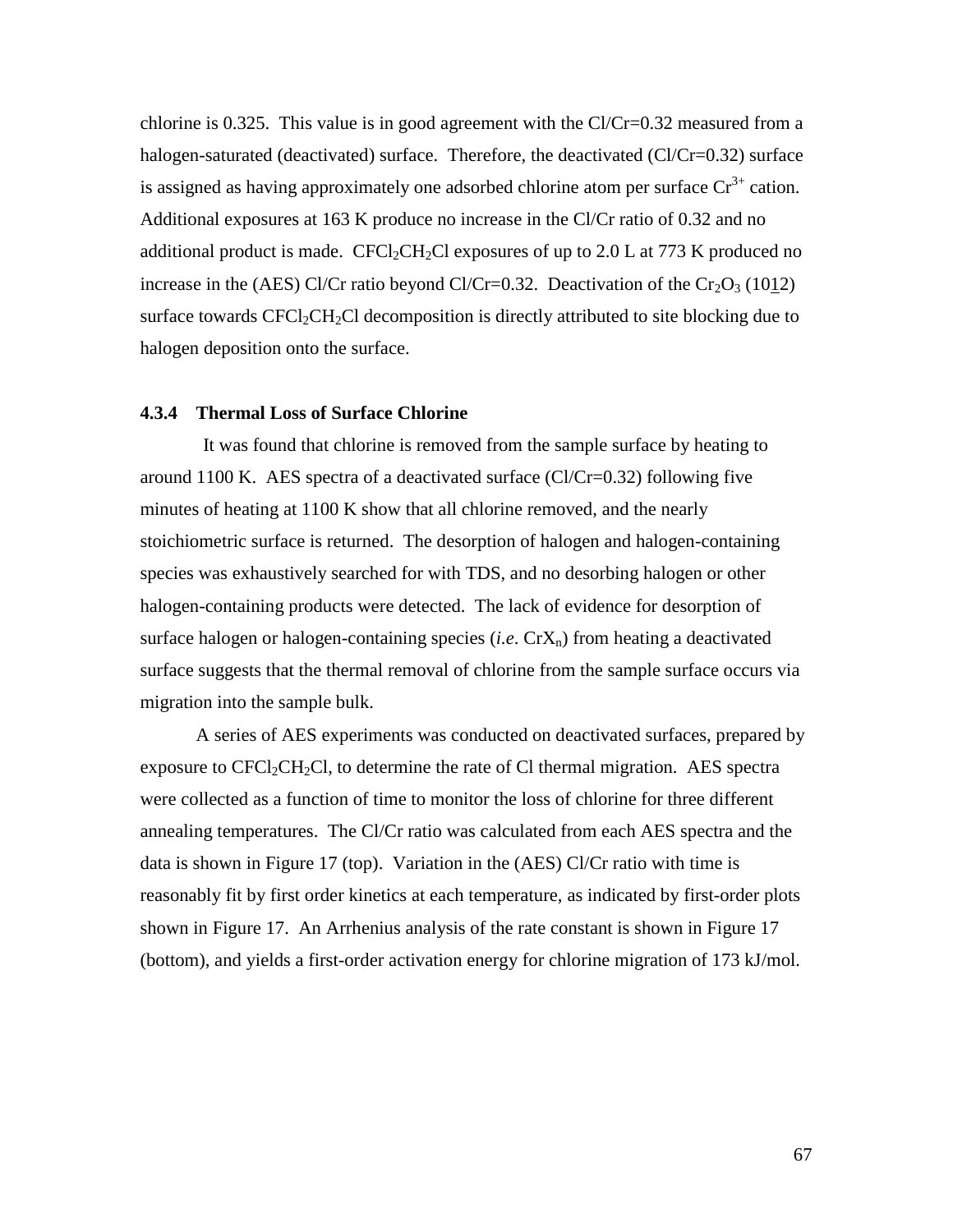chlorine is 0.325. This value is in good agreement with the Cl/Cr=0.32 measured from a halogen-saturated (deactivated) surface. Therefore, the deactivated (Cl/Cr=0.32) surface is assigned as having approximately one adsorbed chlorine atom per surface $Cr^{3+}$ cation. Additional exposures at 163 K produce no increase in the Cl/Cr ratio of 0.32 and no additional product is made. $CFCl_2CH_2Cl$ exposures of up to 2.0 L at 773 K produced no increase in the (AES) Cl/Cr ratio beyond Cl/Cr=0.32. Deactivation of the $Cr_2O_3$ (10$\underline{1}$2) surface towards $CFCl_2CH_2Cl$ decomposition is directly attributed to site blocking due to halogen deposition onto the surface.

### 4.3.4 Thermal Loss of Surface Chlorine

It was found that chlorine is removed from the sample surface by heating to around 1100 K. AES spectra of a deactivated surface (Cl/Cr=0.32) following five minutes of heating at 1100 K show that all chlorine removed, and the nearly stoichiometric surface is returned. The desorption of halogen and halogen-containing species was exhaustively searched for with TDS, and no desorbing halogen or other halogen-containing products were detected. The lack of evidence for desorption of surface halogen or halogen-containing species (*i.e*. $CrX_n$) from heating a deactivated surface suggests that the thermal removal of chlorine from the sample surface occurs via migration into the sample bulk.

A series of AES experiments was conducted on deactivated surfaces, prepared by exposure to $CFCl_2CH_2Cl$, to determine the rate of Cl thermal migration. AES spectra were collected as a function of time to monitor the loss of chlorine for three different annealing temperatures. The Cl/Cr ratio was calculated from each AES spectra and the data is shown in Figure 17 (top). Variation in the (AES) Cl/Cr ratio with time is reasonably fit by first order kinetics at each temperature, as indicated by first-order plots shown in Figure 17. An Arrhenius analysis of the rate constant is shown in Figure 17 (bottom), and yields a first-order activation energy for chlorine migration of 173 kJ/mol.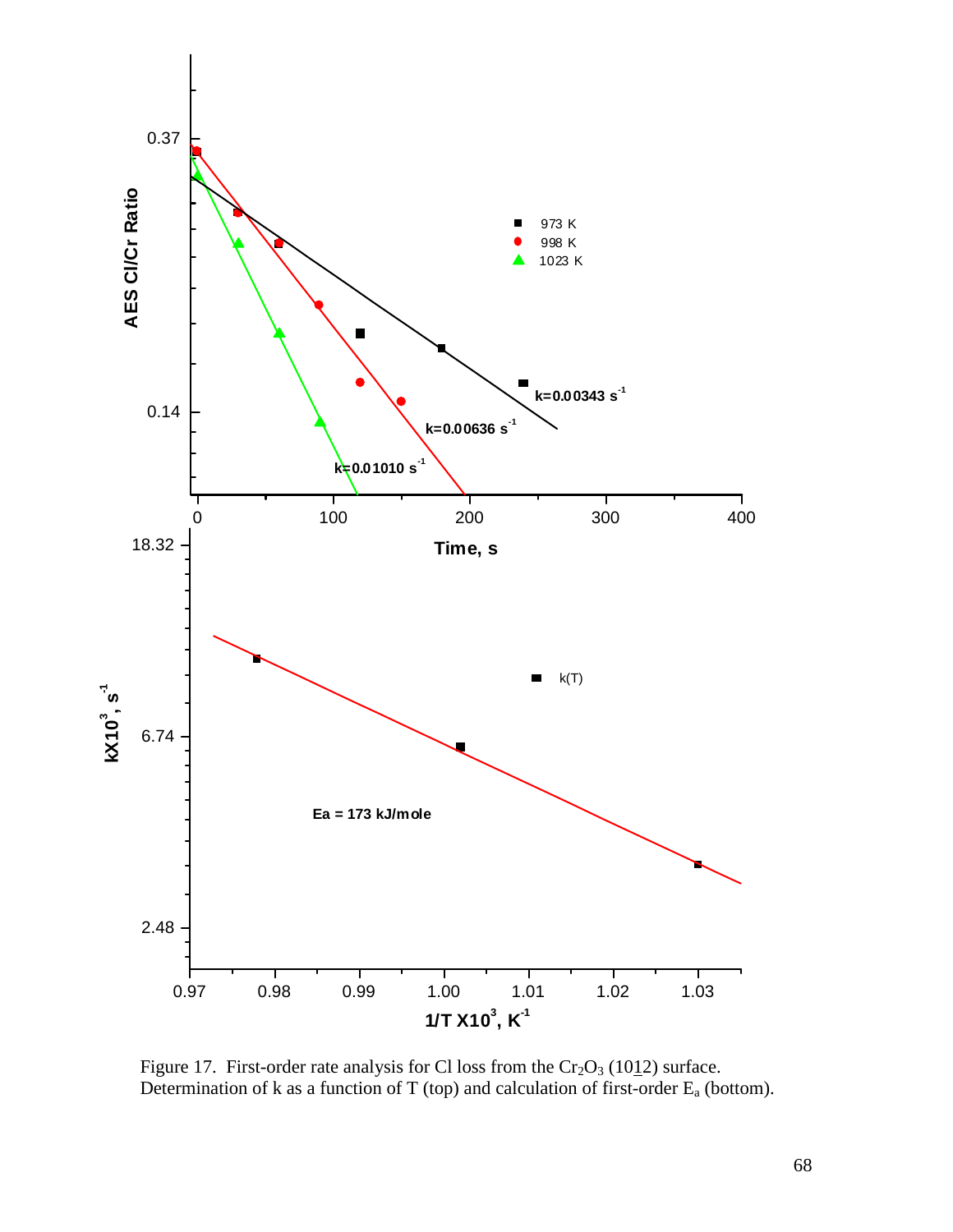Figure 17. First-order rate analysis for Cl loss from the $Cr_2O_3$ (10$\underline{1}$2) surface. Determination of k as a function of T (top) and calculation of first-order $E_a$ (bottom).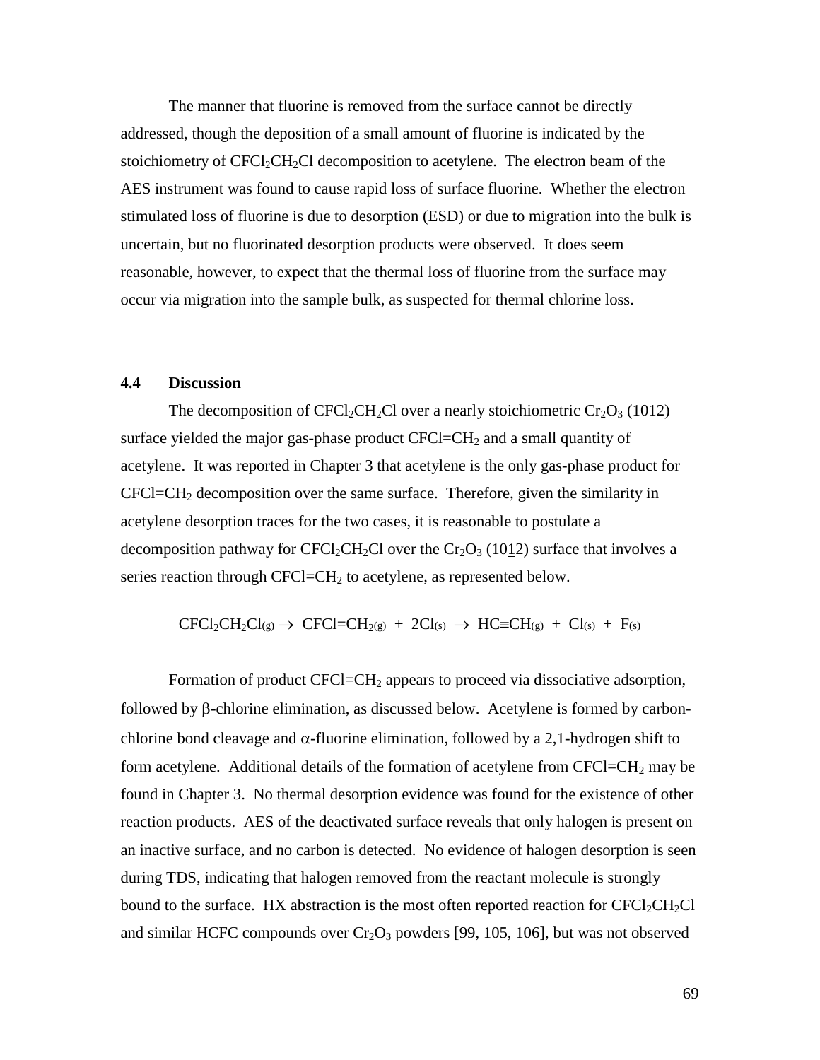The manner that fluorine is removed from the surface cannot be directly addressed, though the deposition of a small amount of fluorine is indicated by the stoichiometry of $CFCl_2CH_2Cl$ decomposition to acetylene. The electron beam of the AES instrument was found to cause rapid loss of surface fluorine. Whether the electron stimulated loss of fluorine is due to desorption (ESD) or due to migration into the bulk is uncertain, but no fluorinated desorption products were observed. It does seem reasonable, however, to expect that the thermal loss of fluorine from the surface may occur via migration into the sample bulk, as suspected for thermal chlorine loss.

## 4.4 Discussion

The decomposition of $CFCl_2CH_2Cl$ over a nearly stoichiometric $Cr_2O_3$ $(10\underline{1}2)$ surface yielded the major gas-phase product $CFCl{=}CH_2$ and a small quantity of acetylene. It was reported in Chapter 3 that acetylene is the only gas-phase product for $CFCl{=}CH_2$ decomposition over the same surface. Therefore, given the similarity in acetylene desorption traces for the two cases, it is reasonable to postulate a decomposition pathway for $CFCl_2CH_2Cl$ over the $Cr_2O_3$ $(10\underline{1}2)$ surface that involves a series reaction through $CFCl{=}CH_2$ to acetylene, as represented below.

$$CFCl_2CH_2Cl_{(g)} \rightarrow CFCl{=}CH_{2(g)} + 2Cl_{(s)} \rightarrow HC{\equiv}CH_{(g)} + Cl_{(s)} + F_{(s)}$$

Formation of product $CFCl{=}CH_2$ appears to proceed via dissociative adsorption, followed by β-chlorine elimination, as discussed below. Acetylene is formed by carbon-chlorine bond cleavage and α-fluorine elimination, followed by a 2,1-hydrogen shift to form acetylene. Additional details of the formation of acetylene from $CFCl{=}CH_2$ may be found in Chapter 3. No thermal desorption evidence was found for the existence of other reaction products. AES of the deactivated surface reveals that only halogen is present on an inactive surface, and no carbon is detected. No evidence of halogen desorption is seen during TDS, indicating that halogen removed from the reactant molecule is strongly bound to the surface. HX abstraction is the most often reported reaction for $CFCl_2CH_2Cl$ and similar HCFC compounds over $Cr_2O_3$ powders [99, 105, 106], but was not observed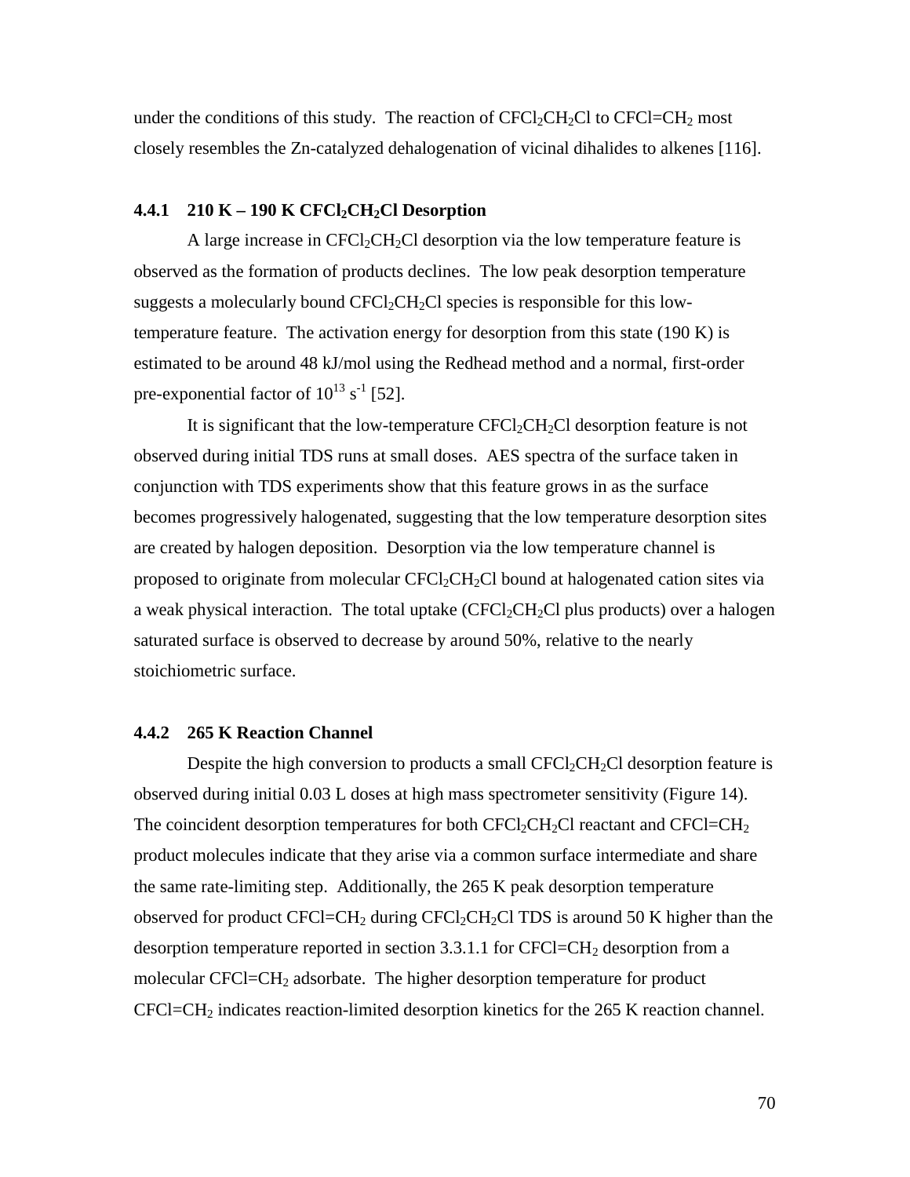under the conditions of this study. The reaction of $CFCl_2CH_2Cl$ to $CFCl{=}CH_2$ most closely resembles the Zn-catalyzed dehalogenation of vicinal dihalides to alkenes [116].

### 4.4.1 210 K – 190 K $CFCl_2CH_2Cl$ Desorption

A large increase in $CFCl_2CH_2Cl$ desorption via the low temperature feature is observed as the formation of products declines. The low peak desorption temperature suggests a molecularly bound $CFCl_2CH_2Cl$ species is responsible for this low-temperature feature. The activation energy for desorption from this state (190 K) is estimated to be around 48 kJ/mol using the Redhead method and a normal, first-order pre-exponential factor of $10^{13}$ $s^{-1}$ [52].

It is significant that the low-temperature $CFCl_2CH_2Cl$ desorption feature is not observed during initial TDS runs at small doses. AES spectra of the surface taken in conjunction with TDS experiments show that this feature grows in as the surface becomes progressively halogenated, suggesting that the low temperature desorption sites are created by halogen deposition. Desorption via the low temperature channel is proposed to originate from molecular $CFCl_2CH_2Cl$ bound at halogenated cation sites via a weak physical interaction. The total uptake ($CFCl_2CH_2Cl$ plus products) over a halogen saturated surface is observed to decrease by around 50%, relative to the nearly stoichiometric surface.

### 4.4.2 265 K Reaction Channel

Despite the high conversion to products a small $CFCl_2CH_2Cl$ desorption feature is observed during initial 0.03 L doses at high mass spectrometer sensitivity (Figure 14). The coincident desorption temperatures for both $CFCl_2CH_2Cl$ reactant and $CFCl{=}CH_2$ product molecules indicate that they arise via a common surface intermediate and share the same rate-limiting step. Additionally, the 265 K peak desorption temperature observed for product $CFCl{=}CH_2$ during $CFCl_2CH_2Cl$ TDS is around 50 K higher than the desorption temperature reported in section 3.3.1.1 for $CFCl{=}CH_2$ desorption from a molecular $CFCl{=}CH_2$ adsorbate. The higher desorption temperature for product $CFCl{=}CH_2$ indicates reaction-limited desorption kinetics for the 265 K reaction channel.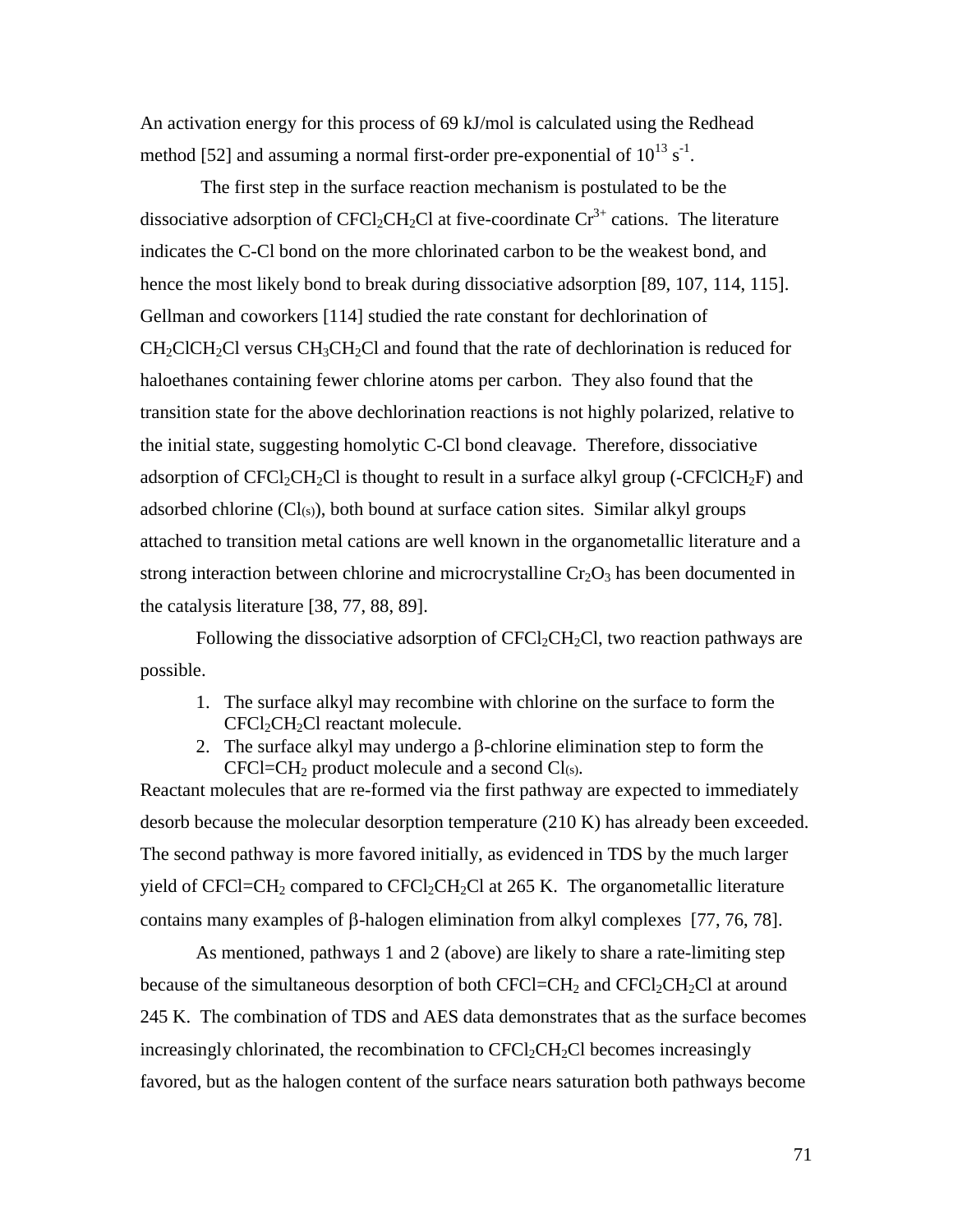An activation energy for this process of 69 kJ/mol is calculated using the Redhead method [52] and assuming a normal first-order pre-exponential of $10^{13}$ $s^{-1}$.

The first step in the surface reaction mechanism is postulated to be the dissociative adsorption of $CFCl_2CH_2Cl$ at five-coordinate $Cr^{3+}$ cations. The literature indicates the C-Cl bond on the more chlorinated carbon to be the weakest bond, and hence the most likely bond to break during dissociative adsorption [89, 107, 114, 115]. Gellman and coworkers [114] studied the rate constant for dechlorination of $CH_2ClCH_2Cl$ versus $CH_3CH_2Cl$ and found that the rate of dechlorination is reduced for haloethanes containing fewer chlorine atoms per carbon. They also found that the transition state for the above dechlorination reactions is not highly polarized, relative to the initial state, suggesting homolytic C-Cl bond cleavage. Therefore, dissociative adsorption of $CFCl_2CH_2Cl$ is thought to result in a surface alkyl group ($-CFClCH_2F$) and adsorbed chlorine ($Cl_{(s)}$), both bound at surface cation sites. Similar alkyl groups attached to transition metal cations are well known in the organometallic literature and a strong interaction between chlorine and microcrystalline $Cr_2O_3$ has been documented in the catalysis literature [38, 77, 88, 89].

Following the dissociative adsorption of $CFCl_2CH_2Cl$, two reaction pathways are possible.

1. The surface alkyl may recombine with chlorine on the surface to form the $CFCl_2CH_2Cl$ reactant molecule.
2. The surface alkyl may undergo a $\beta$-chlorine elimination step to form the $CFCl{=}CH_2$ product molecule and a second $Cl_{(s)}$.

Reactant molecules that are re-formed via the first pathway are expected to immediately desorb because the molecular desorption temperature (210 K) has already been exceeded. The second pathway is more favored initially, as evidenced in TDS by the much larger yield of $CFCl{=}CH_2$ compared to $CFCl_2CH_2Cl$ at 265 K. The organometallic literature contains many examples of $\beta$-halogen elimination from alkyl complexes [77, 76, 78].

As mentioned, pathways 1 and 2 (above) are likely to share a rate-limiting step because of the simultaneous desorption of both $CFCl{=}CH_2$ and $CFCl_2CH_2Cl$ at around 245 K. The combination of TDS and AES data demonstrates that as the surface becomes increasingly chlorinated, the recombination to $CFCl_2CH_2Cl$ becomes increasingly favored, but as the halogen content of the surface nears saturation both pathways become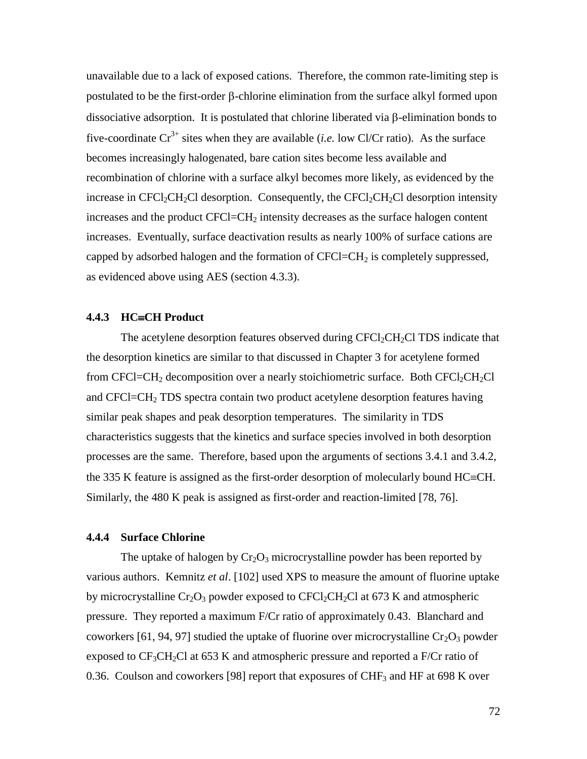unavailable due to a lack of exposed cations. Therefore, the common rate-limiting step is postulated to be the first-order β-chlorine elimination from the surface alkyl formed upon dissociative adsorption. It is postulated that chlorine liberated via β-elimination bonds to five-coordinate $Cr^{3+}$ sites when they are available (*i.e.* low Cl/Cr ratio). As the surface becomes increasingly halogenated, bare cation sites become less available and recombination of chlorine with a surface alkyl becomes more likely, as evidenced by the increase in $CFCl_2CH_2Cl$ desorption. Consequently, the $CFCl_2CH_2Cl$ desorption intensity increases and the product $CFCl{=}CH_2$ intensity decreases as the surface halogen content increases. Eventually, surface deactivation results as nearly 100% of surface cations are capped by adsorbed halogen and the formation of $CFCl{=}CH_2$ is completely suppressed, as evidenced above using AES (section 4.3.3).

### 4.4.3 HC≡CH Product

The acetylene desorption features observed during $CFCl_2CH_2Cl$ TDS indicate that the desorption kinetics are similar to that discussed in Chapter 3 for acetylene formed from $CFCl{=}CH_2$ decomposition over a nearly stoichiometric surface. Both $CFCl_2CH_2Cl$ and $CFCl{=}CH_2$ TDS spectra contain two product acetylene desorption features having similar peak shapes and peak desorption temperatures. The similarity in TDS characteristics suggests that the kinetics and surface species involved in both desorption processes are the same. Therefore, based upon the arguments of sections 3.4.1 and 3.4.2, the 335 K feature is assigned as the first-order desorption of molecularly bound HC≡CH. Similarly, the 480 K peak is assigned as first-order and reaction-limited [78, 76].

### 4.4.4 Surface Chlorine

The uptake of halogen by $Cr_2O_3$ microcrystalline powder has been reported by various authors. Kemnitz *et al*. [102] used XPS to measure the amount of fluorine uptake by microcrystalline $Cr_2O_3$ powder exposed to $CFCl_2CH_2Cl$ at 673 K and atmospheric pressure. They reported a maximum F/Cr ratio of approximately 0.43. Blanchard and coworkers [61, 94, 97] studied the uptake of fluorine over microcrystalline $Cr_2O_3$ powder exposed to $CF_3CH_2Cl$ at 653 K and atmospheric pressure and reported a F/Cr ratio of 0.36. Coulson and coworkers [98] report that exposures of $CHF_3$ and HF at 698 K over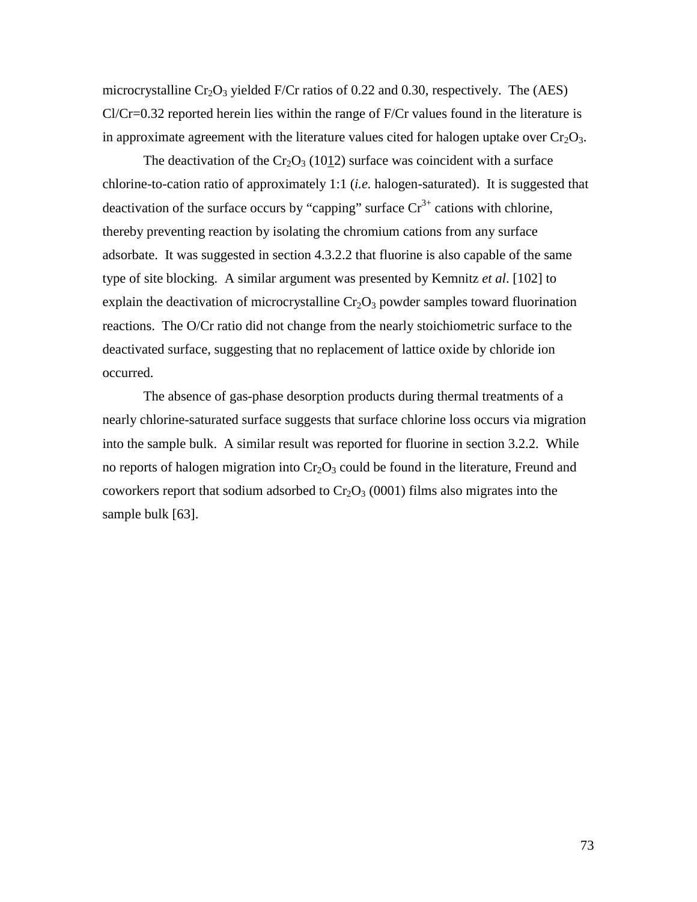microcrystalline $Cr_2O_3$ yielded F/Cr ratios of 0.22 and 0.30, respectively. The (AES) Cl/Cr=0.32 reported herein lies within the range of F/Cr values found in the literature is in approximate agreement with the literature values cited for halogen uptake over $Cr_2O_3$.

The deactivation of the $Cr_2O_3$ $(10\underline{1}2)$ surface was coincident with a surface chlorine-to-cation ratio of approximately 1:1 (*i.e.* halogen-saturated). It is suggested that deactivation of the surface occurs by "capping" surface $Cr^{3+}$ cations with chlorine, thereby preventing reaction by isolating the chromium cations from any surface adsorbate. It was suggested in section 4.3.2.2 that fluorine is also capable of the same type of site blocking. A similar argument was presented by Kemnitz *et al*. [102] to explain the deactivation of microcrystalline $Cr_2O_3$ powder samples toward fluorination reactions. The O/Cr ratio did not change from the nearly stoichiometric surface to the deactivated surface, suggesting that no replacement of lattice oxide by chloride ion occurred.

The absence of gas-phase desorption products during thermal treatments of a nearly chlorine-saturated surface suggests that surface chlorine loss occurs via migration into the sample bulk. A similar result was reported for fluorine in section 3.2.2. While no reports of halogen migration into $Cr_2O_3$ could be found in the literature, Freund and coworkers report that sodium adsorbed to $Cr_2O_3$ (0001) films also migrates into the sample bulk [63].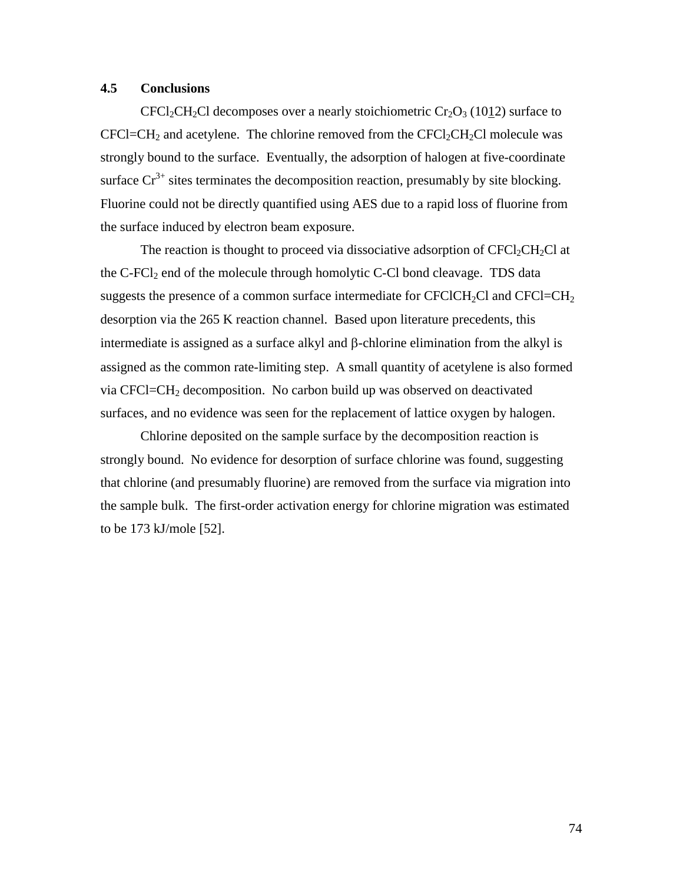## 4.5 Conclusions

$CFCl_2CH_2Cl$ decomposes over a nearly stoichiometric $Cr_2O_3$ $(10\underline{1}2)$ surface to $CFCl{=}CH_2$ and acetylene. The chlorine removed from the $CFCl_2CH_2Cl$ molecule was strongly bound to the surface. Eventually, the adsorption of halogen at five-coordinate surface $Cr^{3+}$ sites terminates the decomposition reaction, presumably by site blocking. Fluorine could not be directly quantified using AES due to a rapid loss of fluorine from the surface induced by electron beam exposure.

The reaction is thought to proceed via dissociative adsorption of $CFCl_2CH_2Cl$ at the C-$FCl_2$ end of the molecule through homolytic C-Cl bond cleavage. TDS data suggests the presence of a common surface intermediate for $CFClCH_2Cl$ and $CFCl{=}CH_2$ desorption via the 265 K reaction channel. Based upon literature precedents, this intermediate is assigned as a surface alkyl and β-chlorine elimination from the alkyl is assigned as the common rate-limiting step. A small quantity of acetylene is also formed via $CFCl{=}CH_2$ decomposition. No carbon build up was observed on deactivated surfaces, and no evidence was seen for the replacement of lattice oxygen by halogen.

Chlorine deposited on the sample surface by the decomposition reaction is strongly bound. No evidence for desorption of surface chlorine was found, suggesting that chlorine (and presumably fluorine) are removed from the surface via migration into the sample bulk. The first-order activation energy for chlorine migration was estimated to be 173 kJ/mole [52].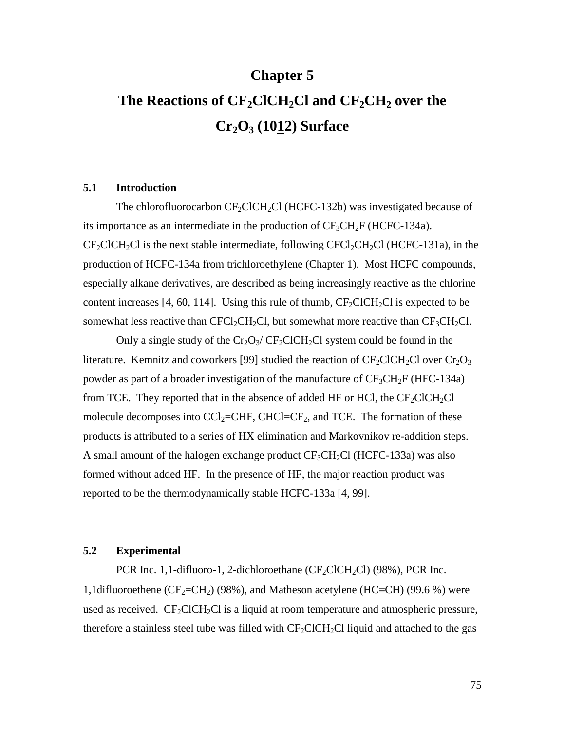# Chapter 5

# The Reactions of $CF_2ClCH_2Cl$ and $CF_2CH_2$ over the $Cr_2O_3$ (10$\underline{1}$2) Surface

## 5.1 Introduction

The chlorofluorocarbon $CF_2ClCH_2Cl$ (HCFC-132b) was investigated because of its importance as an intermediate in the production of $CF_3CH_2F$ (HCFC-134a). $CF_2ClCH_2Cl$ is the next stable intermediate, following $CFCl_2CH_2Cl$ (HCFC-131a), in the production of HCFC-134a from trichloroethylene (Chapter 1). Most HCFC compounds, especially alkane derivatives, are described as being increasingly reactive as the chlorine content increases [4, 60, 114]. Using this rule of thumb, $CF_2ClCH_2Cl$ is expected to be somewhat less reactive than $CFCl_2CH_2Cl$, but somewhat more reactive than $CF_3CH_2Cl$.

Only a single study of the $Cr_2O_3$/ $CF_2ClCH_2Cl$ system could be found in the literature. Kemnitz and coworkers [99] studied the reaction of $CF_2ClCH_2Cl$ over $Cr_2O_3$ powder as part of a broader investigation of the manufacture of $CF_3CH_2F$ (HFC-134a) from TCE. They reported that in the absence of added HF or HCl, the $CF_2ClCH_2Cl$ molecule decomposes into $CCl_2$=CHF, CHCl=$CF_2$, and TCE. The formation of these products is attributed to a series of HX elimination and Markovnikov re-addition steps. A small amount of the halogen exchange product $CF_3CH_2Cl$ (HCFC-133a) was also formed without added HF. In the presence of HF, the major reaction product was reported to be the thermodynamically stable HCFC-133a [4, 99].

## 5.2 Experimental

PCR Inc. 1,1-difluoro-1, 2-dichloroethane ($CF_2ClCH_2Cl$) (98%), PCR Inc. 1,1difluoroethene ($CF_2$=$CH_2$) (98%), and Matheson acetylene (HC≡CH) (99.6 %) were used as received. $CF_2ClCH_2Cl$ is a liquid at room temperature and atmospheric pressure, therefore a stainless steel tube was filled with $CF_2ClCH_2Cl$ liquid and attached to the gas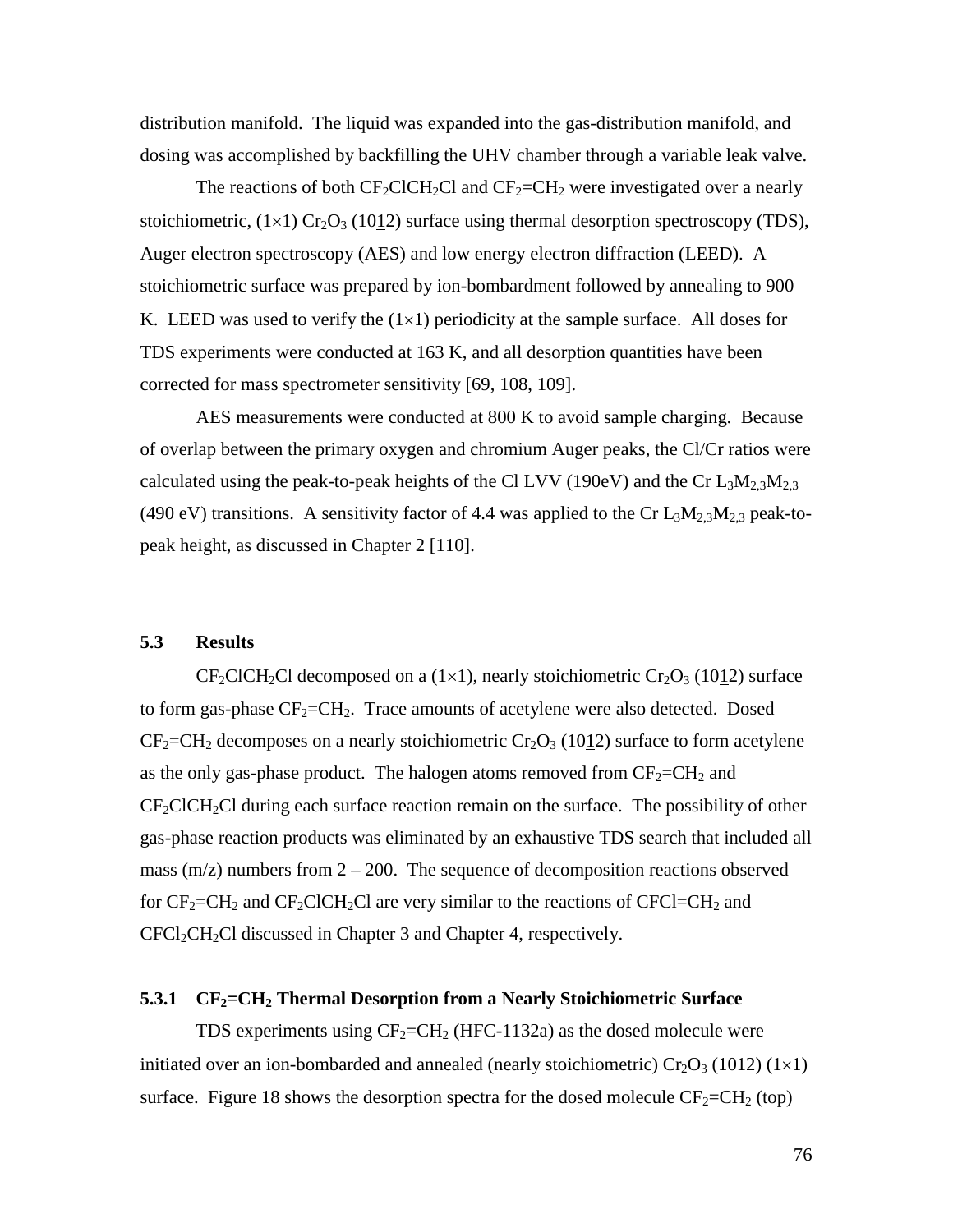distribution manifold. The liquid was expanded into the gas-distribution manifold, and dosing was accomplished by backfilling the UHV chamber through a variable leak valve.

The reactions of both $CF_2ClCH_2Cl$ and $CF_2{=}CH_2$ were investigated over a nearly stoichiometric, (1×1) $Cr_2O_3$ (10$\underline{1}$2) surface using thermal desorption spectroscopy (TDS), Auger electron spectroscopy (AES) and low energy electron diffraction (LEED). A stoichiometric surface was prepared by ion-bombardment followed by annealing to 900 K. LEED was used to verify the (1×1) periodicity at the sample surface. All doses for TDS experiments were conducted at 163 K, and all desorption quantities have been corrected for mass spectrometer sensitivity [69, 108, 109].

AES measurements were conducted at 800 K to avoid sample charging. Because of overlap between the primary oxygen and chromium Auger peaks, the Cl/Cr ratios were calculated using the peak-to-peak heights of the Cl LVV (190eV) and the Cr $L_3M_{2,3}M_{2,3}$ (490 eV) transitions. A sensitivity factor of 4.4 was applied to the Cr $L_3M_{2,3}M_{2,3}$ peak-to-peak height, as discussed in Chapter 2 [110].

### 5.3 Results

$CF_2ClCH_2Cl$ decomposed on a (1×1), nearly stoichiometric $Cr_2O_3$ (10$\underline{1}$2) surface to form gas-phase $CF_2{=}CH_2$. Trace amounts of acetylene were also detected. Dosed $CF_2{=}CH_2$ decomposes on a nearly stoichiometric $Cr_2O_3$ (10$\underline{1}$2) surface to form acetylene as the only gas-phase product. The halogen atoms removed from $CF_2{=}CH_2$ and $CF_2ClCH_2Cl$ during each surface reaction remain on the surface. The possibility of other gas-phase reaction products was eliminated by an exhaustive TDS search that included all mass (m/z) numbers from 2 – 200. The sequence of decomposition reactions observed for $CF_2{=}CH_2$ and $CF_2ClCH_2Cl$ are very similar to the reactions of $CFCl{=}CH_2$ and $CFCl_2CH_2Cl$ discussed in Chapter 3 and Chapter 4, respectively.

#### 5.3.1 $CF_2{=}CH_2$ Thermal Desorption from a Nearly Stoichiometric Surface

TDS experiments using $CF_2{=}CH_2$ (HFC-1132a) as the dosed molecule were initiated over an ion-bombarded and annealed (nearly stoichiometric) $Cr_2O_3$ (10$\underline{1}$2) (1×1) surface. Figure 18 shows the desorption spectra for the dosed molecule $CF_2{=}CH_2$ (top)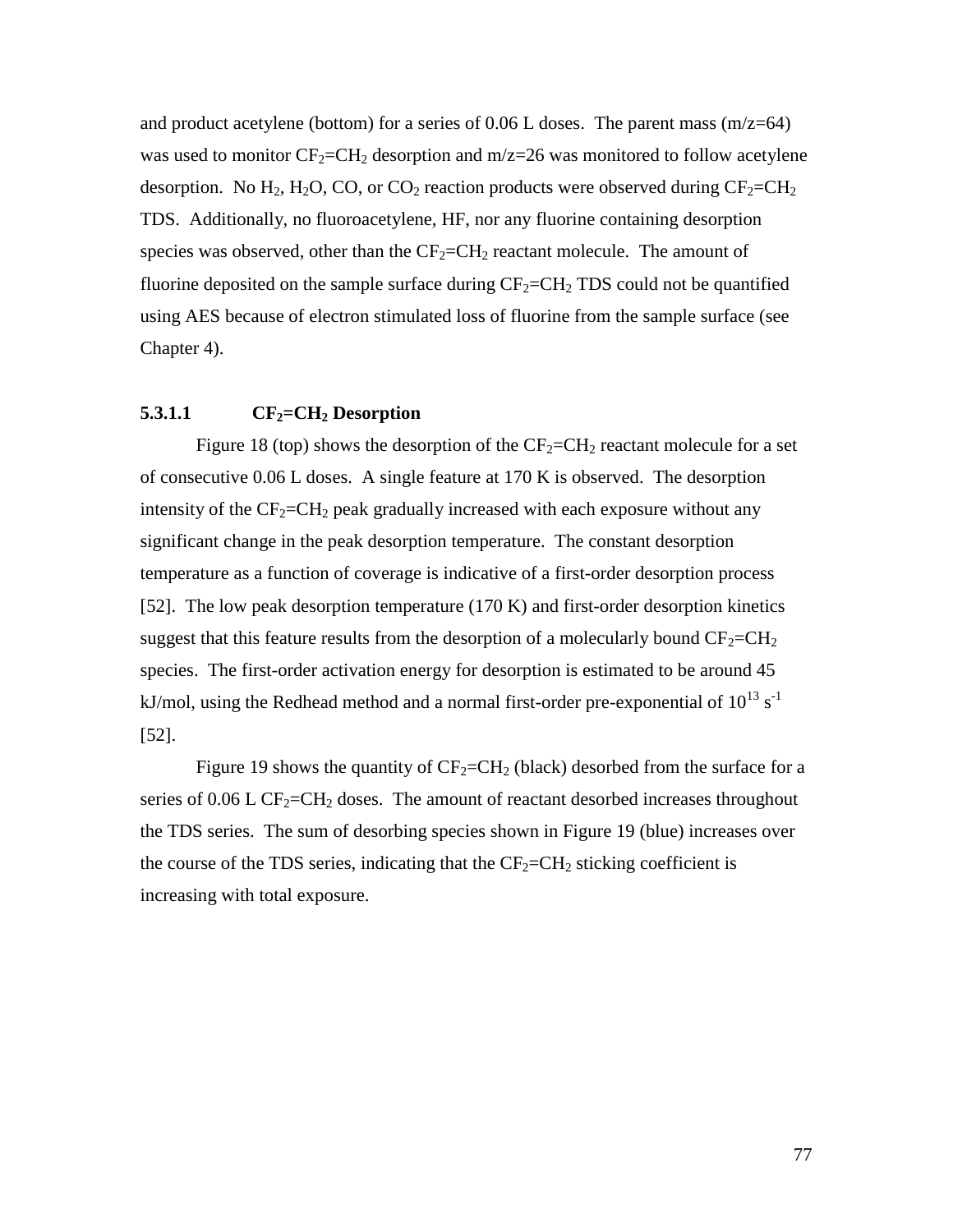and product acetylene (bottom) for a series of 0.06 L doses. The parent mass (m/z=64) was used to monitor $CF_2$=$CH_2$ desorption and m/z=26 was monitored to follow acetylene desorption. No $H_2$, $H_2O$, CO, or $CO_2$ reaction products were observed during $CF_2$=$CH_2$ TDS. Additionally, no fluoroacetylene, HF, nor any fluorine containing desorption species was observed, other than the $CF_2$=$CH_2$ reactant molecule. The amount of fluorine deposited on the sample surface during $CF_2$=$CH_2$ TDS could not be quantified using AES because of electron stimulated loss of fluorine from the sample surface (see Chapter 4).

#### 5.3.1.1 $CF_2$=$CH_2$ Desorption

Figure 18 (top) shows the desorption of the $CF_2$=$CH_2$ reactant molecule for a set of consecutive 0.06 L doses. A single feature at 170 K is observed. The desorption intensity of the $CF_2$=$CH_2$ peak gradually increased with each exposure without any significant change in the peak desorption temperature. The constant desorption temperature as a function of coverage is indicative of a first-order desorption process [52]. The low peak desorption temperature (170 K) and first-order desorption kinetics suggest that this feature results from the desorption of a molecularly bound $CF_2$=$CH_2$ species. The first-order activation energy for desorption is estimated to be around 45 kJ/mol, using the Redhead method and a normal first-order pre-exponential of $10^{13}$ $s^{-1}$ [52].

Figure 19 shows the quantity of $CF_2$=$CH_2$ (black) desorbed from the surface for a series of 0.06 L $CF_2$=$CH_2$ doses. The amount of reactant desorbed increases throughout the TDS series. The sum of desorbing species shown in Figure 19 (blue) increases over the course of the TDS series, indicating that the $CF_2$=$CH_2$ sticking coefficient is increasing with total exposure.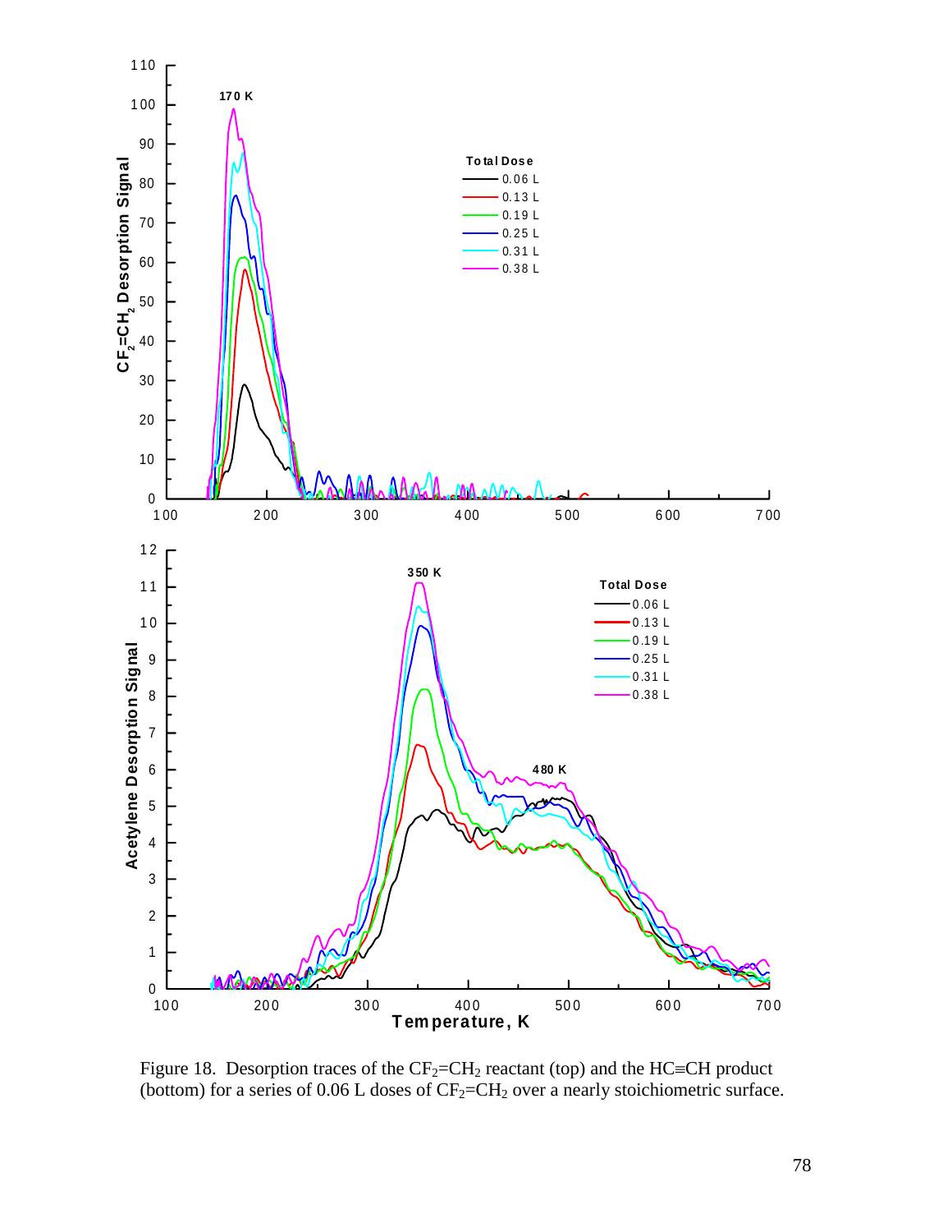Figure 18. Desorption traces of the $CF_2{=}CH_2$ reactant (top) and the $HC{\equiv}CH$ product (bottom) for a series of 0.06 L doses of $CF_2{=}CH_2$ over a nearly stoichiometric surface.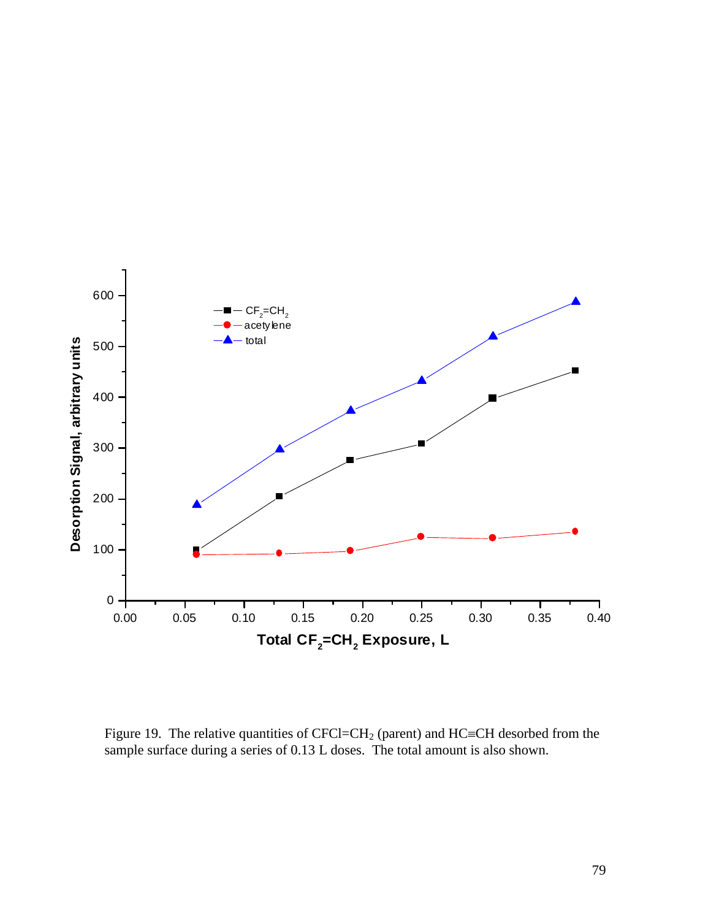Figure 19. The relative quantities of $CFCl{=}CH_2$ (parent) and $HC{\equiv}CH$ desorbed from the sample surface during a series of 0.13 L doses. The total amount is also shown.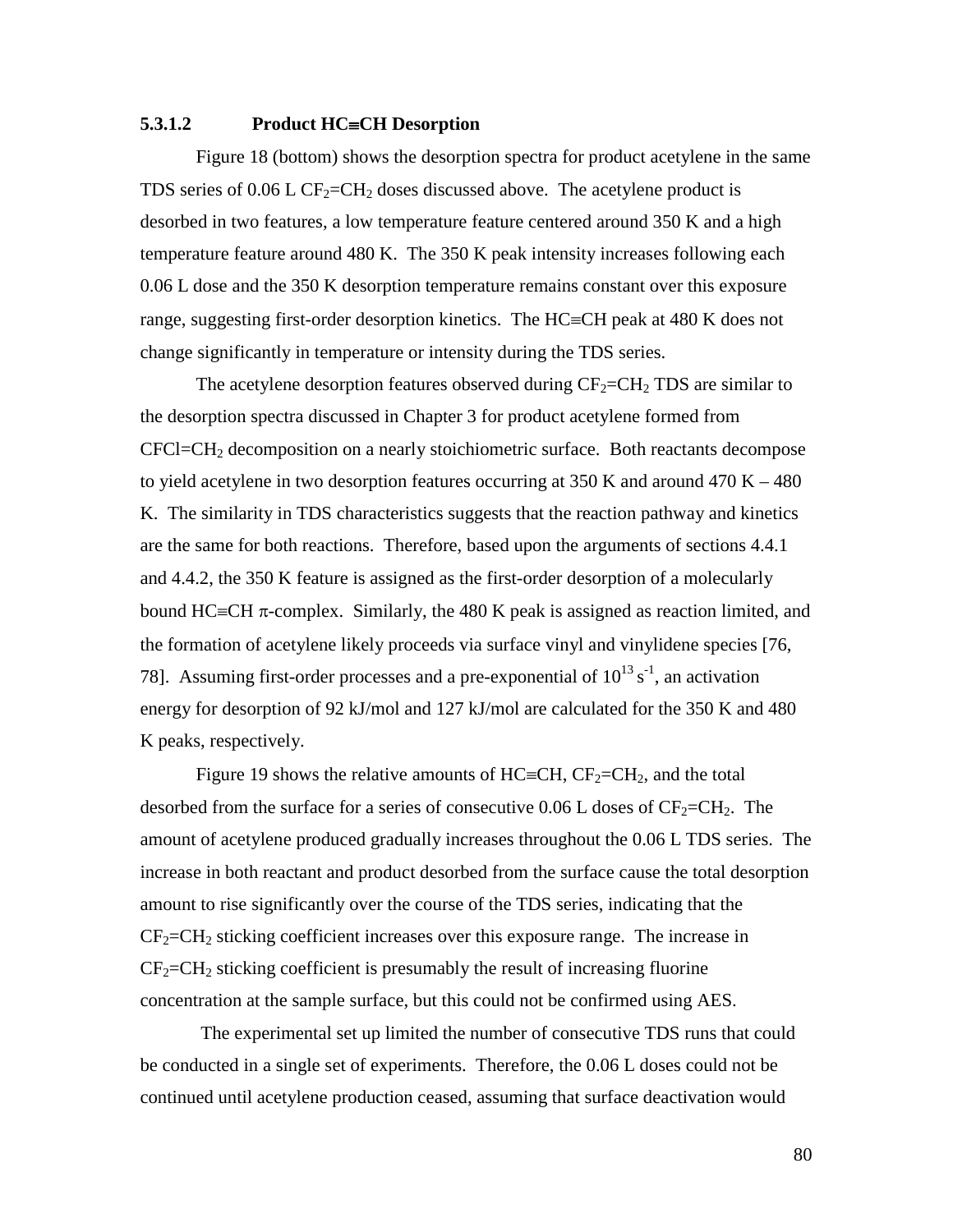#### 5.3.1.2 Product HC≡CH Desorption

Figure 18 (bottom) shows the desorption spectra for product acetylene in the same TDS series of 0.06 L $CF_2$=$CH_2$ doses discussed above. The acetylene product is desorbed in two features, a low temperature feature centered around 350 K and a high temperature feature around 480 K. The 350 K peak intensity increases following each 0.06 L dose and the 350 K desorption temperature remains constant over this exposure range, suggesting first-order desorption kinetics. The HC≡CH peak at 480 K does not change significantly in temperature or intensity during the TDS series.

The acetylene desorption features observed during $CF_2$=$CH_2$ TDS are similar to the desorption spectra discussed in Chapter 3 for product acetylene formed from CFCl=$CH_2$ decomposition on a nearly stoichiometric surface. Both reactants decompose to yield acetylene in two desorption features occurring at 350 K and around 470 K – 480 K. The similarity in TDS characteristics suggests that the reaction pathway and kinetics are the same for both reactions. Therefore, based upon the arguments of sections 4.4.1 and 4.4.2, the 350 K feature is assigned as the first-order desorption of a molecularly bound HC≡CH $\pi$-complex. Similarly, the 480 K peak is assigned as reaction limited, and the formation of acetylene likely proceeds via surface vinyl and vinylidene species [76, 78]. Assuming first-order processes and a pre-exponential of $10^{13}$ $s^{-1}$, an activation energy for desorption of 92 kJ/mol and 127 kJ/mol are calculated for the 350 K and 480 K peaks, respectively.

Figure 19 shows the relative amounts of HC≡CH, $CF_2$=$CH_2$, and the total desorbed from the surface for a series of consecutive 0.06 L doses of $CF_2$=$CH_2$. The amount of acetylene produced gradually increases throughout the 0.06 L TDS series. The increase in both reactant and product desorbed from the surface cause the total desorption amount to rise significantly over the course of the TDS series, indicating that the $CF_2$=$CH_2$ sticking coefficient increases over this exposure range. The increase in $CF_2$=$CH_2$ sticking coefficient is presumably the result of increasing fluorine concentration at the sample surface, but this could not be confirmed using AES.

The experimental set up limited the number of consecutive TDS runs that could be conducted in a single set of experiments. Therefore, the 0.06 L doses could not be continued until acetylene production ceased, assuming that surface deactivation would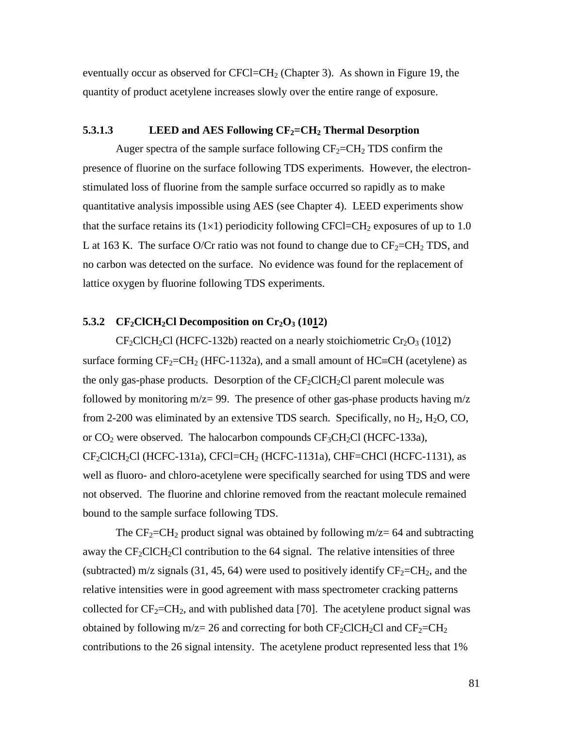eventually occur as observed for $CFCl=CH_2$ (Chapter 3). As shown in Figure 19, the quantity of product acetylene increases slowly over the entire range of exposure.

#### 5.3.1.3 LEED and AES Following $CF_2=CH_2$ Thermal Desorption

Auger spectra of the sample surface following $CF_2=CH_2$ TDS confirm the presence of fluorine on the surface following TDS experiments. However, the electron-stimulated loss of fluorine from the sample surface occurred so rapidly as to make quantitative analysis impossible using AES (see Chapter 4). LEED experiments show that the surface retains its $(1\times1)$ periodicity following $CFCl=CH_2$ exposures of up to 1.0 L at 163 K. The surface O/Cr ratio was not found to change due to $CF_2=CH_2$ TDS, and no carbon was detected on the surface. No evidence was found for the replacement of lattice oxygen by fluorine following TDS experiments.

### 5.3.2 $CF_2ClCH_2Cl$ Decomposition on $Cr_2O_3$ $(10\underline{1}2)$

$CF_2ClCH_2Cl$ (HCFC-132b) reacted on a nearly stoichiometric $Cr_2O_3$ $(10\underline{1}2)$ surface forming $CF_2=CH_2$ (HFC-1132a), and a small amount of $HC\equiv CH$ (acetylene) as the only gas-phase products. Desorption of the $CF_2ClCH_2Cl$ parent molecule was followed by monitoring m/z= 99. The presence of other gas-phase products having m/z from 2-200 was eliminated by an extensive TDS search. Specifically, no $H_2$, $H_2O$, CO, or $CO_2$ were observed. The halocarbon compounds $CF_3CH_2Cl$ (HCFC-133a), $CF_2ClCH_2Cl$ (HCFC-131a), $CFCl=CH_2$ (HCFC-1131a), $CHF=CHCl$ (HCFC-1131), as well as fluoro- and chloro-acetylene were specifically searched for using TDS and were not observed. The fluorine and chlorine removed from the reactant molecule remained bound to the sample surface following TDS.

The $CF_2=CH_2$ product signal was obtained by following m/z= 64 and subtracting away the $CF_2ClCH_2Cl$ contribution to the 64 signal. The relative intensities of three (subtracted) m/z signals (31, 45, 64) were used to positively identify $CF_2=CH_2$, and the relative intensities were in good agreement with mass spectrometer cracking patterns collected for $CF_2=CH_2$, and with published data [70]. The acetylene product signal was obtained by following m/z= 26 and correcting for both $CF_2ClCH_2Cl$ and $CF_2=CH_2$ contributions to the 26 signal intensity. The acetylene product represented less that 1%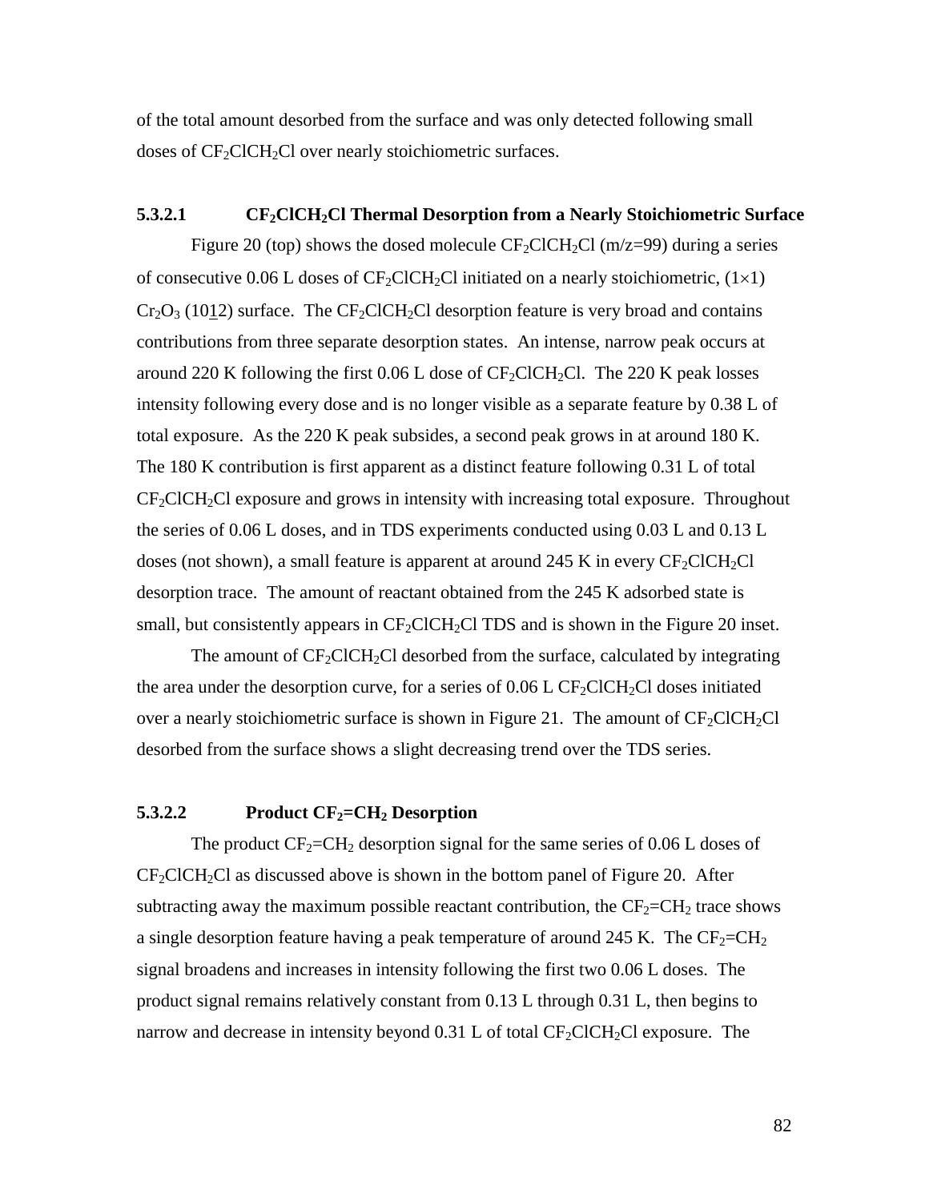of the total amount desorbed from the surface and was only detected following small doses of $CF_2ClCH_2Cl$ over nearly stoichiometric surfaces.

#### 5.3.2.1 $CF_2ClCH_2Cl$ Thermal Desorption from a Nearly Stoichiometric Surface

Figure 20 (top) shows the dosed molecule $CF_2ClCH_2Cl$ (m/z=99) during a series of consecutive 0.06 L doses of $CF_2ClCH_2Cl$ initiated on a nearly stoichiometric, $(1\times1)$ $Cr_2O_3$ $(10\underline{1}2)$ surface. The $CF_2ClCH_2Cl$ desorption feature is very broad and contains contributions from three separate desorption states. An intense, narrow peak occurs at around 220 K following the first 0.06 L dose of $CF_2ClCH_2Cl$. The 220 K peak losses intensity following every dose and is no longer visible as a separate feature by 0.38 L of total exposure. As the 220 K peak subsides, a second peak grows in at around 180 K. The 180 K contribution is first apparent as a distinct feature following 0.31 L of total $CF_2ClCH_2Cl$ exposure and grows in intensity with increasing total exposure. Throughout the series of 0.06 L doses, and in TDS experiments conducted using 0.03 L and 0.13 L doses (not shown), a small feature is apparent at around 245 K in every $CF_2ClCH_2Cl$ desorption trace. The amount of reactant obtained from the 245 K adsorbed state is small, but consistently appears in $CF_2ClCH_2Cl$ TDS and is shown in the Figure 20 inset.

The amount of $CF_2ClCH_2Cl$ desorbed from the surface, calculated by integrating the area under the desorption curve, for a series of 0.06 L $CF_2ClCH_2Cl$ doses initiated over a nearly stoichiometric surface is shown in Figure 21. The amount of $CF_2ClCH_2Cl$ desorbed from the surface shows a slight decreasing trend over the TDS series.

#### 5.3.2.2 Product $CF_2{=}CH_2$ Desorption

The product $CF_2{=}CH_2$ desorption signal for the same series of 0.06 L doses of $CF_2ClCH_2Cl$ as discussed above is shown in the bottom panel of Figure 20. After subtracting away the maximum possible reactant contribution, the $CF_2{=}CH_2$ trace shows a single desorption feature having a peak temperature of around 245 K. The $CF_2{=}CH_2$ signal broadens and increases in intensity following the first two 0.06 L doses. The product signal remains relatively constant from 0.13 L through 0.31 L, then begins to narrow and decrease in intensity beyond 0.31 L of total $CF_2ClCH_2Cl$ exposure. The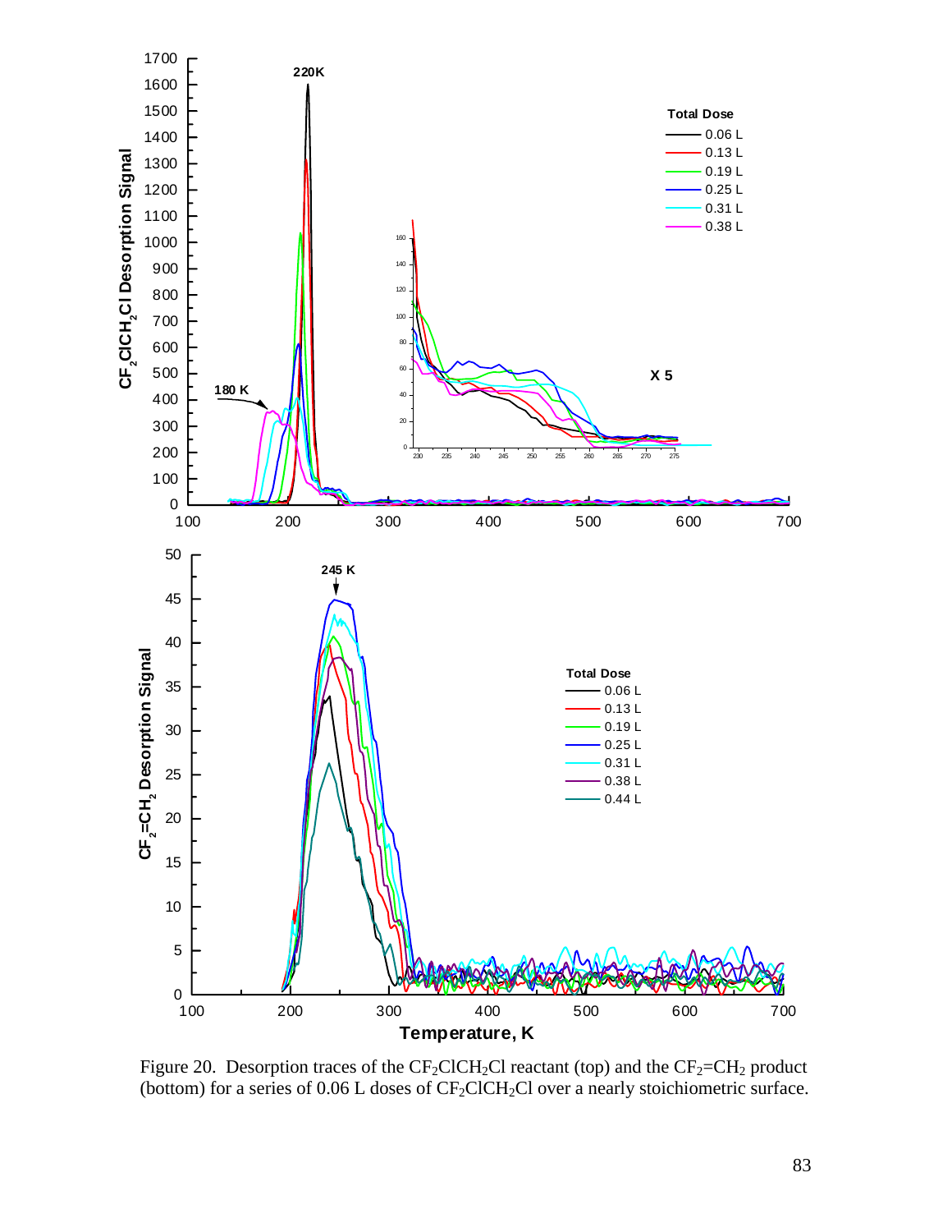Figure 20. Desorption traces of the $CF_2ClCH_2Cl$ reactant (top) and the $CF_2=CH_2$ product (bottom) for a series of 0.06 L doses of $CF_2ClCH_2Cl$ over a nearly stoichiometric surface.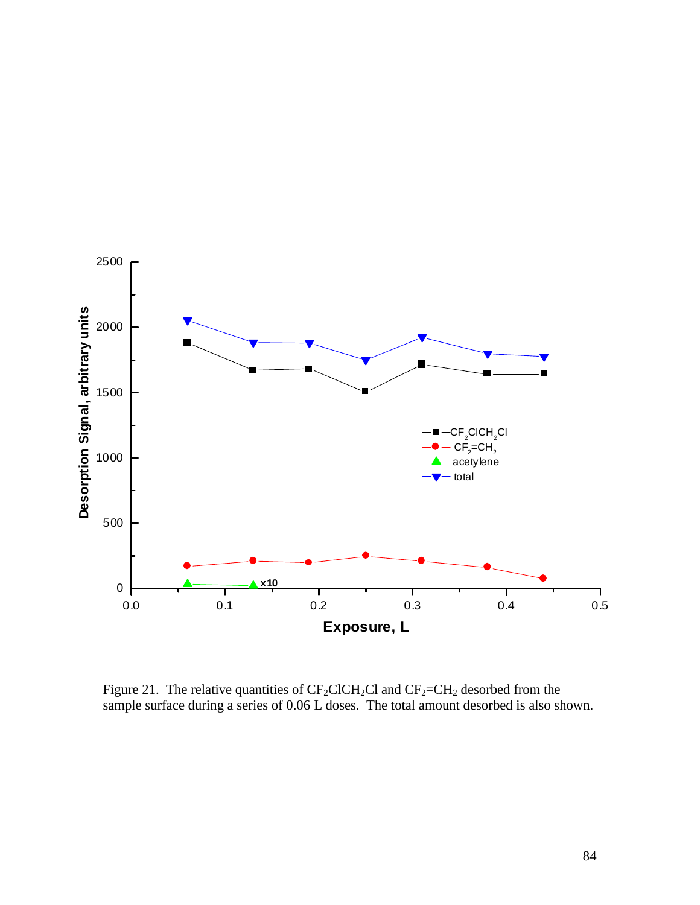Figure 21. The relative quantities of $CF_2ClCH_2Cl$ and $CF_2{=}CH_2$ desorbed from the sample surface during a series of 0.06 L doses. The total amount desorbed is also shown.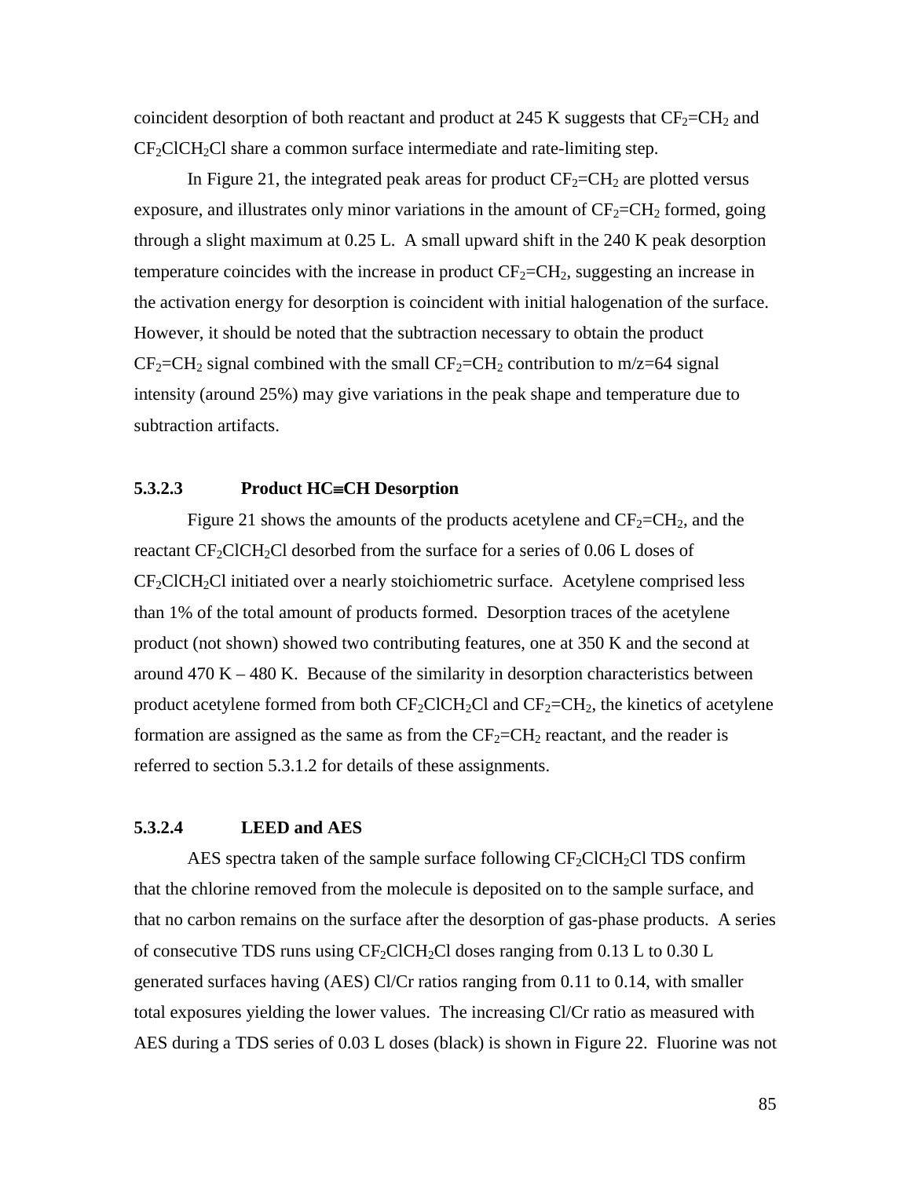coincident desorption of both reactant and product at 245 K suggests that $CF_2{=}CH_2$ and $CF_2ClCH_2Cl$ share a common surface intermediate and rate-limiting step.

In Figure 21, the integrated peak areas for product $CF_2{=}CH_2$ are plotted versus exposure, and illustrates only minor variations in the amount of $CF_2{=}CH_2$ formed, going through a slight maximum at 0.25 L. A small upward shift in the 240 K peak desorption temperature coincides with the increase in product $CF_2{=}CH_2$, suggesting an increase in the activation energy for desorption is coincident with initial halogenation of the surface. However, it should be noted that the subtraction necessary to obtain the product $CF_2{=}CH_2$ signal combined with the small $CF_2{=}CH_2$ contribution to m/z=64 signal intensity (around 25%) may give variations in the peak shape and temperature due to subtraction artifacts.

#### 5.3.2.3 Product $HC{\equiv}CH$ Desorption

Figure 21 shows the amounts of the products acetylene and $CF_2{=}CH_2$, and the reactant $CF_2ClCH_2Cl$ desorbed from the surface for a series of 0.06 L doses of $CF_2ClCH_2Cl$ initiated over a nearly stoichiometric surface. Acetylene comprised less than 1% of the total amount of products formed. Desorption traces of the acetylene product (not shown) showed two contributing features, one at 350 K and the second at around 470 K – 480 K. Because of the similarity in desorption characteristics between product acetylene formed from both $CF_2ClCH_2Cl$ and $CF_2{=}CH_2$, the kinetics of acetylene formation are assigned as the same as from the $CF_2{=}CH_2$ reactant, and the reader is referred to section 5.3.1.2 for details of these assignments.

#### 5.3.2.4 LEED and AES

AES spectra taken of the sample surface following $CF_2ClCH_2Cl$ TDS confirm that the chlorine removed from the molecule is deposited on to the sample surface, and that no carbon remains on the surface after the desorption of gas-phase products. A series of consecutive TDS runs using $CF_2ClCH_2Cl$ doses ranging from 0.13 L to 0.30 L generated surfaces having (AES) Cl/Cr ratios ranging from 0.11 to 0.14, with smaller total exposures yielding the lower values. The increasing Cl/Cr ratio as measured with AES during a TDS series of 0.03 L doses (black) is shown in Figure 22. Fluorine was not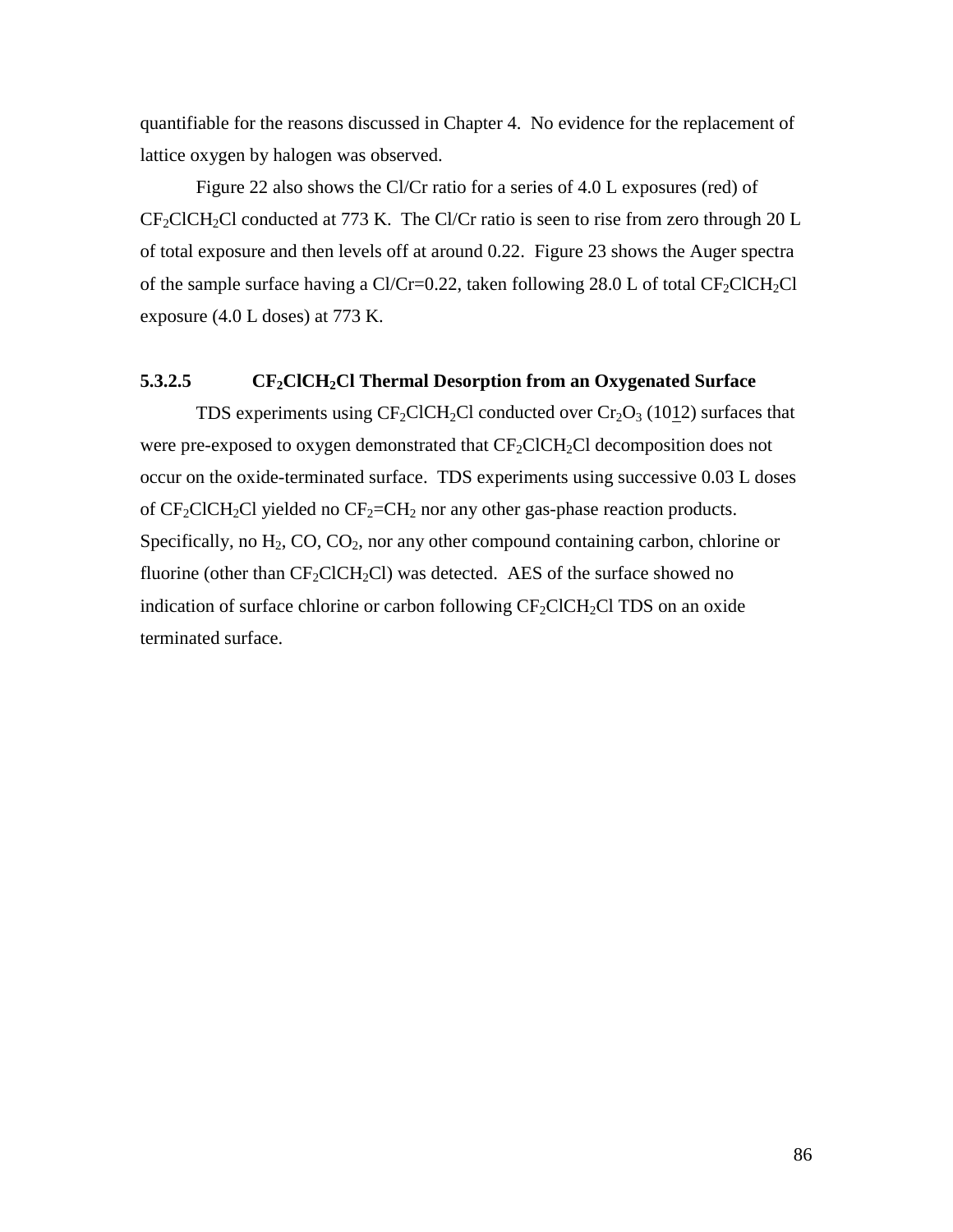quantifiable for the reasons discussed in Chapter 4. No evidence for the replacement of lattice oxygen by halogen was observed.

Figure 22 also shows the Cl/Cr ratio for a series of 4.0 L exposures (red) of $CF_2ClCH_2Cl$ conducted at 773 K. The Cl/Cr ratio is seen to rise from zero through 20 L of total exposure and then levels off at around 0.22. Figure 23 shows the Auger spectra of the sample surface having a Cl/Cr=0.22, taken following 28.0 L of total $CF_2ClCH_2Cl$ exposure (4.0 L doses) at 773 K.

### 5.3.2.5 $CF_2ClCH_2Cl$ Thermal Desorption from an Oxygenated Surface

TDS experiments using $CF_2ClCH_2Cl$ conducted over $Cr_2O_3$ $(10\underline{1}2)$ surfaces that were pre-exposed to oxygen demonstrated that $CF_2ClCH_2Cl$ decomposition does not occur on the oxide-terminated surface. TDS experiments using successive 0.03 L doses of $CF_2ClCH_2Cl$ yielded no $CF_2{=}CH_2$ nor any other gas-phase reaction products. Specifically, no $H_2$, CO, $CO_2$, nor any other compound containing carbon, chlorine or fluorine (other than $CF_2ClCH_2Cl$) was detected. AES of the surface showed no indication of surface chlorine or carbon following $CF_2ClCH_2Cl$ TDS on an oxide terminated surface.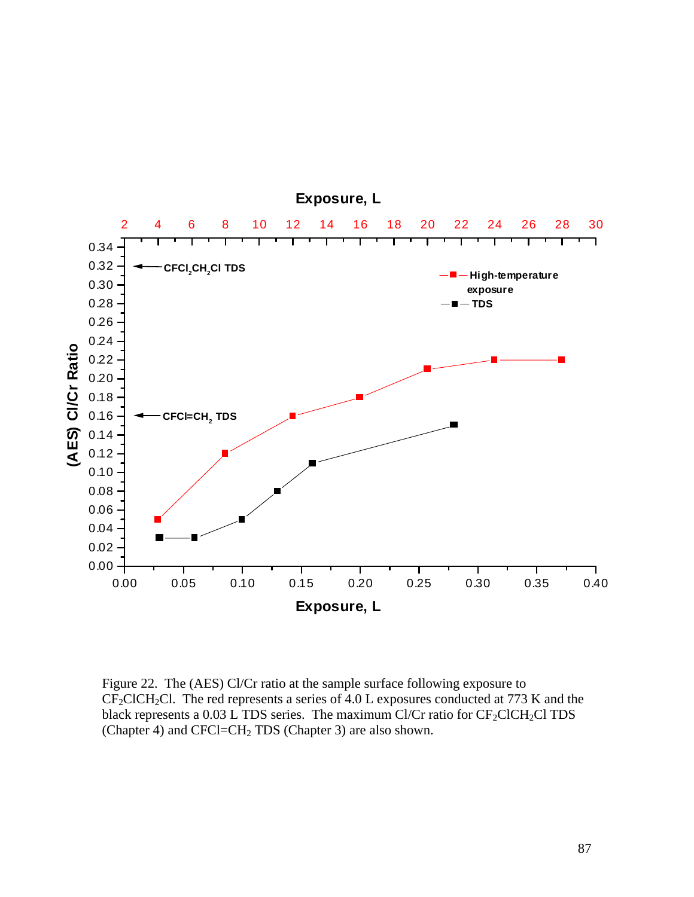Figure 22. The (AES) Cl/Cr ratio at the sample surface following exposure to $CF_2ClCH_2Cl$. The red represents a series of 4.0 L exposures conducted at 773 K and the black represents a 0.03 L TDS series. The maximum Cl/Cr ratio for $CF_2ClCH_2Cl$ TDS (Chapter 4) and $CFCl=CH_2$ TDS (Chapter 3) are also shown.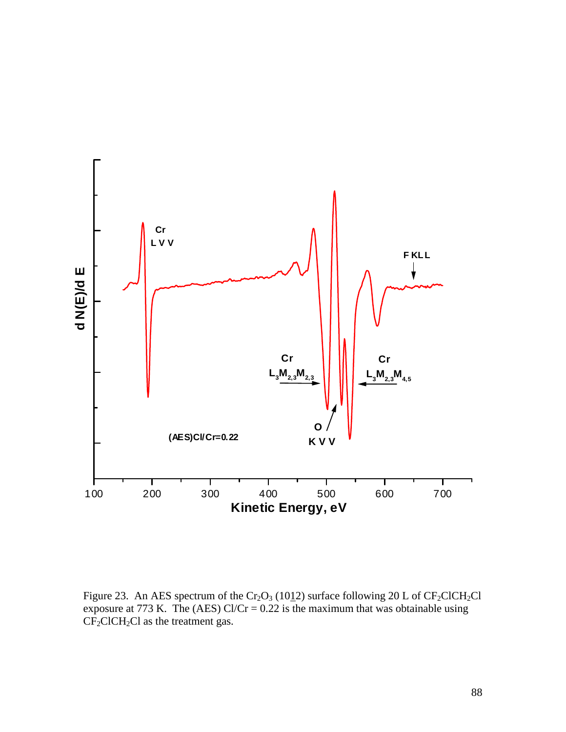Figure 23. An AES spectrum of the $Cr_2O_3$ (10$\underline{1}$2) surface following 20 L of $CF_2ClCH_2Cl$ exposure at 773 K. The (AES) Cl/Cr = 0.22 is the maximum that was obtainable using $CF_2ClCH_2Cl$ as the treatment gas.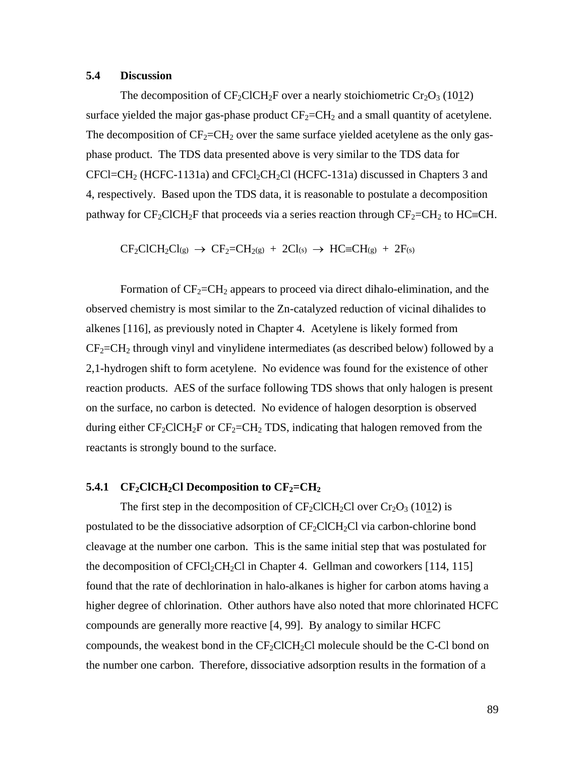### 5.4 Discussion

The decomposition of $CF_2ClCH_2F$ over a nearly stoichiometric $Cr_2O_3$ $(10\underline{1}2)$ surface yielded the major gas-phase product $CF_2{=}CH_2$ and a small quantity of acetylene. The decomposition of $CF_2{=}CH_2$ over the same surface yielded acetylene as the only gas-phase product. The TDS data presented above is very similar to the TDS data for $CFCl{=}CH_2$ (HCFC-1131a) and $CFCl_2CH_2Cl$ (HCFC-131a) discussed in Chapters 3 and 4, respectively. Based upon the TDS data, it is reasonable to postulate a decomposition pathway for $CF_2ClCH_2F$ that proceeds via a series reaction through $CF_2{=}CH_2$ to $HC{\equiv}CH$.

$$CF_2ClCH_2Cl_{(g)} \rightarrow CF_2{=}CH_{2(g)} + 2Cl_{(s)} \rightarrow HC{\equiv}CH_{(g)} + 2F_{(s)}$$

Formation of $CF_2{=}CH_2$ appears to proceed via direct dihalo-elimination, and the observed chemistry is most similar to the Zn-catalyzed reduction of vicinal dihalides to alkenes [116], as previously noted in Chapter 4. Acetylene is likely formed from $CF_2{=}CH_2$ through vinyl and vinylidene intermediates (as described below) followed by a 2,1-hydrogen shift to form acetylene. No evidence was found for the existence of other reaction products. AES of the surface following TDS shows that only halogen is present on the surface, no carbon is detected. No evidence of halogen desorption is observed during either $CF_2ClCH_2F$ or $CF_2{=}CH_2$ TDS, indicating that halogen removed from the reactants is strongly bound to the surface.

#### 5.4.1 $CF_2ClCH_2Cl$ Decomposition to $CF_2{=}CH_2$

The first step in the decomposition of $CF_2ClCH_2Cl$ over $Cr_2O_3$ $(10\underline{1}2)$ is postulated to be the dissociative adsorption of $CF_2ClCH_2Cl$ via carbon-chlorine bond cleavage at the number one carbon. This is the same initial step that was postulated for the decomposition of $CFCl_2CH_2Cl$ in Chapter 4. Gellman and coworkers [114, 115] found that the rate of dechlorination in halo-alkanes is higher for carbon atoms having a higher degree of chlorination. Other authors have also noted that more chlorinated HCFC compounds are generally more reactive [4, 99]. By analogy to similar HCFC compounds, the weakest bond in the $CF_2ClCH_2Cl$ molecule should be the C-Cl bond on the number one carbon. Therefore, dissociative adsorption results in the formation of a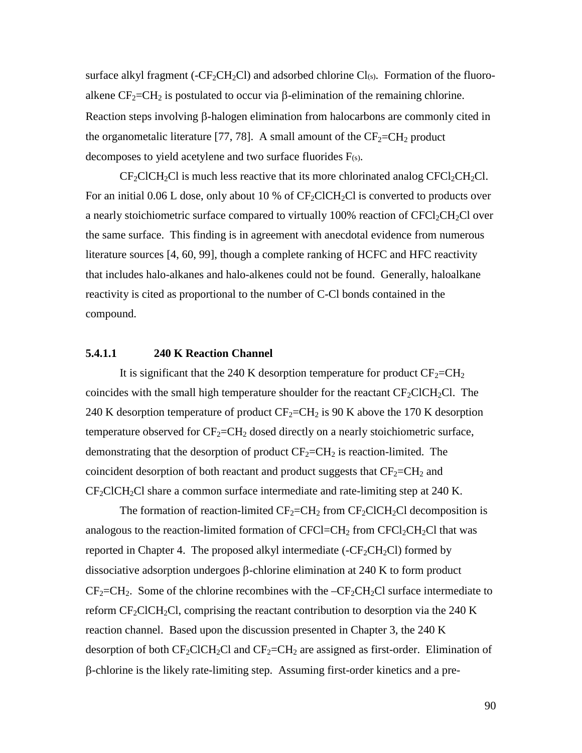surface alkyl fragment ($-CF_2CH_2Cl$) and adsorbed chlorine $Cl_{(s)}$. Formation of the fluoro-alkene $CF_2{=}CH_2$ is postulated to occur via β-elimination of the remaining chlorine. Reaction steps involving β-halogen elimination from halocarbons are commonly cited in the organometalic literature [77, 78]. A small amount of the $CF_2{=}CH_2$ product decomposes to yield acetylene and two surface fluorides $F_{(s)}$.

$CF_2ClCH_2Cl$ is much less reactive that its more chlorinated analog $CFCl_2CH_2Cl$. For an initial 0.06 L dose, only about 10 % of $CF_2ClCH_2Cl$ is converted to products over a nearly stoichiometric surface compared to virtually 100% reaction of $CFCl_2CH_2Cl$ over the same surface. This finding is in agreement with anecdotal evidence from numerous literature sources [4, 60, 99], though a complete ranking of HCFC and HFC reactivity that includes halo-alkanes and halo-alkenes could not be found. Generally, haloalkane reactivity is cited as proportional to the number of C-Cl bonds contained in the compound.

#### 5.4.1.1 240 K Reaction Channel

It is significant that the 240 K desorption temperature for product $CF_2{=}CH_2$ coincides with the small high temperature shoulder for the reactant $CF_2ClCH_2Cl$. The 240 K desorption temperature of product $CF_2{=}CH_2$ is 90 K above the 170 K desorption temperature observed for $CF_2{=}CH_2$ dosed directly on a nearly stoichiometric surface, demonstrating that the desorption of product $CF_2{=}CH_2$ is reaction-limited. The coincident desorption of both reactant and product suggests that $CF_2{=}CH_2$ and $CF_2ClCH_2Cl$ share a common surface intermediate and rate-limiting step at 240 K.

The formation of reaction-limited $CF_2{=}CH_2$ from $CF_2ClCH_2Cl$ decomposition is analogous to the reaction-limited formation of $CFCl{=}CH_2$ from $CFCl_2CH_2Cl$ that was reported in Chapter 4. The proposed alkyl intermediate ($-CF_2CH_2Cl$) formed by dissociative adsorption undergoes β-chlorine elimination at 240 K to form product $CF_2{=}CH_2$. Some of the chlorine recombines with the $-CF_2CH_2Cl$ surface intermediate to reform $CF_2ClCH_2Cl$, comprising the reactant contribution to desorption via the 240 K reaction channel. Based upon the discussion presented in Chapter 3, the 240 K desorption of both $CF_2ClCH_2Cl$ and $CF_2{=}CH_2$ are assigned as first-order. Elimination of β-chlorine is the likely rate-limiting step. Assuming first-order kinetics and a pre-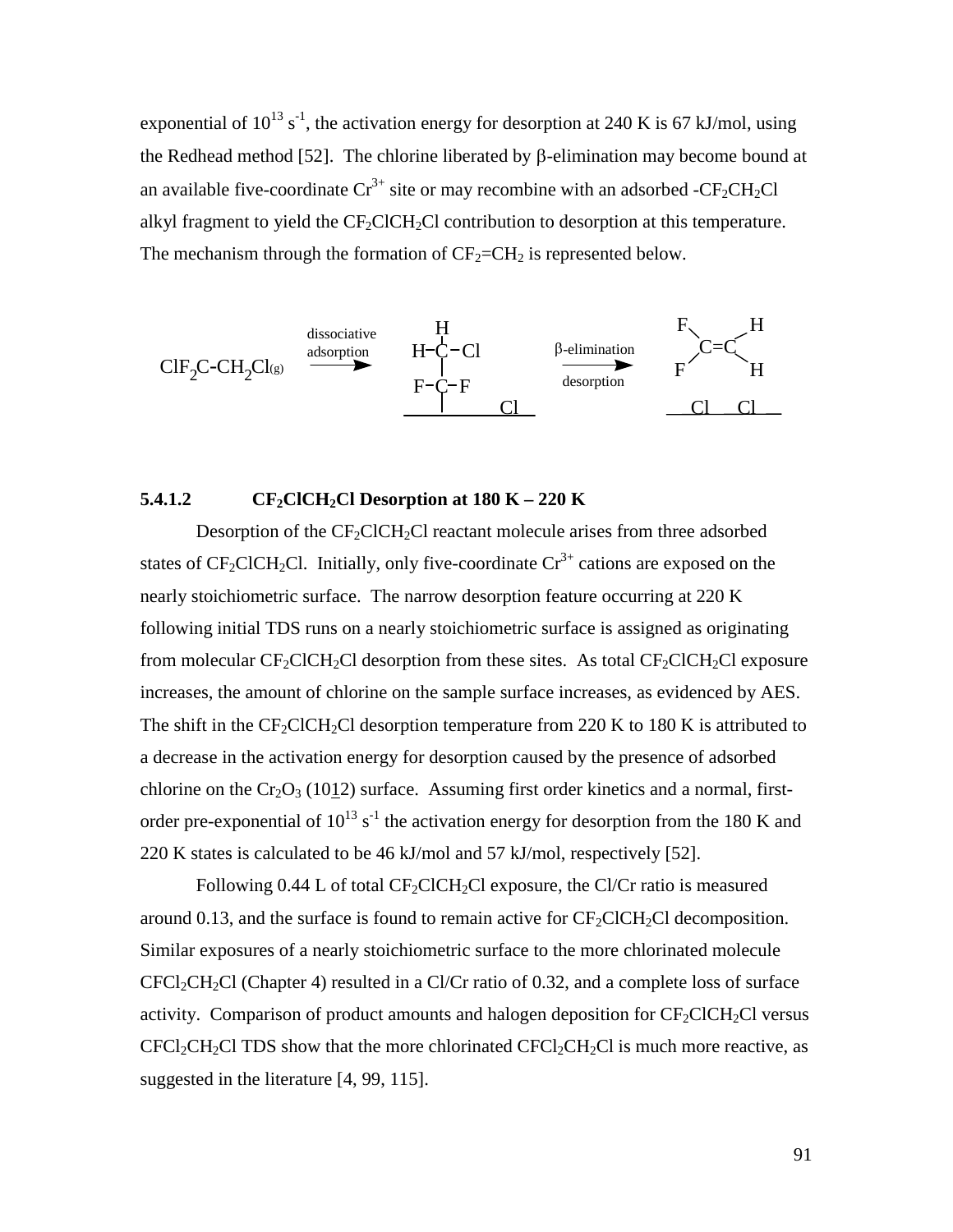exponential of $10^{13}$ $s^{-1}$, the activation energy for desorption at 240 K is 67 kJ/mol, using the Redhead method [52]. The chlorine liberated by β-elimination may become bound at an available five-coordinate $Cr^{3+}$ site or may recombine with an adsorbed -$CF_2CH_2Cl$ alkyl fragment to yield the $CF_2ClCH_2Cl$ contribution to desorption at this temperature. The mechanism through the formation of $CF_2$=$CH_2$ is represented below.

$$ClF_2C\text{-}CH_2Cl_{(g)} \xrightarrow{\text{dissociative adsorption}} \text{H}_2\text{ClC-CF}_2\text{-(surface), Cl (surface)} \xrightarrow[\text{desorption}]{\beta\text{-elimination}} F_2C{=}CH_2 \text{, Cl Cl (surface)}$$

### 5.4.1.2 $CF_2ClCH_2Cl$ Desorption at 180 K – 220 K

Desorption of the $CF_2ClCH_2Cl$ reactant molecule arises from three adsorbed states of $CF_2ClCH_2Cl$. Initially, only five-coordinate $Cr^{3+}$ cations are exposed on the nearly stoichiometric surface. The narrow desorption feature occurring at 220 K following initial TDS runs on a nearly stoichiometric surface is assigned as originating from molecular $CF_2ClCH_2Cl$ desorption from these sites. As total $CF_2ClCH_2Cl$ exposure increases, the amount of chlorine on the sample surface increases, as evidenced by AES. The shift in the $CF_2ClCH_2Cl$ desorption temperature from 220 K to 180 K is attributed to a decrease in the activation energy for desorption caused by the presence of adsorbed chlorine on the $Cr_2O_3$ $(10\underline{1}2)$ surface. Assuming first order kinetics and a normal, first-order pre-exponential of $10^{13}$ $s^{-1}$ the activation energy for desorption from the 180 K and 220 K states is calculated to be 46 kJ/mol and 57 kJ/mol, respectively [52].

Following 0.44 L of total $CF_2ClCH_2Cl$ exposure, the Cl/Cr ratio is measured around 0.13, and the surface is found to remain active for $CF_2ClCH_2Cl$ decomposition. Similar exposures of a nearly stoichiometric surface to the more chlorinated molecule $CFCl_2CH_2Cl$ (Chapter 4) resulted in a Cl/Cr ratio of 0.32, and a complete loss of surface activity. Comparison of product amounts and halogen deposition for $CF_2ClCH_2Cl$ versus $CFCl_2CH_2Cl$ TDS show that the more chlorinated $CFCl_2CH_2Cl$ is much more reactive, as suggested in the literature [4, 99, 115].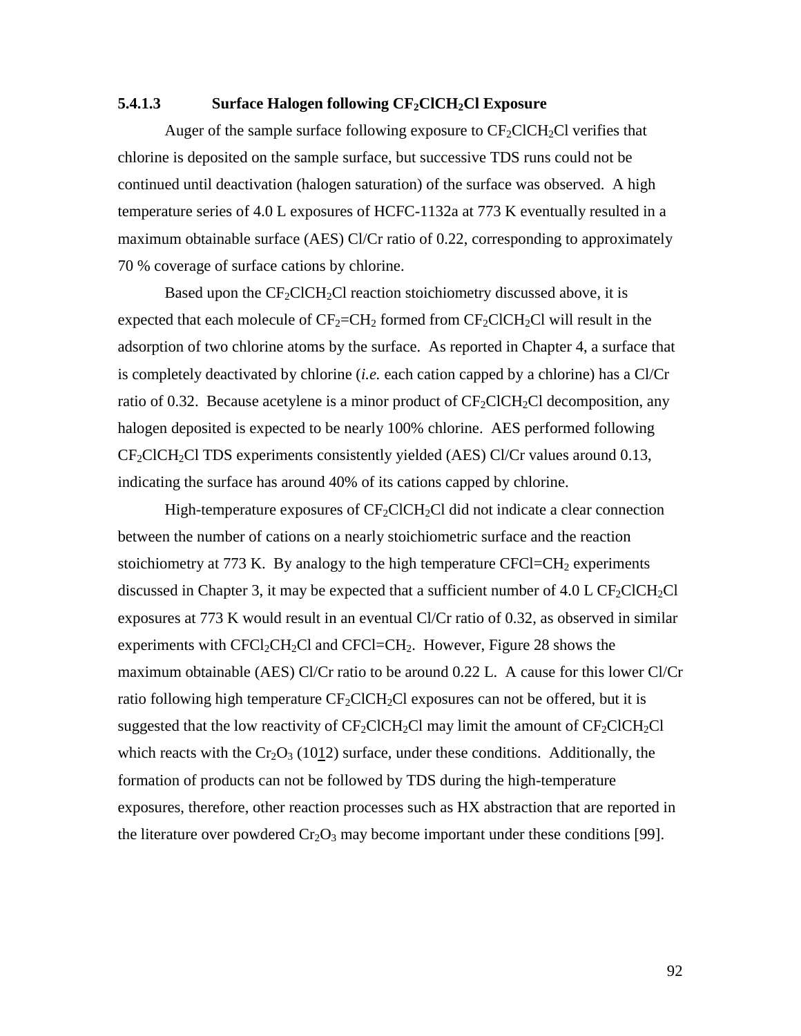#### 5.4.1.3 Surface Halogen following $CF_2ClCH_2Cl$ Exposure

Auger of the sample surface following exposure to $CF_2ClCH_2Cl$ verifies that chlorine is deposited on the sample surface, but successive TDS runs could not be continued until deactivation (halogen saturation) of the surface was observed. A high temperature series of 4.0 L exposures of HCFC-1132a at 773 K eventually resulted in a maximum obtainable surface (AES) Cl/Cr ratio of 0.22, corresponding to approximately 70 % coverage of surface cations by chlorine.

Based upon the $CF_2ClCH_2Cl$ reaction stoichiometry discussed above, it is expected that each molecule of $CF_2{=}CH_2$ formed from $CF_2ClCH_2Cl$ will result in the adsorption of two chlorine atoms by the surface. As reported in Chapter 4, a surface that is completely deactivated by chlorine (*i.e.* each cation capped by a chlorine) has a Cl/Cr ratio of 0.32. Because acetylene is a minor product of $CF_2ClCH_2Cl$ decomposition, any halogen deposited is expected to be nearly 100% chlorine. AES performed following $CF_2ClCH_2Cl$ TDS experiments consistently yielded (AES) Cl/Cr values around 0.13, indicating the surface has around 40% of its cations capped by chlorine.

High-temperature exposures of $CF_2ClCH_2Cl$ did not indicate a clear connection between the number of cations on a nearly stoichiometric surface and the reaction stoichiometry at 773 K. By analogy to the high temperature $CFCl{=}CH_2$ experiments discussed in Chapter 3, it may be expected that a sufficient number of 4.0 L $CF_2ClCH_2Cl$ exposures at 773 K would result in an eventual Cl/Cr ratio of 0.32, as observed in similar experiments with $CFCl_2CH_2Cl$ and $CFCl{=}CH_2$. However, Figure 28 shows the maximum obtainable (AES) Cl/Cr ratio to be around 0.22 L. A cause for this lower Cl/Cr ratio following high temperature $CF_2ClCH_2Cl$ exposures can not be offered, but it is suggested that the low reactivity of $CF_2ClCH_2Cl$ may limit the amount of $CF_2ClCH_2Cl$ which reacts with the $Cr_2O_3$ $(10\bar{1}2)$ surface, under these conditions. Additionally, the formation of products can not be followed by TDS during the high-temperature exposures, therefore, other reaction processes such as HX abstraction that are reported in the literature over powdered $Cr_2O_3$ may become important under these conditions [99].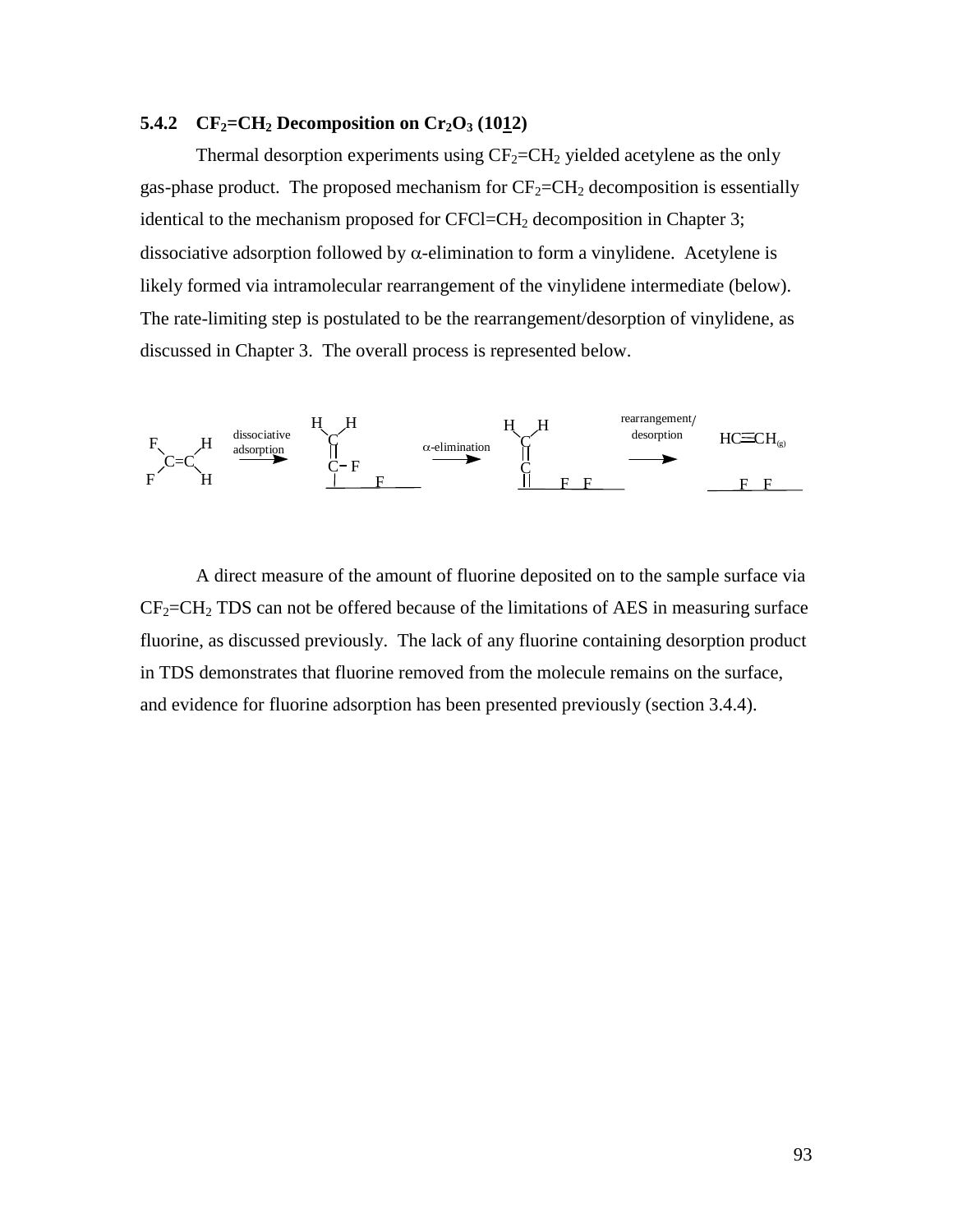### 5.4.2 $CF_2$=$CH_2$ Decomposition on $Cr_2O_3$ (10$\bar{1}$2)

Thermal desorption experiments using $CF_2$=$CH_2$ yielded acetylene as the only gas-phase product. The proposed mechanism for $CF_2$=$CH_2$ decomposition is essentially identical to the mechanism proposed for CFCl=$CH_2$ decomposition in Chapter 3; dissociative adsorption followed by $\alpha$-elimination to form a vinylidene. Acetylene is likely formed via intramolecular rearrangement of the vinylidene intermediate (below). The rate-limiting step is postulated to be the rearrangement/desorption of vinylidene, as discussed in Chapter 3. The overall process is represented below.

$$CF_2{=}CH_2 \xrightarrow{\text{dissociative adsorption}} H_2C{=}C{-}F_{(a)} + F_{(a)} \xrightarrow{\alpha\text{-elimination}} H_2C{=}C_{(a)} + F_{(a)} + F_{(a)} \xrightarrow{\text{rearrangement/desorption}} HC{\equiv}CH_{(g)} + F_{(a)} + F_{(a)}$$

A direct measure of the amount of fluorine deposited on to the sample surface via $CF_2$=$CH_2$ TDS can not be offered because of the limitations of AES in measuring surface fluorine, as discussed previously. The lack of any fluorine containing desorption product in TDS demonstrates that fluorine removed from the molecule remains on the surface, and evidence for fluorine adsorption has been presented previously (section 3.4.4).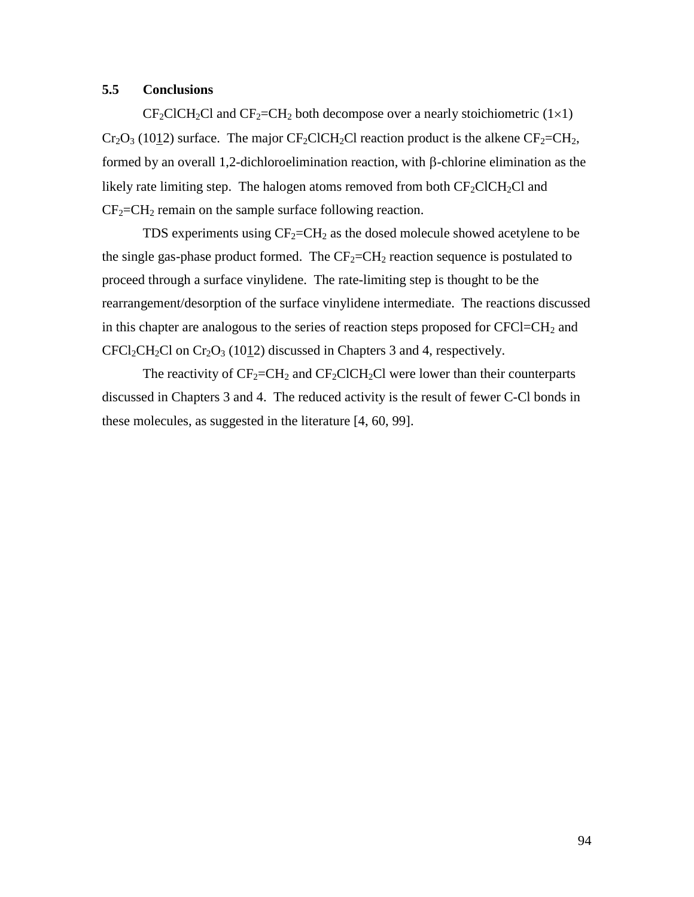## 5.5 Conclusions

$CF_2ClCH_2Cl$ and $CF_2{=}CH_2$ both decompose over a nearly stoichiometric (1×1) $Cr_2O_3$ ($10\underline{1}2$) surface. The major $CF_2ClCH_2Cl$ reaction product is the alkene $CF_2{=}CH_2$, formed by an overall 1,2-dichloroelimination reaction, with β-chlorine elimination as the likely rate limiting step. The halogen atoms removed from both $CF_2ClCH_2Cl$ and $CF_2{=}CH_2$ remain on the sample surface following reaction.

TDS experiments using $CF_2{=}CH_2$ as the dosed molecule showed acetylene to be the single gas-phase product formed. The $CF_2{=}CH_2$ reaction sequence is postulated to proceed through a surface vinylidene. The rate-limiting step is thought to be the rearrangement/desorption of the surface vinylidene intermediate. The reactions discussed in this chapter are analogous to the series of reaction steps proposed for $CFCl{=}CH_2$ and $CFCl_2CH_2Cl$ on $Cr_2O_3$ ($10\underline{1}2$) discussed in Chapters 3 and 4, respectively.

The reactivity of $CF_2{=}CH_2$ and $CF_2ClCH_2Cl$ were lower than their counterparts discussed in Chapters 3 and 4. The reduced activity is the result of fewer C-Cl bonds in these molecules, as suggested in the literature [4, 60, 99].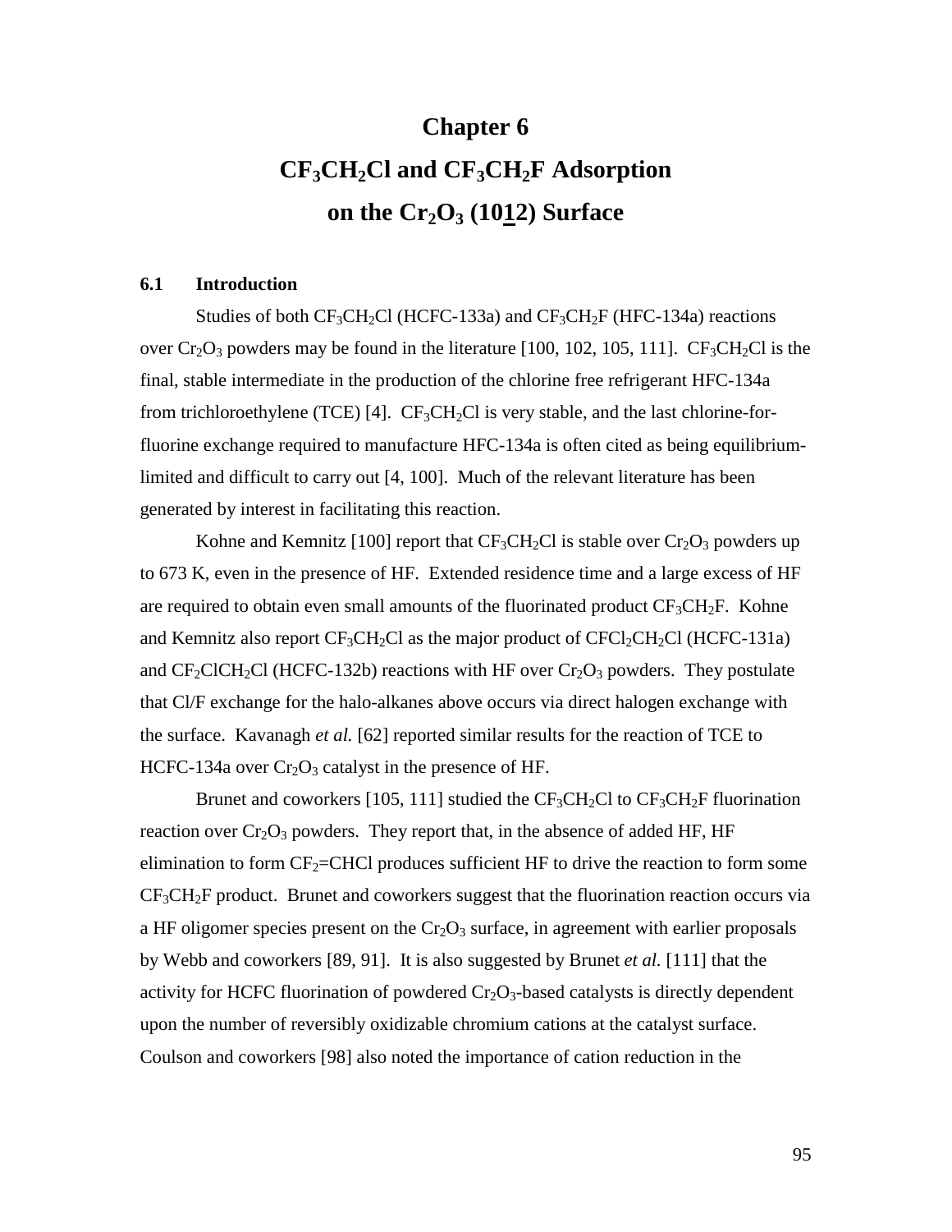# Chapter 6

# $CF_3CH_2Cl$ and $CF_3CH_2F$ Adsorption on the $Cr_2O_3$ $(10\bar{1}2)$ Surface

## 6.1 Introduction

Studies of both $CF_3CH_2Cl$ (HCFC-133a) and $CF_3CH_2F$ (HFC-134a) reactions over $Cr_2O_3$ powders may be found in the literature [100, 102, 105, 111]. $CF_3CH_2Cl$ is the final, stable intermediate in the production of the chlorine free refrigerant HFC-134a from trichloroethylene (TCE) [4]. $CF_3CH_2Cl$ is very stable, and the last chlorine-for-fluorine exchange required to manufacture HFC-134a is often cited as being equilibrium-limited and difficult to carry out [4, 100]. Much of the relevant literature has been generated by interest in facilitating this reaction.

Kohne and Kemnitz [100] report that $CF_3CH_2Cl$ is stable over $Cr_2O_3$ powders up to 673 K, even in the presence of HF. Extended residence time and a large excess of HF are required to obtain even small amounts of the fluorinated product $CF_3CH_2F$. Kohne and Kemnitz also report $CF_3CH_2Cl$ as the major product of $CFCl_2CH_2Cl$ (HCFC-131a) and $CF_2ClCH_2Cl$ (HCFC-132b) reactions with HF over $Cr_2O_3$ powders. They postulate that Cl/F exchange for the halo-alkanes above occurs via direct halogen exchange with the surface. Kavanagh *et al.* [62] reported similar results for the reaction of TCE to HCFC-134a over $Cr_2O_3$ catalyst in the presence of HF.

Brunet and coworkers [105, 111] studied the $CF_3CH_2Cl$ to $CF_3CH_2F$ fluorination reaction over $Cr_2O_3$ powders. They report that, in the absence of added HF, HF elimination to form $CF_2$=CHCl produces sufficient HF to drive the reaction to form some $CF_3CH_2F$ product. Brunet and coworkers suggest that the fluorination reaction occurs via a HF oligomer species present on the $Cr_2O_3$ surface, in agreement with earlier proposals by Webb and coworkers [89, 91]. It is also suggested by Brunet *et al.* [111] that the activity for HCFC fluorination of powdered $Cr_2O_3$-based catalysts is directly dependent upon the number of reversibly oxidizable chromium cations at the catalyst surface. Coulson and coworkers [98] also noted the importance of cation reduction in the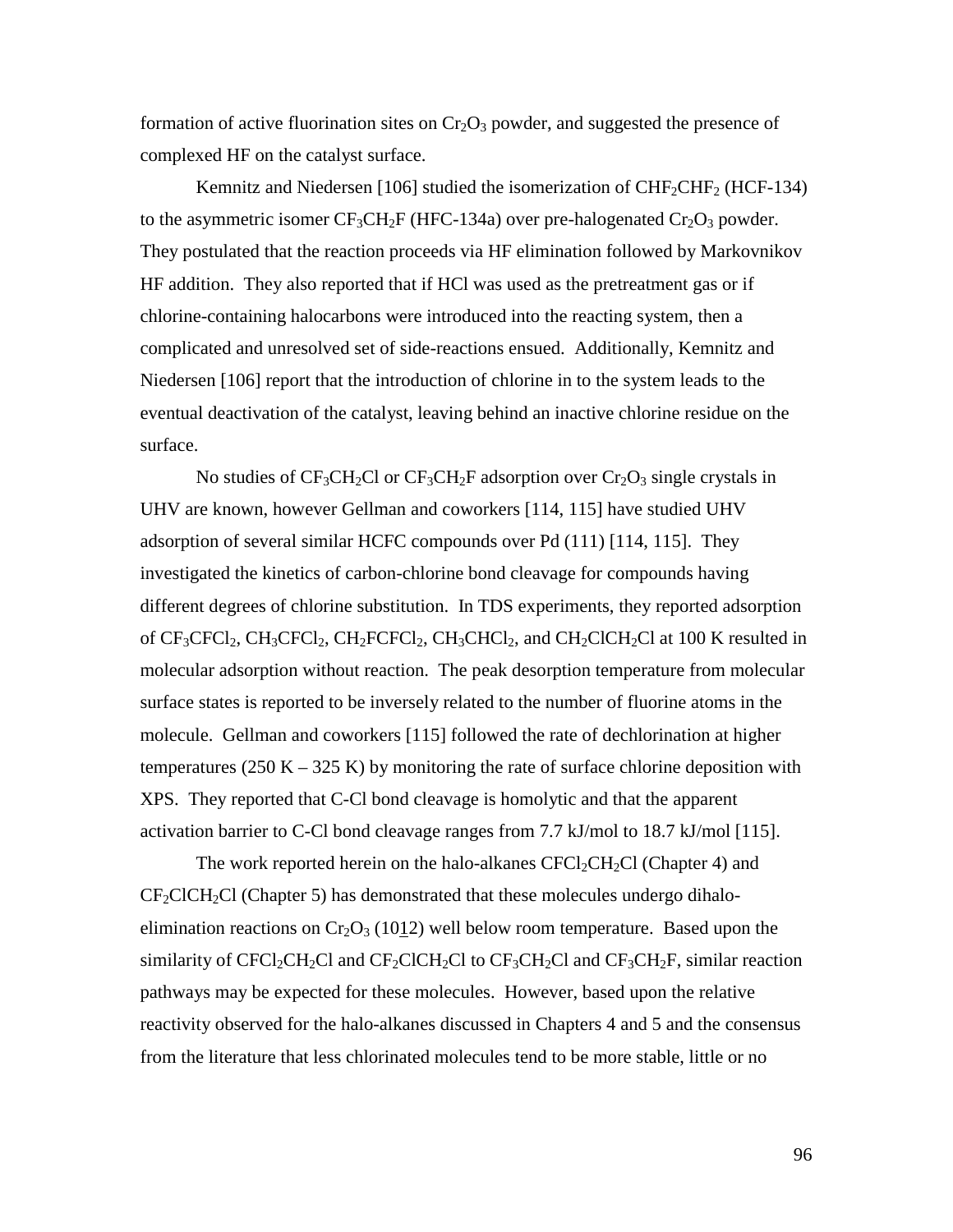formation of active fluorination sites on $Cr_2O_3$ powder, and suggested the presence of complexed HF on the catalyst surface.

Kemnitz and Niedersen [106] studied the isomerization of $CHF_2CHF_2$ (HCF-134) to the asymmetric isomer $CF_3CH_2F$ (HFC-134a) over pre-halogenated $Cr_2O_3$ powder. They postulated that the reaction proceeds via HF elimination followed by Markovnikov HF addition. They also reported that if HCl was used as the pretreatment gas or if chlorine-containing halocarbons were introduced into the reacting system, then a complicated and unresolved set of side-reactions ensued. Additionally, Kemnitz and Niedersen [106] report that the introduction of chlorine in to the system leads to the eventual deactivation of the catalyst, leaving behind an inactive chlorine residue on the surface.

No studies of $CF_3CH_2Cl$ or $CF_3CH_2F$ adsorption over $Cr_2O_3$ single crystals in UHV are known, however Gellman and coworkers [114, 115] have studied UHV adsorption of several similar HCFC compounds over Pd (111) [114, 115]. They investigated the kinetics of carbon-chlorine bond cleavage for compounds having different degrees of chlorine substitution. In TDS experiments, they reported adsorption of $CF_3CFCl_2$, $CH_3CFCl_2$, $CH_2FCFCl_2$, $CH_3CHCl_2$, and $CH_2ClCH_2Cl$ at 100 K resulted in molecular adsorption without reaction. The peak desorption temperature from molecular surface states is reported to be inversely related to the number of fluorine atoms in the molecule. Gellman and coworkers [115] followed the rate of dechlorination at higher temperatures (250 K – 325 K) by monitoring the rate of surface chlorine deposition with XPS. They reported that C-Cl bond cleavage is homolytic and that the apparent activation barrier to C-Cl bond cleavage ranges from 7.7 kJ/mol to 18.7 kJ/mol [115].

The work reported herein on the halo-alkanes $CFCl_2CH_2Cl$ (Chapter 4) and $CF_2ClCH_2Cl$ (Chapter 5) has demonstrated that these molecules undergo dihalo-elimination reactions on $Cr_2O_3$ ($10\underline{1}2$) well below room temperature. Based upon the similarity of $CFCl_2CH_2Cl$ and $CF_2ClCH_2Cl$ to $CF_3CH_2Cl$ and $CF_3CH_2F$, similar reaction pathways may be expected for these molecules. However, based upon the relative reactivity observed for the halo-alkanes discussed in Chapters 4 and 5 and the consensus from the literature that less chlorinated molecules tend to be more stable, little or no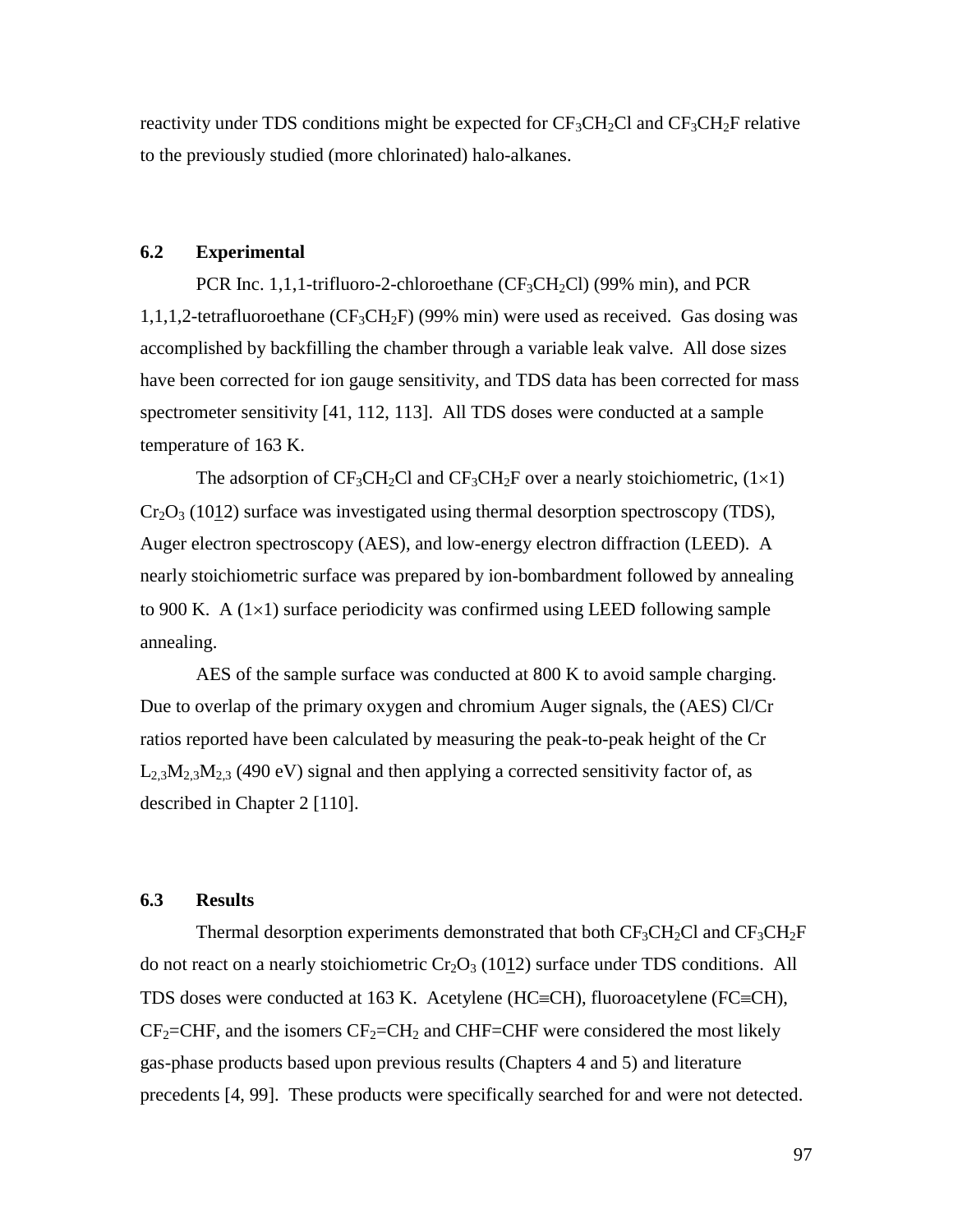reactivity under TDS conditions might be expected for $CF_3CH_2Cl$ and $CF_3CH_2F$ relative to the previously studied (more chlorinated) halo-alkanes.

## 6.2 Experimental

PCR Inc. 1,1,1-trifluoro-2-chloroethane ($CF_3CH_2Cl$) (99% min), and PCR 1,1,1,2-tetrafluoroethane ($CF_3CH_2F$) (99% min) were used as received. Gas dosing was accomplished by backfilling the chamber through a variable leak valve. All dose sizes have been corrected for ion gauge sensitivity, and TDS data has been corrected for mass spectrometer sensitivity [41, 112, 113]. All TDS doses were conducted at a sample temperature of 163 K.

The adsorption of $CF_3CH_2Cl$ and $CF_3CH_2F$ over a nearly stoichiometric, $(1\times1)$ $Cr_2O_3$ $(10\underline{1}2)$ surface was investigated using thermal desorption spectroscopy (TDS), Auger electron spectroscopy (AES), and low-energy electron diffraction (LEED). A nearly stoichiometric surface was prepared by ion-bombardment followed by annealing to 900 K. A $(1\times1)$ surface periodicity was confirmed using LEED following sample annealing.

AES of the sample surface was conducted at 800 K to avoid sample charging. Due to overlap of the primary oxygen and chromium Auger signals, the (AES) Cl/Cr ratios reported have been calculated by measuring the peak-to-peak height of the Cr $L_{2,3}M_{2,3}M_{2,3}$ (490 eV) signal and then applying a corrected sensitivity factor of, as described in Chapter 2 [110].

## 6.3 Results

Thermal desorption experiments demonstrated that both $CF_3CH_2Cl$ and $CF_3CH_2F$ do not react on a nearly stoichiometric $Cr_2O_3$ $(10\underline{1}2)$ surface under TDS conditions. All TDS doses were conducted at 163 K. Acetylene ($HC\equiv CH$), fluoroacetylene ($FC\equiv CH$), $CF_2=CHF$, and the isomers $CF_2=CH_2$ and $CHF=CHF$ were considered the most likely gas-phase products based upon previous results (Chapters 4 and 5) and literature precedents [4, 99]. These products were specifically searched for and were not detected.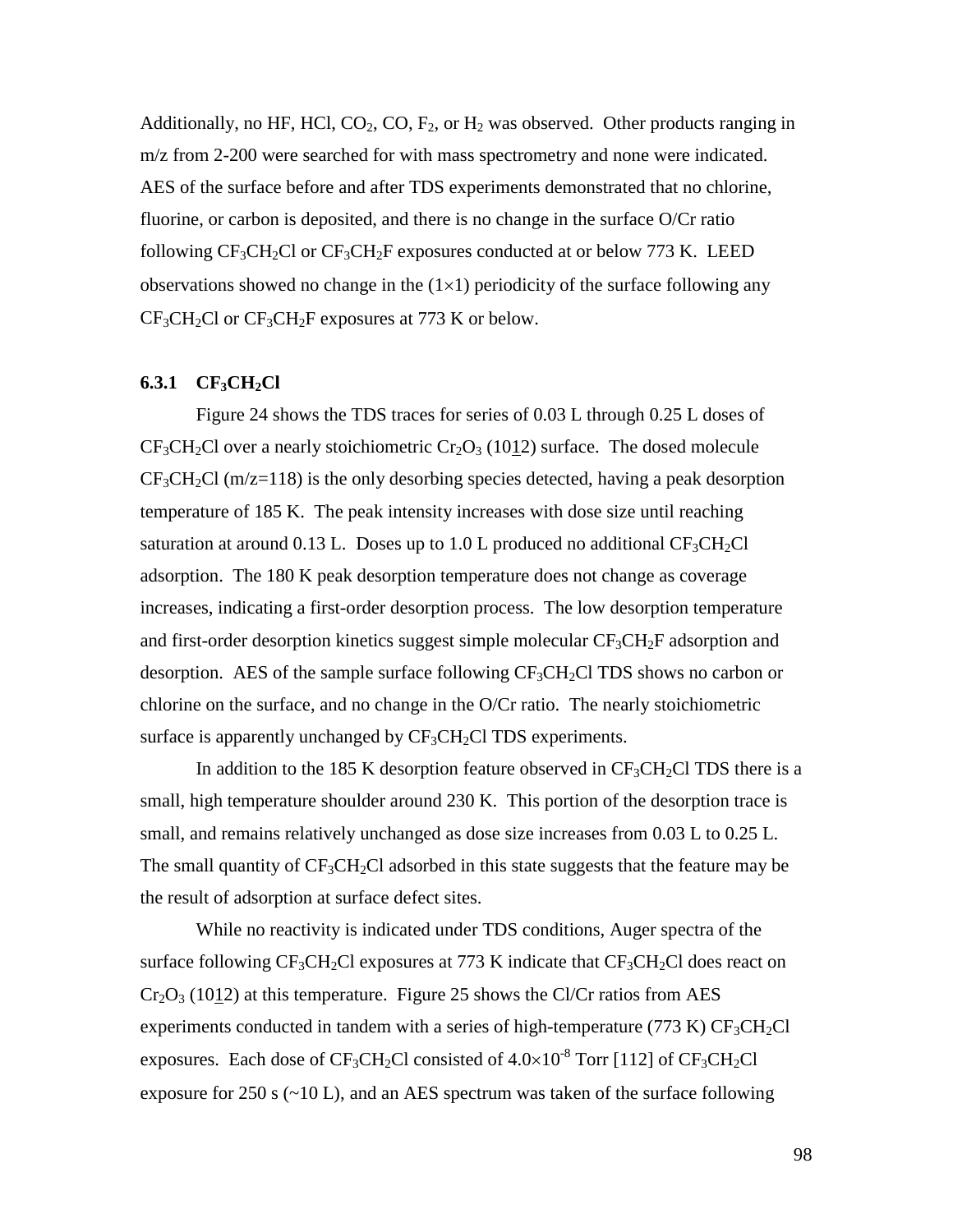Additionally, no HF, HCl, $CO_2$, CO, $F_2$, or $H_2$ was observed. Other products ranging in m/z from 2-200 were searched for with mass spectrometry and none were indicated. AES of the surface before and after TDS experiments demonstrated that no chlorine, fluorine, or carbon is deposited, and there is no change in the surface O/Cr ratio following $CF_3CH_2Cl$ or $CF_3CH_2F$ exposures conducted at or below 773 K. LEED observations showed no change in the (1×1) periodicity of the surface following any $CF_3CH_2Cl$ or $CF_3CH_2F$ exposures at 773 K or below.

### 6.3.1 $CF_3CH_2Cl$

Figure 24 shows the TDS traces for series of 0.03 L through 0.25 L doses of $CF_3CH_2Cl$ over a nearly stoichiometric $Cr_2O_3$ (10$\underline{1}$2) surface. The dosed molecule $CF_3CH_2Cl$ (m/z=118) is the only desorbing species detected, having a peak desorption temperature of 185 K. The peak intensity increases with dose size until reaching saturation at around 0.13 L. Doses up to 1.0 L produced no additional $CF_3CH_2Cl$ adsorption. The 180 K peak desorption temperature does not change as coverage increases, indicating a first-order desorption process. The low desorption temperature and first-order desorption kinetics suggest simple molecular $CF_3CH_2F$ adsorption and desorption. AES of the sample surface following $CF_3CH_2Cl$ TDS shows no carbon or chlorine on the surface, and no change in the O/Cr ratio. The nearly stoichiometric surface is apparently unchanged by $CF_3CH_2Cl$ TDS experiments.

In addition to the 185 K desorption feature observed in $CF_3CH_2Cl$ TDS there is a small, high temperature shoulder around 230 K. This portion of the desorption trace is small, and remains relatively unchanged as dose size increases from 0.03 L to 0.25 L. The small quantity of $CF_3CH_2Cl$ adsorbed in this state suggests that the feature may be the result of adsorption at surface defect sites.

While no reactivity is indicated under TDS conditions, Auger spectra of the surface following $CF_3CH_2Cl$ exposures at 773 K indicate that $CF_3CH_2Cl$ does react on $Cr_2O_3$ (10$\underline{1}$2) at this temperature. Figure 25 shows the Cl/Cr ratios from AES experiments conducted in tandem with a series of high-temperature (773 K) $CF_3CH_2Cl$ exposures. Each dose of $CF_3CH_2Cl$ consisted of $4.0\times10^{-8}$ Torr [112] of $CF_3CH_2Cl$ exposure for 250 s (~10 L), and an AES spectrum was taken of the surface following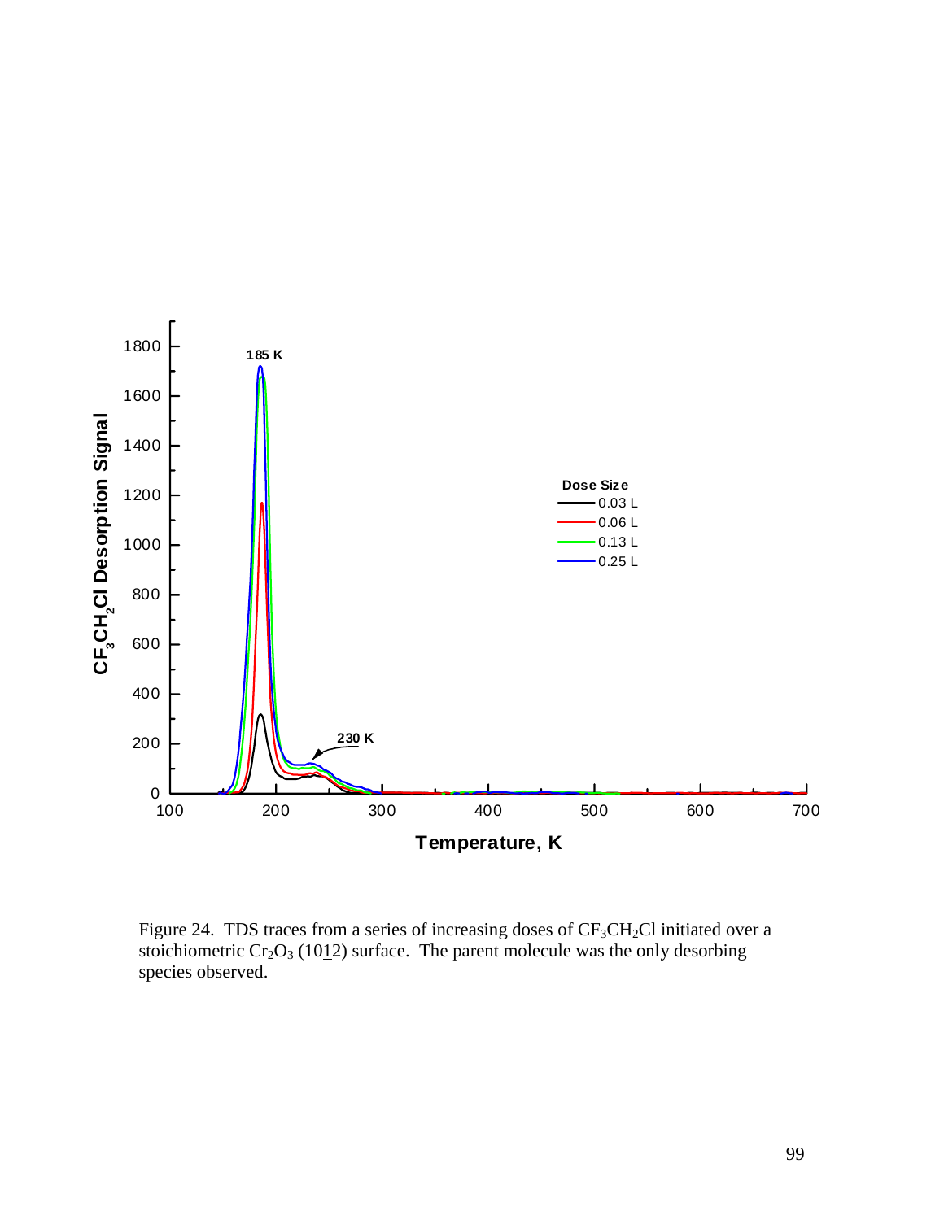Figure 24. TDS traces from a series of increasing doses of $CF_3CH_2Cl$ initiated over a stoichiometric $Cr_2O_3$ (10$\underline{1}$2) surface. The parent molecule was the only desorbing species observed.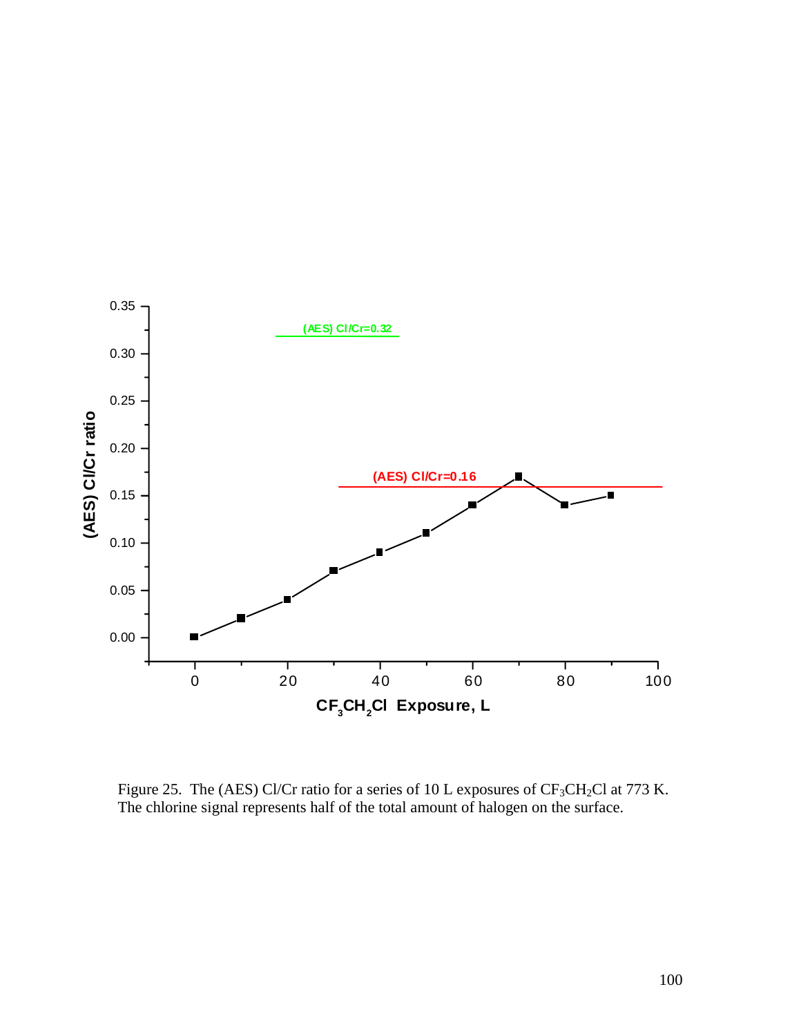Figure 25. The (AES) Cl/Cr ratio for a series of 10 L exposures of $CF_3CH_2Cl$ at 773 K. The chlorine signal represents half of the total amount of halogen on the surface.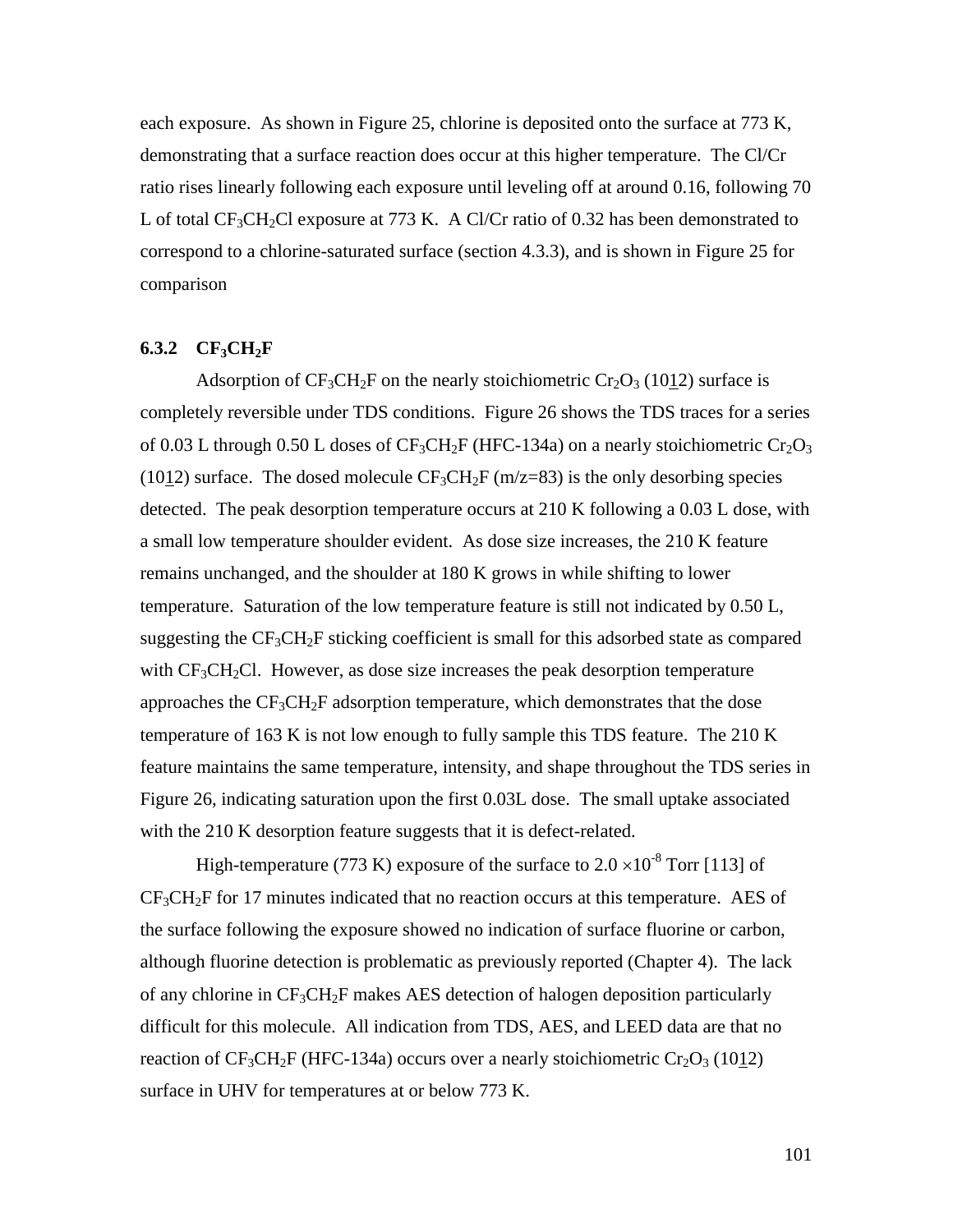each exposure. As shown in Figure 25, chlorine is deposited onto the surface at 773 K, demonstrating that a surface reaction does occur at this higher temperature. The Cl/Cr ratio rises linearly following each exposure until leveling off at around 0.16, following 70 L of total $CF_3CH_2Cl$ exposure at 773 K. A Cl/Cr ratio of 0.32 has been demonstrated to correspond to a chlorine-saturated surface (section 4.3.3), and is shown in Figure 25 for comparison

### 6.3.2 $CF_3CH_2F$

Adsorption of $CF_3CH_2F$ on the nearly stoichiometric $Cr_2O_3$ (10$\underline{1}$2) surface is completely reversible under TDS conditions. Figure 26 shows the TDS traces for a series of 0.03 L through 0.50 L doses of $CF_3CH_2F$ (HFC-134a) on a nearly stoichiometric $Cr_2O_3$ (10$\underline{1}$2) surface. The dosed molecule $CF_3CH_2F$ (m/z=83) is the only desorbing species detected. The peak desorption temperature occurs at 210 K following a 0.03 L dose, with a small low temperature shoulder evident. As dose size increases, the 210 K feature remains unchanged, and the shoulder at 180 K grows in while shifting to lower temperature. Saturation of the low temperature feature is still not indicated by 0.50 L, suggesting the $CF_3CH_2F$ sticking coefficient is small for this adsorbed state as compared with $CF_3CH_2Cl$. However, as dose size increases the peak desorption temperature approaches the $CF_3CH_2F$ adsorption temperature, which demonstrates that the dose temperature of 163 K is not low enough to fully sample this TDS feature. The 210 K feature maintains the same temperature, intensity, and shape throughout the TDS series in Figure 26, indicating saturation upon the first 0.03L dose. The small uptake associated with the 210 K desorption feature suggests that it is defect-related.

High-temperature (773 K) exposure of the surface to $2.0 \times 10^{-8}$ Torr [113] of $CF_3CH_2F$ for 17 minutes indicated that no reaction occurs at this temperature. AES of the surface following the exposure showed no indication of surface fluorine or carbon, although fluorine detection is problematic as previously reported (Chapter 4). The lack of any chlorine in $CF_3CH_2F$ makes AES detection of halogen deposition particularly difficult for this molecule. All indication from TDS, AES, and LEED data are that no reaction of $CF_3CH_2F$ (HFC-134a) occurs over a nearly stoichiometric $Cr_2O_3$ (10$\underline{1}$2) surface in UHV for temperatures at or below 773 K.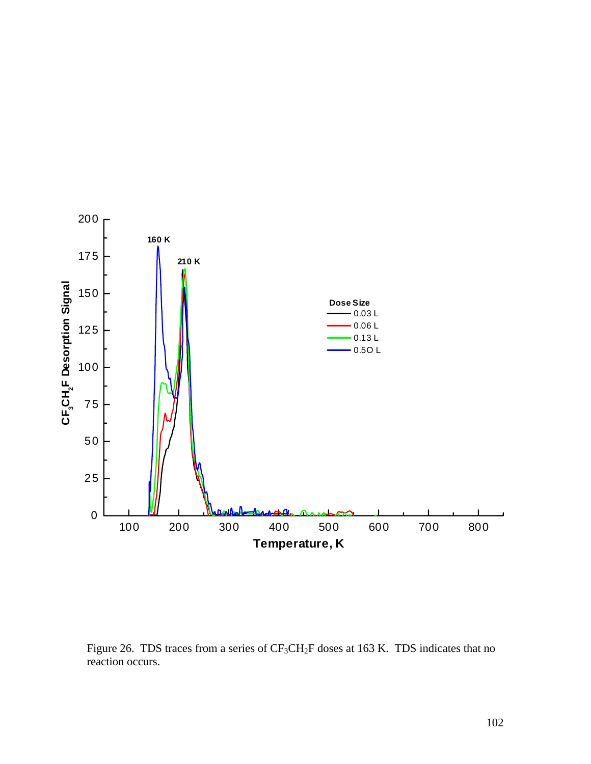Figure 26. TDS traces from a series of $CF_3CH_2F$ doses at 163 K. TDS indicates that no reaction occurs.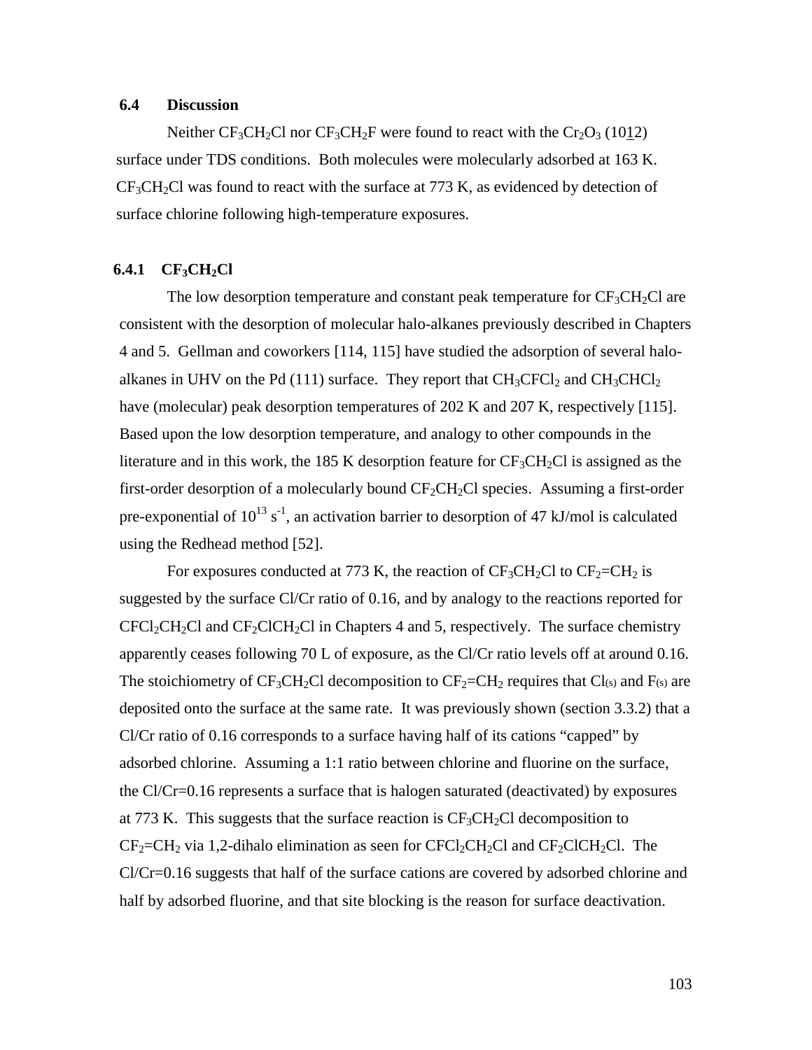## 6.4 Discussion

Neither $CF_3CH_2Cl$ nor $CF_3CH_2F$ were found to react with the $Cr_2O_3$ (10$\underline{1}$2) surface under TDS conditions. Both molecules were molecularly adsorbed at 163 K. $CF_3CH_2Cl$ was found to react with the surface at 773 K, as evidenced by detection of surface chlorine following high-temperature exposures.

### 6.4.1 $CF_3CH_2Cl$

The low desorption temperature and constant peak temperature for $CF_3CH_2Cl$ are consistent with the desorption of molecular halo-alkanes previously described in Chapters 4 and 5. Gellman and coworkers [114, 115] have studied the adsorption of several halo-alkanes in UHV on the Pd (111) surface. They report that $CH_3CFCl_2$ and $CH_3CHCl_2$ have (molecular) peak desorption temperatures of 202 K and 207 K, respectively [115]. Based upon the low desorption temperature, and analogy to other compounds in the literature and in this work, the 185 K desorption feature for $CF_3CH_2Cl$ is assigned as the first-order desorption of a molecularly bound $CF_2CH_2Cl$ species. Assuming a first-order pre-exponential of $10^{13}$ $s^{-1}$, an activation barrier to desorption of 47 kJ/mol is calculated using the Redhead method [52].

For exposures conducted at 773 K, the reaction of $CF_3CH_2Cl$ to $CF_2$=$CH_2$ is suggested by the surface Cl/Cr ratio of 0.16, and by analogy to the reactions reported for $CFCl_2CH_2Cl$ and $CF_2ClCH_2Cl$ in Chapters 4 and 5, respectively. The surface chemistry apparently ceases following 70 L of exposure, as the Cl/Cr ratio levels off at around 0.16. The stoichiometry of $CF_3CH_2Cl$ decomposition to $CF_2$=$CH_2$ requires that $Cl_{(s)}$ and $F_{(s)}$ are deposited onto the surface at the same rate. It was previously shown (section 3.3.2) that a Cl/Cr ratio of 0.16 corresponds to a surface having half of its cations "capped" by adsorbed chlorine. Assuming a 1:1 ratio between chlorine and fluorine on the surface, the Cl/Cr=0.16 represents a surface that is halogen saturated (deactivated) by exposures at 773 K. This suggests that the surface reaction is $CF_3CH_2Cl$ decomposition to $CF_2$=$CH_2$ via 1,2-dihalo elimination as seen for $CFCl_2CH_2Cl$ and $CF_2ClCH_2Cl$. The Cl/Cr=0.16 suggests that half of the surface cations are covered by adsorbed chlorine and half by adsorbed fluorine, and that site blocking is the reason for surface deactivation.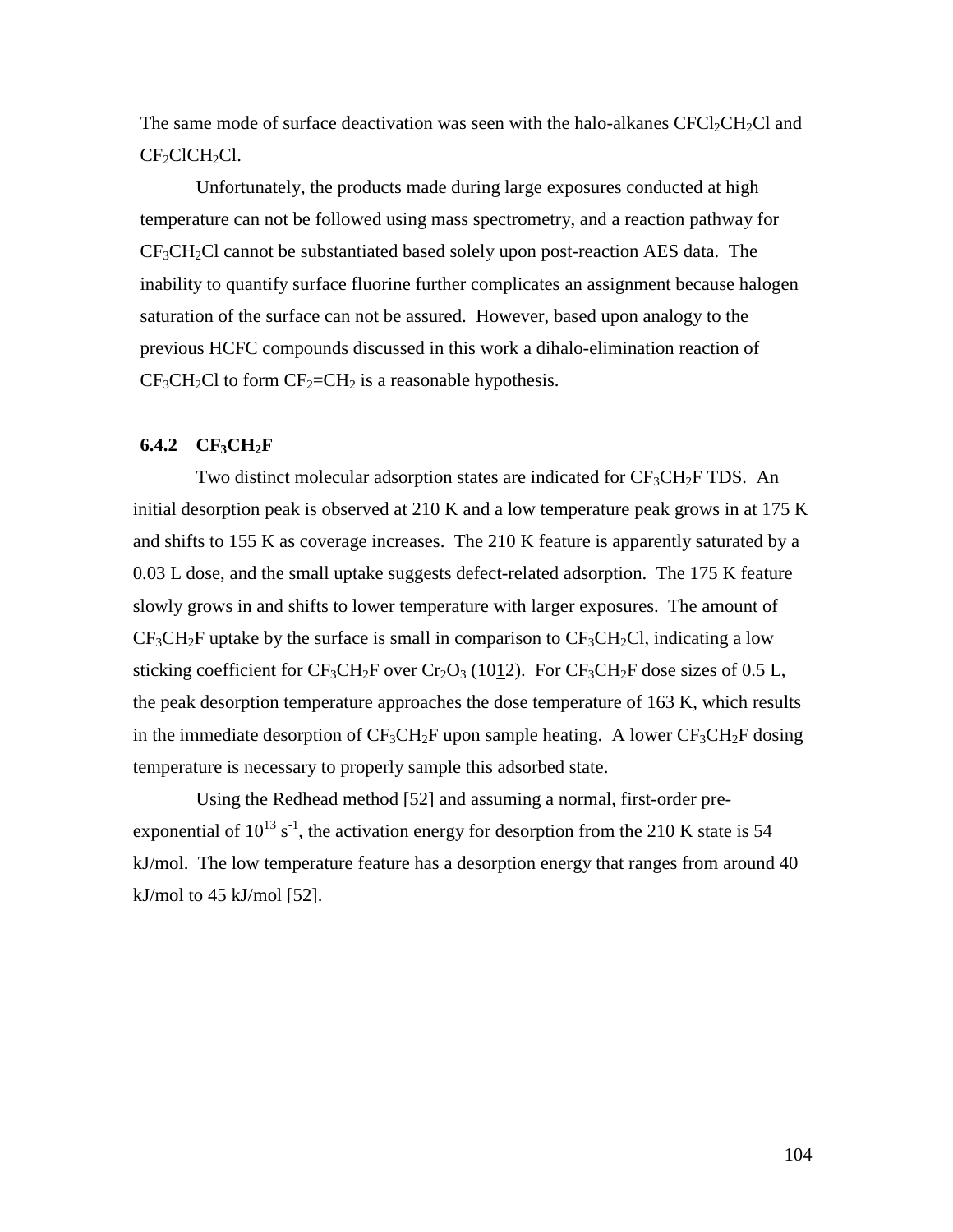The same mode of surface deactivation was seen with the halo-alkanes $CFCl_2CH_2Cl$ and $CF_2ClCH_2Cl$.

Unfortunately, the products made during large exposures conducted at high temperature can not be followed using mass spectrometry, and a reaction pathway for $CF_3CH_2Cl$ cannot be substantiated based solely upon post-reaction AES data. The inability to quantify surface fluorine further complicates an assignment because halogen saturation of the surface can not be assured. However, based upon analogy to the previous HCFC compounds discussed in this work a dihalo-elimination reaction of $CF_3CH_2Cl$ to form $CF_2{=}CH_2$ is a reasonable hypothesis.

### 6.4.2 $CF_3CH_2F$

Two distinct molecular adsorption states are indicated for $CF_3CH_2F$ TDS. An initial desorption peak is observed at 210 K and a low temperature peak grows in at 175 K and shifts to 155 K as coverage increases. The 210 K feature is apparently saturated by a 0.03 L dose, and the small uptake suggests defect-related adsorption. The 175 K feature slowly grows in and shifts to lower temperature with larger exposures. The amount of $CF_3CH_2F$ uptake by the surface is small in comparison to $CF_3CH_2Cl$, indicating a low sticking coefficient for $CF_3CH_2F$ over $Cr_2O_3$ (10$\underline{1}$2). For $CF_3CH_2F$ dose sizes of 0.5 L, the peak desorption temperature approaches the dose temperature of 163 K, which results in the immediate desorption of $CF_3CH_2F$ upon sample heating. A lower $CF_3CH_2F$ dosing temperature is necessary to properly sample this adsorbed state.

Using the Redhead method [52] and assuming a normal, first-order pre-exponential of $10^{13}$ $s^{-1}$, the activation energy for desorption from the 210 K state is 54 kJ/mol. The low temperature feature has a desorption energy that ranges from around 40 kJ/mol to 45 kJ/mol [52].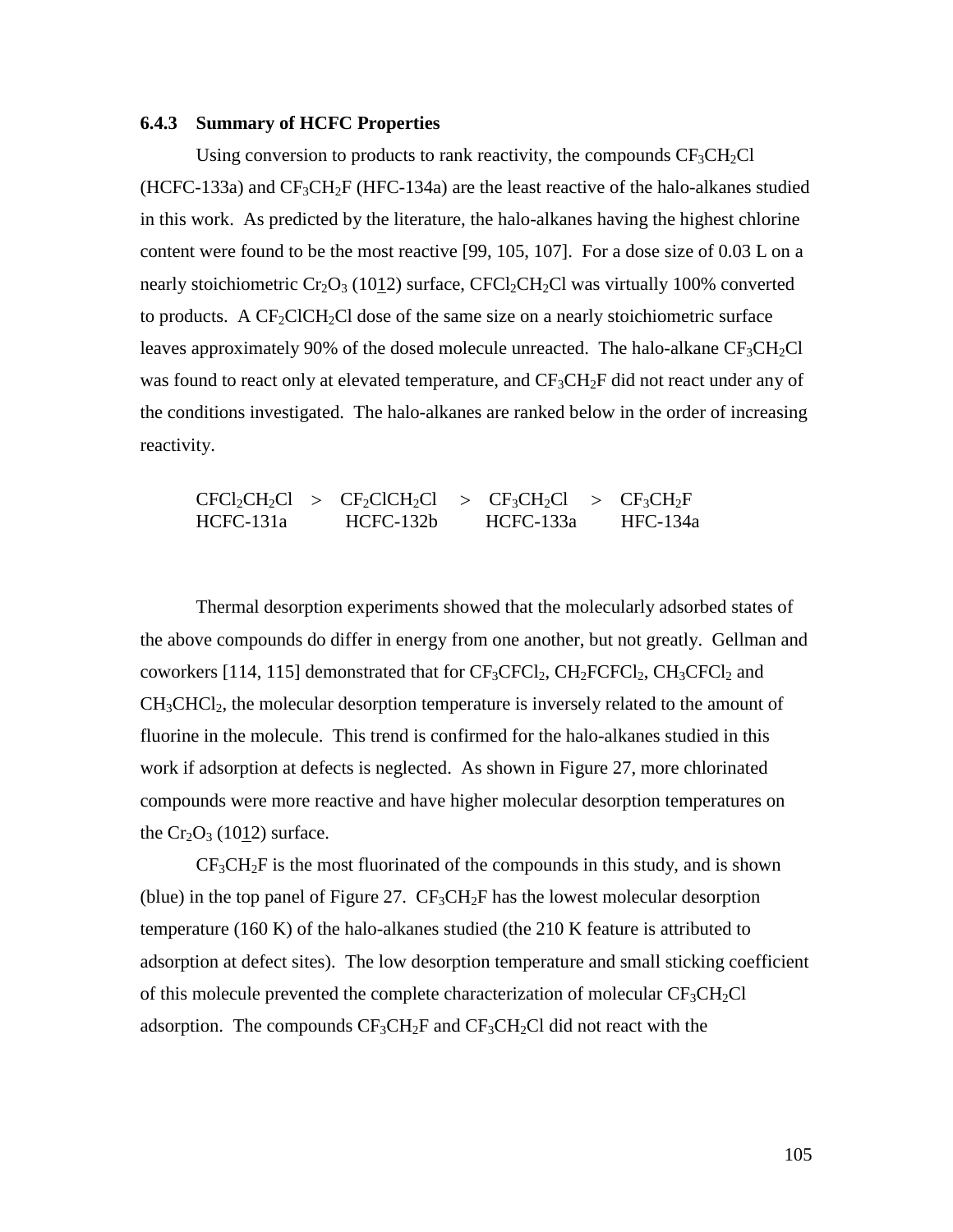### 6.4.3 Summary of HCFC Properties

Using conversion to products to rank reactivity, the compounds $CF_3CH_2Cl$ (HCFC-133a) and $CF_3CH_2F$ (HFC-134a) are the least reactive of the halo-alkanes studied in this work. As predicted by the literature, the halo-alkanes having the highest chlorine content were found to be the most reactive [99, 105, 107]. For a dose size of 0.03 L on a nearly stoichiometric $Cr_2O_3$ (10$\underline{1}$2) surface, $CFCl_2CH_2Cl$ was virtually 100% converted to products. A $CF_2ClCH_2Cl$ dose of the same size on a nearly stoichiometric surface leaves approximately 90% of the dosed molecule unreacted. The halo-alkane $CF_3CH_2Cl$ was found to react only at elevated temperature, and $CF_3CH_2F$ did not react under any of the conditions investigated. The halo-alkanes are ranked below in the order of increasing reactivity.

| $CFCl_2CH_2Cl$ | > | $CF_2ClCH_2Cl$ | > | $CF_3CH_2Cl$ | > | $CF_3CH_2F$ |
|---|---|---|---|---|---|---|
| HCFC-131a | | HCFC-132b | | HCFC-133a | | HFC-134a |

Thermal desorption experiments showed that the molecularly adsorbed states of the above compounds do differ in energy from one another, but not greatly. Gellman and coworkers [114, 115] demonstrated that for $CF_3CFCl_2$, $CH_2FCFCl_2$, $CH_3CFCl_2$ and $CH_3CHCl_2$, the molecular desorption temperature is inversely related to the amount of fluorine in the molecule. This trend is confirmed for the halo-alkanes studied in this work if adsorption at defects is neglected. As shown in Figure 27, more chlorinated compounds were more reactive and have higher molecular desorption temperatures on the $Cr_2O_3$ (10$\underline{1}$2) surface.

$CF_3CH_2F$ is the most fluorinated of the compounds in this study, and is shown (blue) in the top panel of Figure 27. $CF_3CH_2F$ has the lowest molecular desorption temperature (160 K) of the halo-alkanes studied (the 210 K feature is attributed to adsorption at defect sites). The low desorption temperature and small sticking coefficient of this molecule prevented the complete characterization of molecular $CF_3CH_2Cl$ adsorption. The compounds $CF_3CH_2F$ and $CF_3CH_2Cl$ did not react with the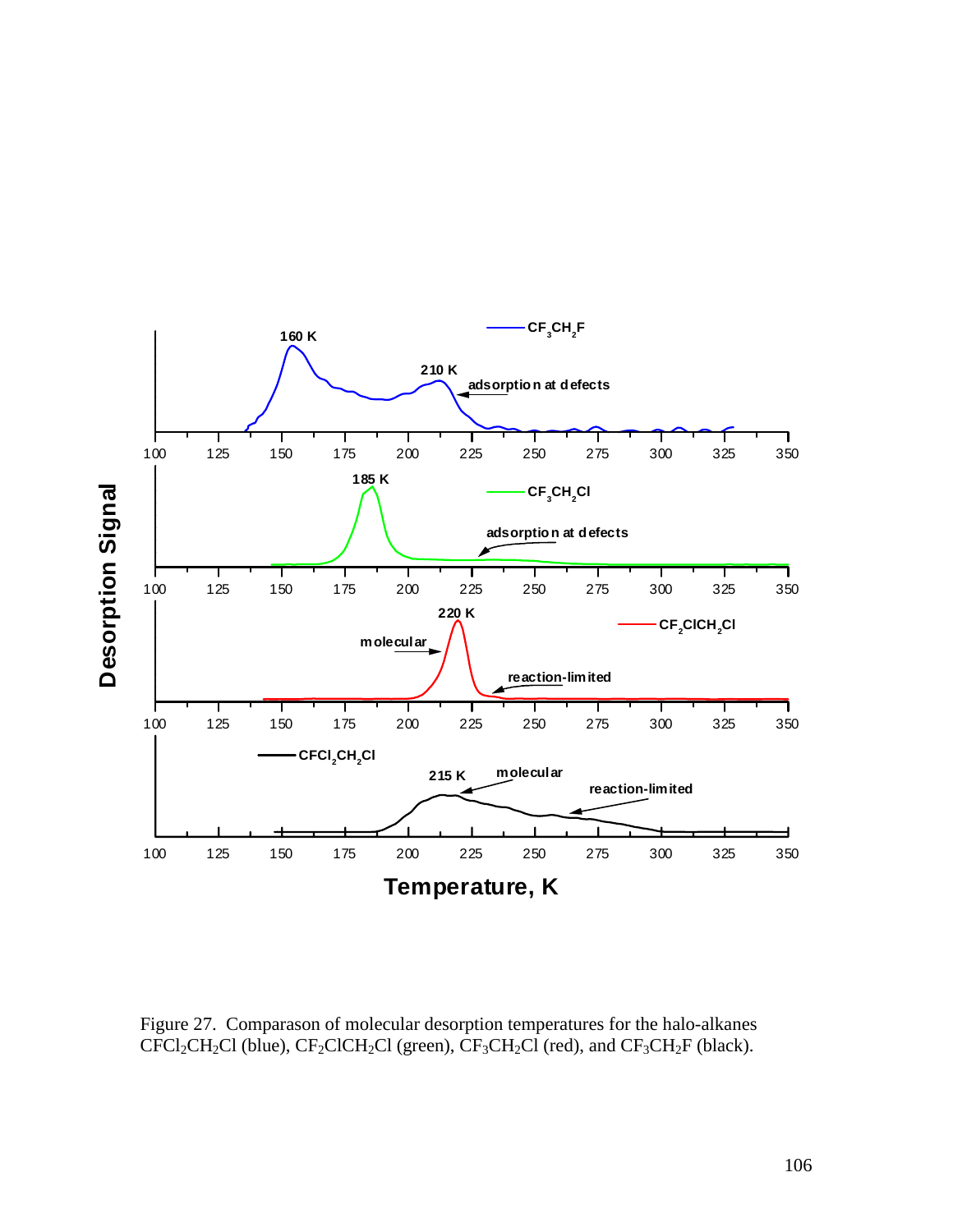Figure 27. Comparason of molecular desorption temperatures for the halo-alkanes $CFCl_2CH_2Cl$ (blue), $CF_2ClCH_2Cl$ (green), $CF_3CH_2Cl$ (red), and $CF_3CH_2F$ (black).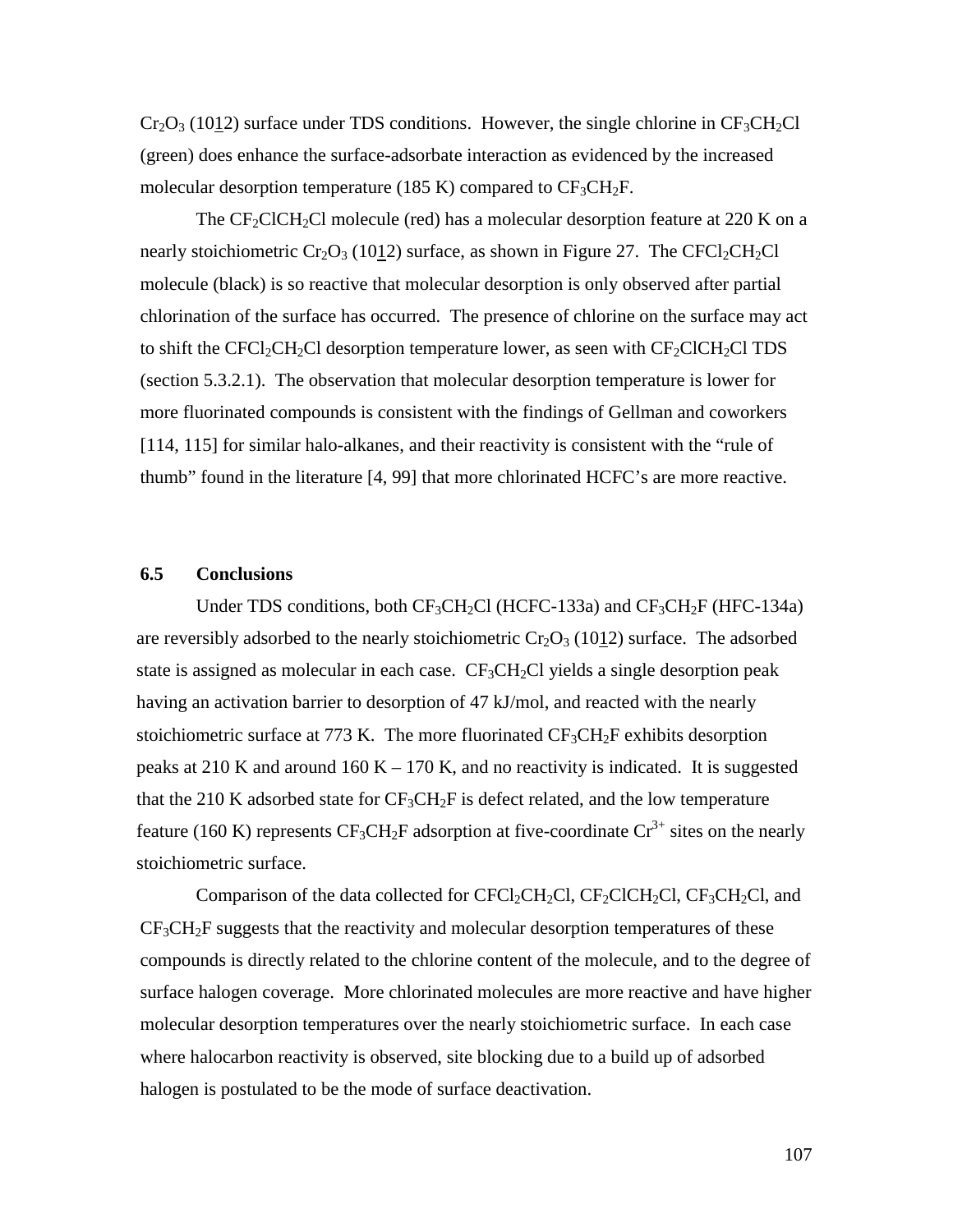$Cr_2O_3$ (10$\underline{1}$2) surface under TDS conditions. However, the single chlorine in $CF_3CH_2Cl$ (green) does enhance the surface-adsorbate interaction as evidenced by the increased molecular desorption temperature (185 K) compared to $CF_3CH_2F$.

The $CF_2ClCH_2Cl$ molecule (red) has a molecular desorption feature at 220 K on a nearly stoichiometric $Cr_2O_3$ (10$\underline{1}$2) surface, as shown in Figure 27. The $CFCl_2CH_2Cl$ molecule (black) is so reactive that molecular desorption is only observed after partial chlorination of the surface has occurred. The presence of chlorine on the surface may act to shift the $CFCl_2CH_2Cl$ desorption temperature lower, as seen with $CF_2ClCH_2Cl$ TDS (section 5.3.2.1). The observation that molecular desorption temperature is lower for more fluorinated compounds is consistent with the findings of Gellman and coworkers [114, 115] for similar halo-alkanes, and their reactivity is consistent with the "rule of thumb" found in the literature [4, 99] that more chlorinated HCFC's are more reactive.

## 6.5 Conclusions

Under TDS conditions, both $CF_3CH_2Cl$ (HCFC-133a) and $CF_3CH_2F$ (HFC-134a) are reversibly adsorbed to the nearly stoichiometric $Cr_2O_3$ (10$\underline{1}$2) surface. The adsorbed state is assigned as molecular in each case. $CF_3CH_2Cl$ yields a single desorption peak having an activation barrier to desorption of 47 kJ/mol, and reacted with the nearly stoichiometric surface at 773 K. The more fluorinated $CF_3CH_2F$ exhibits desorption peaks at 210 K and around 160 K – 170 K, and no reactivity is indicated. It is suggested that the 210 K adsorbed state for $CF_3CH_2F$ is defect related, and the low temperature feature (160 K) represents $CF_3CH_2F$ adsorption at five-coordinate $Cr^{3+}$ sites on the nearly stoichiometric surface.

Comparison of the data collected for $CFCl_2CH_2Cl$, $CF_2ClCH_2Cl$, $CF_3CH_2Cl$, and $CF_3CH_2F$ suggests that the reactivity and molecular desorption temperatures of these compounds is directly related to the chlorine content of the molecule, and to the degree of surface halogen coverage. More chlorinated molecules are more reactive and have higher molecular desorption temperatures over the nearly stoichiometric surface. In each case where halocarbon reactivity is observed, site blocking due to a build up of adsorbed halogen is postulated to be the mode of surface deactivation.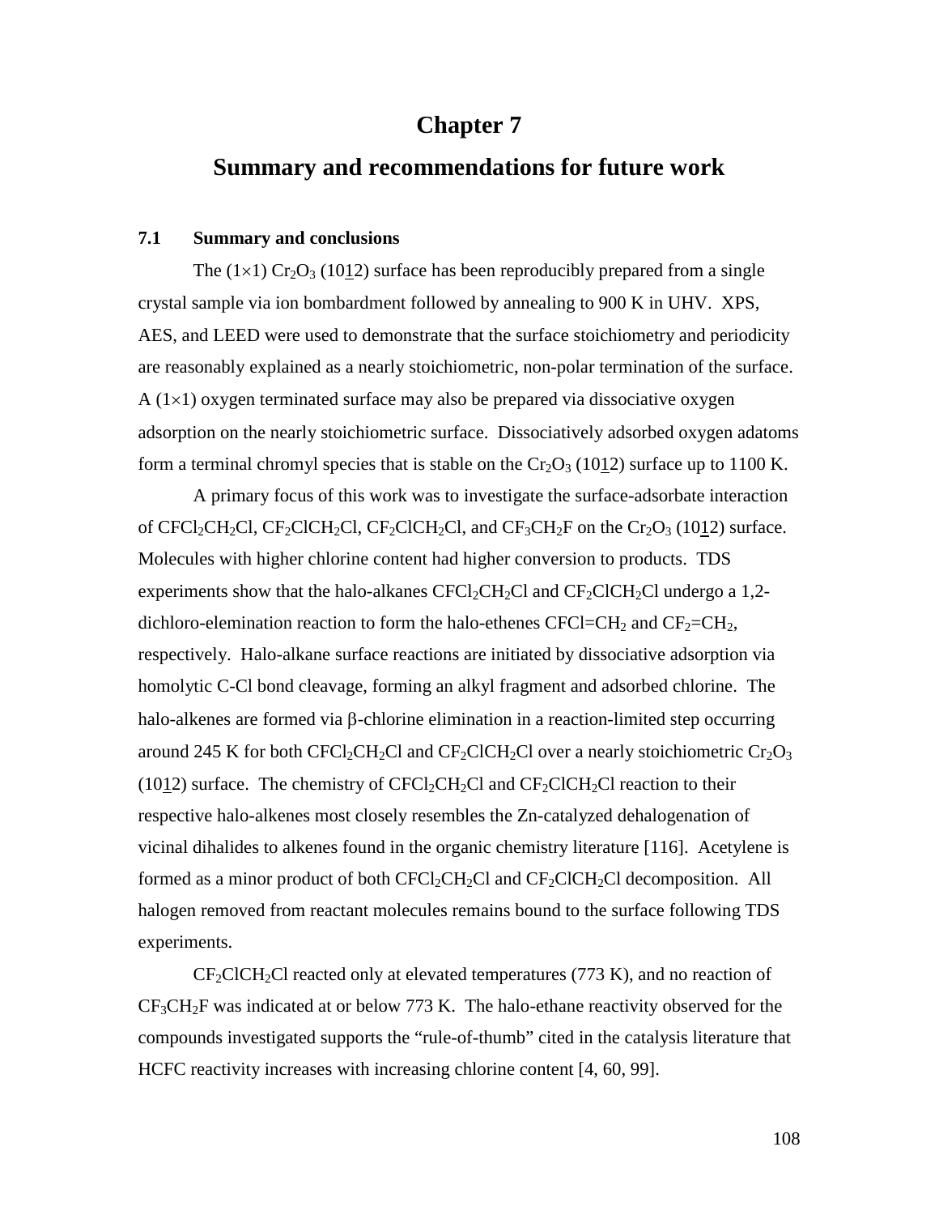# Chapter 7

# Summary and recommendations for future work

## 7.1 Summary and conclusions

The (1×1) $Cr_2O_3$ (10$\underline{1}$2) surface has been reproducibly prepared from a single crystal sample via ion bombardment followed by annealing to 900 K in UHV. XPS, AES, and LEED were used to demonstrate that the surface stoichiometry and periodicity are reasonably explained as a nearly stoichiometric, non-polar termination of the surface. A (1×1) oxygen terminated surface may also be prepared via dissociative oxygen adsorption on the nearly stoichiometric surface. Dissociatively adsorbed oxygen adatoms form a terminal chromyl species that is stable on the $Cr_2O_3$ (10$\underline{1}$2) surface up to 1100 K.

A primary focus of this work was to investigate the surface-adsorbate interaction of $CFCl_2CH_2Cl$, $CF_2ClCH_2Cl$, $CF_2ClCH_2Cl$, and $CF_3CH_2F$ on the $Cr_2O_3$ (10$\underline{1}$2) surface. Molecules with higher chlorine content had higher conversion to products. TDS experiments show that the halo-alkanes $CFCl_2CH_2Cl$ and $CF_2ClCH_2Cl$ undergo a 1,2-dichloro-elemination reaction to form the halo-ethenes $CFCl{=}CH_2$ and $CF_2{=}CH_2$, respectively. Halo-alkane surface reactions are initiated by dissociative adsorption via homolytic C-Cl bond cleavage, forming an alkyl fragment and adsorbed chlorine. The halo-alkenes are formed via β-chlorine elimination in a reaction-limited step occurring around 245 K for both $CFCl_2CH_2Cl$ and $CF_2ClCH_2Cl$ over a nearly stoichiometric $Cr_2O_3$ (10$\underline{1}$2) surface. The chemistry of $CFCl_2CH_2Cl$ and $CF_2ClCH_2Cl$ reaction to their respective halo-alkenes most closely resembles the Zn-catalyzed dehalogenation of vicinal dihalides to alkenes found in the organic chemistry literature [116]. Acetylene is formed as a minor product of both $CFCl_2CH_2Cl$ and $CF_2ClCH_2Cl$ decomposition. All halogen removed from reactant molecules remains bound to the surface following TDS experiments.

$CF_2ClCH_2Cl$ reacted only at elevated temperatures (773 K), and no reaction of $CF_3CH_2F$ was indicated at or below 773 K. The halo-ethane reactivity observed for the compounds investigated supports the "rule-of-thumb" cited in the catalysis literature that HCFC reactivity increases with increasing chlorine content [4, 60, 99].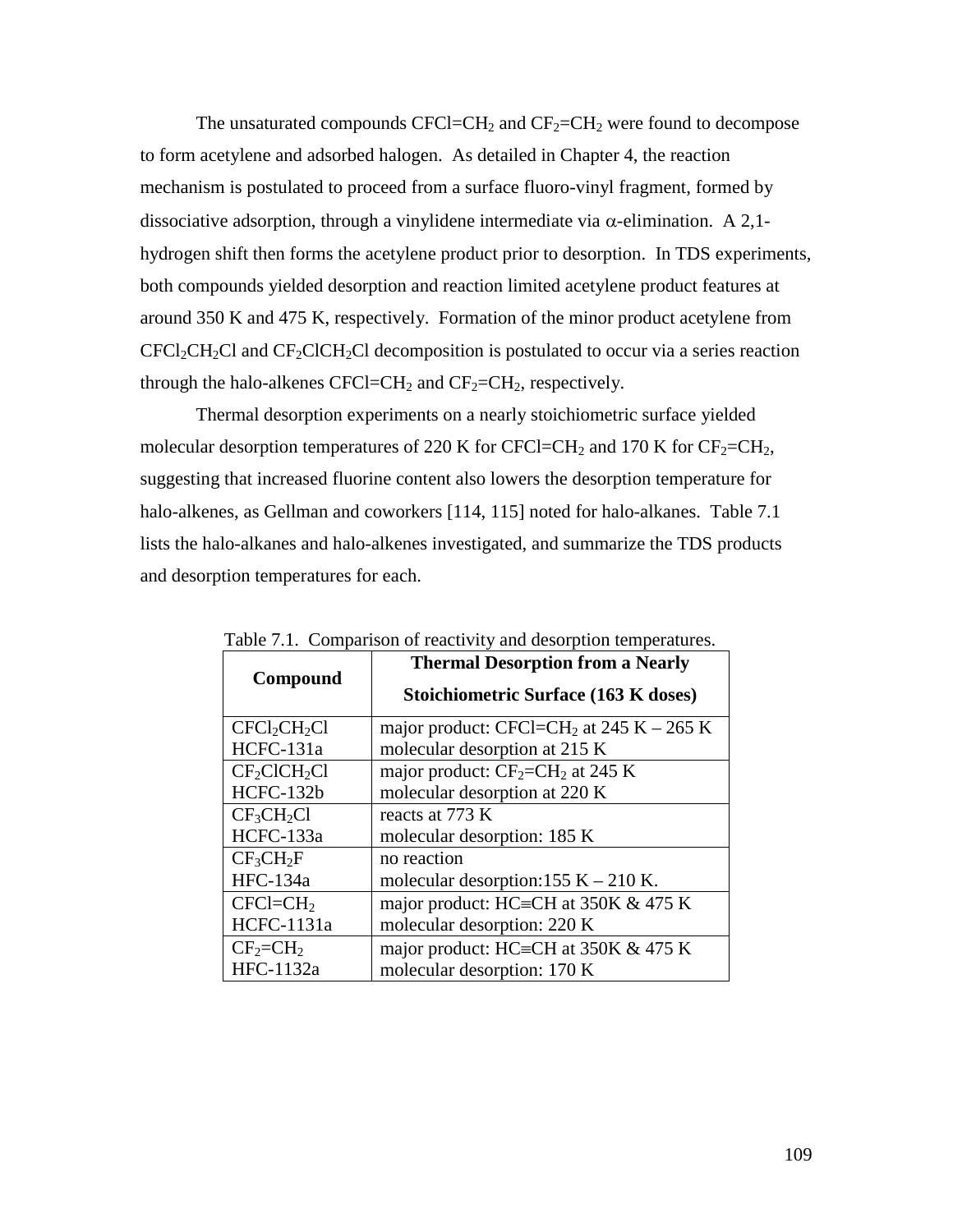The unsaturated compounds $CFCl{=}CH_2$ and $CF_2{=}CH_2$ were found to decompose to form acetylene and adsorbed halogen. As detailed in Chapter 4, the reaction mechanism is postulated to proceed from a surface fluoro-vinyl fragment, formed by dissociative adsorption, through a vinylidene intermediate via $\alpha$-elimination. A 2,1-hydrogen shift then forms the acetylene product prior to desorption. In TDS experiments, both compounds yielded desorption and reaction limited acetylene product features at around 350 K and 475 K, respectively. Formation of the minor product acetylene from $CFCl_2CH_2Cl$ and $CF_2ClCH_2Cl$ decomposition is postulated to occur via a series reaction through the halo-alkenes $CFCl{=}CH_2$ and $CF_2{=}CH_2$, respectively.

Thermal desorption experiments on a nearly stoichiometric surface yielded molecular desorption temperatures of 220 K for $CFCl{=}CH_2$ and 170 K for $CF_2{=}CH_2$, suggesting that increased fluorine content also lowers the desorption temperature for halo-alkenes, as Gellman and coworkers [114, 115] noted for halo-alkanes. Table 7.1 lists the halo-alkanes and halo-alkenes investigated, and summarize the TDS products and desorption temperatures for each.

Table 7.1. Comparison of reactivity and desorption temperatures.

| Compound | Thermal Desorption from a Nearly Stoichiometric Surface (163 K doses) |
|---|---|
| $CFCl_2CH_2Cl$<br>HCFC-131a | major product: $CFCl{=}CH_2$ at 245 K – 265 K<br>molecular desorption at 215 K |
| $CF_2ClCH_2Cl$<br>HCFC-132b | major product: $CF_2{=}CH_2$ at 245 K<br>molecular desorption at 220 K |
| $CF_3CH_2Cl$<br>HCFC-133a | reacts at 773 K<br>molecular desorption: 185 K |
| $CF_3CH_2F$<br>HFC-134a | no reaction<br>molecular desorption:155 K – 210 K. |
| $CFCl{=}CH_2$<br>HCFC-1131a | major product: $HC{\equiv}CH$ at 350K & 475 K<br>molecular desorption: 220 K |
| $CF_2{=}CH_2$<br>HFC-1132a | major product: $HC{\equiv}CH$ at 350K & 475 K<br>molecular desorption: 170 K |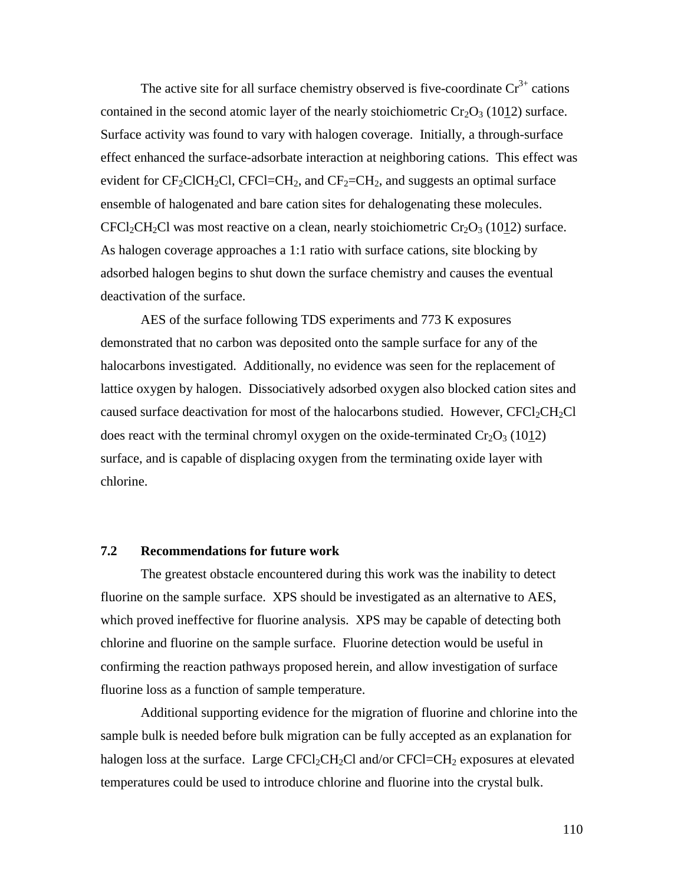The active site for all surface chemistry observed is five-coordinate $Cr^{3+}$ cations contained in the second atomic layer of the nearly stoichiometric $Cr_2O_3$ ($10\bar{1}2$) surface. Surface activity was found to vary with halogen coverage. Initially, a through-surface effect enhanced the surface-adsorbate interaction at neighboring cations. This effect was evident for $CF_2ClCH_2Cl$, $CFCl{=}CH_2$, and $CF_2{=}CH_2$, and suggests an optimal surface ensemble of halogenated and bare cation sites for dehalogenating these molecules. $CFCl_2CH_2Cl$ was most reactive on a clean, nearly stoichiometric $Cr_2O_3$ ($10\bar{1}2$) surface. As halogen coverage approaches a 1:1 ratio with surface cations, site blocking by adsorbed halogen begins to shut down the surface chemistry and causes the eventual deactivation of the surface.

AES of the surface following TDS experiments and 773 K exposures demonstrated that no carbon was deposited onto the sample surface for any of the halocarbons investigated. Additionally, no evidence was seen for the replacement of lattice oxygen by halogen. Dissociatively adsorbed oxygen also blocked cation sites and caused surface deactivation for most of the halocarbons studied. However, $CFCl_2CH_2Cl$ does react with the terminal chromyl oxygen on the oxide-terminated $Cr_2O_3$ ($10\bar{1}2$) surface, and is capable of displacing oxygen from the terminating oxide layer with chlorine.

## 7.2 Recommendations for future work

The greatest obstacle encountered during this work was the inability to detect fluorine on the sample surface. XPS should be investigated as an alternative to AES, which proved ineffective for fluorine analysis. XPS may be capable of detecting both chlorine and fluorine on the sample surface. Fluorine detection would be useful in confirming the reaction pathways proposed herein, and allow investigation of surface fluorine loss as a function of sample temperature.

Additional supporting evidence for the migration of fluorine and chlorine into the sample bulk is needed before bulk migration can be fully accepted as an explanation for halogen loss at the surface. Large $CFCl_2CH_2Cl$ and/or $CFCl{=}CH_2$ exposures at elevated temperatures could be used to introduce chlorine and fluorine into the crystal bulk.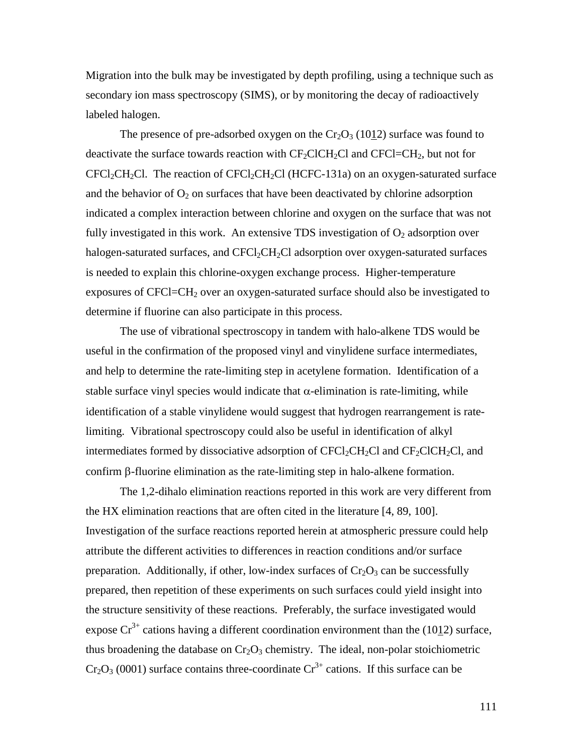Migration into the bulk may be investigated by depth profiling, using a technique such as secondary ion mass spectroscopy (SIMS), or by monitoring the decay of radioactively labeled halogen.

The presence of pre-adsorbed oxygen on the $Cr_2O_3$ ($10\underline{1}2$) surface was found to deactivate the surface towards reaction with $CF_2ClCH_2Cl$ and $CFCl{=}CH_2$, but not for $CFCl_2CH_2Cl$. The reaction of $CFCl_2CH_2Cl$ (HCFC-131a) on an oxygen-saturated surface and the behavior of $O_2$ on surfaces that have been deactivated by chlorine adsorption indicated a complex interaction between chlorine and oxygen on the surface that was not fully investigated in this work. An extensive TDS investigation of $O_2$ adsorption over halogen-saturated surfaces, and $CFCl_2CH_2Cl$ adsorption over oxygen-saturated surfaces is needed to explain this chlorine-oxygen exchange process. Higher-temperature exposures of $CFCl{=}CH_2$ over an oxygen-saturated surface should also be investigated to determine if fluorine can also participate in this process.

The use of vibrational spectroscopy in tandem with halo-alkene TDS would be useful in the confirmation of the proposed vinyl and vinylidene surface intermediates, and help to determine the rate-limiting step in acetylene formation. Identification of a stable surface vinyl species would indicate that $\alpha$-elimination is rate-limiting, while identification of a stable vinylidene would suggest that hydrogen rearrangement is rate-limiting. Vibrational spectroscopy could also be useful in identification of alkyl intermediates formed by dissociative adsorption of $CFCl_2CH_2Cl$ and $CF_2ClCH_2Cl$, and confirm $\beta$-fluorine elimination as the rate-limiting step in halo-alkene formation.

The 1,2-dihalo elimination reactions reported in this work are very different from the HX elimination reactions that are often cited in the literature [4, 89, 100]. Investigation of the surface reactions reported herein at atmospheric pressure could help attribute the different activities to differences in reaction conditions and/or surface preparation. Additionally, if other, low-index surfaces of $Cr_2O_3$ can be successfully prepared, then repetition of these experiments on such surfaces could yield insight into the structure sensitivity of these reactions. Preferably, the surface investigated would expose $Cr^{3+}$ cations having a different coordination environment than the ($10\underline{1}2$) surface, thus broadening the database on $Cr_2O_3$ chemistry. The ideal, non-polar stoichiometric $Cr_2O_3$ (0001) surface contains three-coordinate $Cr^{3+}$ cations. If this surface can be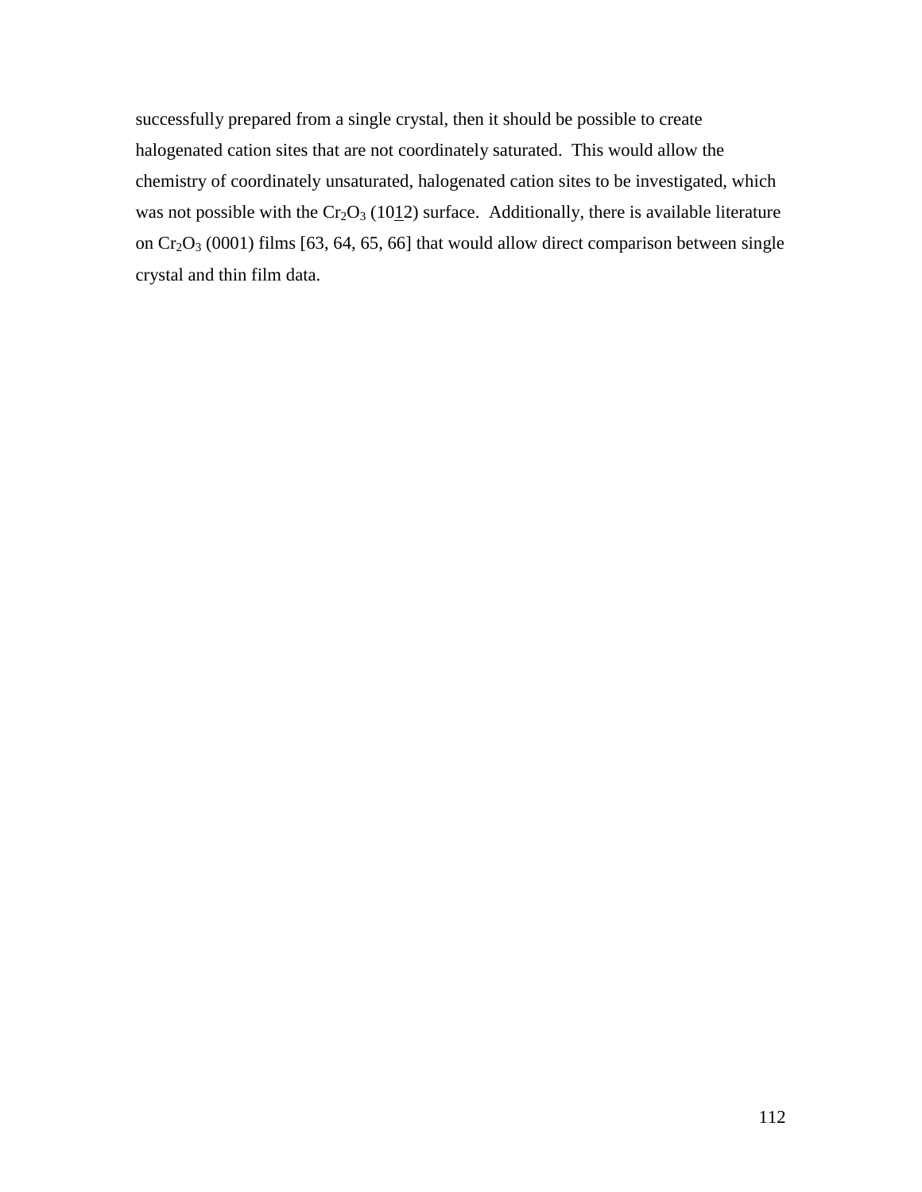successfully prepared from a single crystal, then it should be possible to create halogenated cation sites that are not coordinately saturated. This would allow the chemistry of coordinately unsaturated, halogenated cation sites to be investigated, which was not possible with the $Cr_2O_3$ ($10\bar{1}2$) surface. Additionally, there is available literature on $Cr_2O_3$ (0001) films [63, 64, 65, 66] that would allow direct comparison between single crystal and thin film data.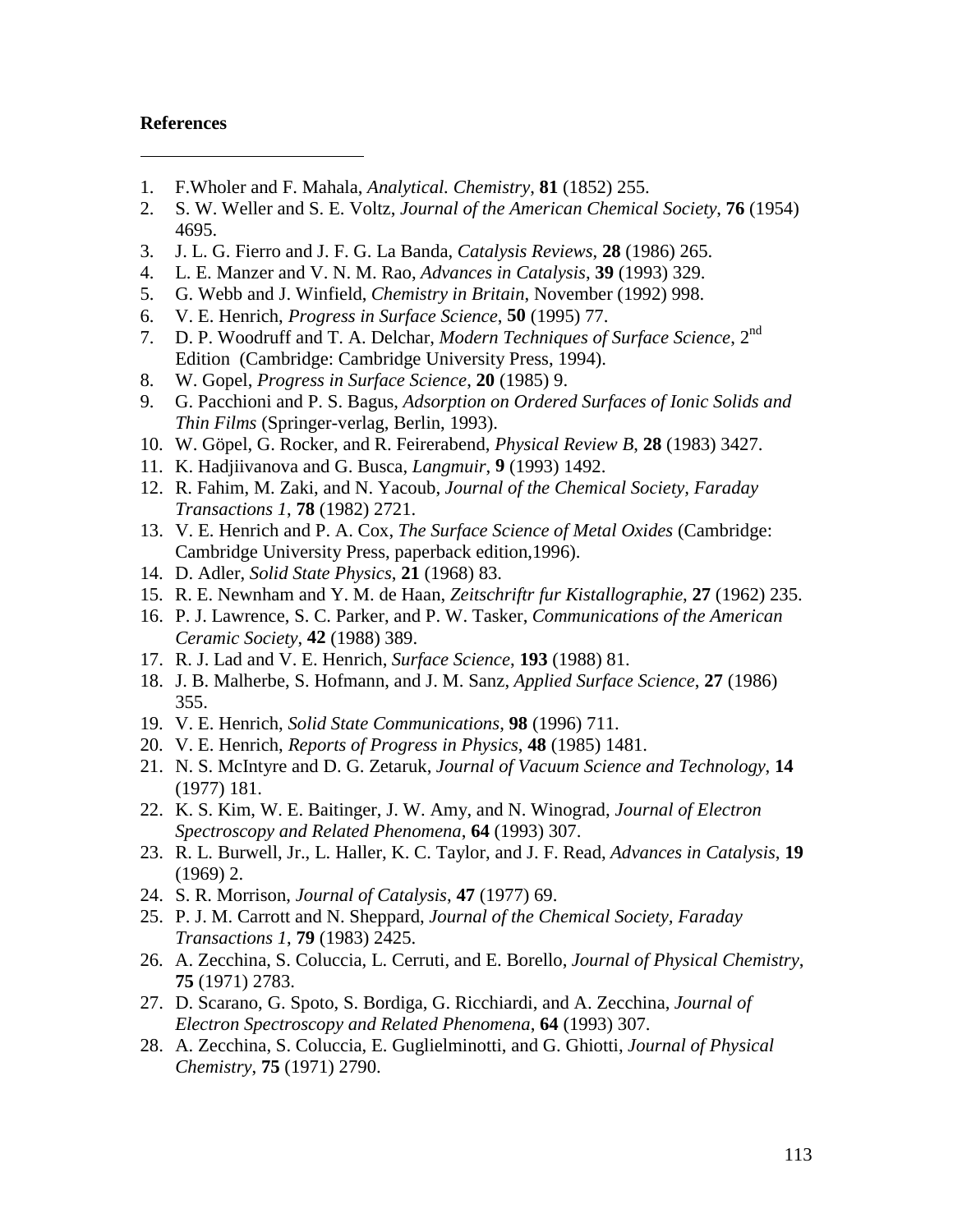**References**

---

1. F.Wholer and F. Mahala, *Analytical. Chemistry*, **81** (1852) 255.
2. S. W. Weller and S. E. Voltz, *Journal of the American Chemical Society*, **76** (1954) 4695.
3. J. L. G. Fierro and J. F. G. La Banda, *Catalysis Reviews*, **28** (1986) 265.
4. L. E. Manzer and V. N. M. Rao, *Advances in Catalysis*, **39** (1993) 329.
5. G. Webb and J. Winfield, *Chemistry in Britain*, November (1992) 998.
6. V. E. Henrich, *Progress in Surface Science*, **50** (1995) 77.
7. D. P. Woodruff and T. A. Delchar, *Modern Techniques of Surface Science*, 2nd Edition (Cambridge: Cambridge University Press, 1994).
8. W. Gopel, *Progress in Surface Science*, **20** (1985) 9.
9. G. Pacchioni and P. S. Bagus, *Adsorption on Ordered Surfaces of Ionic Solids and Thin Films* (Springer-verlag, Berlin, 1993).
10. W. Göpel, G. Rocker, and R. Feirerabend, *Physical Review B*, **28** (1983) 3427.
11. K. Hadjiivanova and G. Busca, *Langmuir*, **9** (1993) 1492.
12. R. Fahim, M. Zaki, and N. Yacoub, *Journal of the Chemical Society, Faraday Transactions 1*, **78** (1982) 2721.
13. V. E. Henrich and P. A. Cox, *The Surface Science of Metal Oxides* (Cambridge: Cambridge University Press, paperback edition,1996).
14. D. Adler, *Solid State Physics*, **21** (1968) 83.
15. R. E. Newnham and Y. M. de Haan, *Zeitschriftr fur Kistallographie*, **27** (1962) 235.
16. P. J. Lawrence, S. C. Parker, and P. W. Tasker, *Communications of the American Ceramic Society*, **42** (1988) 389.
17. R. J. Lad and V. E. Henrich, *Surface Science*, **193** (1988) 81.
18. J. B. Malherbe, S. Hofmann, and J. M. Sanz, *Applied Surface Science*, **27** (1986) 355.
19. V. E. Henrich, *Solid State Communications*, **98** (1996) 711.
20. V. E. Henrich, *Reports of Progress in Physics*, **48** (1985) 1481.
21. N. S. McIntyre and D. G. Zetaruk, *Journal of Vacuum Science and Technology*, **14** (1977) 181.
22. K. S. Kim, W. E. Baitinger, J. W. Amy, and N. Winograd, *Journal of Electron Spectroscopy and Related Phenomena*, **64** (1993) 307.
23. R. L. Burwell, Jr., L. Haller, K. C. Taylor, and J. F. Read, *Advances in Catalysis*, **19** (1969) 2.
24. S. R. Morrison, *Journal of Catalysis*, **47** (1977) 69.
25. P. J. M. Carrott and N. Sheppard, *Journal of the Chemical Society, Faraday Transactions 1*, **79** (1983) 2425.
26. A. Zecchina, S. Coluccia, L. Cerruti, and E. Borello, *Journal of Physical Chemistry*, **75** (1971) 2783.
27. D. Scarano, G. Spoto, S. Bordiga, G. Ricchiardi, and A. Zecchina, *Journal of Electron Spectroscopy and Related Phenomena*, **64** (1993) 307.
28. A. Zecchina, S. Coluccia, E. Guglielminotti, and G. Ghiotti, *Journal of Physical Chemistry*, **75** (1971) 2790.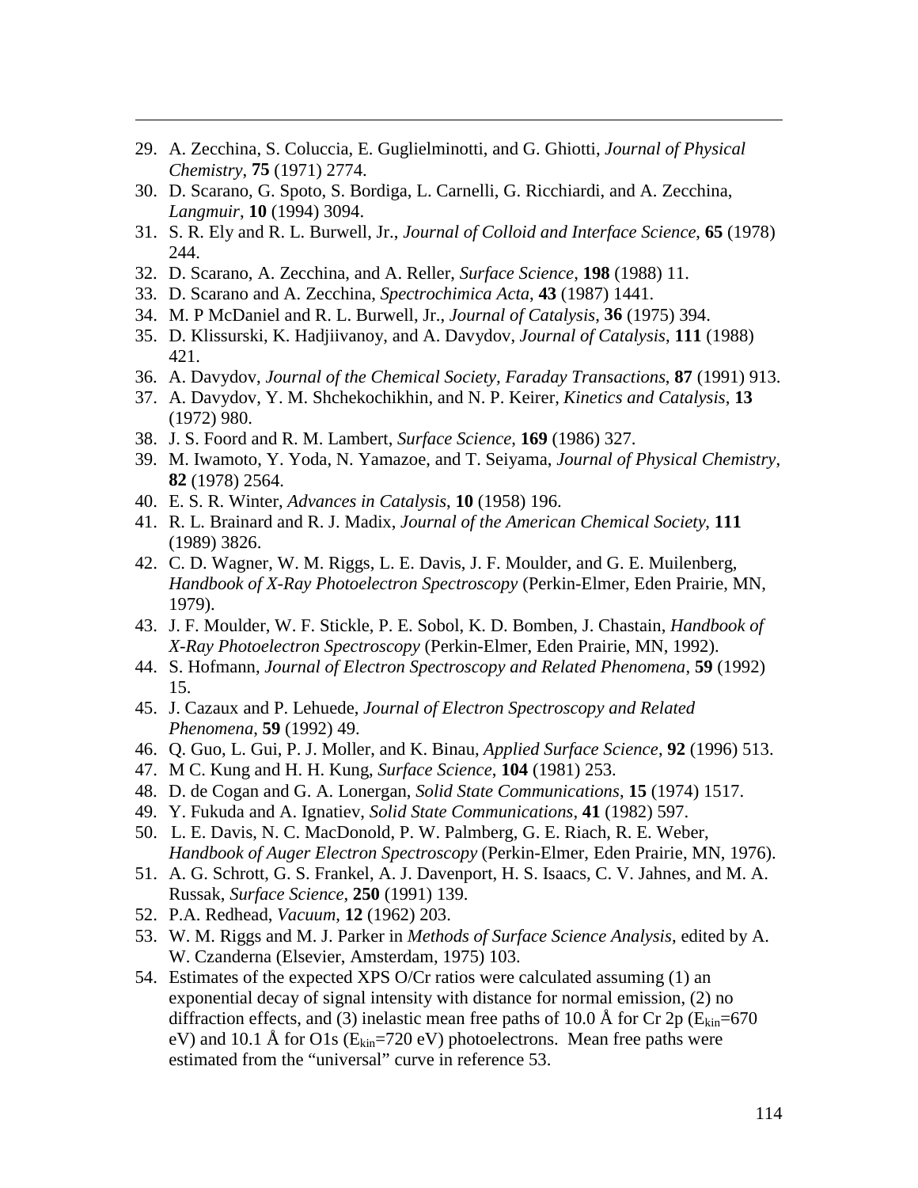29. A. Zecchina, S. Coluccia, E. Guglielminotti, and G. Ghiotti, *Journal of Physical Chemistry*, **75** (1971) 2774.
30. D. Scarano, G. Spoto, S. Bordiga, L. Carnelli, G. Ricchiardi, and A. Zecchina, *Langmuir*, **10** (1994) 3094.
31. S. R. Ely and R. L. Burwell, Jr., *Journal of Colloid and Interface Science*, **65** (1978) 244.
32. D. Scarano, A. Zecchina, and A. Reller, *Surface Science*, **198** (1988) 11.
33. D. Scarano and A. Zecchina, *Spectrochimica Acta*, **43** (1987) 1441.
34. M. P McDaniel and R. L. Burwell, Jr., *Journal of Catalysis*, **36** (1975) 394.
35. D. Klissurski, K. Hadjiivanoy, and A. Davydov, *Journal of Catalysis*, **111** (1988) 421.
36. A. Davydov, *Journal of the Chemical Society, Faraday Transactions*, **87** (1991) 913.
37. A. Davydov, Y. M. Shchekochikhin, and N. P. Keirer, *Kinetics and Catalysis*, **13** (1972) 980.
38. J. S. Foord and R. M. Lambert, *Surface Science*, **169** (1986) 327.
39. M. Iwamoto, Y. Yoda, N. Yamazoe, and T. Seiyama, *Journal of Physical Chemistry*, **82** (1978) 2564.
40. E. S. R. Winter, *Advances in Catalysis*, **10** (1958) 196.
41. R. L. Brainard and R. J. Madix, *Journal of the American Chemical Society*, **111** (1989) 3826.
42. C. D. Wagner, W. M. Riggs, L. E. Davis, J. F. Moulder, and G. E. Muilenberg, *Handbook of X-Ray Photoelectron Spectroscopy* (Perkin-Elmer, Eden Prairie, MN, 1979).
43. J. F. Moulder, W. F. Stickle, P. E. Sobol, K. D. Bomben, J. Chastain, *Handbook of X-Ray Photoelectron Spectroscopy* (Perkin-Elmer, Eden Prairie, MN, 1992).
44. S. Hofmann, *Journal of Electron Spectroscopy and Related Phenomena*, **59** (1992) 15.
45. J. Cazaux and P. Lehuede, *Journal of Electron Spectroscopy and Related Phenomena*, **59** (1992) 49.
46. Q. Guo, L. Gui, P. J. Moller, and K. Binau, *Applied Surface Science*, **92** (1996) 513.
47. M C. Kung and H. H. Kung, *Surface Science*, **104** (1981) 253.
48. D. de Cogan and G. A. Lonergan, *Solid State Communications*, **15** (1974) 1517.
49. Y. Fukuda and A. Ignatiev, *Solid State Communications*, **41** (1982) 597.
50. L. E. Davis, N. C. MacDonold, P. W. Palmberg, G. E. Riach, R. E. Weber, *Handbook of Auger Electron Spectroscopy* (Perkin-Elmer, Eden Prairie, MN, 1976).
51. A. G. Schrott, G. S. Frankel, A. J. Davenport, H. S. Isaacs, C. V. Jahnes, and M. A. Russak, *Surface Science*, **250** (1991) 139.
52. P.A. Redhead, *Vacuum*, **12** (1962) 203.
53. W. M. Riggs and M. J. Parker in *Methods of Surface Science Analysis*, edited by A. W. Czanderna (Elsevier, Amsterdam, 1975) 103.
54. Estimates of the expected XPS O/Cr ratios were calculated assuming (1) an exponential decay of signal intensity with distance for normal emission, (2) no diffraction effects, and (3) inelastic mean free paths of 10.0 Å for Cr 2p ($E_{kin}$=670 eV) and 10.1 Å for O1s ($E_{kin}$=720 eV) photoelectrons. Mean free paths were estimated from the "universal" curve in reference 53.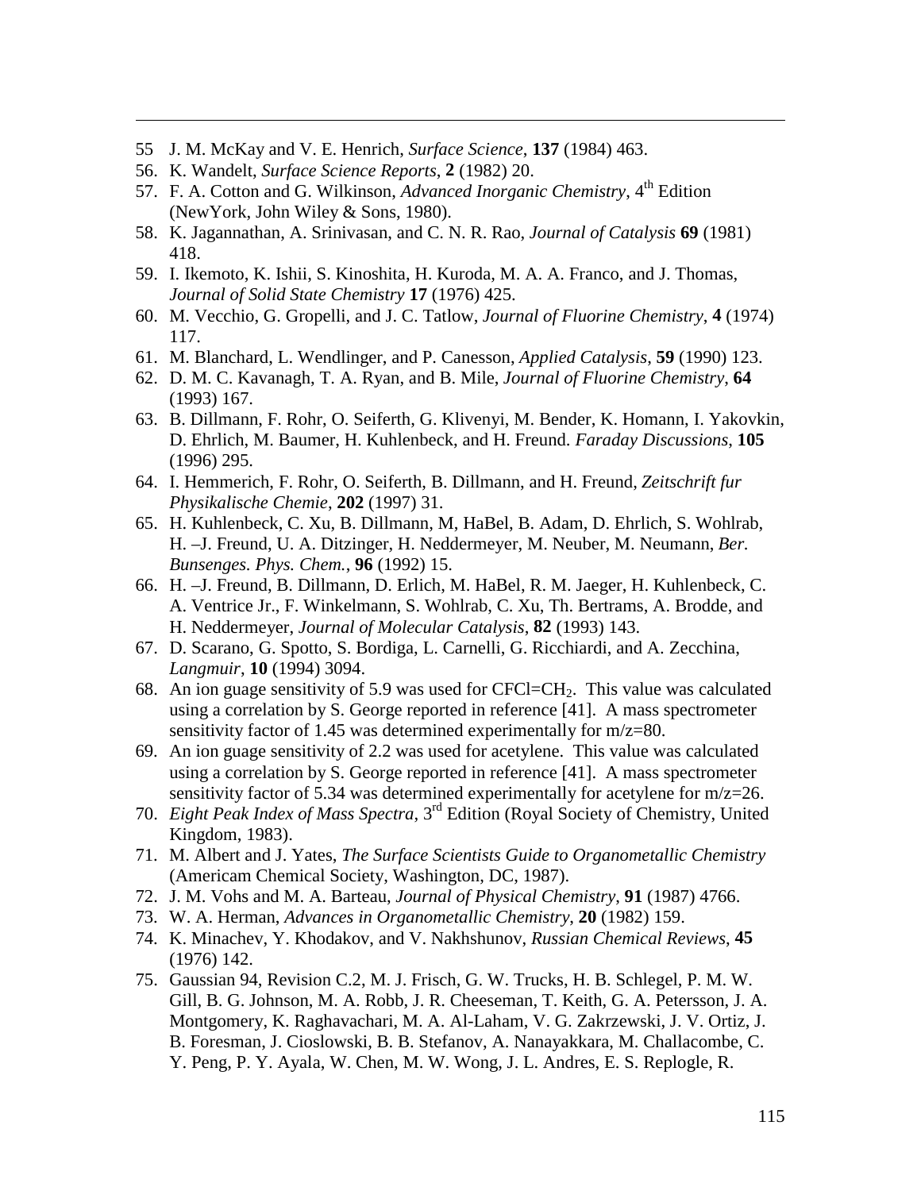55 J. M. McKay and V. E. Henrich, *Surface Science*, **137** (1984) 463.

56. K. Wandelt, *Surface Science Reports*, **2** (1982) 20.

57. F. A. Cotton and G. Wilkinson, *Advanced Inorganic Chemistry*, 4th Edition (NewYork, John Wiley & Sons, 1980).

58. K. Jagannathan, A. Srinivasan, and C. N. R. Rao, *Journal of Catalysis* **69** (1981) 418.

59. I. Ikemoto, K. Ishii, S. Kinoshita, H. Kuroda, M. A. A. Franco, and J. Thomas, *Journal of Solid State Chemistry* **17** (1976) 425.

60. M. Vecchio, G. Gropelli, and J. C. Tatlow, *Journal of Fluorine Chemistry*, **4** (1974) 117.

61. M. Blanchard, L. Wendlinger, and P. Canesson, *Applied Catalysis*, **59** (1990) 123.

62. D. M. C. Kavanagh, T. A. Ryan, and B. Mile, *Journal of Fluorine Chemistry*, **64** (1993) 167.

63. B. Dillmann, F. Rohr, O. Seiferth, G. Klivenyi, M. Bender, K. Homann, I. Yakovkin, D. Ehrlich, M. Baumer, H. Kuhlenbeck, and H. Freund. *Faraday Discussions*, **105** (1996) 295.

64. I. Hemmerich, F. Rohr, O. Seiferth, B. Dillmann, and H. Freund, *Zeitschrift fur Physikalische Chemie*, **202** (1997) 31.

65. H. Kuhlenbeck, C. Xu, B. Dillmann, M, HaBel, B. Adam, D. Ehrlich, S. Wohlrab, H. –J. Freund, U. A. Ditzinger, H. Neddermeyer, M. Neuber, M. Neumann, *Ber. Bunsenges. Phys. Chem.*, **96** (1992) 15.

66. H. –J. Freund, B. Dillmann, D. Erlich, M. HaBel, R. M. Jaeger, H. Kuhlenbeck, C. A. Ventrice Jr., F. Winkelmann, S. Wohlrab, C. Xu, Th. Bertrams, A. Brodde, and H. Neddermeyer, *Journal of Molecular Catalysis*, **82** (1993) 143.

67. D. Scarano, G. Spotto, S. Bordiga, L. Carnelli, G. Ricchiardi, and A. Zecchina, *Langmuir*, **10** (1994) 3094.

68. An ion guage sensitivity of 5.9 was used for $CFCl=CH_2$. This value was calculated using a correlation by S. George reported in reference [41]. A mass spectrometer sensitivity factor of 1.45 was determined experimentally for m/z=80.

69. An ion guage sensitivity of 2.2 was used for acetylene. This value was calculated using a correlation by S. George reported in reference [41]. A mass spectrometer sensitivity factor of 5.34 was determined experimentally for acetylene for m/z=26.

70. *Eight Peak Index of Mass Spectra*, 3rd Edition (Royal Society of Chemistry, United Kingdom, 1983).

71. M. Albert and J. Yates, *The Surface Scientists Guide to Organometallic Chemistry* (Americam Chemical Society, Washington, DC, 1987).

72. J. M. Vohs and M. A. Barteau, *Journal of Physical Chemistry*, **91** (1987) 4766.

73. W. A. Herman, *Advances in Organometallic Chemistry*, **20** (1982) 159.

74. K. Minachev, Y. Khodakov, and V. Nakhshunov, *Russian Chemical Reviews*, **45** (1976) 142.

75. Gaussian 94, Revision C.2, M. J. Frisch, G. W. Trucks, H. B. Schlegel, P. M. W. Gill, B. G. Johnson, M. A. Robb, J. R. Cheeseman, T. Keith, G. A. Petersson, J. A. Montgomery, K. Raghavachari, M. A. Al-Laham, V. G. Zakrzewski, J. V. Ortiz, J. B. Foresman, J. Cioslowski, B. B. Stefanov, A. Nanayakkara, M. Challacombe, C. Y. Peng, P. Y. Ayala, W. Chen, M. W. Wong, J. L. Andres, E. S. Replogle, R.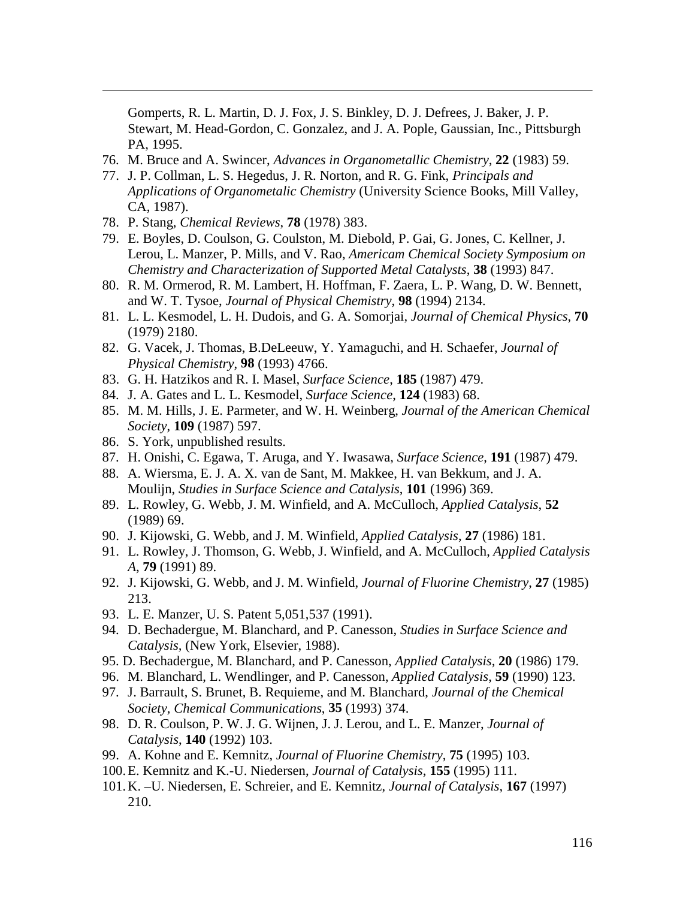Gomperts, R. L. Martin, D. J. Fox, J. S. Binkley, D. J. Defrees, J. Baker, J. P. Stewart, M. Head-Gordon, C. Gonzalez, and J. A. Pople, Gaussian, Inc., Pittsburgh PA, 1995.

76. M. Bruce and A. Swincer, *Advances in Organometallic Chemistry*, **22** (1983) 59.
77. J. P. Collman, L. S. Hegedus, J. R. Norton, and R. G. Fink, *Principals and Applications of Organometalic Chemistry* (University Science Books, Mill Valley, CA, 1987).
78. P. Stang, *Chemical Reviews*, **78** (1978) 383.
79. E. Boyles, D. Coulson, G. Coulston, M. Diebold, P. Gai, G. Jones, C. Kellner, J. Lerou, L. Manzer, P. Mills, and V. Rao, *Americam Chemical Society Symposium on Chemistry and Characterization of Supported Metal Catalysts*, **38** (1993) 847.
80. R. M. Ormerod, R. M. Lambert, H. Hoffman, F. Zaera, L. P. Wang, D. W. Bennett, and W. T. Tysoe, *Journal of Physical Chemistry*, **98** (1994) 2134.
81. L. L. Kesmodel, L. H. Dudois, and G. A. Somorjai, *Journal of Chemical Physics*, **70** (1979) 2180.
82. G. Vacek, J. Thomas, B.DeLeeuw, Y. Yamaguchi, and H. Schaefer, *Journal of Physical Chemistry*, **98** (1993) 4766.
83. G. H. Hatzikos and R. I. Masel, *Surface Science*, **185** (1987) 479.
84. J. A. Gates and L. L. Kesmodel, *Surface Science*, **124** (1983) 68.
85. M. M. Hills, J. E. Parmeter, and W. H. Weinberg, *Journal of the American Chemical Society*, **109** (1987) 597.
86. S. York, unpublished results.
87. H. Onishi, C. Egawa, T. Aruga, and Y. Iwasawa, *Surface Science*, **191** (1987) 479.
88. A. Wiersma, E. J. A. X. van de Sant, M. Makkee, H. van Bekkum, and J. A. Moulijn, *Studies in Surface Science and Catalysis*, **101** (1996) 369.
89. L. Rowley, G. Webb, J. M. Winfield, and A. McCulloch, *Applied Catalysis*, **52** (1989) 69.
90. J. Kijowski, G. Webb, and J. M. Winfield, *Applied Catalysis*, **27** (1986) 181.
91. L. Rowley, J. Thomson, G. Webb, J. Winfield, and A. McCulloch, *Applied Catalysis A*, **79** (1991) 89.
92. J. Kijowski, G. Webb, and J. M. Winfield, *Journal of Fluorine Chemistry*, **27** (1985) 213.
93. L. E. Manzer, U. S. Patent 5,051,537 (1991).
94. D. Bechadergue, M. Blanchard, and P. Canesson, *Studies in Surface Science and Catalysis*, (New York, Elsevier, 1988).
95. D. Bechadergue, M. Blanchard, and P. Canesson, *Applied Catalysis*, **20** (1986) 179.
96. M. Blanchard, L. Wendlinger, and P. Canesson, *Applied Catalysis*, **59** (1990) 123.
97. J. Barrault, S. Brunet, B. Requieme, and M. Blanchard, *Journal of the Chemical Society, Chemical Communications*, **35** (1993) 374.
98. D. R. Coulson, P. W. J. G. Wijnen, J. J. Lerou, and L. E. Manzer, *Journal of Catalysis*, **140** (1992) 103.
99. A. Kohne and E. Kemnitz, *Journal of Fluorine Chemistry*, **75** (1995) 103.
100. E. Kemnitz and K.-U. Niedersen, *Journal of Catalysis*, **155** (1995) 111.
101. K. –U. Niedersen, E. Schreier, and E. Kemnitz, *Journal of Catalysis*, **167** (1997) 210.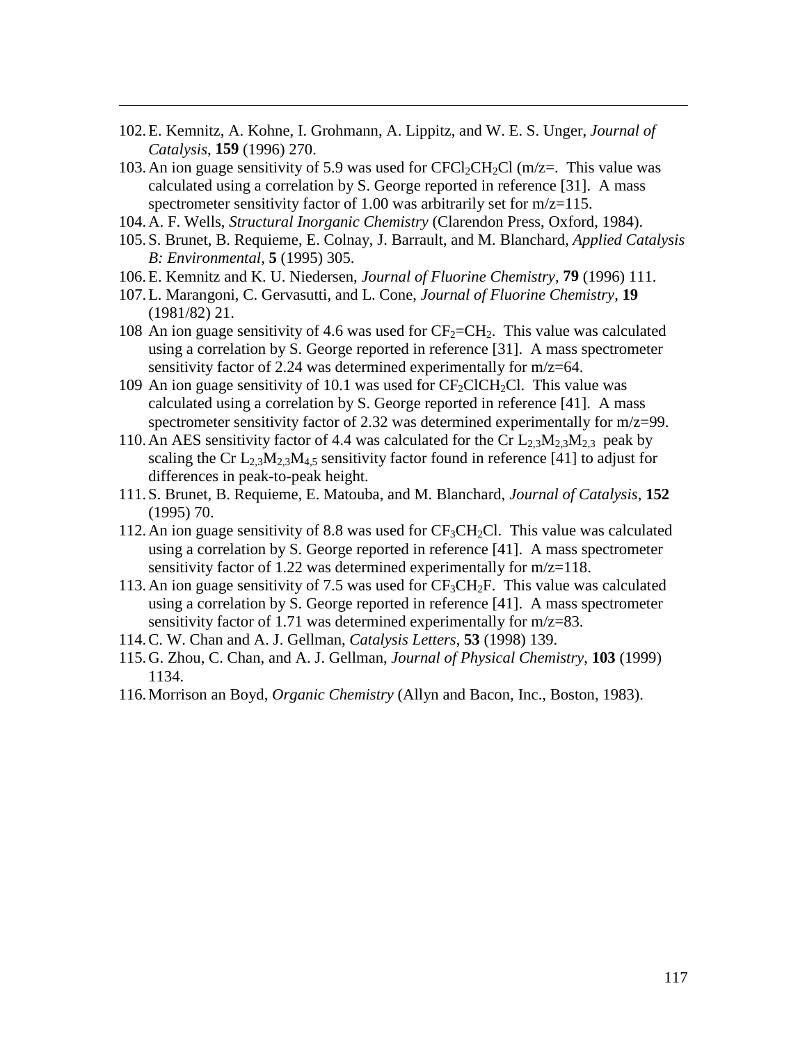102. E. Kemnitz, A. Kohne, I. Grohmann, A. Lippitz, and W. E. S. Unger, *Journal of Catalysis*, **159** (1996) 270.
103. An ion guage sensitivity of 5.9 was used for $CFCl_2CH_2Cl$ (m/z=. This value was calculated using a correlation by S. George reported in reference [31]. A mass spectrometer sensitivity factor of 1.00 was arbitrarily set for m/z=115.
104. A. F. Wells, *Structural Inorganic Chemistry* (Clarendon Press, Oxford, 1984).
105. S. Brunet, B. Requieme, E. Colnay, J. Barrault, and M. Blanchard, *Applied Catalysis B: Environmental*, **5** (1995) 305.
106. E. Kemnitz and K. U. Niedersen, *Journal of Fluorine Chemistry*, **79** (1996) 111.
107. L. Marangoni, C. Gervasutti, and L. Cone, *Journal of Fluorine Chemistry*, **19** (1981/82) 21.
108 An ion guage sensitivity of 4.6 was used for $CF_2{=}CH_2$. This value was calculated using a correlation by S. George reported in reference [31]. A mass spectrometer sensitivity factor of 2.24 was determined experimentally for m/z=64.
109 An ion guage sensitivity of 10.1 was used for $CF_2ClCH_2Cl$. This value was calculated using a correlation by S. George reported in reference [41]. A mass spectrometer sensitivity factor of 2.32 was determined experimentally for m/z=99.
110. An AES sensitivity factor of 4.4 was calculated for the Cr $L_{2,3}M_{2,3}M_{2,3}$ peak by scaling the Cr $L_{2,3}M_{2,3}M_{4,5}$ sensitivity factor found in reference [41] to adjust for differences in peak-to-peak height.
111. S. Brunet, B. Requieme, E. Matouba, and M. Blanchard, *Journal of Catalysis*, **152** (1995) 70.
112. An ion guage sensitivity of 8.8 was used for $CF_3CH_2Cl$. This value was calculated using a correlation by S. George reported in reference [41]. A mass spectrometer sensitivity factor of 1.22 was determined experimentally for m/z=118.
113. An ion guage sensitivity of 7.5 was used for $CF_3CH_2F$. This value was calculated using a correlation by S. George reported in reference [41]. A mass spectrometer sensitivity factor of 1.71 was determined experimentally for m/z=83.
114. C. W. Chan and A. J. Gellman, *Catalysis Letters*, **53** (1998) 139.
115. G. Zhou, C. Chan, and A. J. Gellman, *Journal of Physical Chemistry*, **103** (1999) 1134.
116. Morrison an Boyd, *Organic Chemistry* (Allyn and Bacon, Inc., Boston, 1983).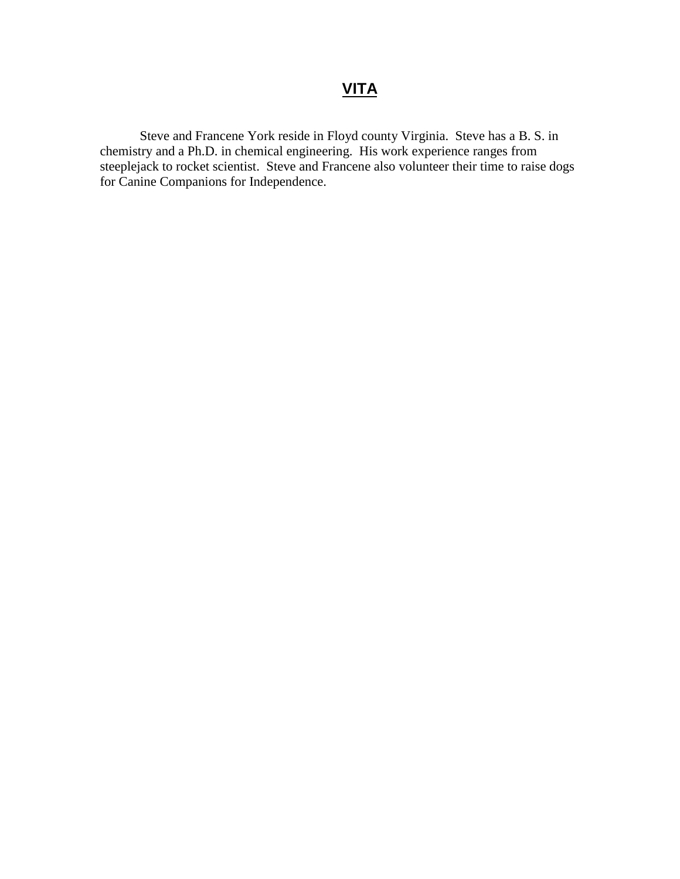# VITA

Steve and Francene York reside in Floyd county Virginia. Steve has a B. S. in chemistry and a Ph.D. in chemical engineering. His work experience ranges from steeplejack to rocket scientist. Steve and Francene also volunteer their time to raise dogs for Canine Companions for Independence.